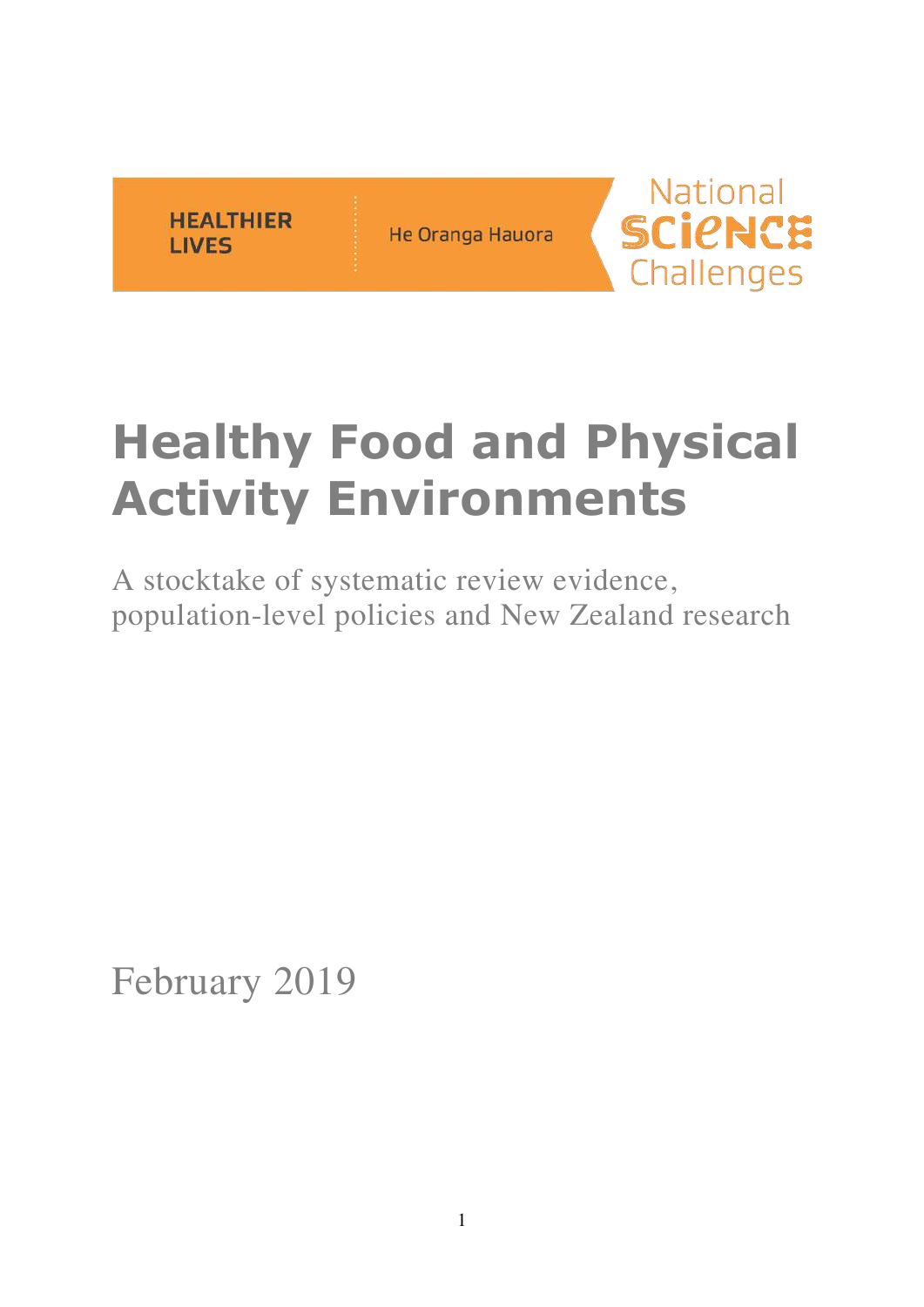HEALTHIER LIVES

He Oranga Hauora

National SCIENCE Challenges

# Healthy Food and Physical Activity Environments

A stocktake of systematic review evidence, population-level policies and New Zealand research

February 2019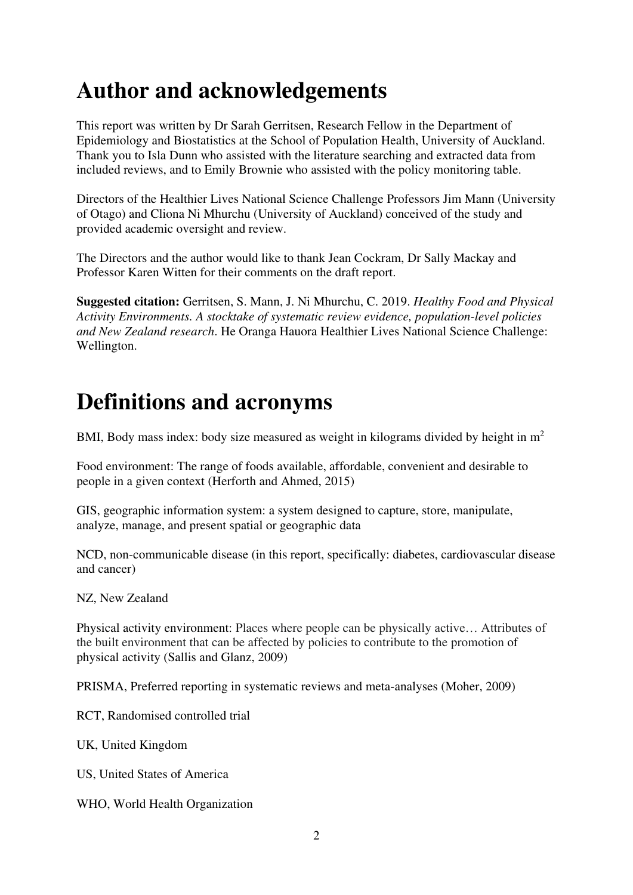# Author and acknowledgements

This report was written by Dr Sarah Gerritsen, Research Fellow in the Department of Epidemiology and Biostatistics at the School of Population Health, University of Auckland. Thank you to Isla Dunn who assisted with the literature searching and extracted data from included reviews, and to Emily Brownie who assisted with the policy monitoring table.

Directors of the Healthier Lives National Science Challenge Professors Jim Mann (University of Otago) and Cliona Ni Mhurchu (University of Auckland) conceived of the study and provided academic oversight and review.

The Directors and the author would like to thank Jean Cockram, Dr Sally Mackay and Professor Karen Witten for their comments on the draft report.

**Suggested citation:** Gerritsen, S. Mann, J. Ni Mhurchu, C. 2019. *Healthy Food and Physical Activity Environments. A stocktake of systematic review evidence, population-level policies and New Zealand research*. He Oranga Hauora Healthier Lives National Science Challenge: Wellington.

# Definitions and acronyms

BMI, Body mass index: body size measured as weight in kilograms divided by height in $m^2$

Food environment: The range of foods available, affordable, convenient and desirable to people in a given context (Herforth and Ahmed, 2015)

GIS, geographic information system: a system designed to capture, store, manipulate, analyze, manage, and present spatial or geographic data

NCD, non-communicable disease (in this report, specifically: diabetes, cardiovascular disease and cancer)

NZ, New Zealand

Physical activity environment: Places where people can be physically active… Attributes of the built environment that can be affected by policies to contribute to the promotion of physical activity (Sallis and Glanz, 2009)

PRISMA, Preferred reporting in systematic reviews and meta-analyses (Moher, 2009)

RCT, Randomised controlled trial

UK, United Kingdom

US, United States of America

WHO, World Health Organization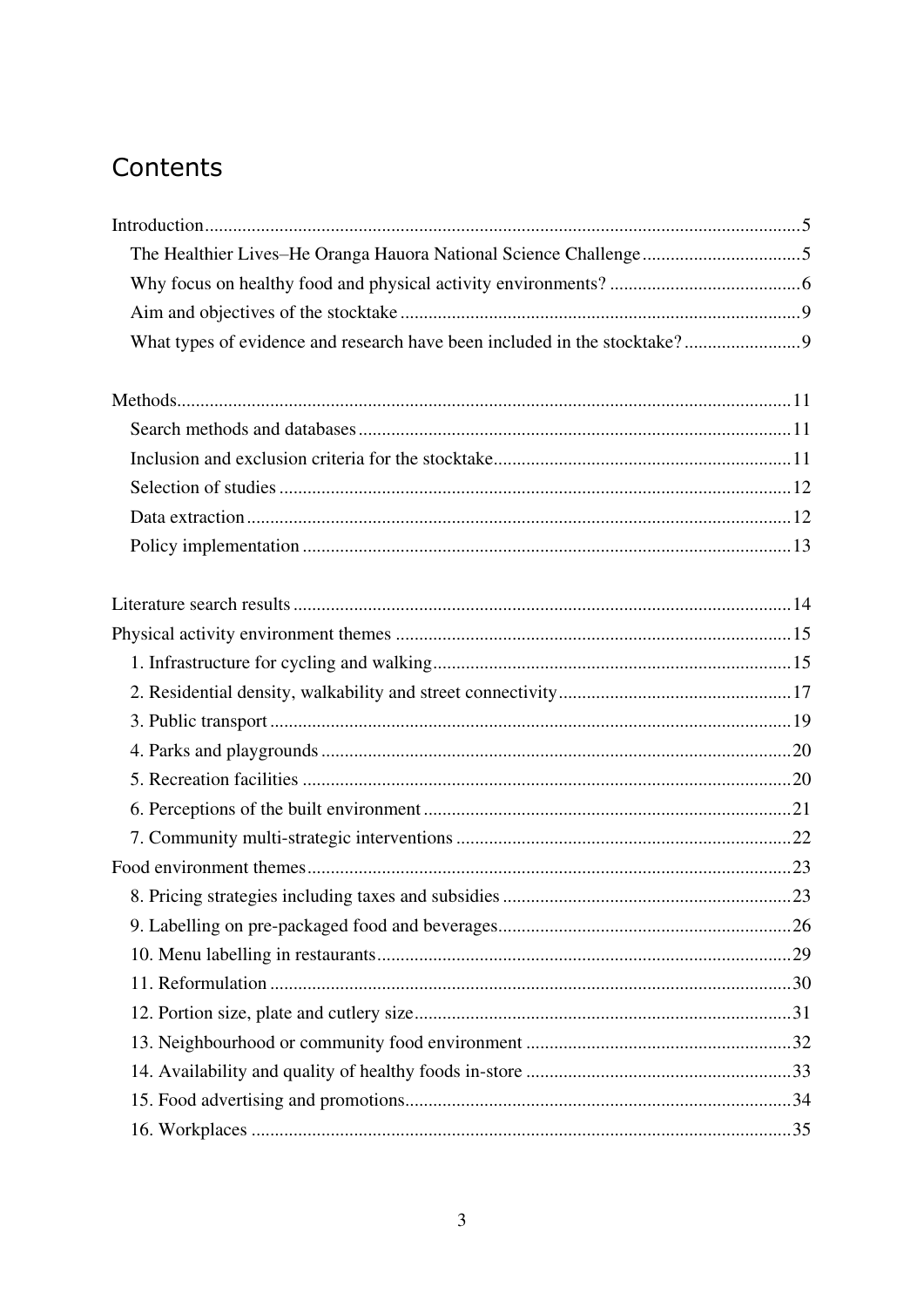# Contents

Introduction ..... 5
- The Healthier Lives–He Oranga Hauora National Science Challenge ..... 5
- Why focus on healthy food and physical activity environments? ..... 6
- Aim and objectives of the stocktake ..... 9
- What types of evidence and research have been included in the stocktake? ..... 9

Methods ..... 11
- Search methods and databases ..... 11
- Inclusion and exclusion criteria for the stocktake ..... 11
- Selection of studies ..... 12
- Data extraction ..... 12
- Policy implementation ..... 13

Literature search results ..... 14

Physical activity environment themes ..... 15
- 1. Infrastructure for cycling and walking ..... 15
- 2. Residential density, walkability and street connectivity ..... 17
- 3. Public transport ..... 19
- 4. Parks and playgrounds ..... 20
- 5. Recreation facilities ..... 20
- 6. Perceptions of the built environment ..... 21
- 7. Community multi-strategic interventions ..... 22

Food environment themes ..... 23
- 8. Pricing strategies including taxes and subsidies ..... 23
- 9. Labelling on pre-packaged food and beverages ..... 26
- 10. Menu labelling in restaurants ..... 29
- 11. Reformulation ..... 30
- 12. Portion size, plate and cutlery size ..... 31
- 13. Neighbourhood or community food environment ..... 32
- 14. Availability and quality of healthy foods in-store ..... 33
- 15. Food advertising and promotions ..... 34
- 16. Workplaces ..... 35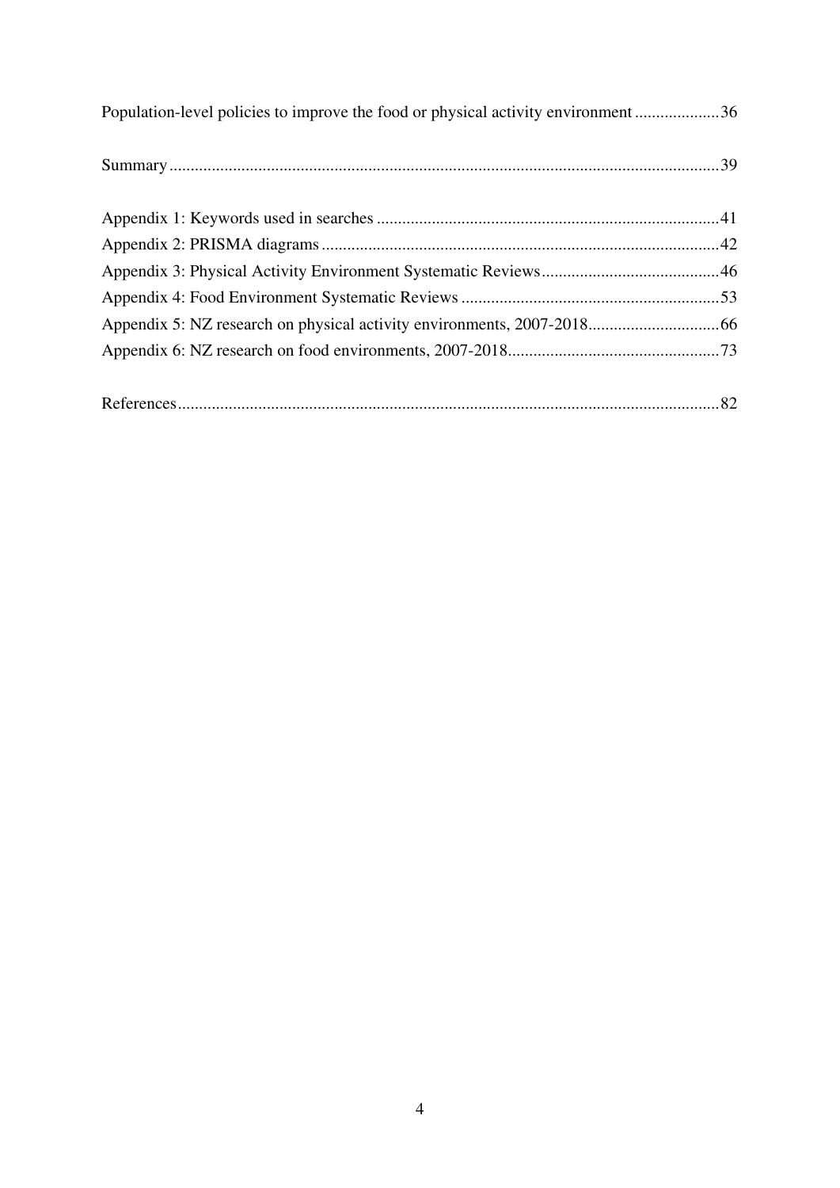Population-level policies to improve the food or physical activity environment .................... 36

Summary ................................................................................................................ 39

Appendix 1: Keywords used in searches ................................................................................ 41
Appendix 2: PRISMA diagrams ............................................................................................ 42
Appendix 3: Physical Activity Environment Systematic Reviews ......................................... 46
Appendix 4: Food Environment Systematic Reviews ............................................................ 53
Appendix 5: NZ research on physical activity environments, 2007-2018 .............................. 66
Appendix 6: NZ research on food environments, 2007-2018 ................................................. 73

References ............................................................................................................... 82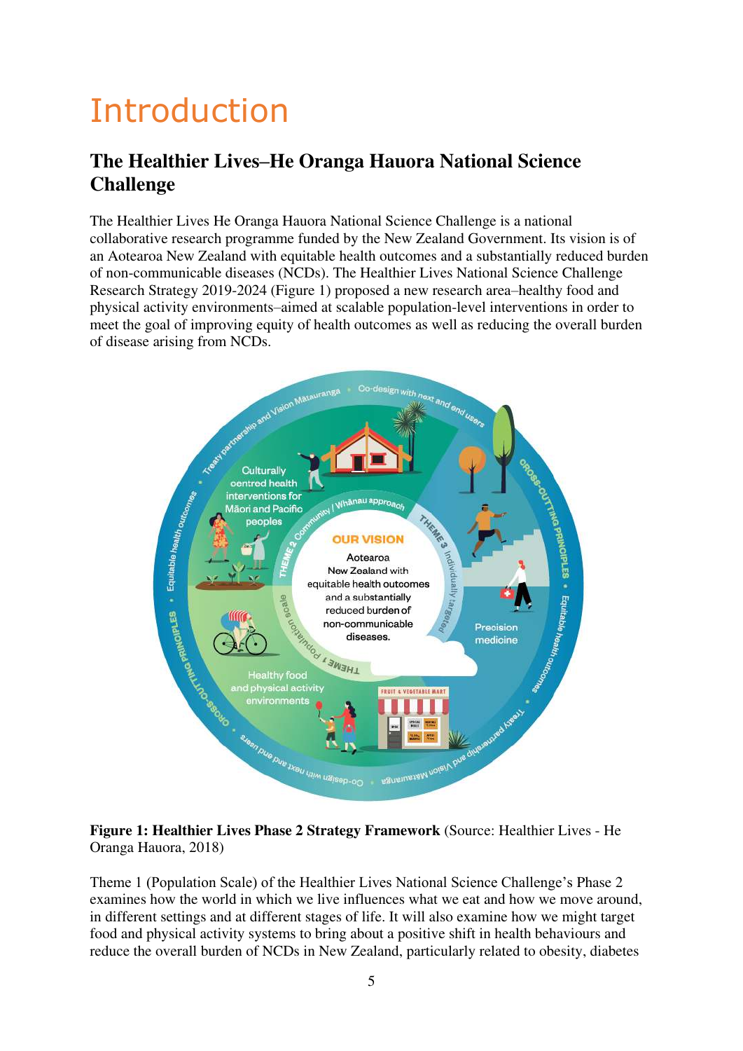# Introduction

## The Healthier Lives–He Oranga Hauora National Science Challenge

The Healthier Lives He Oranga Hauora National Science Challenge is a national collaborative research programme funded by the New Zealand Government. Its vision is of an Aotearoa New Zealand with equitable health outcomes and a substantially reduced burden of non-communicable diseases (NCDs). The Healthier Lives National Science Challenge Research Strategy 2019-2024 (Figure 1) proposed a new research area–healthy food and physical activity environments–aimed at scalable population-level interventions in order to meet the goal of improving equity of health outcomes as well as reducing the overall burden of disease arising from NCDs.

**Figure 1: Healthier Lives Phase 2 Strategy Framework** (Source: Healthier Lives - He Oranga Hauora, 2018)

Theme 1 (Population Scale) of the Healthier Lives National Science Challenge's Phase 2 examines how the world in which we live influences what we eat and how we move around, in different settings and at different stages of life. It will also examine how we might target food and physical activity systems to bring about a positive shift in health behaviours and reduce the overall burden of NCDs in New Zealand, particularly related to obesity, diabetes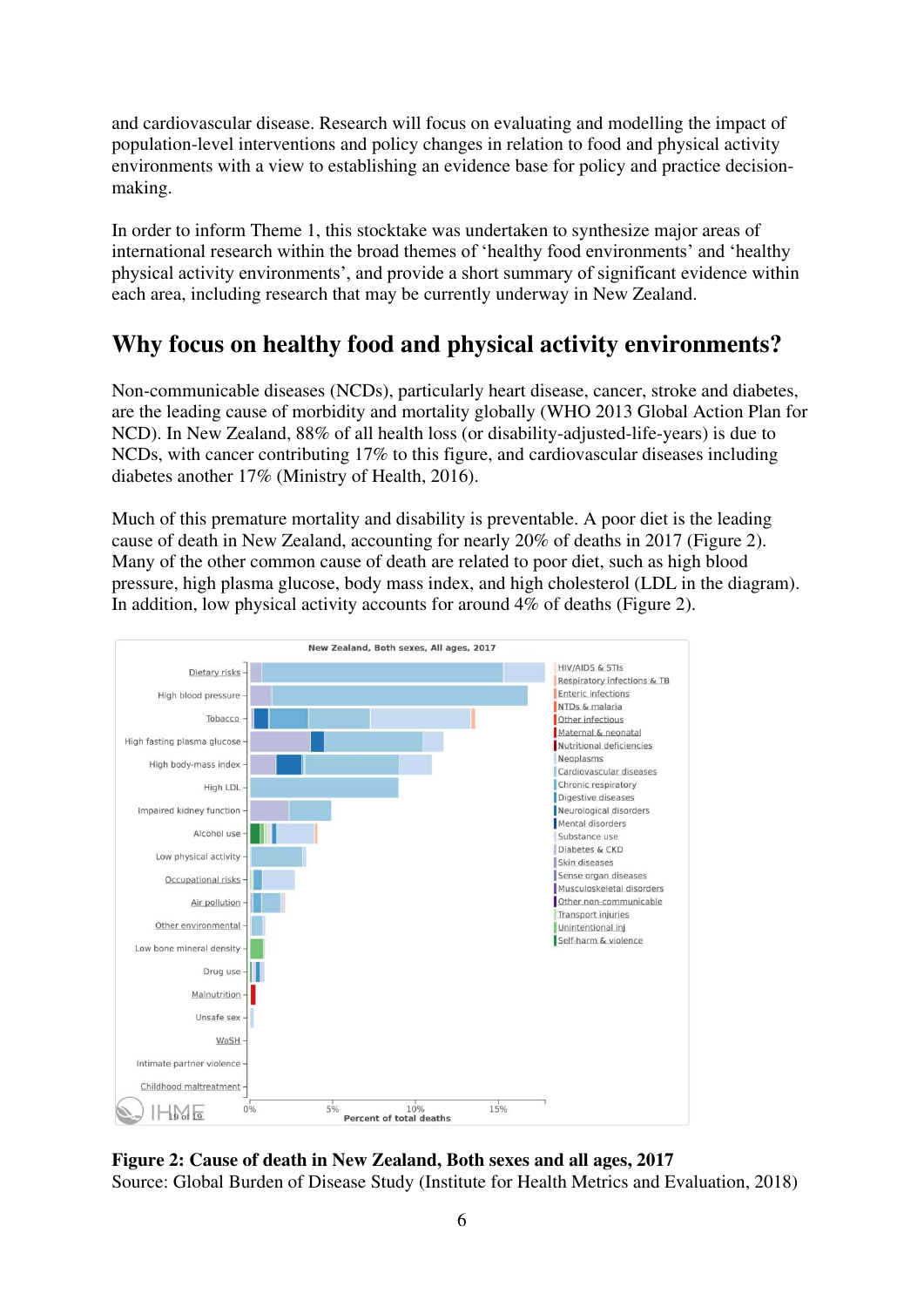and cardiovascular disease. Research will focus on evaluating and modelling the impact of population-level interventions and policy changes in relation to food and physical activity environments with a view to establishing an evidence base for policy and practice decision-making.

In order to inform Theme 1, this stocktake was undertaken to synthesize major areas of international research within the broad themes of 'healthy food environments' and 'healthy physical activity environments', and provide a short summary of significant evidence within each area, including research that may be currently underway in New Zealand.

## Why focus on healthy food and physical activity environments?

Non-communicable diseases (NCDs), particularly heart disease, cancer, stroke and diabetes, are the leading cause of morbidity and mortality globally (WHO 2013 Global Action Plan for NCD). In New Zealand, 88% of all health loss (or disability-adjusted-life-years) is due to NCDs, with cancer contributing 17% to this figure, and cardiovascular diseases including diabetes another 17% (Ministry of Health, 2016).

Much of this premature mortality and disability is preventable. A poor diet is the leading cause of death in New Zealand, accounting for nearly 20% of deaths in 2017 (Figure 2). Many of the other common cause of death are related to poor diet, such as high blood pressure, high plasma glucose, body mass index, and high cholesterol (LDL in the diagram). In addition, low physical activity accounts for around 4% of deaths (Figure 2).

**Figure 2: Cause of death in New Zealand, Both sexes and all ages, 2017**
Source: Global Burden of Disease Study (Institute for Health Metrics and Evaluation, 2018)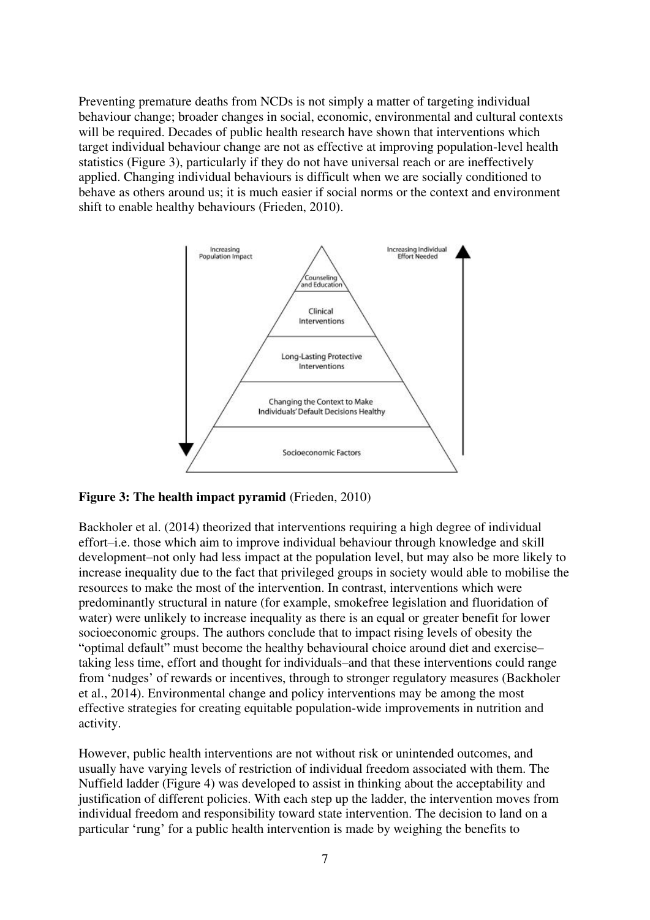Preventing premature deaths from NCDs is not simply a matter of targeting individual behaviour change; broader changes in social, economic, environmental and cultural contexts will be required. Decades of public health research have shown that interventions which target individual behaviour change are not as effective at improving population-level health statistics (Figure 3), particularly if they do not have universal reach or are ineffectively applied. Changing individual behaviours is difficult when we are socially conditioned to behave as others around us; it is much easier if social norms or the context and environment shift to enable healthy behaviours (Frieden, 2010).

Increasing Population Impact

Increasing Individual Effort Needed

Counseling and Education

Clinical Interventions

Long-Lasting Protective Interventions

Changing the Context to Make Individuals' Default Decisions Healthy

Socioeconomic Factors

**Figure 3: The health impact pyramid** (Frieden, 2010)

Backholer et al. (2014) theorized that interventions requiring a high degree of individual effort–i.e. those which aim to improve individual behaviour through knowledge and skill development–not only had less impact at the population level, but may also be more likely to increase inequality due to the fact that privileged groups in society would able to mobilise the resources to make the most of the intervention. In contrast, interventions which were predominantly structural in nature (for example, smokefree legislation and fluoridation of water) were unlikely to increase inequality as there is an equal or greater benefit for lower socioeconomic groups. The authors conclude that to impact rising levels of obesity the "optimal default" must become the healthy behavioural choice around diet and exercise–taking less time, effort and thought for individuals–and that these interventions could range from 'nudges' of rewards or incentives, through to stronger regulatory measures (Backholer et al., 2014). Environmental change and policy interventions may be among the most effective strategies for creating equitable population-wide improvements in nutrition and activity.

However, public health interventions are not without risk or unintended outcomes, and usually have varying levels of restriction of individual freedom associated with them. The Nuffield ladder (Figure 4) was developed to assist in thinking about the acceptability and justification of different policies. With each step up the ladder, the intervention moves from individual freedom and responsibility toward state intervention. The decision to land on a particular 'rung' for a public health intervention is made by weighing the benefits to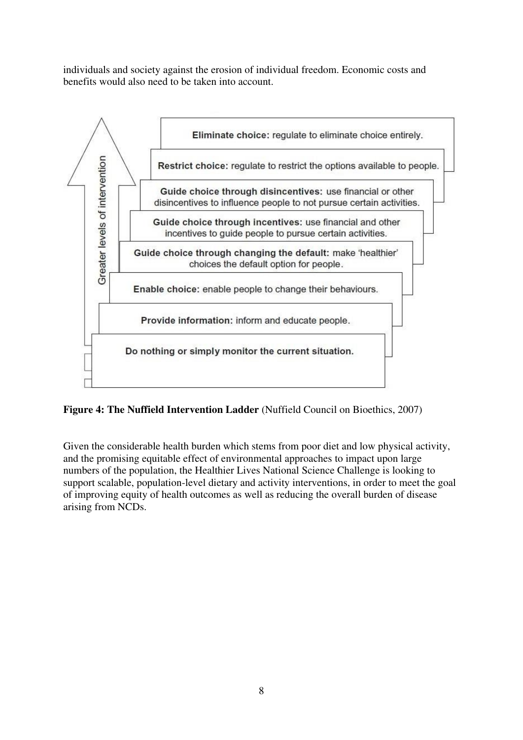individuals and society against the erosion of individual freedom. Economic costs and benefits would also need to be taken into account.

Greater levels of intervention

- **Eliminate choice:** regulate to eliminate choice entirely.
- **Restrict choice:** regulate to restrict the options available to people.
- **Guide choice through disincentives:** use financial or other disincentives to influence people to not pursue certain activities.
- **Guide choice through incentives:** use financial and other incentives to guide people to pursue certain activities.
- **Guide choice through changing the default:** make 'healthier' choices the default option for people.
- **Enable choice:** enable people to change their behaviours.
- **Provide information:** inform and educate people.
- **Do nothing or simply monitor the current situation.**

**Figure 4: The Nuffield Intervention Ladder** (Nuffield Council on Bioethics, 2007)

Given the considerable health burden which stems from poor diet and low physical activity, and the promising equitable effect of environmental approaches to impact upon large numbers of the population, the Healthier Lives National Science Challenge is looking to support scalable, population-level dietary and activity interventions, in order to meet the goal of improving equity of health outcomes as well as reducing the overall burden of disease arising from NCDs.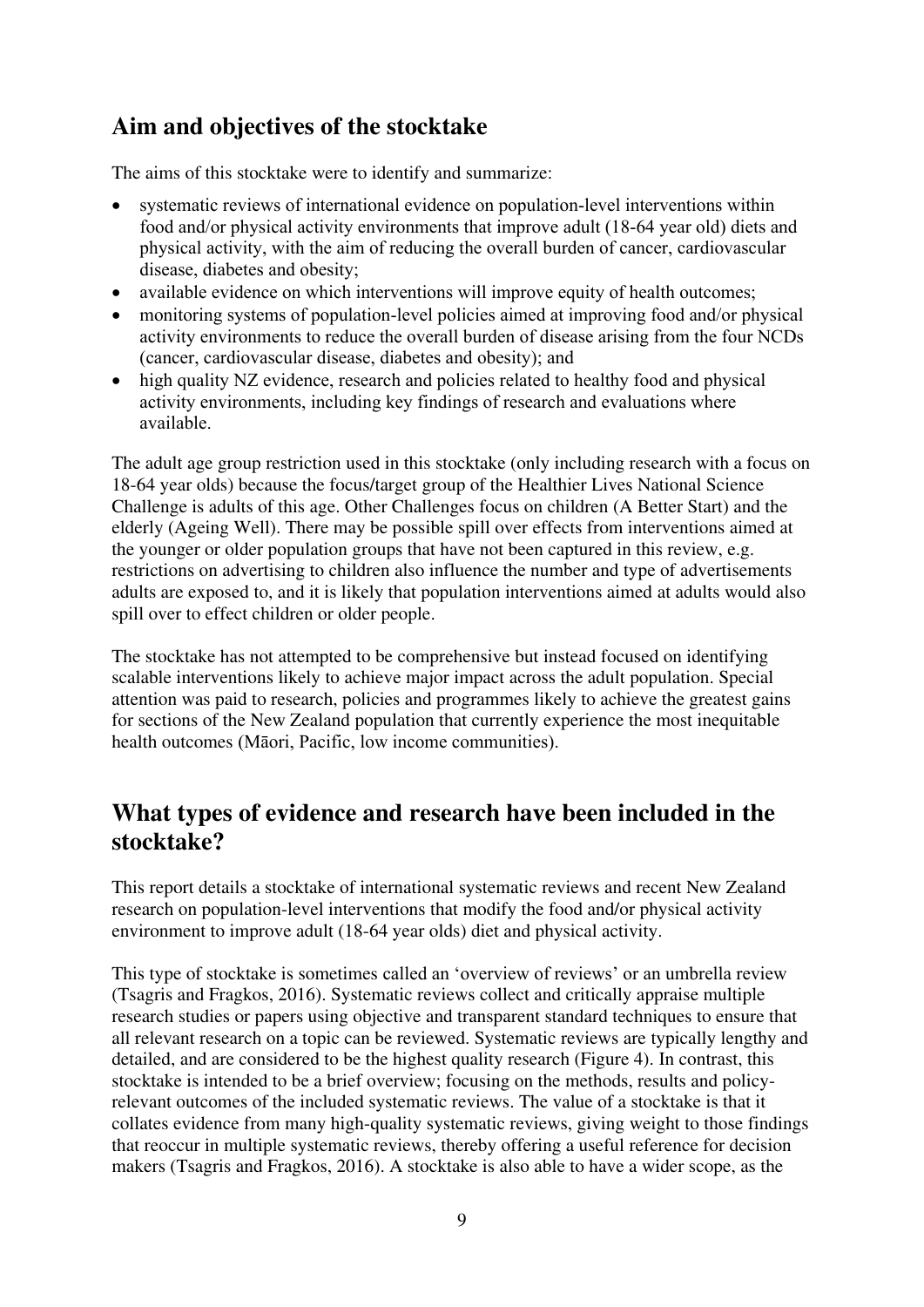## Aim and objectives of the stocktake

The aims of this stocktake were to identify and summarize:

- systematic reviews of international evidence on population-level interventions within food and/or physical activity environments that improve adult (18-64 year old) diets and physical activity, with the aim of reducing the overall burden of cancer, cardiovascular disease, diabetes and obesity;
- available evidence on which interventions will improve equity of health outcomes;
- monitoring systems of population-level policies aimed at improving food and/or physical activity environments to reduce the overall burden of disease arising from the four NCDs (cancer, cardiovascular disease, diabetes and obesity); and
- high quality NZ evidence, research and policies related to healthy food and physical activity environments, including key findings of research and evaluations where available.

The adult age group restriction used in this stocktake (only including research with a focus on 18-64 year olds) because the focus/target group of the Healthier Lives National Science Challenge is adults of this age. Other Challenges focus on children (A Better Start) and the elderly (Ageing Well). There may be possible spill over effects from interventions aimed at the younger or older population groups that have not been captured in this review, e.g. restrictions on advertising to children also influence the number and type of advertisements adults are exposed to, and it is likely that population interventions aimed at adults would also spill over to effect children or older people.

The stocktake has not attempted to be comprehensive but instead focused on identifying scalable interventions likely to achieve major impact across the adult population. Special attention was paid to research, policies and programmes likely to achieve the greatest gains for sections of the New Zealand population that currently experience the most inequitable health outcomes (Māori, Pacific, low income communities).

## What types of evidence and research have been included in the stocktake?

This report details a stocktake of international systematic reviews and recent New Zealand research on population-level interventions that modify the food and/or physical activity environment to improve adult (18-64 year olds) diet and physical activity.

This type of stocktake is sometimes called an 'overview of reviews' or an umbrella review (Tsagris and Fragkos, 2016). Systematic reviews collect and critically appraise multiple research studies or papers using objective and transparent standard techniques to ensure that all relevant research on a topic can be reviewed. Systematic reviews are typically lengthy and detailed, and are considered to be the highest quality research (Figure 4). In contrast, this stocktake is intended to be a brief overview; focusing on the methods, results and policy-relevant outcomes of the included systematic reviews. The value of a stocktake is that it collates evidence from many high-quality systematic reviews, giving weight to those findings that reoccur in multiple systematic reviews, thereby offering a useful reference for decision makers (Tsagris and Fragkos, 2016). A stocktake is also able to have a wider scope, as the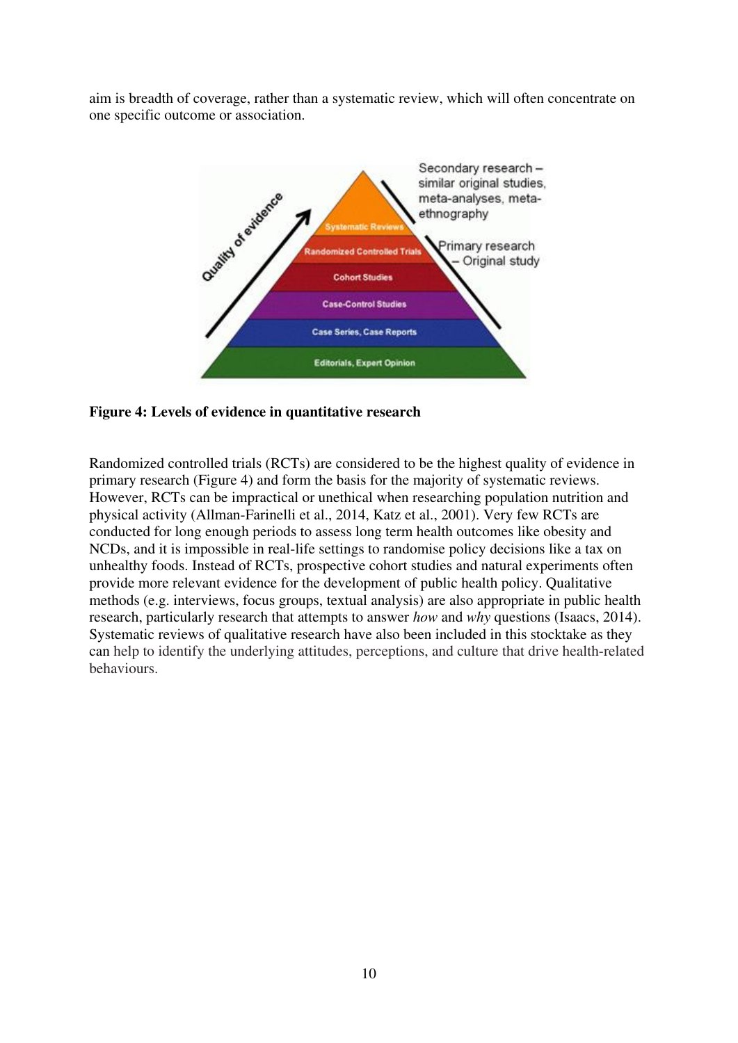aim is breadth of coverage, rather than a systematic review, which will often concentrate on one specific outcome or association.

**Figure 4: Levels of evidence in quantitative research**

Randomized controlled trials (RCTs) are considered to be the highest quality of evidence in primary research (Figure 4) and form the basis for the majority of systematic reviews. However, RCTs can be impractical or unethical when researching population nutrition and physical activity (Allman-Farinelli et al., 2014, Katz et al., 2001). Very few RCTs are conducted for long enough periods to assess long term health outcomes like obesity and NCDs, and it is impossible in real-life settings to randomise policy decisions like a tax on unhealthy foods. Instead of RCTs, prospective cohort studies and natural experiments often provide more relevant evidence for the development of public health policy. Qualitative methods (e.g. interviews, focus groups, textual analysis) are also appropriate in public health research, particularly research that attempts to answer *how* and *why* questions (Isaacs, 2014). Systematic reviews of qualitative research have also been included in this stocktake as they can help to identify the underlying attitudes, perceptions, and culture that drive health-related behaviours.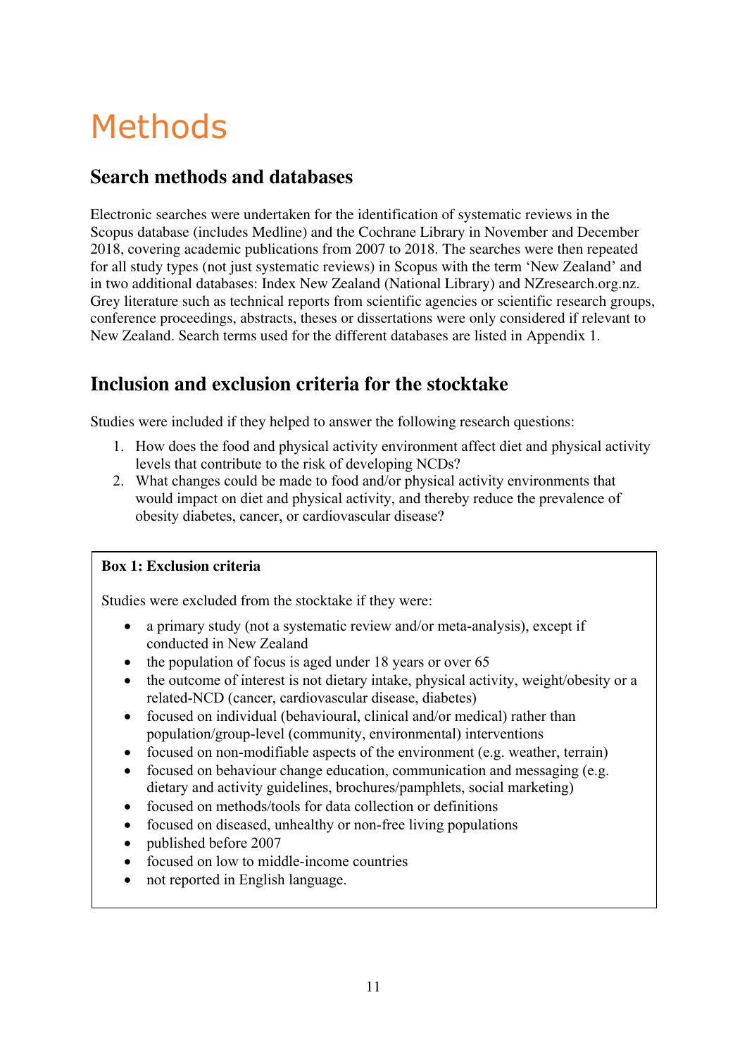# Methods

## Search methods and databases

Electronic searches were undertaken for the identification of systematic reviews in the Scopus database (includes Medline) and the Cochrane Library in November and December 2018, covering academic publications from 2007 to 2018. The searches were then repeated for all study types (not just systematic reviews) in Scopus with the term 'New Zealand' and in two additional databases: Index New Zealand (National Library) and NZresearch.org.nz. Grey literature such as technical reports from scientific agencies or scientific research groups, conference proceedings, abstracts, theses or dissertations were only considered if relevant to New Zealand. Search terms used for the different databases are listed in Appendix 1.

## Inclusion and exclusion criteria for the stocktake

Studies were included if they helped to answer the following research questions:

1. How does the food and physical activity environment affect diet and physical activity levels that contribute to the risk of developing NCDs?
2. What changes could be made to food and/or physical activity environments that would impact on diet and physical activity, and thereby reduce the prevalence of obesity diabetes, cancer, or cardiovascular disease?

**Box 1: Exclusion criteria**

Studies were excluded from the stocktake if they were:

- a primary study (not a systematic review and/or meta-analysis), except if conducted in New Zealand
- the population of focus is aged under 18 years or over 65
- the outcome of interest is not dietary intake, physical activity, weight/obesity or a related-NCD (cancer, cardiovascular disease, diabetes)
- focused on individual (behavioural, clinical and/or medical) rather than population/group-level (community, environmental) interventions
- focused on non-modifiable aspects of the environment (e.g. weather, terrain)
- focused on behaviour change education, communication and messaging (e.g. dietary and activity guidelines, brochures/pamphlets, social marketing)
- focused on methods/tools for data collection or definitions
- focused on diseased, unhealthy or non-free living populations
- published before 2007
- focused on low to middle-income countries
- not reported in English language.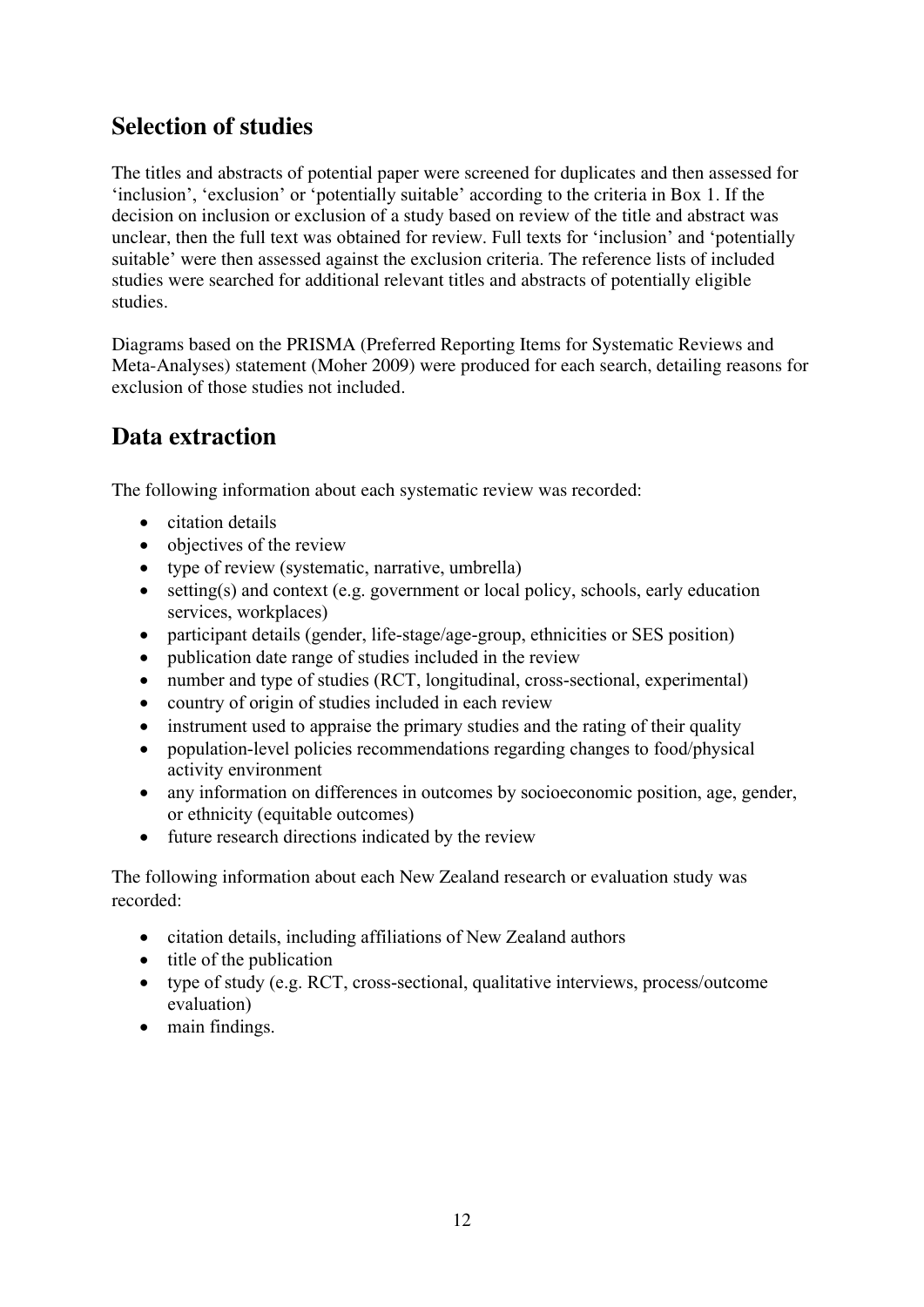## Selection of studies

The titles and abstracts of potential paper were screened for duplicates and then assessed for 'inclusion', 'exclusion' or 'potentially suitable' according to the criteria in Box 1. If the decision on inclusion or exclusion of a study based on review of the title and abstract was unclear, then the full text was obtained for review. Full texts for 'inclusion' and 'potentially suitable' were then assessed against the exclusion criteria. The reference lists of included studies were searched for additional relevant titles and abstracts of potentially eligible studies.

Diagrams based on the PRISMA (Preferred Reporting Items for Systematic Reviews and Meta-Analyses) statement (Moher 2009) were produced for each search, detailing reasons for exclusion of those studies not included.

## Data extraction

The following information about each systematic review was recorded:

- citation details
- objectives of the review
- type of review (systematic, narrative, umbrella)
- setting(s) and context (e.g. government or local policy, schools, early education services, workplaces)
- participant details (gender, life-stage/age-group, ethnicities or SES position)
- publication date range of studies included in the review
- number and type of studies (RCT, longitudinal, cross-sectional, experimental)
- country of origin of studies included in each review
- instrument used to appraise the primary studies and the rating of their quality
- population-level policies recommendations regarding changes to food/physical activity environment
- any information on differences in outcomes by socioeconomic position, age, gender, or ethnicity (equitable outcomes)
- future research directions indicated by the review

The following information about each New Zealand research or evaluation study was recorded:

- citation details, including affiliations of New Zealand authors
- title of the publication
- type of study (e.g. RCT, cross-sectional, qualitative interviews, process/outcome evaluation)
- main findings.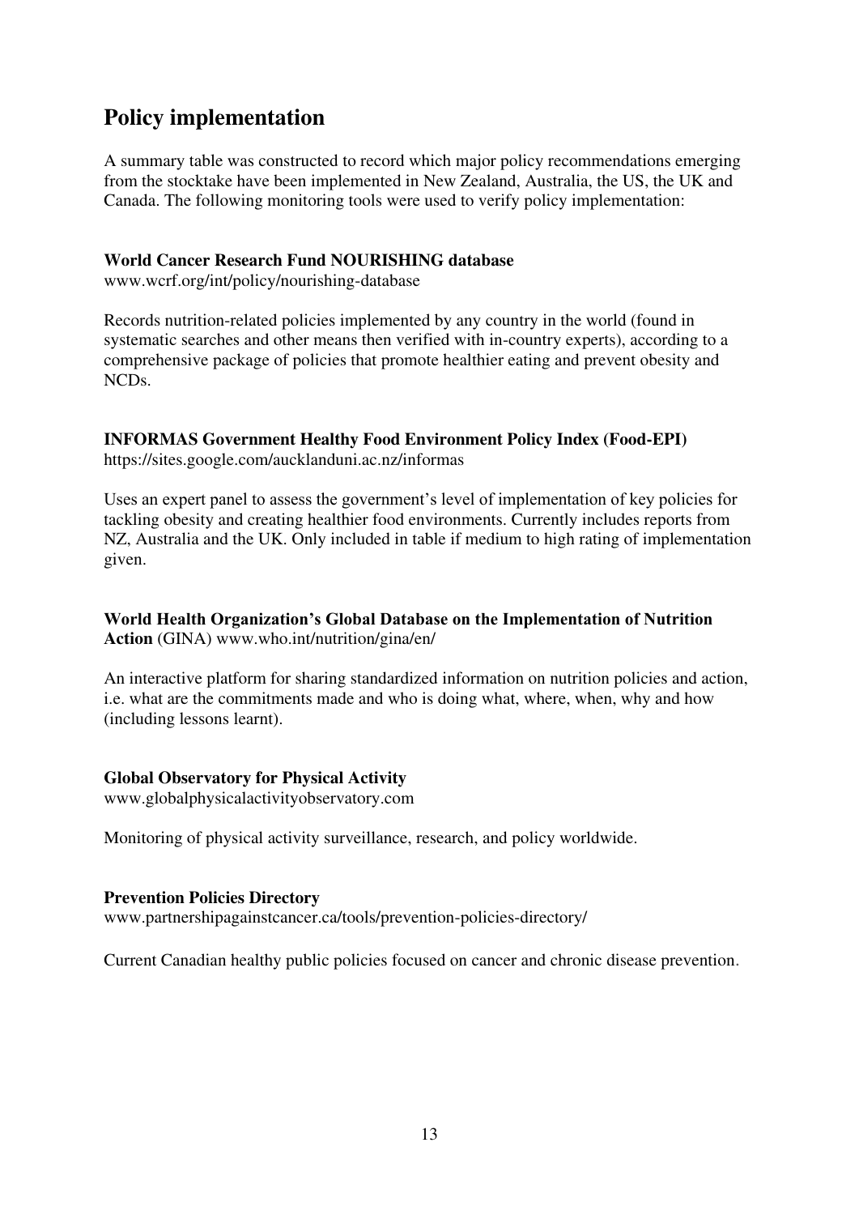## Policy implementation

A summary table was constructed to record which major policy recommendations emerging from the stocktake have been implemented in New Zealand, Australia, the US, the UK and Canada. The following monitoring tools were used to verify policy implementation:

**World Cancer Research Fund NOURISHING database**
www.wcrf.org/int/policy/nourishing-database

Records nutrition-related policies implemented by any country in the world (found in systematic searches and other means then verified with in-country experts), according to a comprehensive package of policies that promote healthier eating and prevent obesity and NCDs.

**INFORMAS Government Healthy Food Environment Policy Index (Food-EPI)**
https://sites.google.com/aucklanduni.ac.nz/informas

Uses an expert panel to assess the government's level of implementation of key policies for tackling obesity and creating healthier food environments. Currently includes reports from NZ, Australia and the UK. Only included in table if medium to high rating of implementation given.

**World Health Organization's Global Database on the Implementation of Nutrition Action** (GINA) www.who.int/nutrition/gina/en/

An interactive platform for sharing standardized information on nutrition policies and action, i.e. what are the commitments made and who is doing what, where, when, why and how (including lessons learnt).

**Global Observatory for Physical Activity**
www.globalphysicalactivityobservatory.com

Monitoring of physical activity surveillance, research, and policy worldwide.

**Prevention Policies Directory**
www.partnershipagainstcancer.ca/tools/prevention-policies-directory/

Current Canadian healthy public policies focused on cancer and chronic disease prevention.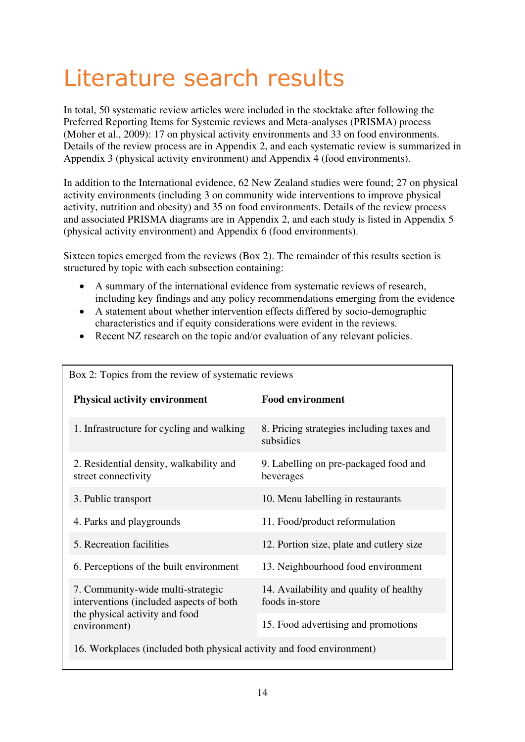# Literature search results

In total, 50 systematic review articles were included in the stocktake after following the Preferred Reporting Items for Systemic reviews and Meta-analyses (PRISMA) process (Moher et al., 2009): 17 on physical activity environments and 33 on food environments. Details of the review process are in Appendix 2, and each systematic review is summarized in Appendix 3 (physical activity environment) and Appendix 4 (food environments).

In addition to the International evidence, 62 New Zealand studies were found; 27 on physical activity environments (including 3 on community wide interventions to improve physical activity, nutrition and obesity) and 35 on food environments. Details of the review process and associated PRISMA diagrams are in Appendix 2, and each study is listed in Appendix 5 (physical activity environment) and Appendix 6 (food environments).

Sixteen topics emerged from the reviews (Box 2). The remainder of this results section is structured by topic with each subsection containing:

- A summary of the international evidence from systematic reviews of research, including key findings and any policy recommendations emerging from the evidence
- A statement about whether intervention effects differed by socio-demographic characteristics and if equity considerations were evident in the reviews.
- Recent NZ research on the topic and/or evaluation of any relevant policies.

Box 2: Topics from the review of systematic reviews

| **Physical activity environment** | **Food environment** |
|---|---|
| 1. Infrastructure for cycling and walking | 8. Pricing strategies including taxes and subsidies |
| 2. Residential density, walkability and street connectivity | 9. Labelling on pre-packaged food and beverages |
| 3. Public transport | 10. Menu labelling in restaurants |
| 4. Parks and playgrounds | 11. Food/product reformulation |
| 5. Recreation facilities | 12. Portion size, plate and cutlery size |
| 6. Perceptions of the built environment | 13. Neighbourhood food environment |
| 7. Community-wide multi-strategic interventions (included aspects of both the physical activity and food environment) | 14. Availability and quality of healthy foods in-store |
| | 15. Food advertising and promotions |
| 16. Workplaces (included both physical activity and food environment) | |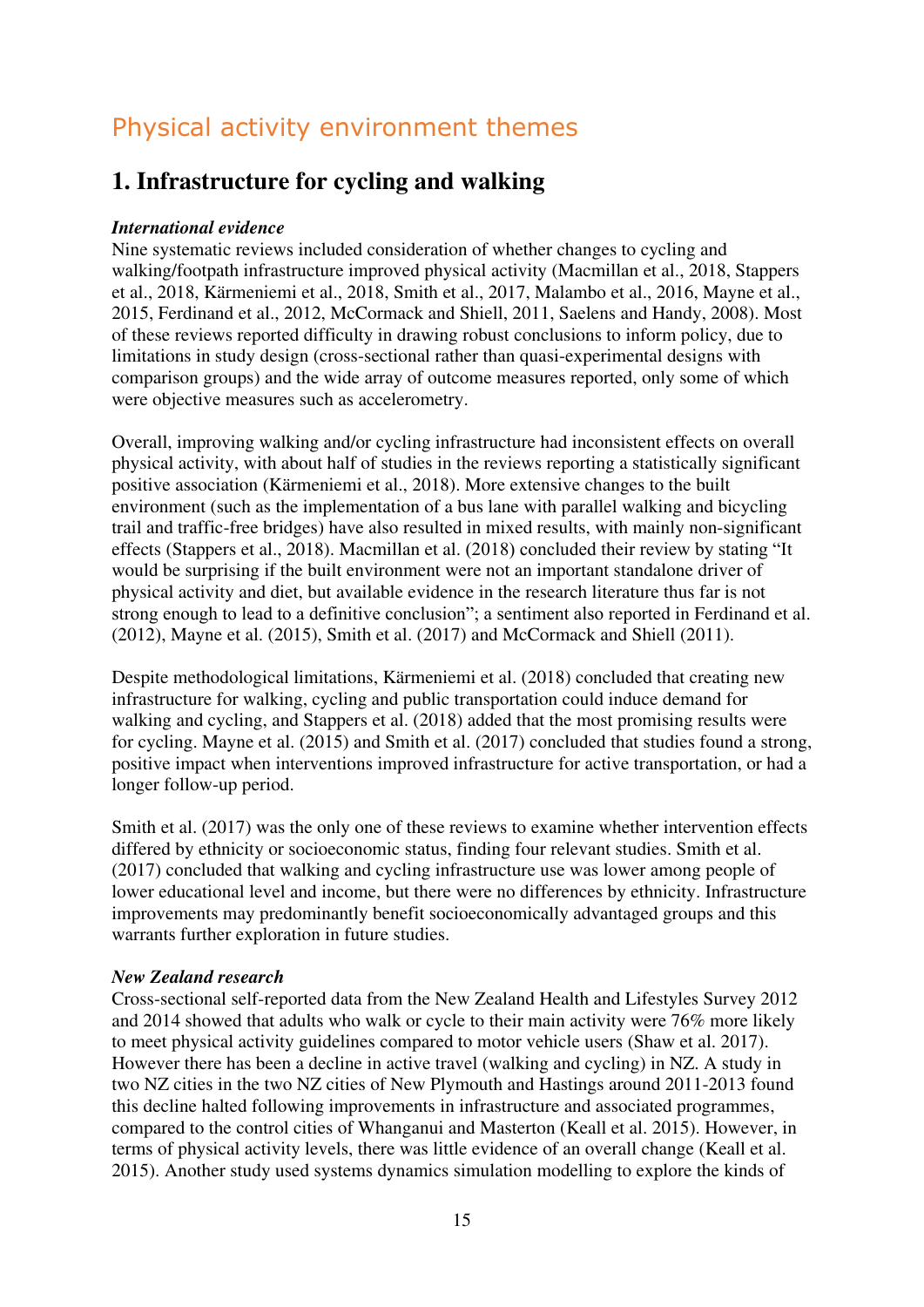# Physical activity environment themes

## 1. Infrastructure for cycling and walking

***International evidence***

Nine systematic reviews included consideration of whether changes to cycling and walking/footpath infrastructure improved physical activity (Macmillan et al., 2018, Stappers et al., 2018, Kärmeniemi et al., 2018, Smith et al., 2017, Malambo et al., 2016, Mayne et al., 2015, Ferdinand et al., 2012, McCormack and Shiell, 2011, Saelens and Handy, 2008). Most of these reviews reported difficulty in drawing robust conclusions to inform policy, due to limitations in study design (cross-sectional rather than quasi-experimental designs with comparison groups) and the wide array of outcome measures reported, only some of which were objective measures such as accelerometry.

Overall, improving walking and/or cycling infrastructure had inconsistent effects on overall physical activity, with about half of studies in the reviews reporting a statistically significant positive association (Kärmeniemi et al., 2018). More extensive changes to the built environment (such as the implementation of a bus lane with parallel walking and bicycling trail and traffic-free bridges) have also resulted in mixed results, with mainly non-significant effects (Stappers et al., 2018). Macmillan et al. (2018) concluded their review by stating "It would be surprising if the built environment were not an important standalone driver of physical activity and diet, but available evidence in the research literature thus far is not strong enough to lead to a definitive conclusion"; a sentiment also reported in Ferdinand et al. (2012), Mayne et al. (2015), Smith et al. (2017) and McCormack and Shiell (2011).

Despite methodological limitations, Kärmeniemi et al. (2018) concluded that creating new infrastructure for walking, cycling and public transportation could induce demand for walking and cycling, and Stappers et al. (2018) added that the most promising results were for cycling. Mayne et al. (2015) and Smith et al. (2017) concluded that studies found a strong, positive impact when interventions improved infrastructure for active transportation, or had a longer follow-up period.

Smith et al. (2017) was the only one of these reviews to examine whether intervention effects differed by ethnicity or socioeconomic status, finding four relevant studies. Smith et al. (2017) concluded that walking and cycling infrastructure use was lower among people of lower educational level and income, but there were no differences by ethnicity. Infrastructure improvements may predominantly benefit socioeconomically advantaged groups and this warrants further exploration in future studies.

***New Zealand research***

Cross-sectional self-reported data from the New Zealand Health and Lifestyles Survey 2012 and 2014 showed that adults who walk or cycle to their main activity were 76% more likely to meet physical activity guidelines compared to motor vehicle users (Shaw et al. 2017). However there has been a decline in active travel (walking and cycling) in NZ. A study in two NZ cities in the two NZ cities of New Plymouth and Hastings around 2011-2013 found this decline halted following improvements in infrastructure and associated programmes, compared to the control cities of Whanganui and Masterton (Keall et al. 2015). However, in terms of physical activity levels, there was little evidence of an overall change (Keall et al. 2015). Another study used systems dynamics simulation modelling to explore the kinds of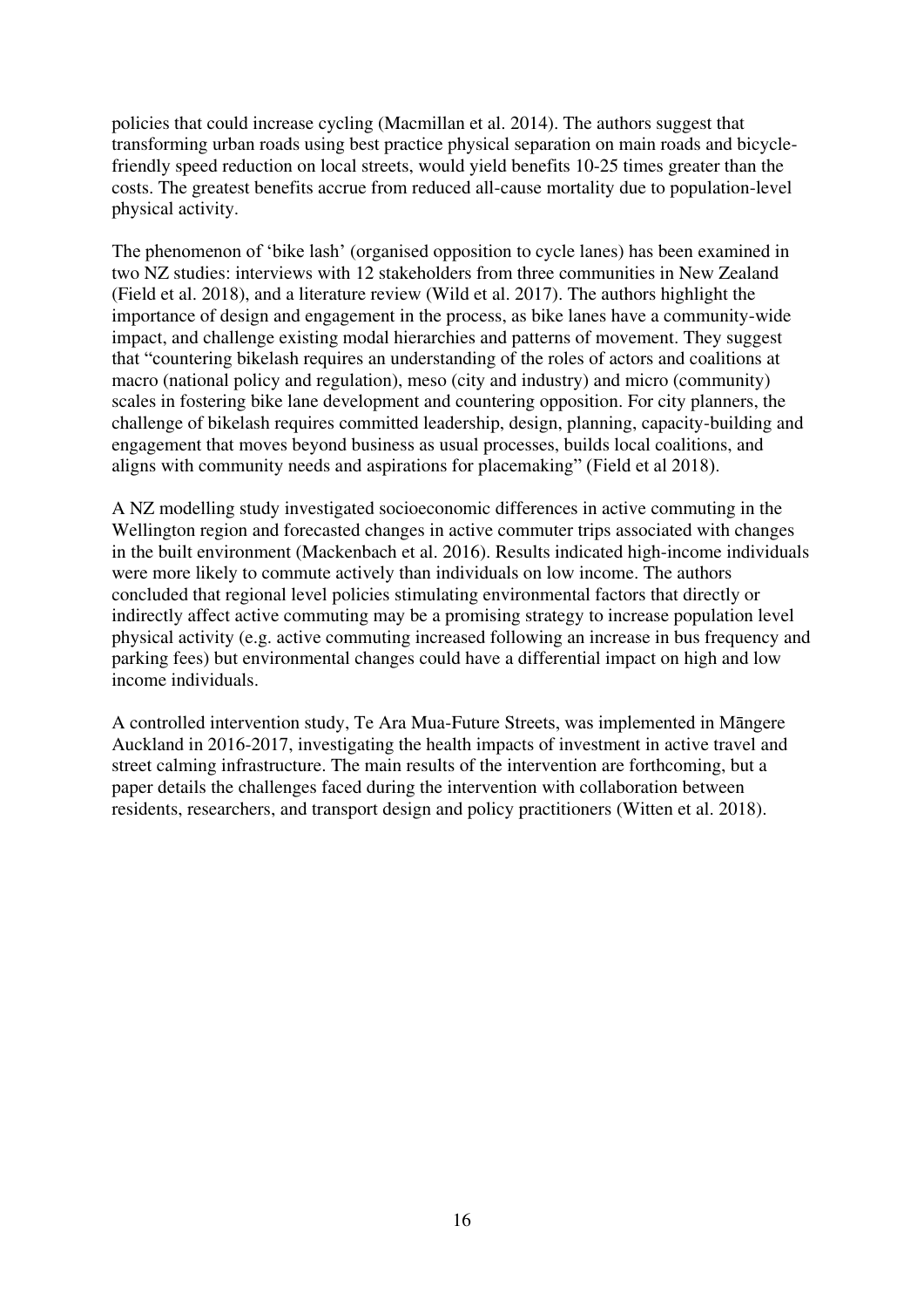policies that could increase cycling (Macmillan et al. 2014). The authors suggest that transforming urban roads using best practice physical separation on main roads and bicycle-friendly speed reduction on local streets, would yield benefits 10-25 times greater than the costs. The greatest benefits accrue from reduced all-cause mortality due to population-level physical activity.

The phenomenon of 'bike lash' (organised opposition to cycle lanes) has been examined in two NZ studies: interviews with 12 stakeholders from three communities in New Zealand (Field et al. 2018), and a literature review (Wild et al. 2017). The authors highlight the importance of design and engagement in the process, as bike lanes have a community-wide impact, and challenge existing modal hierarchies and patterns of movement. They suggest that "countering bikelash requires an understanding of the roles of actors and coalitions at macro (national policy and regulation), meso (city and industry) and micro (community) scales in fostering bike lane development and countering opposition. For city planners, the challenge of bikelash requires committed leadership, design, planning, capacity-building and engagement that moves beyond business as usual processes, builds local coalitions, and aligns with community needs and aspirations for placemaking" (Field et al 2018).

A NZ modelling study investigated socioeconomic differences in active commuting in the Wellington region and forecasted changes in active commuter trips associated with changes in the built environment (Mackenbach et al. 2016). Results indicated high-income individuals were more likely to commute actively than individuals on low income. The authors concluded that regional level policies stimulating environmental factors that directly or indirectly affect active commuting may be a promising strategy to increase population level physical activity (e.g. active commuting increased following an increase in bus frequency and parking fees) but environmental changes could have a differential impact on high and low income individuals.

A controlled intervention study, Te Ara Mua-Future Streets, was implemented in Māngere Auckland in 2016-2017, investigating the health impacts of investment in active travel and street calming infrastructure. The main results of the intervention are forthcoming, but a paper details the challenges faced during the intervention with collaboration between residents, researchers, and transport design and policy practitioners (Witten et al. 2018).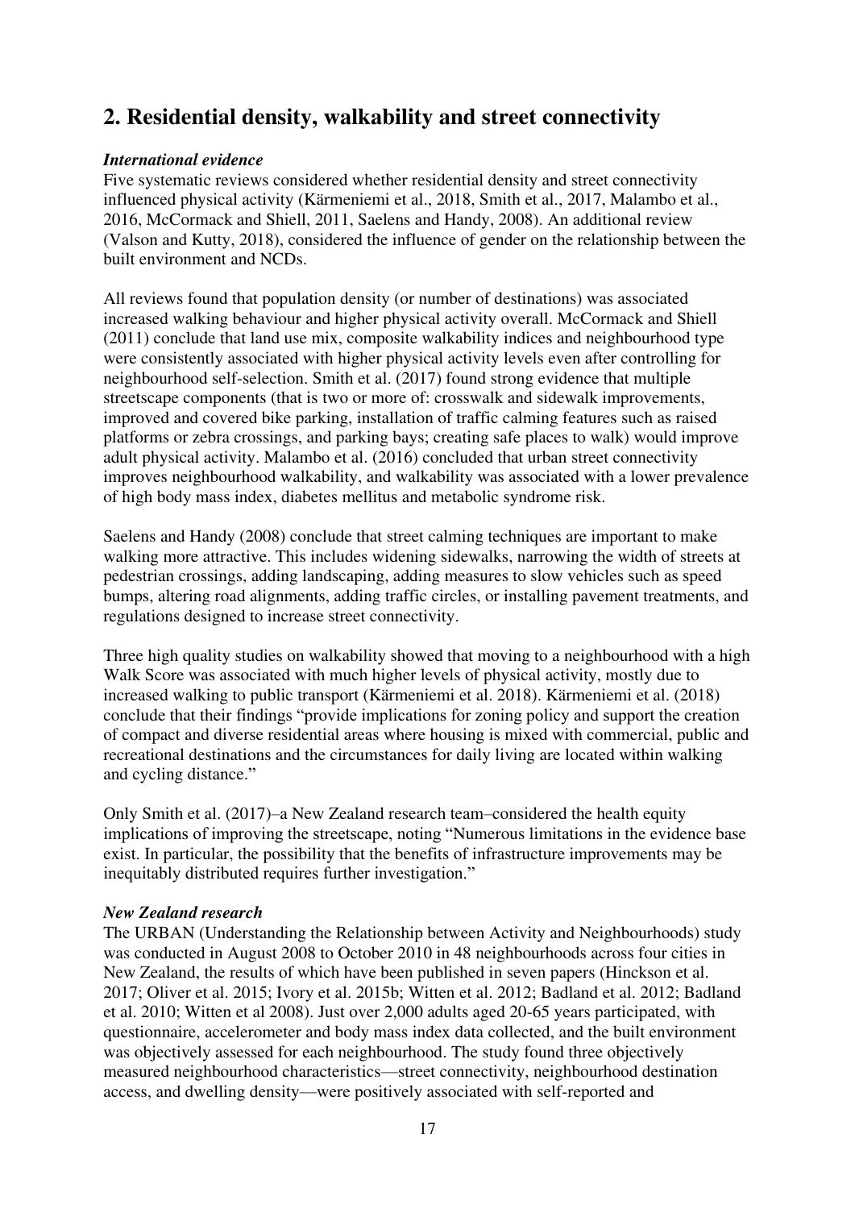## 2. Residential density, walkability and street connectivity

### *International evidence*

Five systematic reviews considered whether residential density and street connectivity influenced physical activity (Kärmeniemi et al., 2018, Smith et al., 2017, Malambo et al., 2016, McCormack and Shiell, 2011, Saelens and Handy, 2008). An additional review (Valson and Kutty, 2018), considered the influence of gender on the relationship between the built environment and NCDs.

All reviews found that population density (or number of destinations) was associated increased walking behaviour and higher physical activity overall. McCormack and Shiell (2011) conclude that land use mix, composite walkability indices and neighbourhood type were consistently associated with higher physical activity levels even after controlling for neighbourhood self-selection. Smith et al. (2017) found strong evidence that multiple streetscape components (that is two or more of: crosswalk and sidewalk improvements, improved and covered bike parking, installation of traffic calming features such as raised platforms or zebra crossings, and parking bays; creating safe places to walk) would improve adult physical activity. Malambo et al. (2016) concluded that urban street connectivity improves neighbourhood walkability, and walkability was associated with a lower prevalence of high body mass index, diabetes mellitus and metabolic syndrome risk.

Saelens and Handy (2008) conclude that street calming techniques are important to make walking more attractive. This includes widening sidewalks, narrowing the width of streets at pedestrian crossings, adding landscaping, adding measures to slow vehicles such as speed bumps, altering road alignments, adding traffic circles, or installing pavement treatments, and regulations designed to increase street connectivity.

Three high quality studies on walkability showed that moving to a neighbourhood with a high Walk Score was associated with much higher levels of physical activity, mostly due to increased walking to public transport (Kärmeniemi et al. 2018). Kärmeniemi et al. (2018) conclude that their findings "provide implications for zoning policy and support the creation of compact and diverse residential areas where housing is mixed with commercial, public and recreational destinations and the circumstances for daily living are located within walking and cycling distance."

Only Smith et al. (2017)–a New Zealand research team–considered the health equity implications of improving the streetscape, noting "Numerous limitations in the evidence base exist. In particular, the possibility that the benefits of infrastructure improvements may be inequitably distributed requires further investigation."

### *New Zealand research*

The URBAN (Understanding the Relationship between Activity and Neighbourhoods) study was conducted in August 2008 to October 2010 in 48 neighbourhoods across four cities in New Zealand, the results of which have been published in seven papers (Hinckson et al. 2017; Oliver et al. 2015; Ivory et al. 2015b; Witten et al. 2012; Badland et al. 2012; Badland et al. 2010; Witten et al 2008). Just over 2,000 adults aged 20-65 years participated, with questionnaire, accelerometer and body mass index data collected, and the built environment was objectively assessed for each neighbourhood. The study found three objectively measured neighbourhood characteristics—street connectivity, neighbourhood destination access, and dwelling density—were positively associated with self-reported and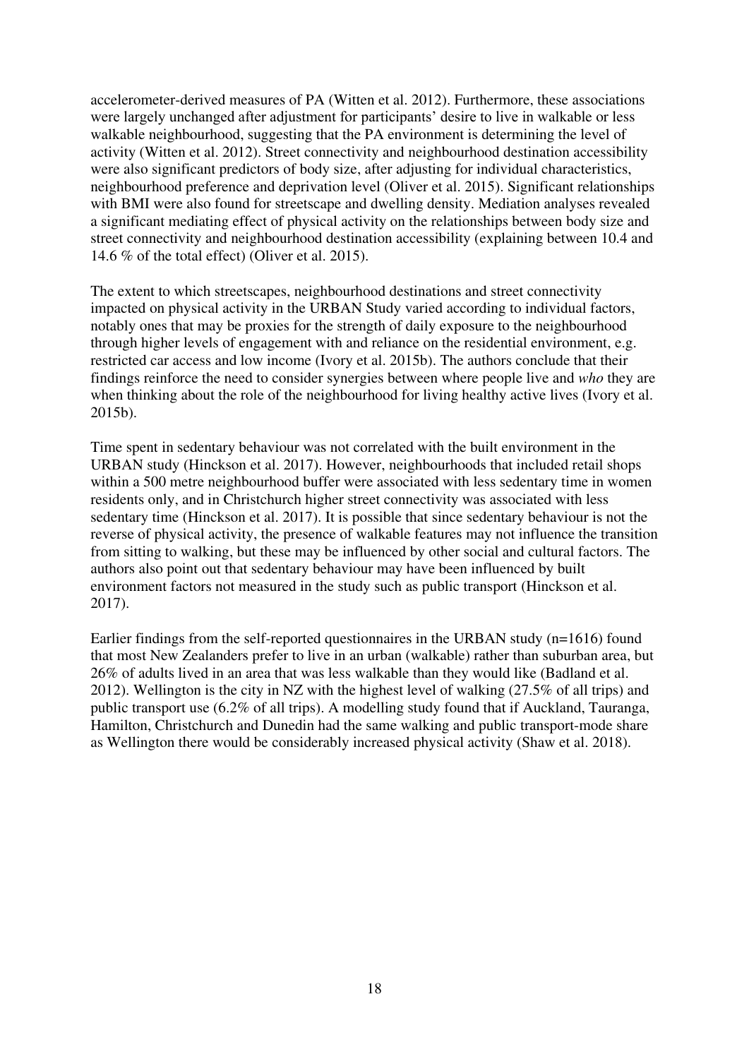accelerometer-derived measures of PA (Witten et al. 2012). Furthermore, these associations were largely unchanged after adjustment for participants' desire to live in walkable or less walkable neighbourhood, suggesting that the PA environment is determining the level of activity (Witten et al. 2012). Street connectivity and neighbourhood destination accessibility were also significant predictors of body size, after adjusting for individual characteristics, neighbourhood preference and deprivation level (Oliver et al. 2015). Significant relationships with BMI were also found for streetscape and dwelling density. Mediation analyses revealed a significant mediating effect of physical activity on the relationships between body size and street connectivity and neighbourhood destination accessibility (explaining between 10.4 and 14.6 % of the total effect) (Oliver et al. 2015).

The extent to which streetscapes, neighbourhood destinations and street connectivity impacted on physical activity in the URBAN Study varied according to individual factors, notably ones that may be proxies for the strength of daily exposure to the neighbourhood through higher levels of engagement with and reliance on the residential environment, e.g. restricted car access and low income (Ivory et al. 2015b). The authors conclude that their findings reinforce the need to consider synergies between where people live and *who* they are when thinking about the role of the neighbourhood for living healthy active lives (Ivory et al. 2015b).

Time spent in sedentary behaviour was not correlated with the built environment in the URBAN study (Hinckson et al. 2017). However, neighbourhoods that included retail shops within a 500 metre neighbourhood buffer were associated with less sedentary time in women residents only, and in Christchurch higher street connectivity was associated with less sedentary time (Hinckson et al. 2017). It is possible that since sedentary behaviour is not the reverse of physical activity, the presence of walkable features may not influence the transition from sitting to walking, but these may be influenced by other social and cultural factors. The authors also point out that sedentary behaviour may have been influenced by built environment factors not measured in the study such as public transport (Hinckson et al. 2017).

Earlier findings from the self-reported questionnaires in the URBAN study (n=1616) found that most New Zealanders prefer to live in an urban (walkable) rather than suburban area, but 26% of adults lived in an area that was less walkable than they would like (Badland et al. 2012). Wellington is the city in NZ with the highest level of walking (27.5% of all trips) and public transport use (6.2% of all trips). A modelling study found that if Auckland, Tauranga, Hamilton, Christchurch and Dunedin had the same walking and public transport-mode share as Wellington there would be considerably increased physical activity (Shaw et al. 2018).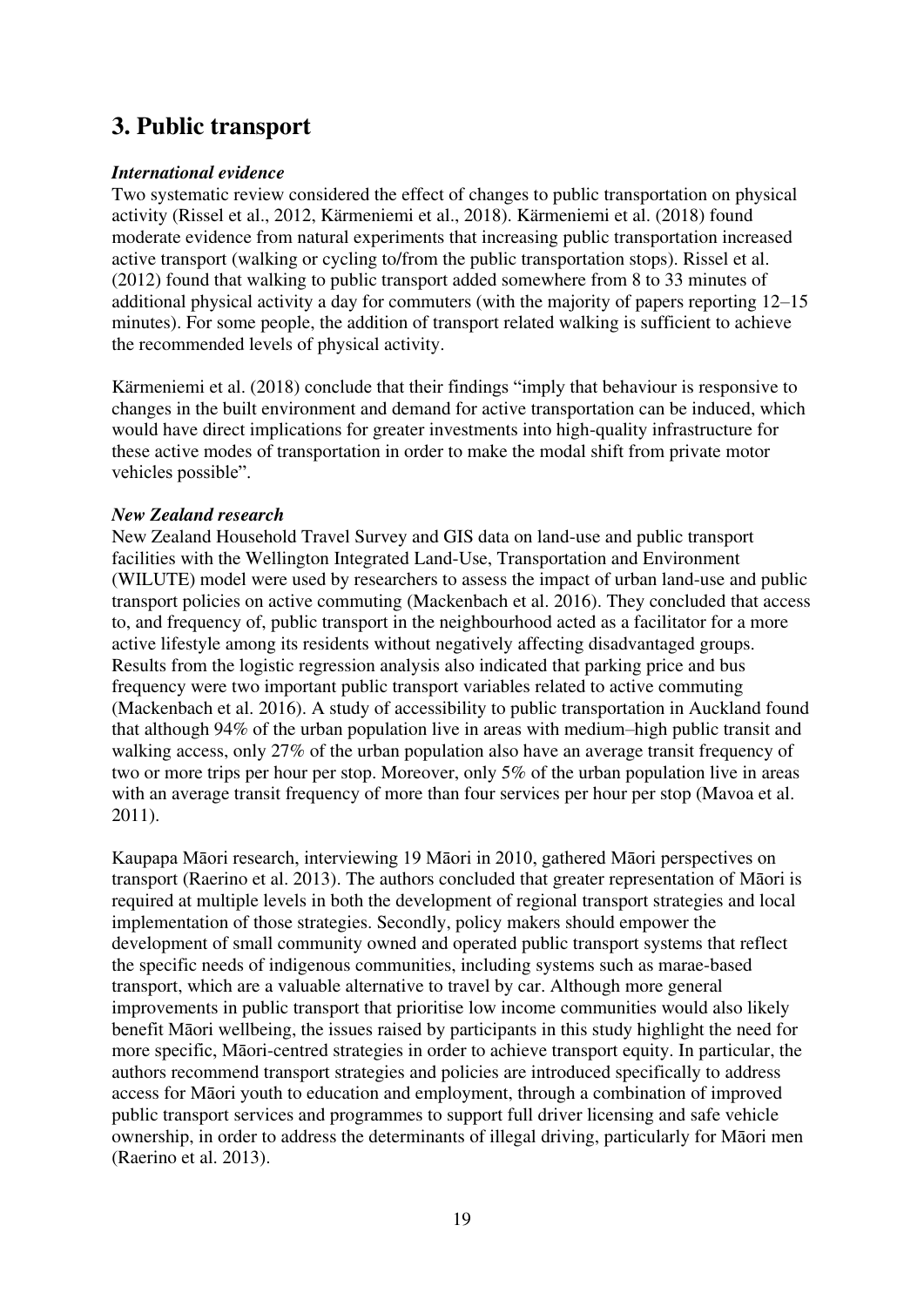# 3. Public transport

***International evidence***

Two systematic review considered the effect of changes to public transportation on physical activity (Rissel et al., 2012, Kärmeniemi et al., 2018). Kärmeniemi et al. (2018) found moderate evidence from natural experiments that increasing public transportation increased active transport (walking or cycling to/from the public transportation stops). Rissel et al. (2012) found that walking to public transport added somewhere from 8 to 33 minutes of additional physical activity a day for commuters (with the majority of papers reporting 12–15 minutes). For some people, the addition of transport related walking is sufficient to achieve the recommended levels of physical activity.

Kärmeniemi et al. (2018) conclude that their findings "imply that behaviour is responsive to changes in the built environment and demand for active transportation can be induced, which would have direct implications for greater investments into high-quality infrastructure for these active modes of transportation in order to make the modal shift from private motor vehicles possible".

***New Zealand research***

New Zealand Household Travel Survey and GIS data on land-use and public transport facilities with the Wellington Integrated Land-Use, Transportation and Environment (WILUTE) model were used by researchers to assess the impact of urban land-use and public transport policies on active commuting (Mackenbach et al. 2016). They concluded that access to, and frequency of, public transport in the neighbourhood acted as a facilitator for a more active lifestyle among its residents without negatively affecting disadvantaged groups. Results from the logistic regression analysis also indicated that parking price and bus frequency were two important public transport variables related to active commuting (Mackenbach et al. 2016). A study of accessibility to public transportation in Auckland found that although 94% of the urban population live in areas with medium–high public transit and walking access, only 27% of the urban population also have an average transit frequency of two or more trips per hour per stop. Moreover, only 5% of the urban population live in areas with an average transit frequency of more than four services per hour per stop (Mavoa et al. 2011).

Kaupapa Māori research, interviewing 19 Māori in 2010, gathered Māori perspectives on transport (Raerino et al. 2013). The authors concluded that greater representation of Māori is required at multiple levels in both the development of regional transport strategies and local implementation of those strategies. Secondly, policy makers should empower the development of small community owned and operated public transport systems that reflect the specific needs of indigenous communities, including systems such as marae-based transport, which are a valuable alternative to travel by car. Although more general improvements in public transport that prioritise low income communities would also likely benefit Māori wellbeing, the issues raised by participants in this study highlight the need for more specific, Māori-centred strategies in order to achieve transport equity. In particular, the authors recommend transport strategies and policies are introduced specifically to address access for Māori youth to education and employment, through a combination of improved public transport services and programmes to support full driver licensing and safe vehicle ownership, in order to address the determinants of illegal driving, particularly for Māori men (Raerino et al. 2013).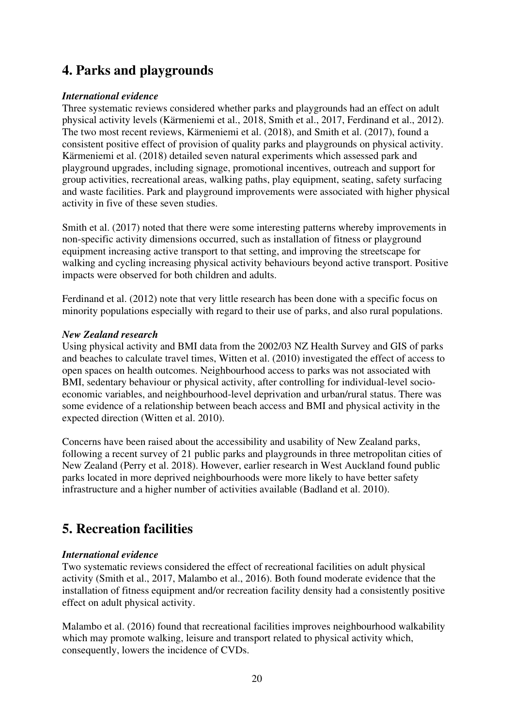# 4. Parks and playgrounds

***International evidence***

Three systematic reviews considered whether parks and playgrounds had an effect on adult physical activity levels (Kärmeniemi et al., 2018, Smith et al., 2017, Ferdinand et al., 2012). The two most recent reviews, Kärmeniemi et al. (2018), and Smith et al. (2017), found a consistent positive effect of provision of quality parks and playgrounds on physical activity. Kärmeniemi et al. (2018) detailed seven natural experiments which assessed park and playground upgrades, including signage, promotional incentives, outreach and support for group activities, recreational areas, walking paths, play equipment, seating, safety surfacing and waste facilities. Park and playground improvements were associated with higher physical activity in five of these seven studies.

Smith et al. (2017) noted that there were some interesting patterns whereby improvements in non-specific activity dimensions occurred, such as installation of fitness or playground equipment increasing active transport to that setting, and improving the streetscape for walking and cycling increasing physical activity behaviours beyond active transport. Positive impacts were observed for both children and adults.

Ferdinand et al. (2012) note that very little research has been done with a specific focus on minority populations especially with regard to their use of parks, and also rural populations.

***New Zealand research***

Using physical activity and BMI data from the 2002/03 NZ Health Survey and GIS of parks and beaches to calculate travel times, Witten et al. (2010) investigated the effect of access to open spaces on health outcomes. Neighbourhood access to parks was not associated with BMI, sedentary behaviour or physical activity, after controlling for individual-level socio-economic variables, and neighbourhood-level deprivation and urban/rural status. There was some evidence of a relationship between beach access and BMI and physical activity in the expected direction (Witten et al. 2010).

Concerns have been raised about the accessibility and usability of New Zealand parks, following a recent survey of 21 public parks and playgrounds in three metropolitan cities of New Zealand (Perry et al. 2018). However, earlier research in West Auckland found public parks located in more deprived neighbourhoods were more likely to have better safety infrastructure and a higher number of activities available (Badland et al. 2010).

# 5. Recreation facilities

***International evidence***

Two systematic reviews considered the effect of recreational facilities on adult physical activity (Smith et al., 2017, Malambo et al., 2016). Both found moderate evidence that the installation of fitness equipment and/or recreation facility density had a consistently positive effect on adult physical activity.

Malambo et al. (2016) found that recreational facilities improves neighbourhood walkability which may promote walking, leisure and transport related to physical activity which, consequently, lowers the incidence of CVDs.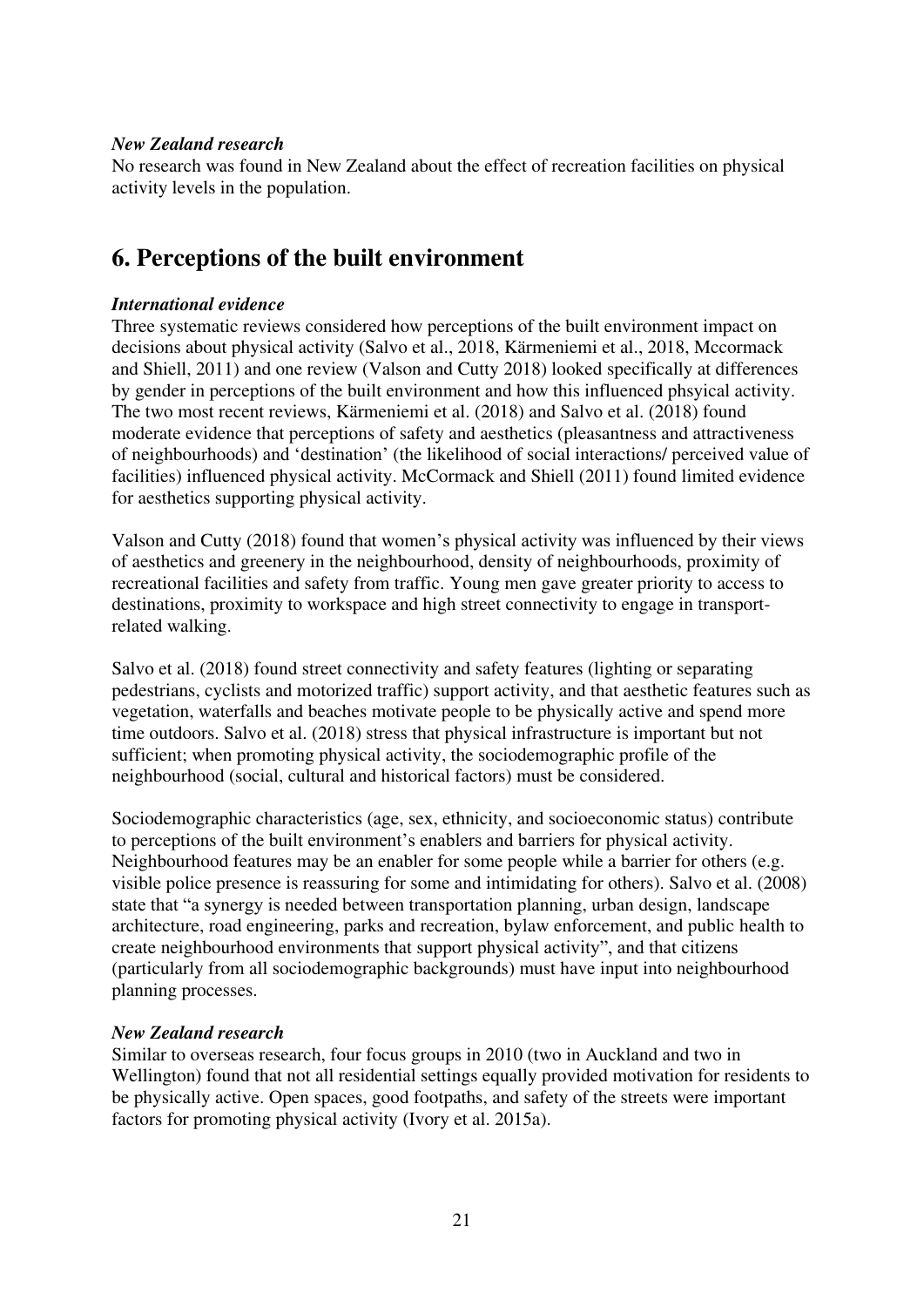*New Zealand research*

No research was found in New Zealand about the effect of recreation facilities on physical activity levels in the population.

# 6. Perceptions of the built environment

*International evidence*

Three systematic reviews considered how perceptions of the built environment impact on decisions about physical activity (Salvo et al., 2018, Kärmeniemi et al., 2018, Mccormack and Shiell, 2011) and one review (Valson and Cutty 2018) looked specifically at differences by gender in perceptions of the built environment and how this influenced phsyical activity. The two most recent reviews, Kärmeniemi et al. (2018) and Salvo et al. (2018) found moderate evidence that perceptions of safety and aesthetics (pleasantness and attractiveness of neighbourhoods) and 'destination' (the likelihood of social interactions/ perceived value of facilities) influenced physical activity. McCormack and Shiell (2011) found limited evidence for aesthetics supporting physical activity.

Valson and Cutty (2018) found that women's physical activity was influenced by their views of aesthetics and greenery in the neighbourhood, density of neighbourhoods, proximity of recreational facilities and safety from traffic. Young men gave greater priority to access to destinations, proximity to workspace and high street connectivity to engage in transport-related walking.

Salvo et al. (2018) found street connectivity and safety features (lighting or separating pedestrians, cyclists and motorized traffic) support activity, and that aesthetic features such as vegetation, waterfalls and beaches motivate people to be physically active and spend more time outdoors. Salvo et al. (2018) stress that physical infrastructure is important but not sufficient; when promoting physical activity, the sociodemographic profile of the neighbourhood (social, cultural and historical factors) must be considered.

Sociodemographic characteristics (age, sex, ethnicity, and socioeconomic status) contribute to perceptions of the built environment's enablers and barriers for physical activity. Neighbourhood features may be an enabler for some people while a barrier for others (e.g. visible police presence is reassuring for some and intimidating for others). Salvo et al. (2008) state that "a synergy is needed between transportation planning, urban design, landscape architecture, road engineering, parks and recreation, bylaw enforcement, and public health to create neighbourhood environments that support physical activity", and that citizens (particularly from all sociodemographic backgrounds) must have input into neighbourhood planning processes.

*New Zealand research*

Similar to overseas research, four focus groups in 2010 (two in Auckland and two in Wellington) found that not all residential settings equally provided motivation for residents to be physically active. Open spaces, good footpaths, and safety of the streets were important factors for promoting physical activity (Ivory et al. 2015a).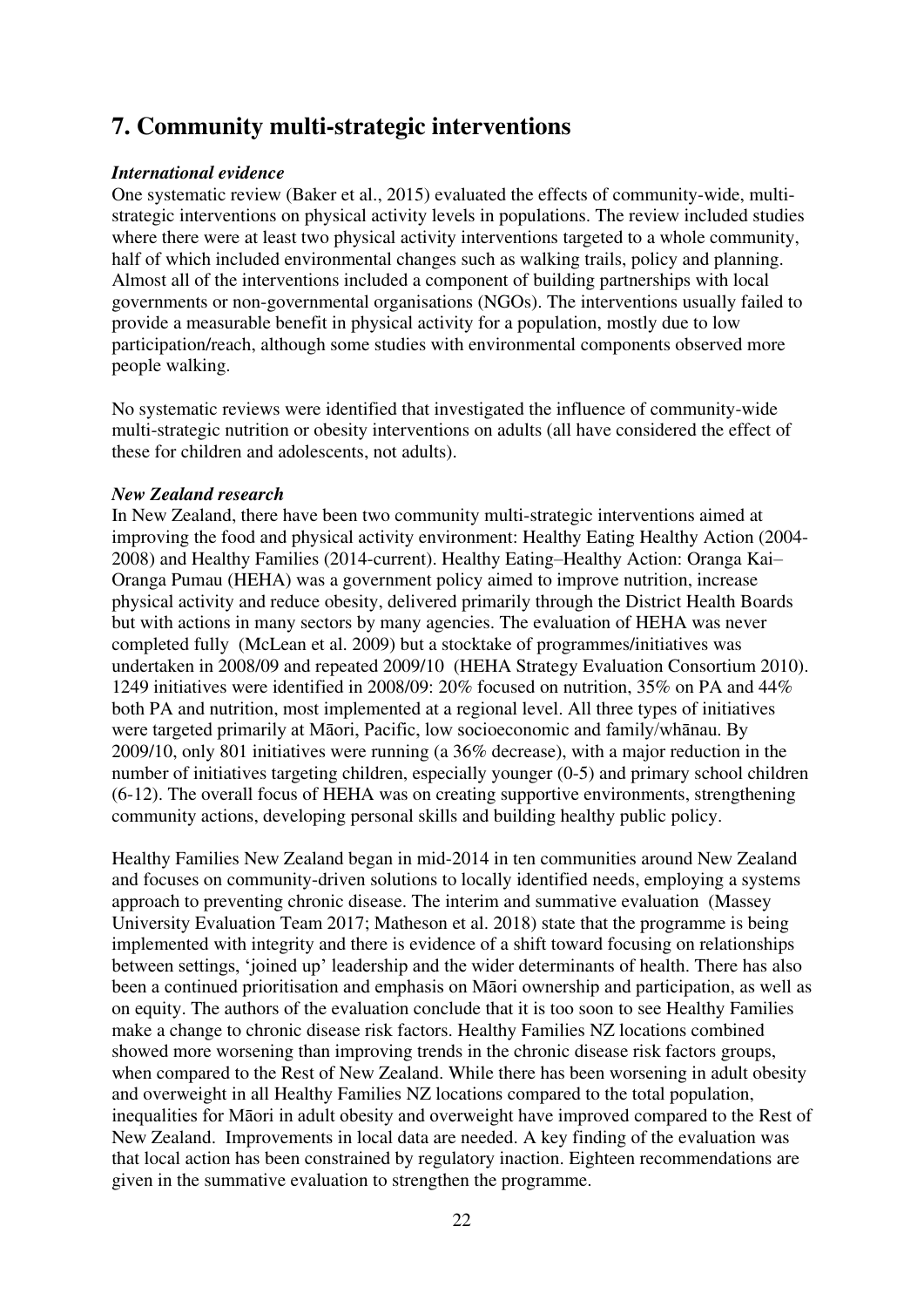# 7. Community multi-strategic interventions

***International evidence***

One systematic review (Baker et al., 2015) evaluated the effects of community-wide, multi-strategic interventions on physical activity levels in populations. The review included studies where there were at least two physical activity interventions targeted to a whole community, half of which included environmental changes such as walking trails, policy and planning. Almost all of the interventions included a component of building partnerships with local governments or non-governmental organisations (NGOs). The interventions usually failed to provide a measurable benefit in physical activity for a population, mostly due to low participation/reach, although some studies with environmental components observed more people walking.

No systematic reviews were identified that investigated the influence of community-wide multi-strategic nutrition or obesity interventions on adults (all have considered the effect of these for children and adolescents, not adults).

***New Zealand research***

In New Zealand, there have been two community multi-strategic interventions aimed at improving the food and physical activity environment: Healthy Eating Healthy Action (2004-2008) and Healthy Families (2014-current). Healthy Eating–Healthy Action: Oranga Kai–Oranga Pumau (HEHA) was a government policy aimed to improve nutrition, increase physical activity and reduce obesity, delivered primarily through the District Health Boards but with actions in many sectors by many agencies. The evaluation of HEHA was never completed fully (McLean et al. 2009) but a stocktake of programmes/initiatives was undertaken in 2008/09 and repeated 2009/10 (HEHA Strategy Evaluation Consortium 2010). 1249 initiatives were identified in 2008/09: 20% focused on nutrition, 35% on PA and 44% both PA and nutrition, most implemented at a regional level. All three types of initiatives were targeted primarily at Māori, Pacific, low socioeconomic and family/whānau. By 2009/10, only 801 initiatives were running (a 36% decrease), with a major reduction in the number of initiatives targeting children, especially younger (0-5) and primary school children (6-12). The overall focus of HEHA was on creating supportive environments, strengthening community actions, developing personal skills and building healthy public policy.

Healthy Families New Zealand began in mid-2014 in ten communities around New Zealand and focuses on community-driven solutions to locally identified needs, employing a systems approach to preventing chronic disease. The interim and summative evaluation (Massey University Evaluation Team 2017; Matheson et al. 2018) state that the programme is being implemented with integrity and there is evidence of a shift toward focusing on relationships between settings, 'joined up' leadership and the wider determinants of health. There has also been a continued prioritisation and emphasis on Māori ownership and participation, as well as on equity. The authors of the evaluation conclude that it is too soon to see Healthy Families make a change to chronic disease risk factors. Healthy Families NZ locations combined showed more worsening than improving trends in the chronic disease risk factors groups, when compared to the Rest of New Zealand. While there has been worsening in adult obesity and overweight in all Healthy Families NZ locations compared to the total population, inequalities for Māori in adult obesity and overweight have improved compared to the Rest of New Zealand. Improvements in local data are needed. A key finding of the evaluation was that local action has been constrained by regulatory inaction. Eighteen recommendations are given in the summative evaluation to strengthen the programme.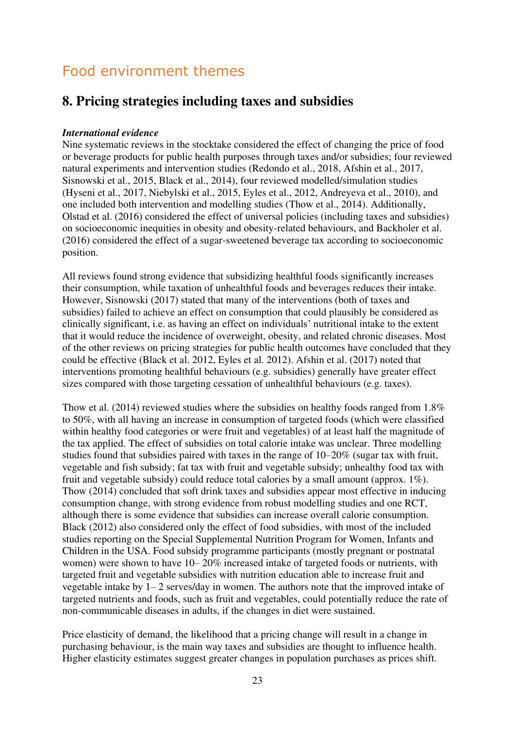## Food environment themes

### 8. Pricing strategies including taxes and subsidies

***International evidence***

Nine systematic reviews in the stocktake considered the effect of changing the price of food or beverage products for public health purposes through taxes and/or subsidies; four reviewed natural experiments and intervention studies (Redondo et al., 2018, Afshin et al., 2017, Sisnowski et al., 2015, Black et al., 2014), four reviewed modelled/simulation studies (Hyseni et al., 2017, Niebylski et al., 2015, Eyles et al., 2012, Andreyeva et al., 2010), and one included both intervention and modelling studies (Thow et al., 2014). Additionally, Olstad et al. (2016) considered the effect of universal policies (including taxes and subsidies) on socioeconomic inequities in obesity and obesity-related behaviours, and Backholer et al. (2016) considered the effect of a sugar-sweetened beverage tax according to socioeconomic position.

All reviews found strong evidence that subsidizing healthful foods significantly increases their consumption, while taxation of unhealthful foods and beverages reduces their intake. However, Sisnowski (2017) stated that many of the interventions (both of taxes and subsidies) failed to achieve an effect on consumption that could plausibly be considered as clinically significant, i.e. as having an effect on individuals' nutritional intake to the extent that it would reduce the incidence of overweight, obesity, and related chronic diseases. Most of the other reviews on pricing strategies for public health outcomes have concluded that they could be effective (Black et al. 2012, Eyles et al. 2012). Afshin et al. (2017) noted that interventions promoting healthful behaviours (e.g. subsidies) generally have greater effect sizes compared with those targeting cessation of unhealthful behaviours (e.g. taxes).

Thow et al. (2014) reviewed studies where the subsidies on healthy foods ranged from 1.8% to 50%, with all having an increase in consumption of targeted foods (which were classified within healthy food categories or were fruit and vegetables) of at least half the magnitude of the tax applied. The effect of subsidies on total calorie intake was unclear. Three modelling studies found that subsidies paired with taxes in the range of 10–20% (sugar tax with fruit, vegetable and fish subsidy; fat tax with fruit and vegetable subsidy; unhealthy food tax with fruit and vegetable subsidy) could reduce total calories by a small amount (approx. 1%). Thow (2014) concluded that soft drink taxes and subsidies appear most effective in inducing consumption change, with strong evidence from robust modelling studies and one RCT, although there is some evidence that subsidies can increase overall calorie consumption. Black (2012) also considered only the effect of food subsidies, with most of the included studies reporting on the Special Supplemental Nutrition Program for Women, Infants and Children in the USA. Food subsidy programme participants (mostly pregnant or postnatal women) were shown to have 10– 20% increased intake of targeted foods or nutrients, with targeted fruit and vegetable subsidies with nutrition education able to increase fruit and vegetable intake by 1– 2 serves/day in women. The authors note that the improved intake of targeted nutrients and foods, such as fruit and vegetables, could potentially reduce the rate of non-communicable diseases in adults, if the changes in diet were sustained.

Price elasticity of demand, the likelihood that a pricing change will result in a change in purchasing behaviour, is the main way taxes and subsidies are thought to influence health. Higher elasticity estimates suggest greater changes in population purchases as prices shift.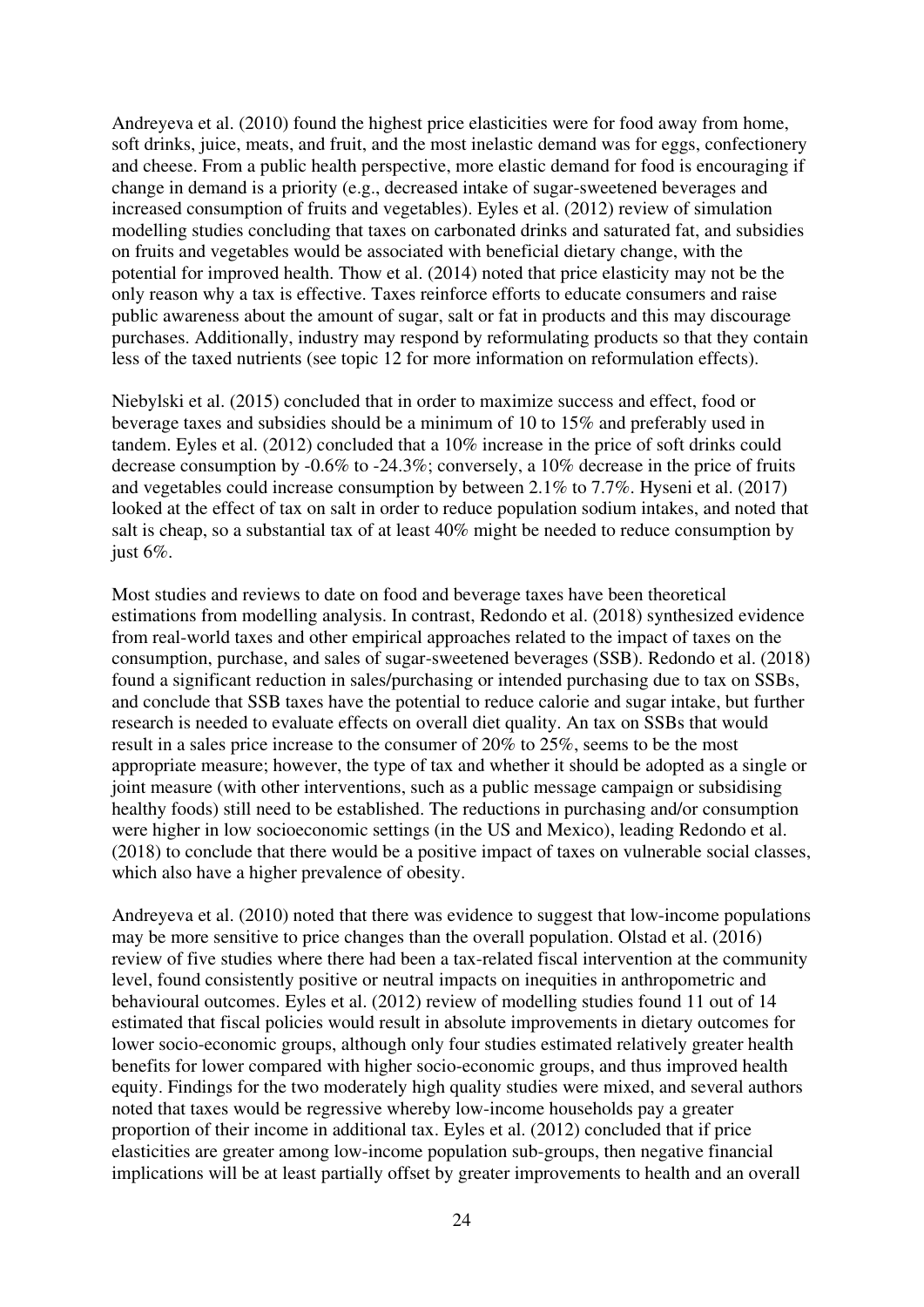Andreyeva et al. (2010) found the highest price elasticities were for food away from home, soft drinks, juice, meats, and fruit, and the most inelastic demand was for eggs, confectionery and cheese. From a public health perspective, more elastic demand for food is encouraging if change in demand is a priority (e.g., decreased intake of sugar-sweetened beverages and increased consumption of fruits and vegetables). Eyles et al. (2012) review of simulation modelling studies concluding that taxes on carbonated drinks and saturated fat, and subsidies on fruits and vegetables would be associated with beneficial dietary change, with the potential for improved health. Thow et al. (2014) noted that price elasticity may not be the only reason why a tax is effective. Taxes reinforce efforts to educate consumers and raise public awareness about the amount of sugar, salt or fat in products and this may discourage purchases. Additionally, industry may respond by reformulating products so that they contain less of the taxed nutrients (see topic 12 for more information on reformulation effects).

Niebylski et al. (2015) concluded that in order to maximize success and effect, food or beverage taxes and subsidies should be a minimum of 10 to 15% and preferably used in tandem. Eyles et al. (2012) concluded that a 10% increase in the price of soft drinks could decrease consumption by -0.6% to -24.3%; conversely, a 10% decrease in the price of fruits and vegetables could increase consumption by between 2.1% to 7.7%. Hyseni et al. (2017) looked at the effect of tax on salt in order to reduce population sodium intakes, and noted that salt is cheap, so a substantial tax of at least 40% might be needed to reduce consumption by just 6%.

Most studies and reviews to date on food and beverage taxes have been theoretical estimations from modelling analysis. In contrast, Redondo et al. (2018) synthesized evidence from real-world taxes and other empirical approaches related to the impact of taxes on the consumption, purchase, and sales of sugar-sweetened beverages (SSB). Redondo et al. (2018) found a significant reduction in sales/purchasing or intended purchasing due to tax on SSBs, and conclude that SSB taxes have the potential to reduce calorie and sugar intake, but further research is needed to evaluate effects on overall diet quality. An tax on SSBs that would result in a sales price increase to the consumer of 20% to 25%, seems to be the most appropriate measure; however, the type of tax and whether it should be adopted as a single or joint measure (with other interventions, such as a public message campaign or subsidising healthy foods) still need to be established. The reductions in purchasing and/or consumption were higher in low socioeconomic settings (in the US and Mexico), leading Redondo et al. (2018) to conclude that there would be a positive impact of taxes on vulnerable social classes, which also have a higher prevalence of obesity.

Andreyeva et al. (2010) noted that there was evidence to suggest that low-income populations may be more sensitive to price changes than the overall population. Olstad et al. (2016) review of five studies where there had been a tax-related fiscal intervention at the community level, found consistently positive or neutral impacts on inequities in anthropometric and behavioural outcomes. Eyles et al. (2012) review of modelling studies found 11 out of 14 estimated that fiscal policies would result in absolute improvements in dietary outcomes for lower socio-economic groups, although only four studies estimated relatively greater health benefits for lower compared with higher socio-economic groups, and thus improved health equity. Findings for the two moderately high quality studies were mixed, and several authors noted that taxes would be regressive whereby low-income households pay a greater proportion of their income in additional tax. Eyles et al. (2012) concluded that if price elasticities are greater among low-income population sub-groups, then negative financial implications will be at least partially offset by greater improvements to health and an overall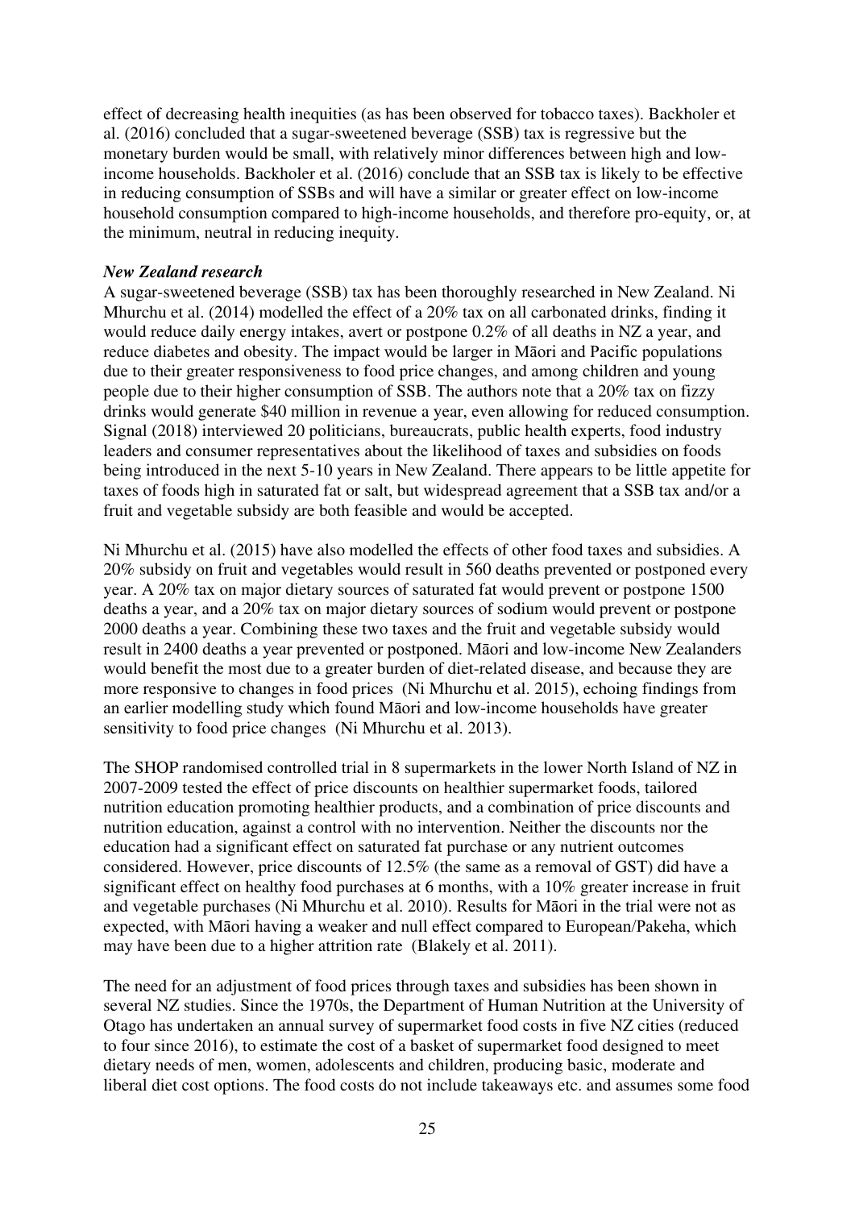effect of decreasing health inequities (as has been observed for tobacco taxes). Backholer et al. (2016) concluded that a sugar-sweetened beverage (SSB) tax is regressive but the monetary burden would be small, with relatively minor differences between high and low-income households. Backholer et al. (2016) conclude that an SSB tax is likely to be effective in reducing consumption of SSBs and will have a similar or greater effect on low-income household consumption compared to high-income households, and therefore pro-equity, or, at the minimum, neutral in reducing inequity.

***New Zealand research***

A sugar-sweetened beverage (SSB) tax has been thoroughly researched in New Zealand. Ni Mhurchu et al. (2014) modelled the effect of a 20% tax on all carbonated drinks, finding it would reduce daily energy intakes, avert or postpone 0.2% of all deaths in NZ a year, and reduce diabetes and obesity. The impact would be larger in Māori and Pacific populations due to their greater responsiveness to food price changes, and among children and young people due to their higher consumption of SSB. The authors note that a 20% tax on fizzy drinks would generate $40 million in revenue a year, even allowing for reduced consumption. Signal (2018) interviewed 20 politicians, bureaucrats, public health experts, food industry leaders and consumer representatives about the likelihood of taxes and subsidies on foods being introduced in the next 5-10 years in New Zealand. There appears to be little appetite for taxes of foods high in saturated fat or salt, but widespread agreement that a SSB tax and/or a fruit and vegetable subsidy are both feasible and would be accepted.

Ni Mhurchu et al. (2015) have also modelled the effects of other food taxes and subsidies. A 20% subsidy on fruit and vegetables would result in 560 deaths prevented or postponed every year. A 20% tax on major dietary sources of saturated fat would prevent or postpone 1500 deaths a year, and a 20% tax on major dietary sources of sodium would prevent or postpone 2000 deaths a year. Combining these two taxes and the fruit and vegetable subsidy would result in 2400 deaths a year prevented or postponed. Māori and low-income New Zealanders would benefit the most due to a greater burden of diet-related disease, and because they are more responsive to changes in food prices (Ni Mhurchu et al. 2015), echoing findings from an earlier modelling study which found Māori and low-income households have greater sensitivity to food price changes (Ni Mhurchu et al. 2013).

The SHOP randomised controlled trial in 8 supermarkets in the lower North Island of NZ in 2007-2009 tested the effect of price discounts on healthier supermarket foods, tailored nutrition education promoting healthier products, and a combination of price discounts and nutrition education, against a control with no intervention. Neither the discounts nor the education had a significant effect on saturated fat purchase or any nutrient outcomes considered. However, price discounts of 12.5% (the same as a removal of GST) did have a significant effect on healthy food purchases at 6 months, with a 10% greater increase in fruit and vegetable purchases (Ni Mhurchu et al. 2010). Results for Māori in the trial were not as expected, with Māori having a weaker and null effect compared to European/Pakeha, which may have been due to a higher attrition rate (Blakely et al. 2011).

The need for an adjustment of food prices through taxes and subsidies has been shown in several NZ studies. Since the 1970s, the Department of Human Nutrition at the University of Otago has undertaken an annual survey of supermarket food costs in five NZ cities (reduced to four since 2016), to estimate the cost of a basket of supermarket food designed to meet dietary needs of men, women, adolescents and children, producing basic, moderate and liberal diet cost options. The food costs do not include takeaways etc. and assumes some food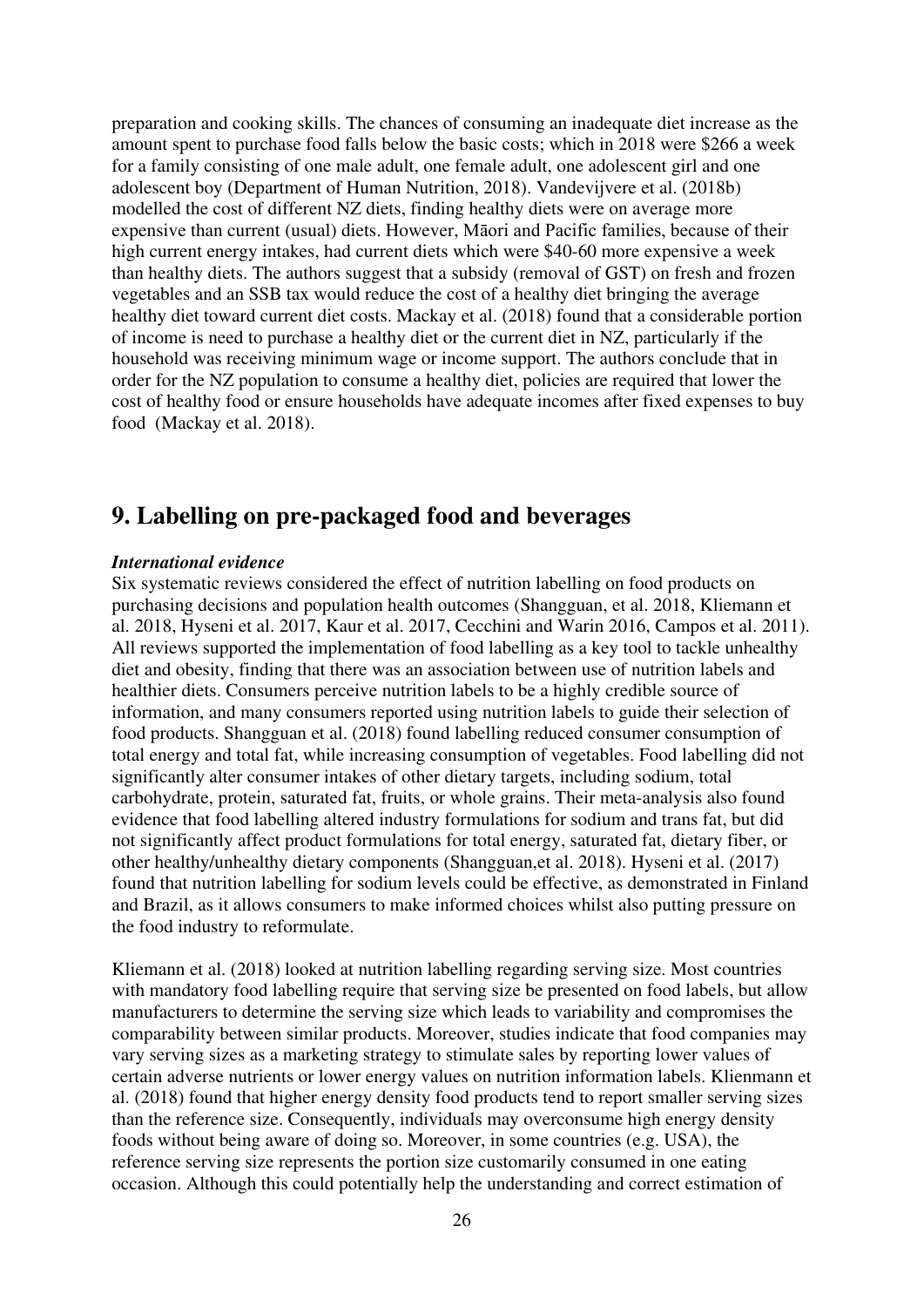preparation and cooking skills. The chances of consuming an inadequate diet increase as the amount spent to purchase food falls below the basic costs; which in 2018 were $266 a week for a family consisting of one male adult, one female adult, one adolescent girl and one adolescent boy (Department of Human Nutrition, 2018). Vandevijvere et al. (2018b) modelled the cost of different NZ diets, finding healthy diets were on average more expensive than current (usual) diets. However, Māori and Pacific families, because of their high current energy intakes, had current diets which were $40-60 more expensive a week than healthy diets. The authors suggest that a subsidy (removal of GST) on fresh and frozen vegetables and an SSB tax would reduce the cost of a healthy diet bringing the average healthy diet toward current diet costs. Mackay et al. (2018) found that a considerable portion of income is need to purchase a healthy diet or the current diet in NZ, particularly if the household was receiving minimum wage or income support. The authors conclude that in order for the NZ population to consume a healthy diet, policies are required that lower the cost of healthy food or ensure households have adequate incomes after fixed expenses to buy food (Mackay et al. 2018).

# 9. Labelling on pre-packaged food and beverages

***International evidence***

Six systematic reviews considered the effect of nutrition labelling on food products on purchasing decisions and population health outcomes (Shangguan, et al. 2018, Kliemann et al. 2018, Hyseni et al. 2017, Kaur et al. 2017, Cecchini and Warin 2016, Campos et al. 2011). All reviews supported the implementation of food labelling as a key tool to tackle unhealthy diet and obesity, finding that there was an association between use of nutrition labels and healthier diets. Consumers perceive nutrition labels to be a highly credible source of information, and many consumers reported using nutrition labels to guide their selection of food products. Shangguan et al. (2018) found labelling reduced consumer consumption of total energy and total fat, while increasing consumption of vegetables. Food labelling did not significantly alter consumer intakes of other dietary targets, including sodium, total carbohydrate, protein, saturated fat, fruits, or whole grains. Their meta-analysis also found evidence that food labelling altered industry formulations for sodium and trans fat, but did not significantly affect product formulations for total energy, saturated fat, dietary fiber, or other healthy/unhealthy dietary components (Shangguan,et al. 2018). Hyseni et al. (2017) found that nutrition labelling for sodium levels could be effective, as demonstrated in Finland and Brazil, as it allows consumers to make informed choices whilst also putting pressure on the food industry to reformulate.

Kliemann et al. (2018) looked at nutrition labelling regarding serving size. Most countries with mandatory food labelling require that serving size be presented on food labels, but allow manufacturers to determine the serving size which leads to variability and compromises the comparability between similar products. Moreover, studies indicate that food companies may vary serving sizes as a marketing strategy to stimulate sales by reporting lower values of certain adverse nutrients or lower energy values on nutrition information labels. Klienmann et al. (2018) found that higher energy density food products tend to report smaller serving sizes than the reference size. Consequently, individuals may overconsume high energy density foods without being aware of doing so. Moreover, in some countries (e.g. USA), the reference serving size represents the portion size customarily consumed in one eating occasion. Although this could potentially help the understanding and correct estimation of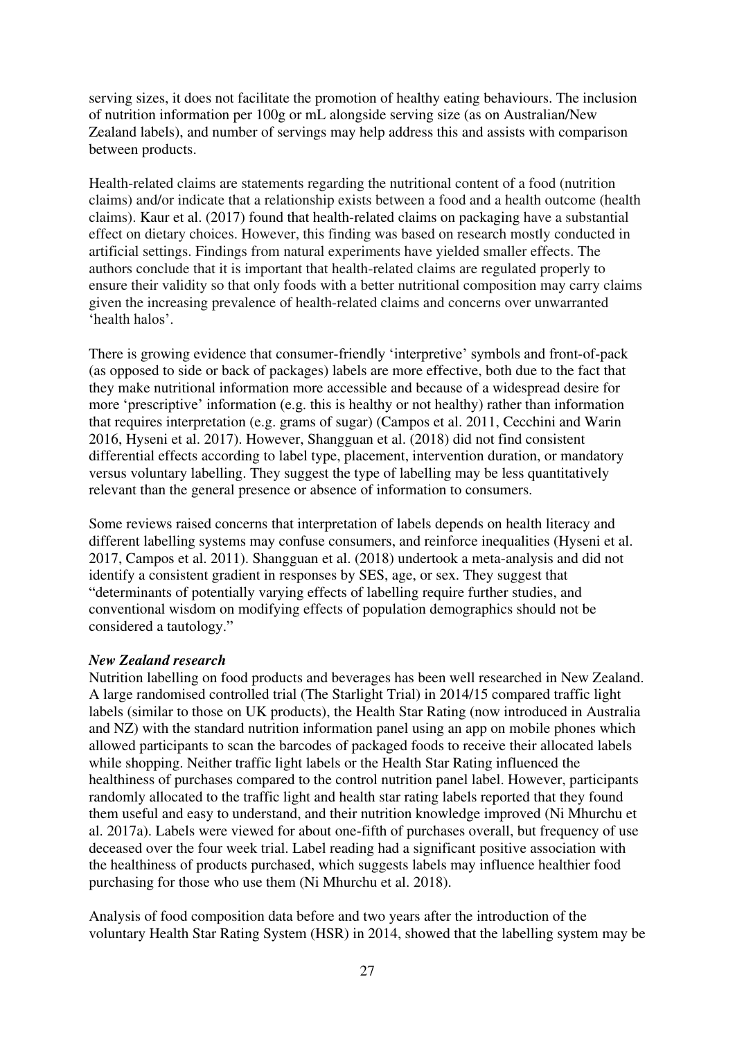serving sizes, it does not facilitate the promotion of healthy eating behaviours. The inclusion of nutrition information per 100g or mL alongside serving size (as on Australian/New Zealand labels), and number of servings may help address this and assists with comparison between products.

Health-related claims are statements regarding the nutritional content of a food (nutrition claims) and/or indicate that a relationship exists between a food and a health outcome (health claims). Kaur et al. (2017) found that health-related claims on packaging have a substantial effect on dietary choices. However, this finding was based on research mostly conducted in artificial settings. Findings from natural experiments have yielded smaller effects. The authors conclude that it is important that health-related claims are regulated properly to ensure their validity so that only foods with a better nutritional composition may carry claims given the increasing prevalence of health-related claims and concerns over unwarranted 'health halos'.

There is growing evidence that consumer-friendly 'interpretive' symbols and front-of-pack (as opposed to side or back of packages) labels are more effective, both due to the fact that they make nutritional information more accessible and because of a widespread desire for more 'prescriptive' information (e.g. this is healthy or not healthy) rather than information that requires interpretation (e.g. grams of sugar) (Campos et al. 2011, Cecchini and Warin 2016, Hyseni et al. 2017). However, Shangguan et al. (2018) did not find consistent differential effects according to label type, placement, intervention duration, or mandatory versus voluntary labelling. They suggest the type of labelling may be less quantitatively relevant than the general presence or absence of information to consumers.

Some reviews raised concerns that interpretation of labels depends on health literacy and different labelling systems may confuse consumers, and reinforce inequalities (Hyseni et al. 2017, Campos et al. 2011). Shangguan et al. (2018) undertook a meta-analysis and did not identify a consistent gradient in responses by SES, age, or sex. They suggest that "determinants of potentially varying effects of labelling require further studies, and conventional wisdom on modifying effects of population demographics should not be considered a tautology."

***New Zealand research***

Nutrition labelling on food products and beverages has been well researched in New Zealand. A large randomised controlled trial (The Starlight Trial) in 2014/15 compared traffic light labels (similar to those on UK products), the Health Star Rating (now introduced in Australia and NZ) with the standard nutrition information panel using an app on mobile phones which allowed participants to scan the barcodes of packaged foods to receive their allocated labels while shopping. Neither traffic light labels or the Health Star Rating influenced the healthiness of purchases compared to the control nutrition panel label. However, participants randomly allocated to the traffic light and health star rating labels reported that they found them useful and easy to understand, and their nutrition knowledge improved (Ni Mhurchu et al. 2017a). Labels were viewed for about one-fifth of purchases overall, but frequency of use deceased over the four week trial. Label reading had a significant positive association with the healthiness of products purchased, which suggests labels may influence healthier food purchasing for those who use them (Ni Mhurchu et al. 2018).

Analysis of food composition data before and two years after the introduction of the voluntary Health Star Rating System (HSR) in 2014, showed that the labelling system may be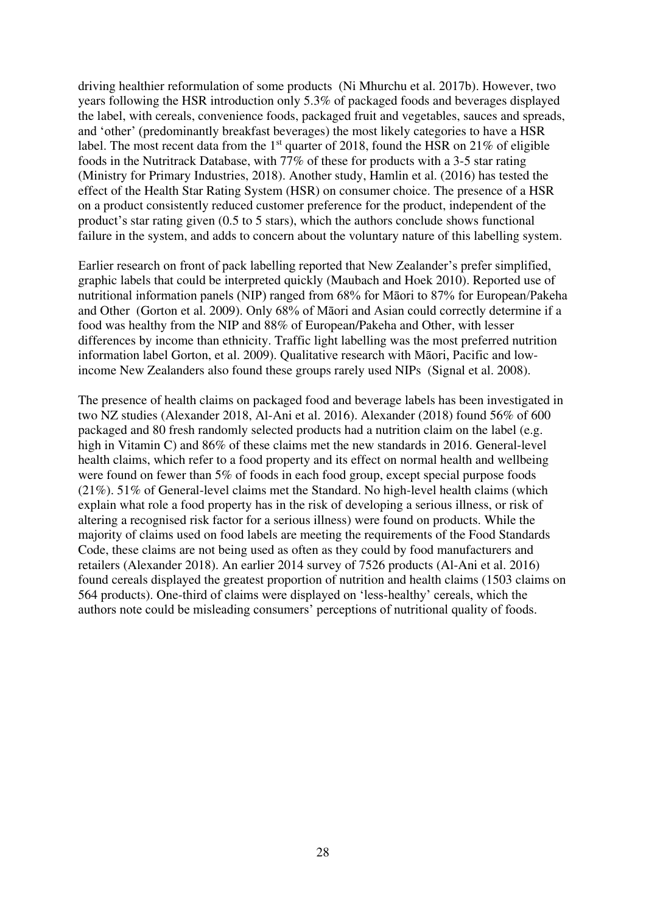driving healthier reformulation of some products (Ni Mhurchu et al. 2017b). However, two years following the HSR introduction only 5.3% of packaged foods and beverages displayed the label, with cereals, convenience foods, packaged fruit and vegetables, sauces and spreads, and 'other' (predominantly breakfast beverages) the most likely categories to have a HSR label. The most recent data from the 1st quarter of 2018, found the HSR on 21% of eligible foods in the Nutritrack Database, with 77% of these for products with a 3-5 star rating (Ministry for Primary Industries, 2018). Another study, Hamlin et al. (2016) has tested the effect of the Health Star Rating System (HSR) on consumer choice. The presence of a HSR on a product consistently reduced customer preference for the product, independent of the product's star rating given (0.5 to 5 stars), which the authors conclude shows functional failure in the system, and adds to concern about the voluntary nature of this labelling system.

Earlier research on front of pack labelling reported that New Zealander's prefer simplified, graphic labels that could be interpreted quickly (Maubach and Hoek 2010). Reported use of nutritional information panels (NIP) ranged from 68% for Māori to 87% for European/Pakeha and Other (Gorton et al. 2009). Only 68% of Māori and Asian could correctly determine if a food was healthy from the NIP and 88% of European/Pakeha and Other, with lesser differences by income than ethnicity. Traffic light labelling was the most preferred nutrition information label Gorton, et al. 2009). Qualitative research with Māori, Pacific and low-income New Zealanders also found these groups rarely used NIPs (Signal et al. 2008).

The presence of health claims on packaged food and beverage labels has been investigated in two NZ studies (Alexander 2018, Al-Ani et al. 2016). Alexander (2018) found 56% of 600 packaged and 80 fresh randomly selected products had a nutrition claim on the label (e.g. high in Vitamin C) and 86% of these claims met the new standards in 2016. General-level health claims, which refer to a food property and its effect on normal health and wellbeing were found on fewer than 5% of foods in each food group, except special purpose foods (21%). 51% of General-level claims met the Standard. No high-level health claims (which explain what role a food property has in the risk of developing a serious illness, or risk of altering a recognised risk factor for a serious illness) were found on products. While the majority of claims used on food labels are meeting the requirements of the Food Standards Code, these claims are not being used as often as they could by food manufacturers and retailers (Alexander 2018). An earlier 2014 survey of 7526 products (Al-Ani et al. 2016) found cereals displayed the greatest proportion of nutrition and health claims (1503 claims on 564 products). One-third of claims were displayed on 'less-healthy' cereals, which the authors note could be misleading consumers' perceptions of nutritional quality of foods.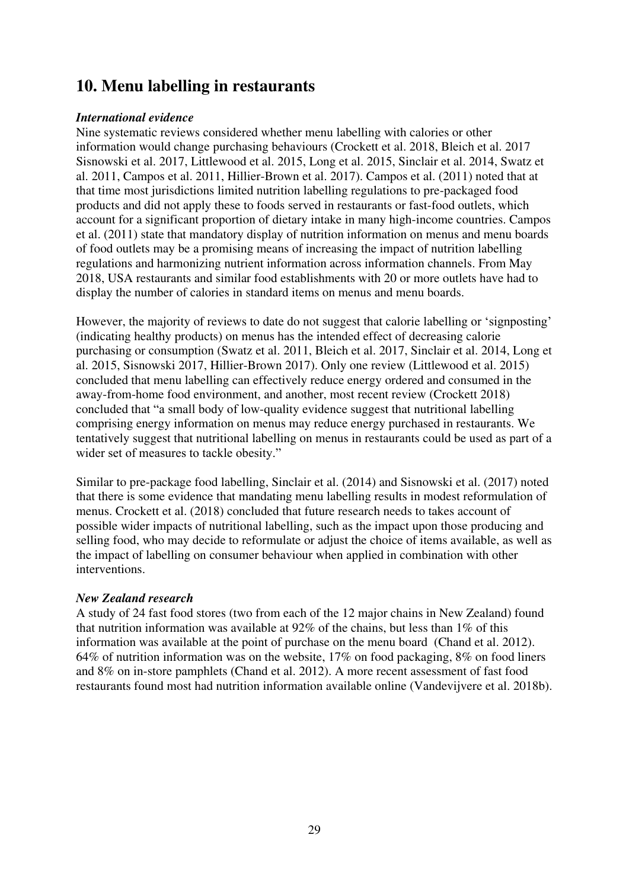## 10. Menu labelling in restaurants

### *International evidence*

Nine systematic reviews considered whether menu labelling with calories or other information would change purchasing behaviours (Crockett et al. 2018, Bleich et al. 2017 Sisnowski et al. 2017, Littlewood et al. 2015, Long et al. 2015, Sinclair et al. 2014, Swatz et al. 2011, Campos et al. 2011, Hillier-Brown et al. 2017). Campos et al. (2011) noted that at that time most jurisdictions limited nutrition labelling regulations to pre-packaged food products and did not apply these to foods served in restaurants or fast-food outlets, which account for a significant proportion of dietary intake in many high-income countries. Campos et al. (2011) state that mandatory display of nutrition information on menus and menu boards of food outlets may be a promising means of increasing the impact of nutrition labelling regulations and harmonizing nutrient information across information channels. From May 2018, USA restaurants and similar food establishments with 20 or more outlets have had to display the number of calories in standard items on menus and menu boards.

However, the majority of reviews to date do not suggest that calorie labelling or 'signposting' (indicating healthy products) on menus has the intended effect of decreasing calorie purchasing or consumption (Swatz et al. 2011, Bleich et al. 2017, Sinclair et al. 2014, Long et al. 2015, Sisnowski 2017, Hillier-Brown 2017). Only one review (Littlewood et al. 2015) concluded that menu labelling can effectively reduce energy ordered and consumed in the away-from-home food environment, and another, most recent review (Crockett 2018) concluded that "a small body of low-quality evidence suggest that nutritional labelling comprising energy information on menus may reduce energy purchased in restaurants. We tentatively suggest that nutritional labelling on menus in restaurants could be used as part of a wider set of measures to tackle obesity."

Similar to pre-package food labelling, Sinclair et al. (2014) and Sisnowski et al. (2017) noted that there is some evidence that mandating menu labelling results in modest reformulation of menus. Crockett et al. (2018) concluded that future research needs to takes account of possible wider impacts of nutritional labelling, such as the impact upon those producing and selling food, who may decide to reformulate or adjust the choice of items available, as well as the impact of labelling on consumer behaviour when applied in combination with other interventions.

### *New Zealand research*

A study of 24 fast food stores (two from each of the 12 major chains in New Zealand) found that nutrition information was available at 92% of the chains, but less than 1% of this information was available at the point of purchase on the menu board (Chand et al. 2012). 64% of nutrition information was on the website, 17% on food packaging, 8% on food liners and 8% on in-store pamphlets (Chand et al. 2012). A more recent assessment of fast food restaurants found most had nutrition information available online (Vandevijvere et al. 2018b).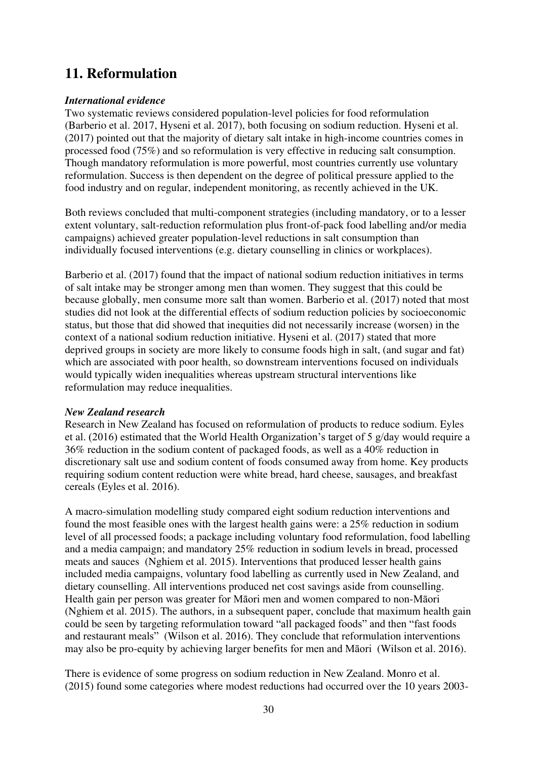## 11. Reformulation

***International evidence***

Two systematic reviews considered population-level policies for food reformulation (Barberio et al. 2017, Hyseni et al. 2017), both focusing on sodium reduction. Hyseni et al. (2017) pointed out that the majority of dietary salt intake in high-income countries comes in processed food (75%) and so reformulation is very effective in reducing salt consumption. Though mandatory reformulation is more powerful, most countries currently use voluntary reformulation. Success is then dependent on the degree of political pressure applied to the food industry and on regular, independent monitoring, as recently achieved in the UK.

Both reviews concluded that multi-component strategies (including mandatory, or to a lesser extent voluntary, salt-reduction reformulation plus front-of-pack food labelling and/or media campaigns) achieved greater population-level reductions in salt consumption than individually focused interventions (e.g. dietary counselling in clinics or workplaces).

Barberio et al. (2017) found that the impact of national sodium reduction initiatives in terms of salt intake may be stronger among men than women. They suggest that this could be because globally, men consume more salt than women. Barberio et al. (2017) noted that most studies did not look at the differential effects of sodium reduction policies by socioeconomic status, but those that did showed that inequities did not necessarily increase (worsen) in the context of a national sodium reduction initiative. Hyseni et al. (2017) stated that more deprived groups in society are more likely to consume foods high in salt, (and sugar and fat) which are associated with poor health, so downstream interventions focused on individuals would typically widen inequalities whereas upstream structural interventions like reformulation may reduce inequalities.

***New Zealand research***

Research in New Zealand has focused on reformulation of products to reduce sodium. Eyles et al. (2016) estimated that the World Health Organization's target of 5 g/day would require a 36% reduction in the sodium content of packaged foods, as well as a 40% reduction in discretionary salt use and sodium content of foods consumed away from home. Key products requiring sodium content reduction were white bread, hard cheese, sausages, and breakfast cereals (Eyles et al. 2016).

A macro-simulation modelling study compared eight sodium reduction interventions and found the most feasible ones with the largest health gains were: a 25% reduction in sodium level of all processed foods; a package including voluntary food reformulation, food labelling and a media campaign; and mandatory 25% reduction in sodium levels in bread, processed meats and sauces (Nghiem et al. 2015). Interventions that produced lesser health gains included media campaigns, voluntary food labelling as currently used in New Zealand, and dietary counselling. All interventions produced net cost savings aside from counselling. Health gain per person was greater for Māori men and women compared to non-Māori (Nghiem et al. 2015). The authors, in a subsequent paper, conclude that maximum health gain could be seen by targeting reformulation toward "all packaged foods" and then "fast foods and restaurant meals" (Wilson et al. 2016). They conclude that reformulation interventions may also be pro-equity by achieving larger benefits for men and Māori (Wilson et al. 2016).

There is evidence of some progress on sodium reduction in New Zealand. Monro et al. (2015) found some categories where modest reductions had occurred over the 10 years 2003-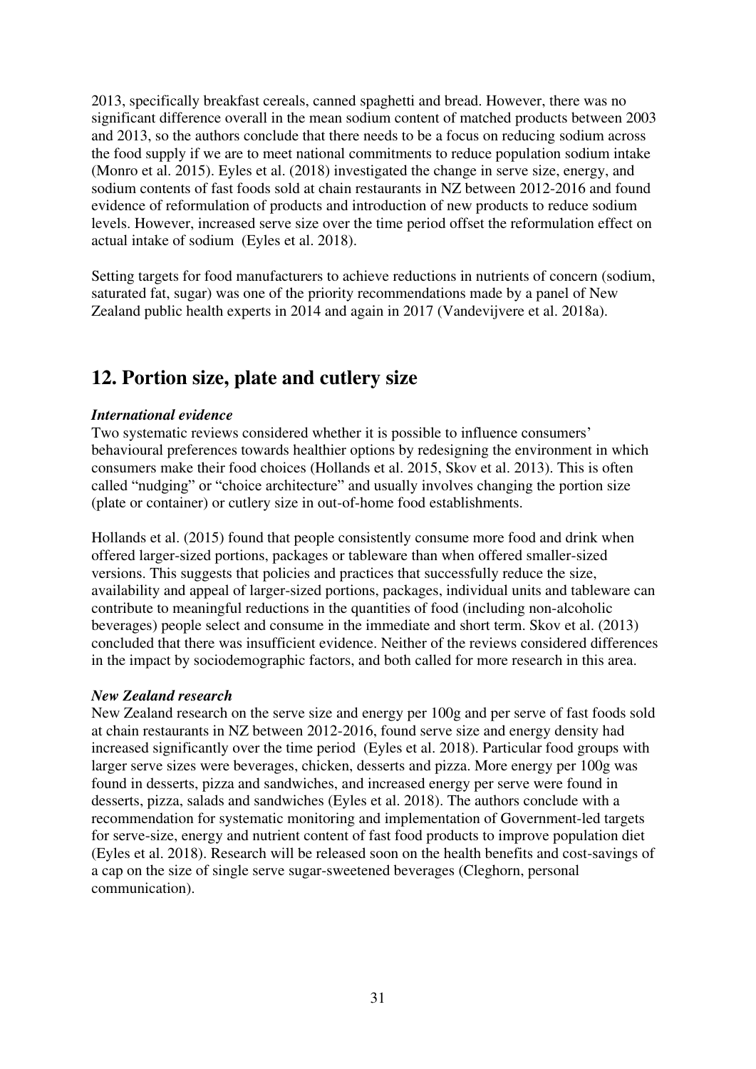2013, specifically breakfast cereals, canned spaghetti and bread. However, there was no significant difference overall in the mean sodium content of matched products between 2003 and 2013, so the authors conclude that there needs to be a focus on reducing sodium across the food supply if we are to meet national commitments to reduce population sodium intake (Monro et al. 2015). Eyles et al. (2018) investigated the change in serve size, energy, and sodium contents of fast foods sold at chain restaurants in NZ between 2012-2016 and found evidence of reformulation of products and introduction of new products to reduce sodium levels. However, increased serve size over the time period offset the reformulation effect on actual intake of sodium (Eyles et al. 2018).

Setting targets for food manufacturers to achieve reductions in nutrients of concern (sodium, saturated fat, sugar) was one of the priority recommendations made by a panel of New Zealand public health experts in 2014 and again in 2017 (Vandevijvere et al. 2018a).

# 12. Portion size, plate and cutlery size

***International evidence***

Two systematic reviews considered whether it is possible to influence consumers' behavioural preferences towards healthier options by redesigning the environment in which consumers make their food choices (Hollands et al. 2015, Skov et al. 2013). This is often called "nudging" or "choice architecture" and usually involves changing the portion size (plate or container) or cutlery size in out-of-home food establishments.

Hollands et al. (2015) found that people consistently consume more food and drink when offered larger-sized portions, packages or tableware than when offered smaller-sized versions. This suggests that policies and practices that successfully reduce the size, availability and appeal of larger-sized portions, packages, individual units and tableware can contribute to meaningful reductions in the quantities of food (including non-alcoholic beverages) people select and consume in the immediate and short term. Skov et al. (2013) concluded that there was insufficient evidence. Neither of the reviews considered differences in the impact by sociodemographic factors, and both called for more research in this area.

***New Zealand research***

New Zealand research on the serve size and energy per 100g and per serve of fast foods sold at chain restaurants in NZ between 2012-2016, found serve size and energy density had increased significantly over the time period (Eyles et al. 2018). Particular food groups with larger serve sizes were beverages, chicken, desserts and pizza. More energy per 100g was found in desserts, pizza and sandwiches, and increased energy per serve were found in desserts, pizza, salads and sandwiches (Eyles et al. 2018). The authors conclude with a recommendation for systematic monitoring and implementation of Government-led targets for serve-size, energy and nutrient content of fast food products to improve population diet (Eyles et al. 2018). Research will be released soon on the health benefits and cost-savings of a cap on the size of single serve sugar-sweetened beverages (Cleghorn, personal communication).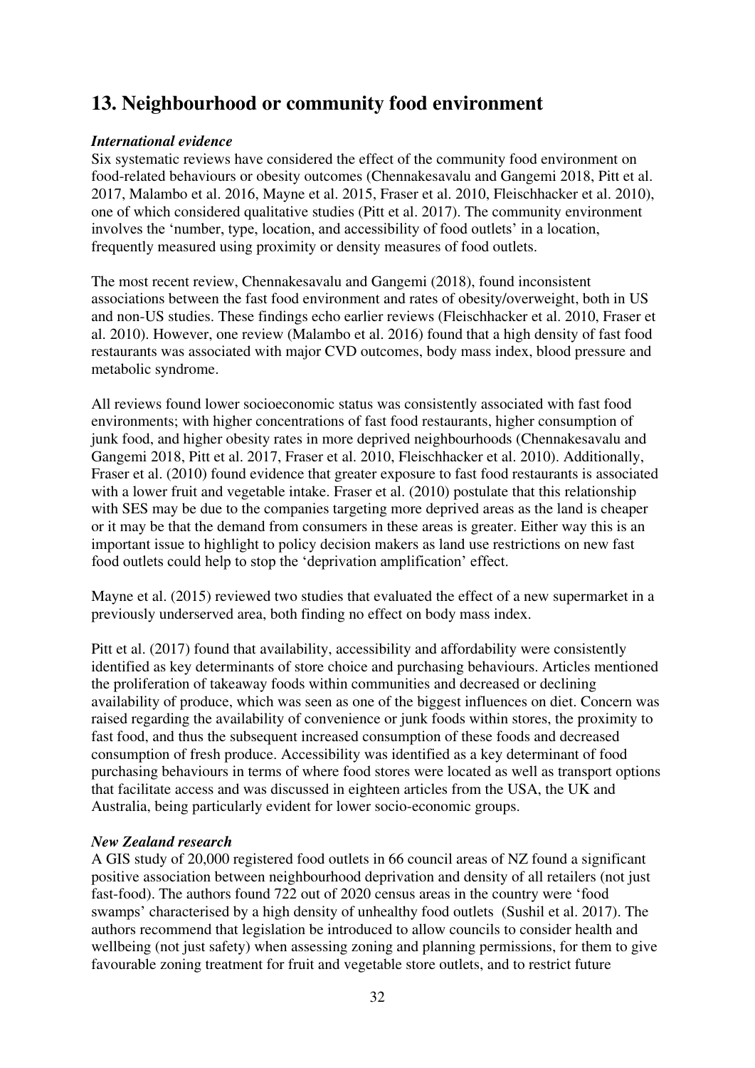## 13. Neighbourhood or community food environment

***International evidence***

Six systematic reviews have considered the effect of the community food environment on food-related behaviours or obesity outcomes (Chennakesavalu and Gangemi 2018, Pitt et al. 2017, Malambo et al. 2016, Mayne et al. 2015, Fraser et al. 2010, Fleischhacker et al. 2010), one of which considered qualitative studies (Pitt et al. 2017). The community environment involves the 'number, type, location, and accessibility of food outlets' in a location, frequently measured using proximity or density measures of food outlets.

The most recent review, Chennakesavalu and Gangemi (2018), found inconsistent associations between the fast food environment and rates of obesity/overweight, both in US and non-US studies. These findings echo earlier reviews (Fleischhacker et al. 2010, Fraser et al. 2010). However, one review (Malambo et al. 2016) found that a high density of fast food restaurants was associated with major CVD outcomes, body mass index, blood pressure and metabolic syndrome.

All reviews found lower socioeconomic status was consistently associated with fast food environments; with higher concentrations of fast food restaurants, higher consumption of junk food, and higher obesity rates in more deprived neighbourhoods (Chennakesavalu and Gangemi 2018, Pitt et al. 2017, Fraser et al. 2010, Fleischhacker et al. 2010). Additionally, Fraser et al. (2010) found evidence that greater exposure to fast food restaurants is associated with a lower fruit and vegetable intake. Fraser et al. (2010) postulate that this relationship with SES may be due to the companies targeting more deprived areas as the land is cheaper or it may be that the demand from consumers in these areas is greater. Either way this is an important issue to highlight to policy decision makers as land use restrictions on new fast food outlets could help to stop the 'deprivation amplification' effect.

Mayne et al. (2015) reviewed two studies that evaluated the effect of a new supermarket in a previously underserved area, both finding no effect on body mass index.

Pitt et al. (2017) found that availability, accessibility and affordability were consistently identified as key determinants of store choice and purchasing behaviours. Articles mentioned the proliferation of takeaway foods within communities and decreased or declining availability of produce, which was seen as one of the biggest influences on diet. Concern was raised regarding the availability of convenience or junk foods within stores, the proximity to fast food, and thus the subsequent increased consumption of these foods and decreased consumption of fresh produce. Accessibility was identified as a key determinant of food purchasing behaviours in terms of where food stores were located as well as transport options that facilitate access and was discussed in eighteen articles from the USA, the UK and Australia, being particularly evident for lower socio-economic groups.

***New Zealand research***

A GIS study of 20,000 registered food outlets in 66 council areas of NZ found a significant positive association between neighbourhood deprivation and density of all retailers (not just fast-food). The authors found 722 out of 2020 census areas in the country were 'food swamps' characterised by a high density of unhealthy food outlets (Sushil et al. 2017). The authors recommend that legislation be introduced to allow councils to consider health and wellbeing (not just safety) when assessing zoning and planning permissions, for them to give favourable zoning treatment for fruit and vegetable store outlets, and to restrict future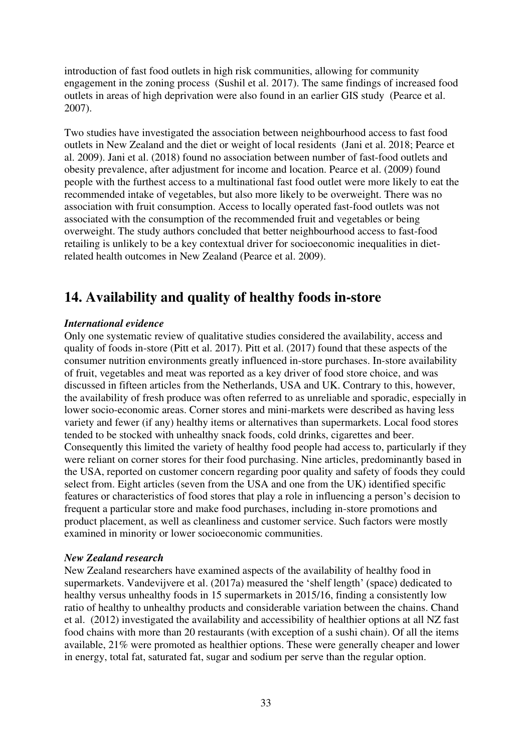introduction of fast food outlets in high risk communities, allowing for community engagement in the zoning process (Sushil et al. 2017). The same findings of increased food outlets in areas of high deprivation were also found in an earlier GIS study (Pearce et al. 2007).

Two studies have investigated the association between neighbourhood access to fast food outlets in New Zealand and the diet or weight of local residents (Jani et al. 2018; Pearce et al. 2009). Jani et al. (2018) found no association between number of fast-food outlets and obesity prevalence, after adjustment for income and location. Pearce et al. (2009) found people with the furthest access to a multinational fast food outlet were more likely to eat the recommended intake of vegetables, but also more likely to be overweight. There was no association with fruit consumption. Access to locally operated fast-food outlets was not associated with the consumption of the recommended fruit and vegetables or being overweight. The study authors concluded that better neighbourhood access to fast-food retailing is unlikely to be a key contextual driver for socioeconomic inequalities in diet-related health outcomes in New Zealand (Pearce et al. 2009).

# 14. Availability and quality of healthy foods in-store

***International evidence***

Only one systematic review of qualitative studies considered the availability, access and quality of foods in-store (Pitt et al. 2017). Pitt et al. (2017) found that these aspects of the consumer nutrition environments greatly influenced in-store purchases. In-store availability of fruit, vegetables and meat was reported as a key driver of food store choice, and was discussed in fifteen articles from the Netherlands, USA and UK. Contrary to this, however, the availability of fresh produce was often referred to as unreliable and sporadic, especially in lower socio-economic areas. Corner stores and mini-markets were described as having less variety and fewer (if any) healthy items or alternatives than supermarkets. Local food stores tended to be stocked with unhealthy snack foods, cold drinks, cigarettes and beer. Consequently this limited the variety of healthy food people had access to, particularly if they were reliant on corner stores for their food purchasing. Nine articles, predominantly based in the USA, reported on customer concern regarding poor quality and safety of foods they could select from. Eight articles (seven from the USA and one from the UK) identified specific features or characteristics of food stores that play a role in influencing a person's decision to frequent a particular store and make food purchases, including in-store promotions and product placement, as well as cleanliness and customer service. Such factors were mostly examined in minority or lower socioeconomic communities.

***New Zealand research***

New Zealand researchers have examined aspects of the availability of healthy food in supermarkets. Vandevijvere et al. (2017a) measured the 'shelf length' (space) dedicated to healthy versus unhealthy foods in 15 supermarkets in 2015/16, finding a consistently low ratio of healthy to unhealthy products and considerable variation between the chains. Chand et al. (2012) investigated the availability and accessibility of healthier options at all NZ fast food chains with more than 20 restaurants (with exception of a sushi chain). Of all the items available, 21% were promoted as healthier options. These were generally cheaper and lower in energy, total fat, saturated fat, sugar and sodium per serve than the regular option.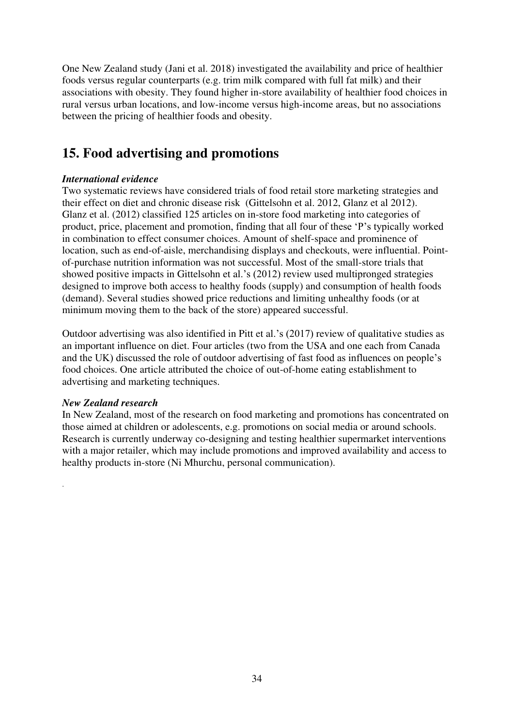One New Zealand study (Jani et al. 2018) investigated the availability and price of healthier foods versus regular counterparts (e.g. trim milk compared with full fat milk) and their associations with obesity. They found higher in-store availability of healthier food choices in rural versus urban locations, and low-income versus high-income areas, but no associations between the pricing of healthier foods and obesity.

## 15. Food advertising and promotions

***International evidence***

Two systematic reviews have considered trials of food retail store marketing strategies and their effect on diet and chronic disease risk (Gittelsohn et al. 2012, Glanz et al 2012). Glanz et al. (2012) classified 125 articles on in-store food marketing into categories of product, price, placement and promotion, finding that all four of these 'P's typically worked in combination to effect consumer choices. Amount of shelf-space and prominence of location, such as end-of-aisle, merchandising displays and checkouts, were influential. Point-of-purchase nutrition information was not successful. Most of the small-store trials that showed positive impacts in Gittelsohn et al.'s (2012) review used multipronged strategies designed to improve both access to healthy foods (supply) and consumption of health foods (demand). Several studies showed price reductions and limiting unhealthy foods (or at minimum moving them to the back of the store) appeared successful.

Outdoor advertising was also identified in Pitt et al.'s (2017) review of qualitative studies as an important influence on diet. Four articles (two from the USA and one each from Canada and the UK) discussed the role of outdoor advertising of fast food as influences on people's food choices. One article attributed the choice of out-of-home eating establishment to advertising and marketing techniques.

***New Zealand research***

In New Zealand, most of the research on food marketing and promotions has concentrated on those aimed at children or adolescents, e.g. promotions on social media or around schools. Research is currently underway co-designing and testing healthier supermarket interventions with a major retailer, which may include promotions and improved availability and access to healthy products in-store (Ni Mhurchu, personal communication).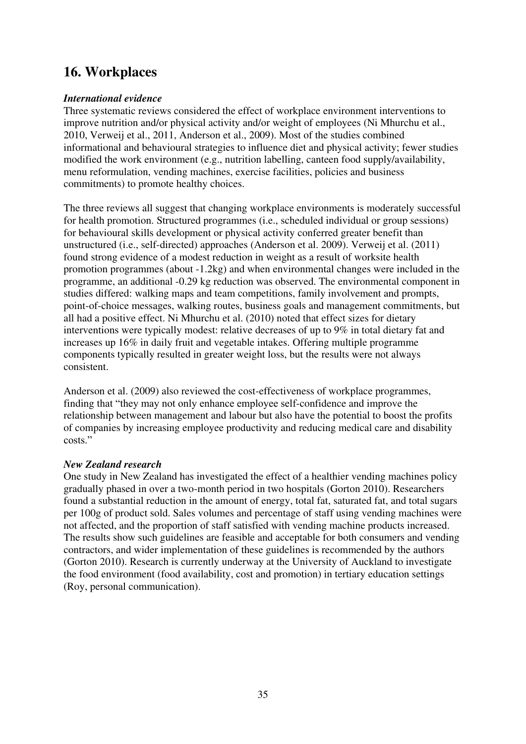## 16. Workplaces

***International evidence***

Three systematic reviews considered the effect of workplace environment interventions to improve nutrition and/or physical activity and/or weight of employees (Ni Mhurchu et al., 2010, Verweij et al., 2011, Anderson et al., 2009). Most of the studies combined informational and behavioural strategies to influence diet and physical activity; fewer studies modified the work environment (e.g., nutrition labelling, canteen food supply/availability, menu reformulation, vending machines, exercise facilities, policies and business commitments) to promote healthy choices.

The three reviews all suggest that changing workplace environments is moderately successful for health promotion. Structured programmes (i.e., scheduled individual or group sessions) for behavioural skills development or physical activity conferred greater benefit than unstructured (i.e., self-directed) approaches (Anderson et al. 2009). Verweij et al. (2011) found strong evidence of a modest reduction in weight as a result of worksite health promotion programmes (about -1.2kg) and when environmental changes were included in the programme, an additional -0.29 kg reduction was observed. The environmental component in studies differed: walking maps and team competitions, family involvement and prompts, point-of-choice messages, walking routes, business goals and management commitments, but all had a positive effect. Ni Mhurchu et al. (2010) noted that effect sizes for dietary interventions were typically modest: relative decreases of up to 9% in total dietary fat and increases up 16% in daily fruit and vegetable intakes. Offering multiple programme components typically resulted in greater weight loss, but the results were not always consistent.

Anderson et al. (2009) also reviewed the cost-effectiveness of workplace programmes, finding that "they may not only enhance employee self-confidence and improve the relationship between management and labour but also have the potential to boost the profits of companies by increasing employee productivity and reducing medical care and disability costs."

***New Zealand research***

One study in New Zealand has investigated the effect of a healthier vending machines policy gradually phased in over a two-month period in two hospitals (Gorton 2010). Researchers found a substantial reduction in the amount of energy, total fat, saturated fat, and total sugars per 100g of product sold. Sales volumes and percentage of staff using vending machines were not affected, and the proportion of staff satisfied with vending machine products increased. The results show such guidelines are feasible and acceptable for both consumers and vending contractors, and wider implementation of these guidelines is recommended by the authors (Gorton 2010). Research is currently underway at the University of Auckland to investigate the food environment (food availability, cost and promotion) in tertiary education settings (Roy, personal communication).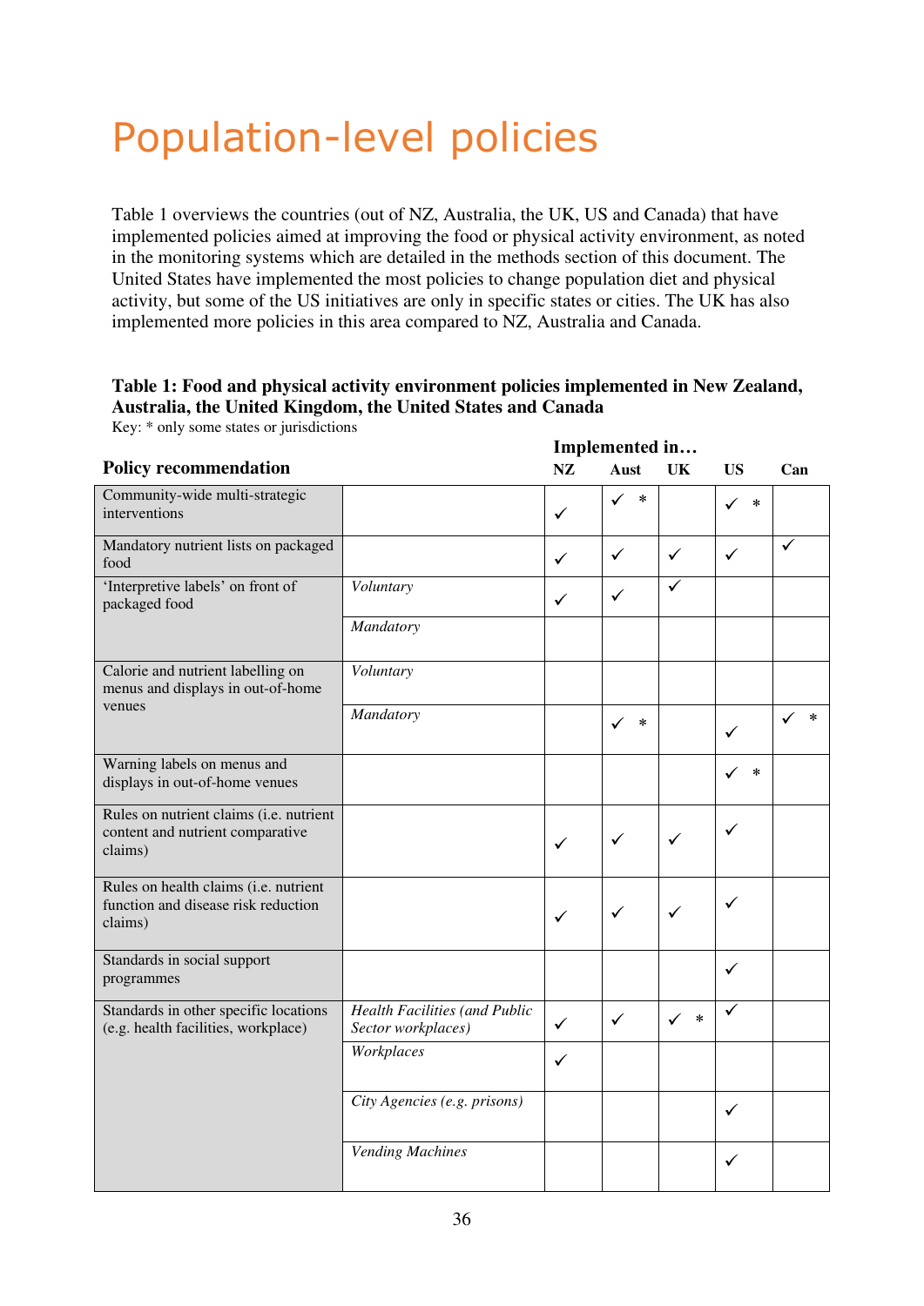# Population-level policies

Table 1 overviews the countries (out of NZ, Australia, the UK, US and Canada) that have implemented policies aimed at improving the food or physical activity environment, as noted in the monitoring systems which are detailed in the methods section of this document. The United States have implemented the most policies to change population diet and physical activity, but some of the US initiatives are only in specific states or cities. The UK has also implemented more policies in this area compared to NZ, Australia and Canada.

**Table 1: Food and physical activity environment policies implemented in New Zealand, Australia, the United Kingdom, the United States and Canada**

Key: * only some states or jurisdictions

| Policy recommendation | | Implemented in… NZ | Aust | UK | US | Can |
|---|---|---|---|---|---|---|
| Community-wide multi-strategic interventions | | ✓ | ✓ * | | ✓ * | |
| Mandatory nutrient lists on packaged food | | ✓ | ✓ | ✓ | ✓ | ✓ |
| 'Interpretive labels' on front of packaged food | *Voluntary* | ✓ | ✓ | ✓ | | |
| | *Mandatory* | | | | | |
| Calorie and nutrient labelling on menus and displays in out-of-home venues | *Voluntary* | | | | | |
| | *Mandatory* | | ✓ * | | ✓ | ✓ * |
| Warning labels on menus and displays in out-of-home venues | | | | | ✓ * | |
| Rules on nutrient claims (i.e. nutrient content and nutrient comparative claims) | | ✓ | ✓ | ✓ | ✓ | |
| Rules on health claims (i.e. nutrient function and disease risk reduction claims) | | ✓ | ✓ | ✓ | ✓ | |
| Standards in social support programmes | | | | | ✓ | |
| Standards in other specific locations (e.g. health facilities, workplace) | *Health Facilities (and Public Sector workplaces)* | ✓ | ✓ | ✓ * | ✓ | |
| | *Workplaces* | ✓ | | | | |
| | *City Agencies (e.g. prisons)* | | | | ✓ | |
| | *Vending Machines* | | | | ✓ | |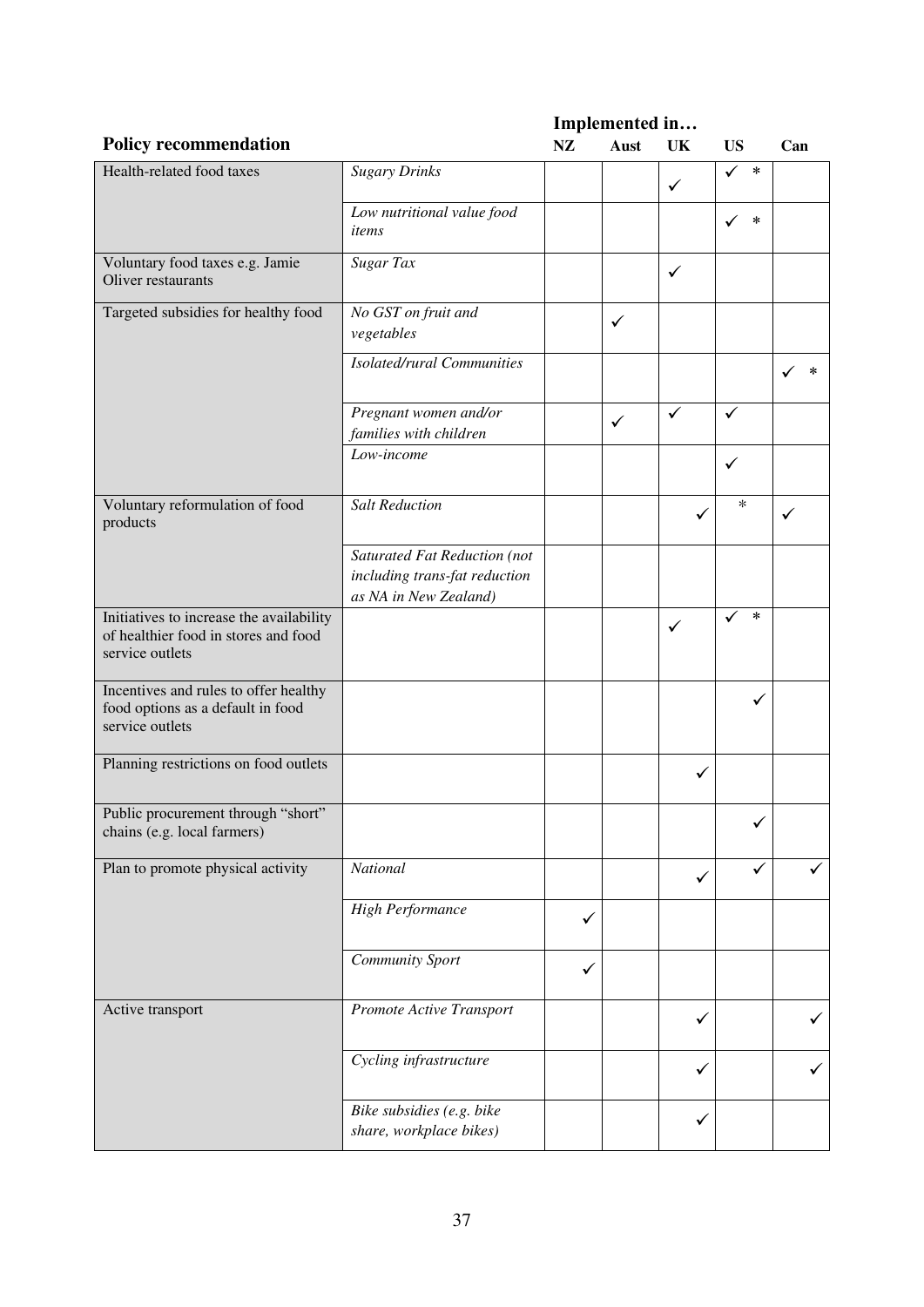| Policy recommendation | | Implemented in… NZ | Aust | UK | US | Can |
|---|---|---|---|---|---|---|
| Health-related food taxes | *Sugary Drinks* | | | ✓ | ✓ * | |
| | *Low nutritional value food items* | | | | ✓ * | |
| Voluntary food taxes e.g. Jamie Oliver restaurants | *Sugar Tax* | | | ✓ | | |
| Targeted subsidies for healthy food | *No GST on fruit and vegetables* | | ✓ | | | |
| | *Isolated/rural Communities* | | | | | ✓ * |
| | *Pregnant women and/or families with children* | | ✓ | ✓ | ✓ | |
| | *Low-income* | | | | ✓ | |
| Voluntary reformulation of food products | *Salt Reduction* | | | ✓ | * | ✓ |
| | *Saturated Fat Reduction (not including trans-fat reduction as NA in New Zealand)* | | | | | |
| Initiatives to increase the availability of healthier food in stores and food service outlets | | | | ✓ | ✓ * | |
| Incentives and rules to offer healthy food options as a default in food service outlets | | | | | ✓ | |
| Planning restrictions on food outlets | | | | ✓ | | |
| Public procurement through "short" chains (e.g. local farmers) | | | | | ✓ | |
| Plan to promote physical activity | *National* | | | ✓ | ✓ | ✓ |
| | *High Performance* | ✓ | | | | |
| | *Community Sport* | ✓ | | | | |
| Active transport | *Promote Active Transport* | | | ✓ | | ✓ |
| | *Cycling infrastructure* | | | ✓ | | ✓ |
| | *Bike subsidies (e.g. bike share, workplace bikes)* | | | ✓ | | |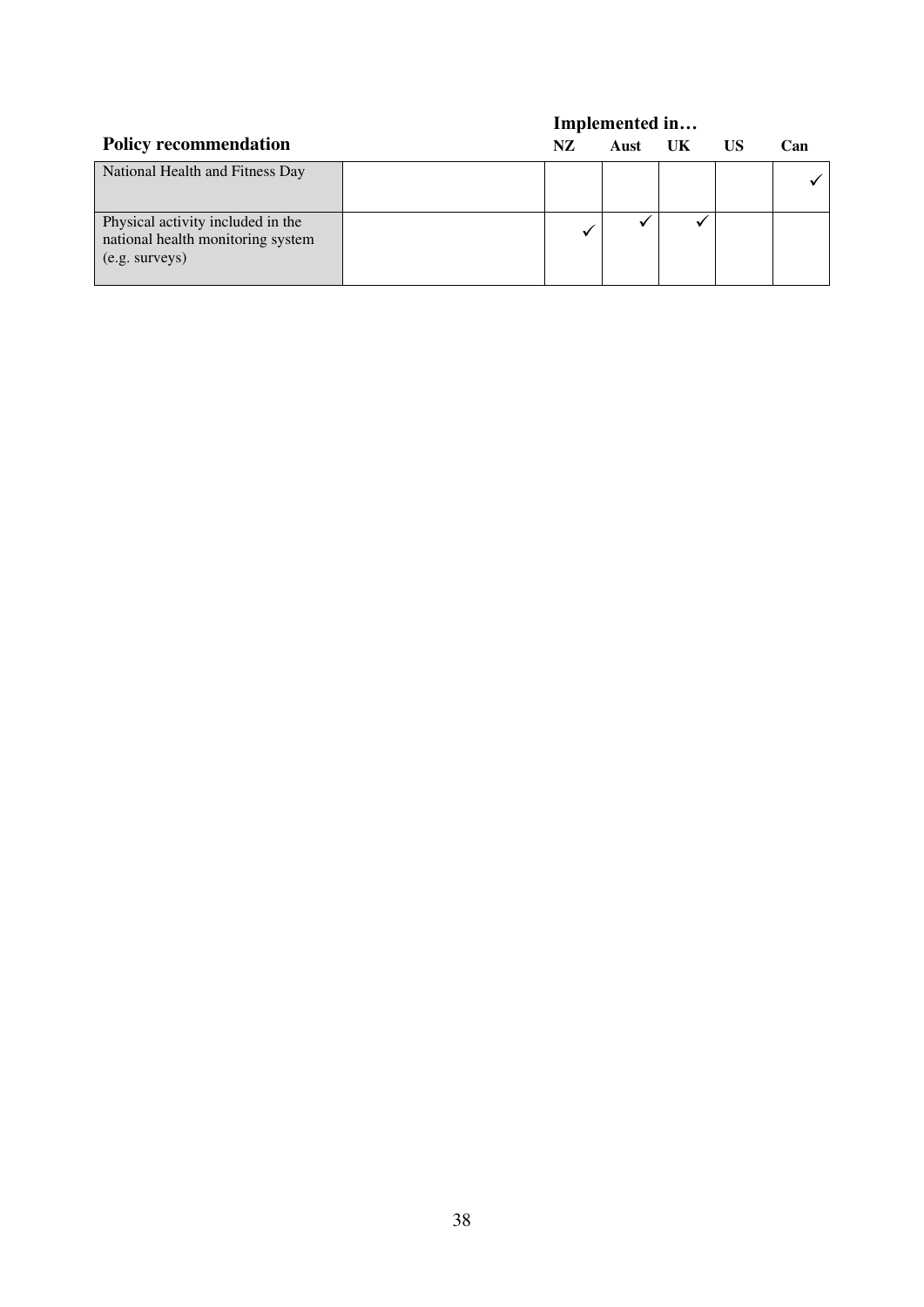| Policy recommendation | | Implemented in… | | | | |
|---|---|---|---|---|---|---|
| | | NZ | Aust | UK | US | Can |
| National Health and Fitness Day | | | | | | ✓ |
| Physical activity included in the national health monitoring system (e.g. surveys) | | ✓ | ✓ | ✓ | | |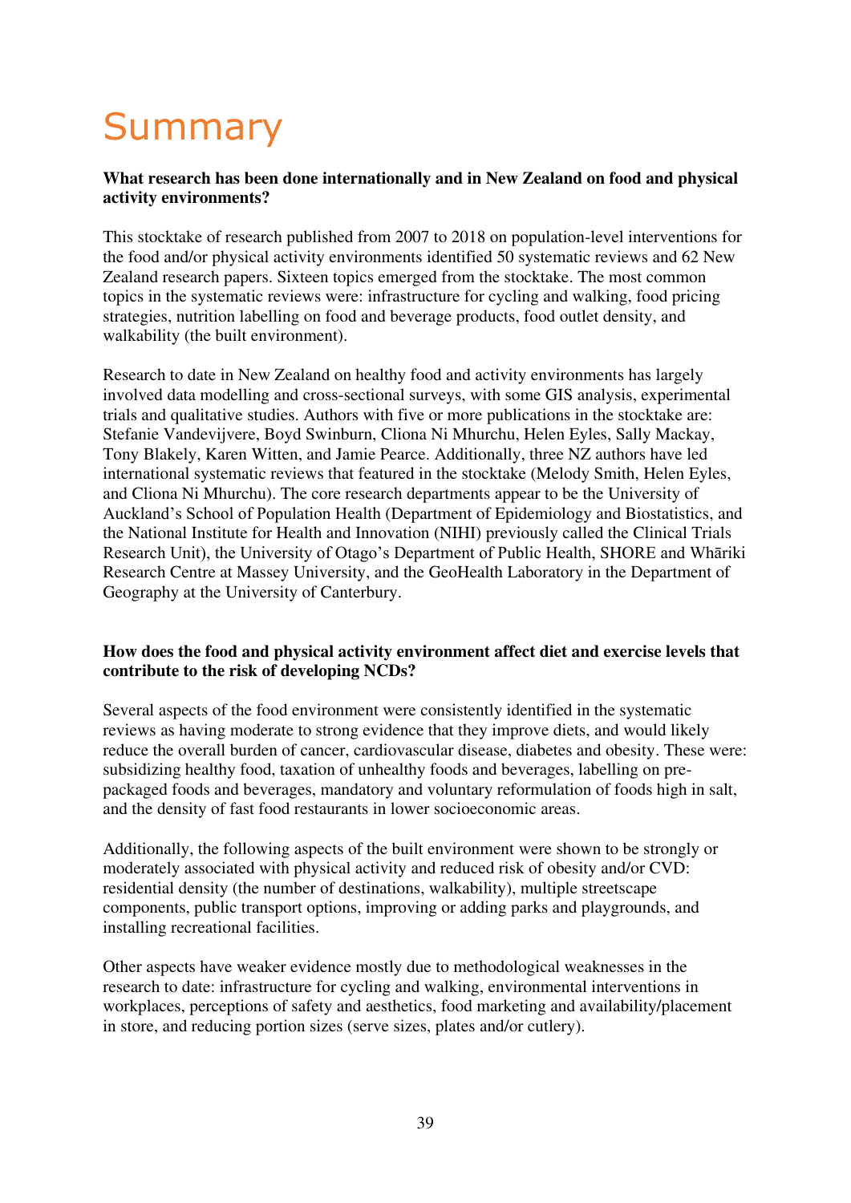# Summary

**What research has been done internationally and in New Zealand on food and physical activity environments?**

This stocktake of research published from 2007 to 2018 on population-level interventions for the food and/or physical activity environments identified 50 systematic reviews and 62 New Zealand research papers. Sixteen topics emerged from the stocktake. The most common topics in the systematic reviews were: infrastructure for cycling and walking, food pricing strategies, nutrition labelling on food and beverage products, food outlet density, and walkability (the built environment).

Research to date in New Zealand on healthy food and activity environments has largely involved data modelling and cross-sectional surveys, with some GIS analysis, experimental trials and qualitative studies. Authors with five or more publications in the stocktake are: Stefanie Vandevijvere, Boyd Swinburn, Cliona Ni Mhurchu, Helen Eyles, Sally Mackay, Tony Blakely, Karen Witten, and Jamie Pearce. Additionally, three NZ authors have led international systematic reviews that featured in the stocktake (Melody Smith, Helen Eyles, and Cliona Ni Mhurchu). The core research departments appear to be the University of Auckland's School of Population Health (Department of Epidemiology and Biostatistics, and the National Institute for Health and Innovation (NIHI) previously called the Clinical Trials Research Unit), the University of Otago's Department of Public Health, SHORE and Whāriki Research Centre at Massey University, and the GeoHealth Laboratory in the Department of Geography at the University of Canterbury.

**How does the food and physical activity environment affect diet and exercise levels that contribute to the risk of developing NCDs?**

Several aspects of the food environment were consistently identified in the systematic reviews as having moderate to strong evidence that they improve diets, and would likely reduce the overall burden of cancer, cardiovascular disease, diabetes and obesity. These were: subsidizing healthy food, taxation of unhealthy foods and beverages, labelling on pre-packaged foods and beverages, mandatory and voluntary reformulation of foods high in salt, and the density of fast food restaurants in lower socioeconomic areas.

Additionally, the following aspects of the built environment were shown to be strongly or moderately associated with physical activity and reduced risk of obesity and/or CVD: residential density (the number of destinations, walkability), multiple streetscape components, public transport options, improving or adding parks and playgrounds, and installing recreational facilities.

Other aspects have weaker evidence mostly due to methodological weaknesses in the research to date: infrastructure for cycling and walking, environmental interventions in workplaces, perceptions of safety and aesthetics, food marketing and availability/placement in store, and reducing portion sizes (serve sizes, plates and/or cutlery).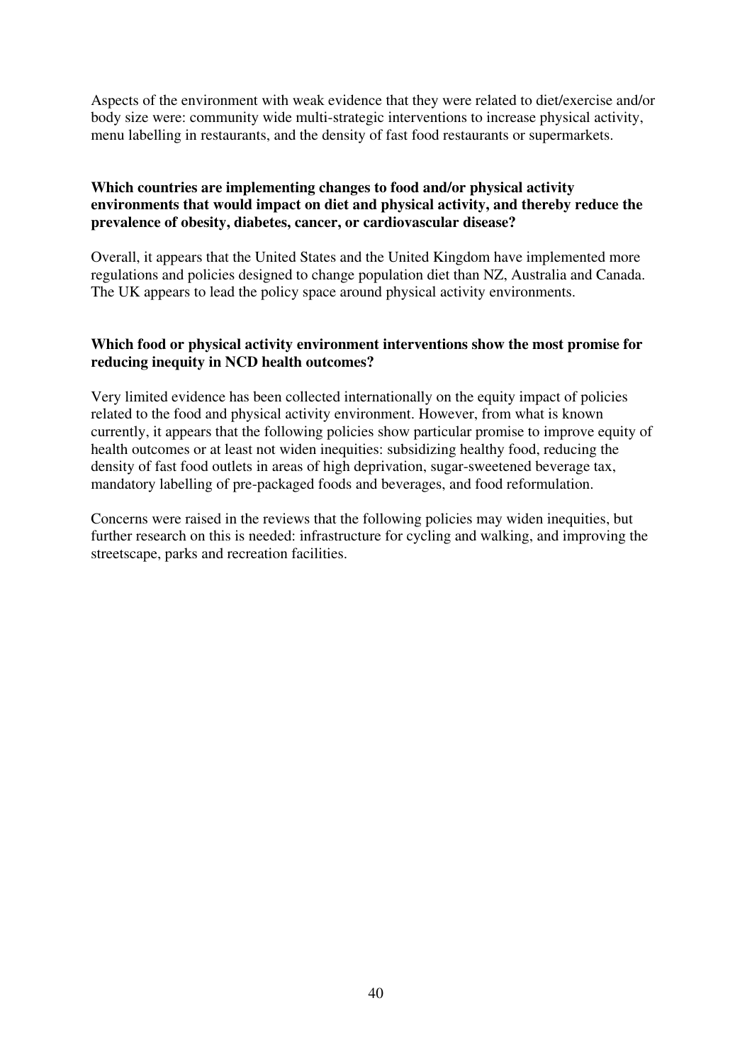Aspects of the environment with weak evidence that they were related to diet/exercise and/or body size were: community wide multi-strategic interventions to increase physical activity, menu labelling in restaurants, and the density of fast food restaurants or supermarkets.

**Which countries are implementing changes to food and/or physical activity environments that would impact on diet and physical activity, and thereby reduce the prevalence of obesity, diabetes, cancer, or cardiovascular disease?**

Overall, it appears that the United States and the United Kingdom have implemented more regulations and policies designed to change population diet than NZ, Australia and Canada. The UK appears to lead the policy space around physical activity environments.

**Which food or physical activity environment interventions show the most promise for reducing inequity in NCD health outcomes?**

Very limited evidence has been collected internationally on the equity impact of policies related to the food and physical activity environment. However, from what is known currently, it appears that the following policies show particular promise to improve equity of health outcomes or at least not widen inequities: subsidizing healthy food, reducing the density of fast food outlets in areas of high deprivation, sugar-sweetened beverage tax, mandatory labelling of pre-packaged foods and beverages, and food reformulation.

Concerns were raised in the reviews that the following policies may widen inequities, but further research on this is needed: infrastructure for cycling and walking, and improving the streetscape, parks and recreation facilities.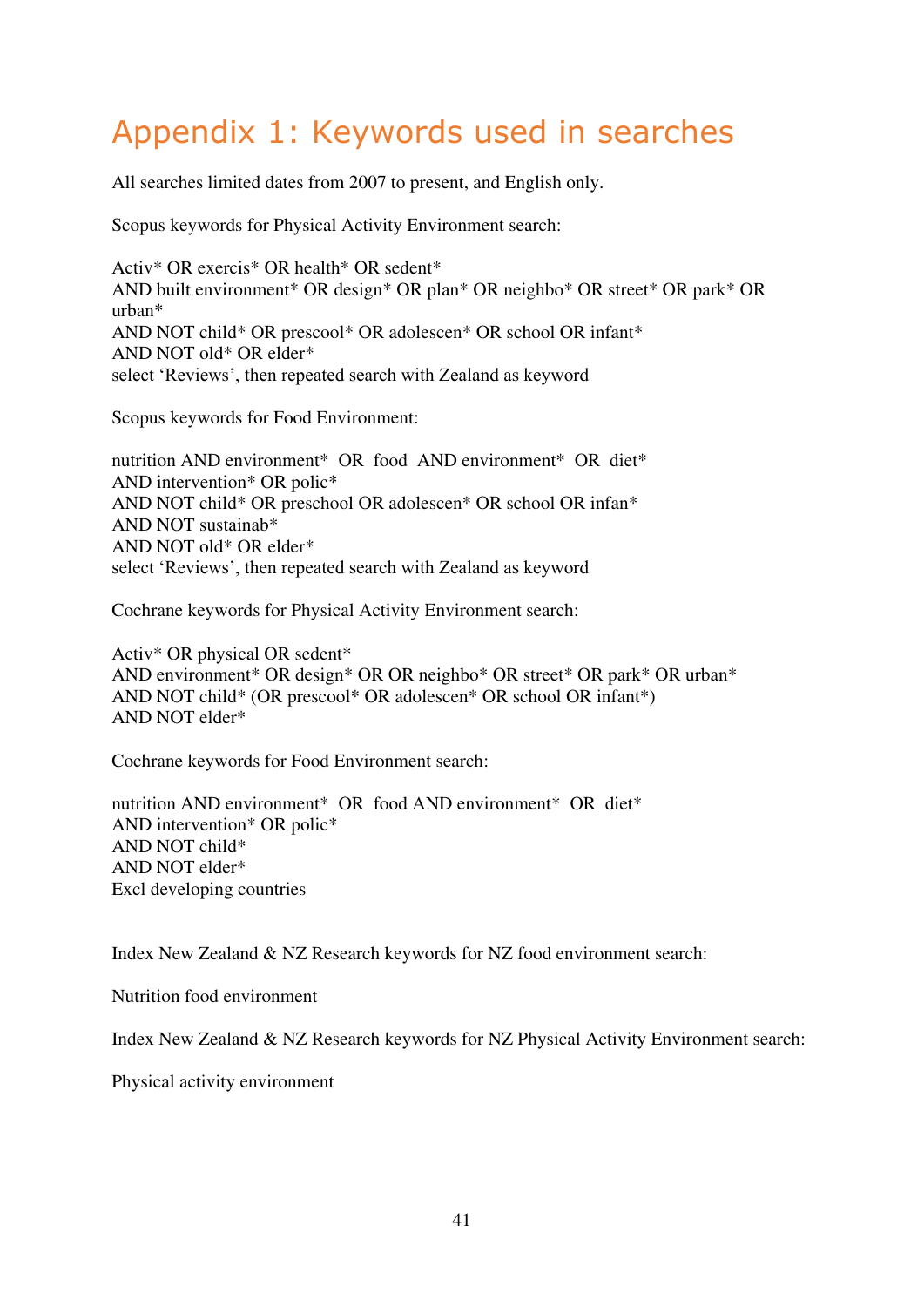# Appendix 1: Keywords used in searches

All searches limited dates from 2007 to present, and English only.

Scopus keywords for Physical Activity Environment search:

Activ* OR exercis* OR health* OR sedent*
AND built environment* OR design* OR plan* OR neighbo* OR street* OR park* OR urban*
AND NOT child* OR prescool* OR adolescen* OR school OR infant*
AND NOT old* OR elder*
select 'Reviews', then repeated search with Zealand as keyword

Scopus keywords for Food Environment:

nutrition AND environment* OR food AND environment* OR diet*
AND intervention* OR polic*
AND NOT child* OR preschool OR adolescen* OR school OR infan*
AND NOT sustainab*
AND NOT old* OR elder*
select 'Reviews', then repeated search with Zealand as keyword

Cochrane keywords for Physical Activity Environment search:

Activ* OR physical OR sedent*
AND environment* OR design* OR OR neighbo* OR street* OR park* OR urban*
AND NOT child* (OR prescool* OR adolescen* OR school OR infant*)
AND NOT elder*

Cochrane keywords for Food Environment search:

nutrition AND environment* OR food AND environment* OR diet*
AND intervention* OR polic*
AND NOT child*
AND NOT elder*
Excl developing countries

Index New Zealand & NZ Research keywords for NZ food environment search:

Nutrition food environment

Index New Zealand & NZ Research keywords for NZ Physical Activity Environment search:

Physical activity environment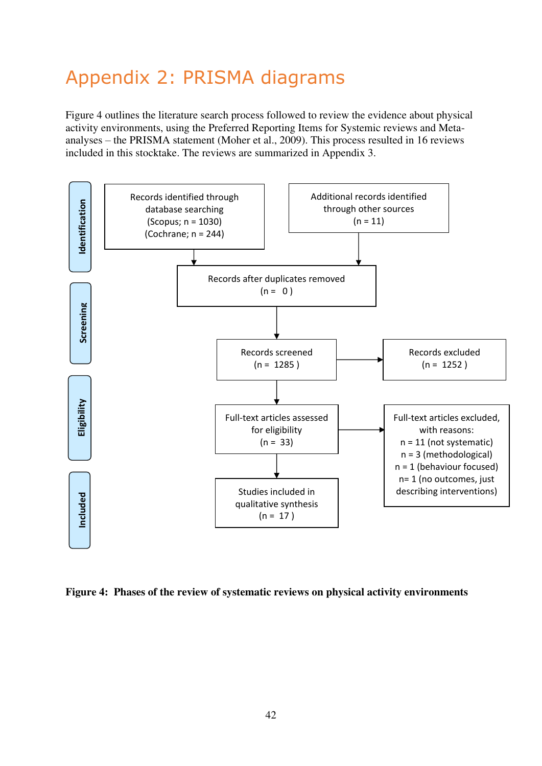# Appendix 2: PRISMA diagrams

Figure 4 outlines the literature search process followed to review the evidence about physical activity environments, using the Preferred Reporting Items for Systemic reviews and Meta-analyses – the PRISMA statement (Moher et al., 2009). This process resulted in 16 reviews included in this stocktake. The reviews are summarized in Appendix 3.

**Identification**

Records identified through database searching (Scopus; n = 1030) (Cochrane; n = 244)

Additional records identified through other sources (n = 11)

**Screening**

Records after duplicates removed (n = 0 )

Records screened (n = 1285 )

Records excluded (n = 1252 )

**Eligibility**

Full-text articles assessed for eligibility (n = 33)

Full-text articles excluded, with reasons:
n = 11 (not systematic)
n = 3 (methodological)
n = 1 (behaviour focused)
n= 1 (no outcomes, just describing interventions)

**Included**

Studies included in qualitative synthesis (n = 17 )

**Figure 4: Phases of the review of systematic reviews on physical activity environments**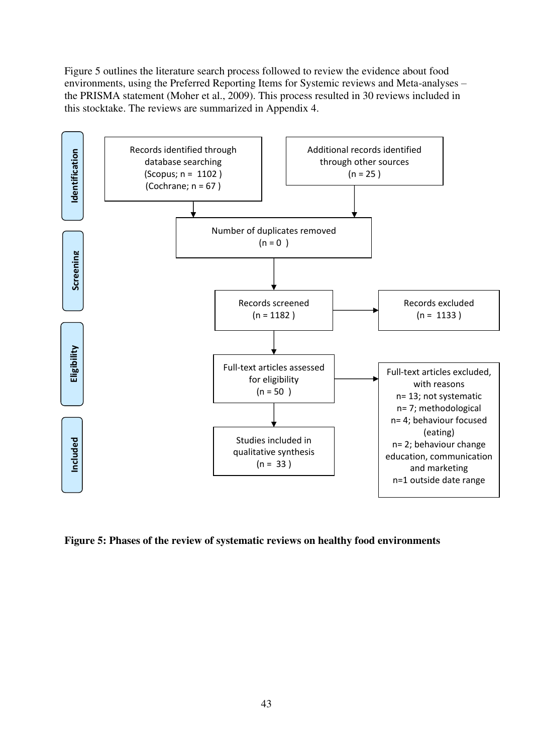Figure 5 outlines the literature search process followed to review the evidence about food environments, using the Preferred Reporting Items for Systemic reviews and Meta-analyses – the PRISMA statement (Moher et al., 2009). This process resulted in 30 reviews included in this stocktake. The reviews are summarized in Appendix 4.

**Identification**

Records identified through database searching (Scopus; n = 1102 ) (Cochrane; n = 67 )

Additional records identified through other sources (n = 25 )

Number of duplicates removed (n = 0 )

**Screening**

Records screened (n = 1182 )

Records excluded (n = 1133 )

**Eligibility**

Full-text articles assessed for eligibility (n = 50 )

Full-text articles excluded, with reasons
n= 13; not systematic
n= 7; methodological
n= 4; behaviour focused (eating)
n= 2; behaviour change education, communication and marketing
n=1 outside date range

**Included**

Studies included in qualitative synthesis (n = 33 )

**Figure 5: Phases of the review of systematic reviews on healthy food environments**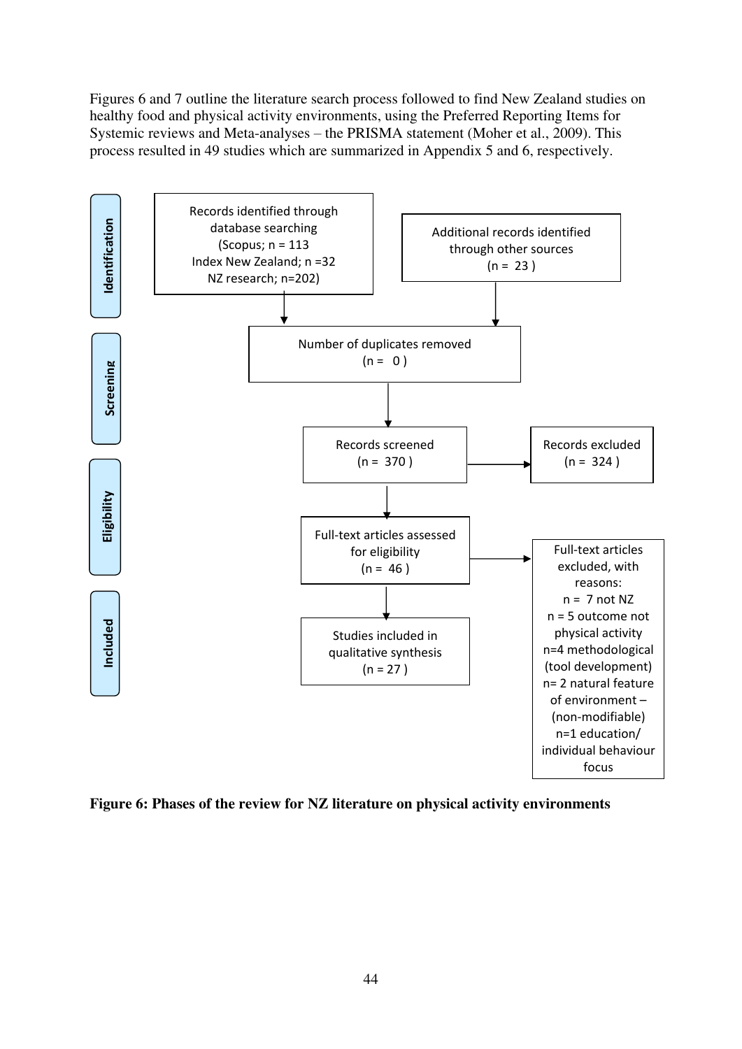Figures 6 and 7 outline the literature search process followed to find New Zealand studies on healthy food and physical activity environments, using the Preferred Reporting Items for Systemic reviews and Meta-analyses – the PRISMA statement (Moher et al., 2009). This process resulted in 49 studies which are summarized in Appendix 5 and 6, respectively.

**Identification**

Records identified through database searching (Scopus; n = 113 Index New Zealand; n =32 NZ research; n=202)

Additional records identified through other sources (n = 23 )

**Screening**

Number of duplicates removed (n = 0 )

Records screened (n = 370 )

Records excluded (n = 324 )

**Eligibility**

Full-text articles assessed for eligibility (n = 46 )

Full-text articles excluded, with reasons:
n = 7 not NZ
n = 5 outcome not physical activity
n=4 methodological (tool development)
n= 2 natural feature of environment – (non-modifiable)
n=1 education/ individual behaviour focus

**Included**

Studies included in qualitative synthesis (n = 27 )

**Figure 6: Phases of the review for NZ literature on physical activity environments**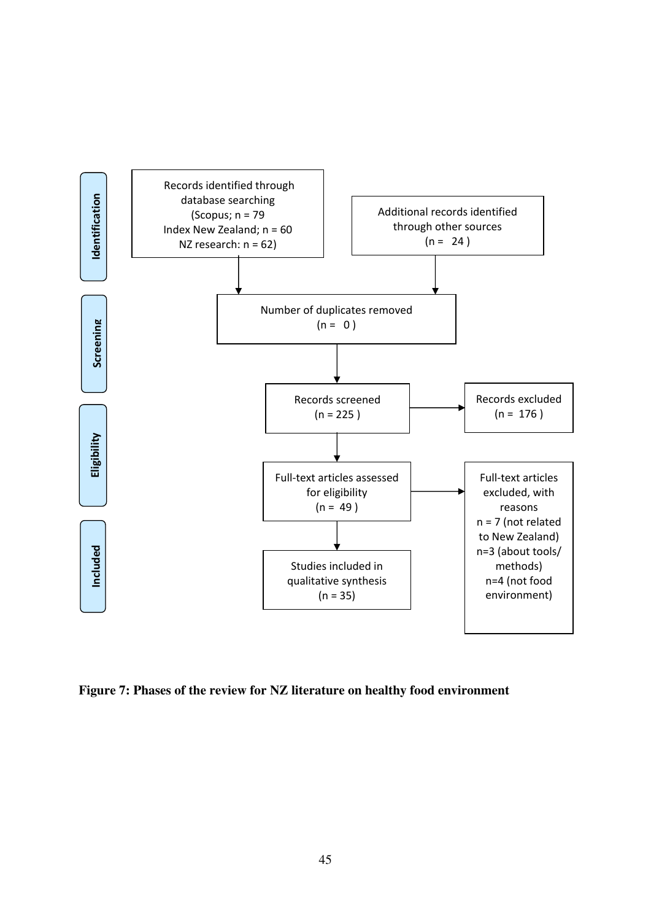**Identification**

Records identified through database searching
(Scopus; n = 79
Index New Zealand; n = 60
NZ research: n = 62)

Additional records identified through other sources
(n = 24 )

**Screening**

Number of duplicates removed
(n = 0 )

Records screened
(n = 225 )

Records excluded
(n = 176 )

**Eligibility**

Full-text articles assessed for eligibility
(n = 49 )

Full-text articles excluded, with reasons
n = 7 (not related to New Zealand)
n=3 (about tools/ methods)
n=4 (not food environment)

**Included**

Studies included in qualitative synthesis
(n = 35)

**Figure 7: Phases of the review for NZ literature on healthy food environment**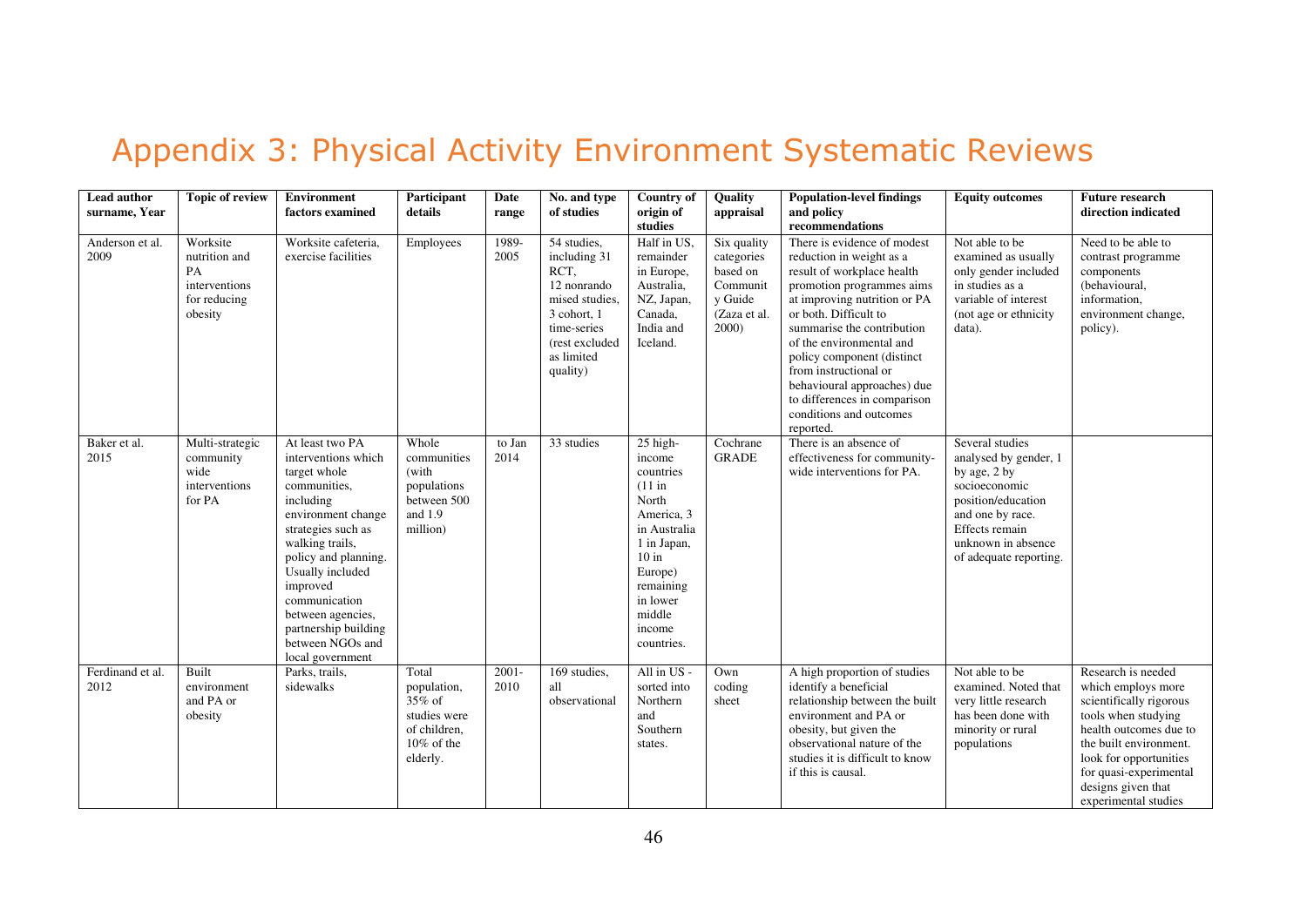# Appendix 3: Physical Activity Environment Systematic Reviews

| Lead author surname, Year | Topic of review | Environment factors examined | Participant details | Date range | No. and type of studies | Country of origin of studies | Quality appraisal | Population-level findings and policy recommendations | Equity outcomes | Future research direction indicated |
|---|---|---|---|---|---|---|---|---|---|---|
| Anderson et al. 2009 | Worksite nutrition and PA interventions for reducing obesity | Worksite cafeteria, exercise facilities | Employees | 1989-2005 | 54 studies, including 31 RCT, 12 nonrandomised studies, 3 cohort, 1 time-series (rest excluded as limited quality) | Half in US, remainder in Europe, Australia, NZ, Japan, Canada, India and Iceland. | Six quality categories based on Community Guide (Zaza et al. 2000) | There is evidence of modest reduction in weight as a result of workplace health promotion programmes aims at improving nutrition or PA or both. Difficult to summarise the contribution of the environmental and policy component (distinct from instructional or behavioural approaches) due to differences in comparison conditions and outcomes reported. | Not able to be examined as usually only gender included in studies as a variable of interest (not age or ethnicity data). | Need to be able to contrast programme components (behavioural, information, environment change, policy). |
| Baker et al. 2015 | Multi-strategic community wide interventions for PA | At least two PA interventions which target whole communities, including environment change strategies such as walking trails, policy and planning. Usually included improved communication between agencies, partnership building between NGOs and local government | Whole communities (with populations between 500 and 1.9 million) | to Jan 2014 | 33 studies | 25 high-income countries (11 in North America, 3 in Australia 1 in Japan, 10 in Europe) remaining in lower middle income countries. | Cochrane GRADE | There is an absence of effectiveness for community-wide interventions for PA. | Several studies analysed by gender, 1 by age, 2 by socioeconomic position/education and one by race. Effects remain unknown in absence of adequate reporting. | |
| Ferdinand et al. 2012 | Built environment and PA or obesity | Parks, trails, sidewalks | Total population, 35% of studies were of children, 10% of the elderly. | 2001-2010 | 169 studies, all observational | All in US - sorted into Northern and Southern states. | Own coding sheet | A high proportion of studies identify a beneficial relationship between the built environment and PA or obesity, but given the observational nature of the studies it is difficult to know if this is causal. | Not able to be examined. Noted that very little research has been done with minority or rural populations | Research is needed which employs more scientifically rigorous tools when studying health outcomes due to the built environment. look for opportunities for quasi-experimental designs given that experimental studies |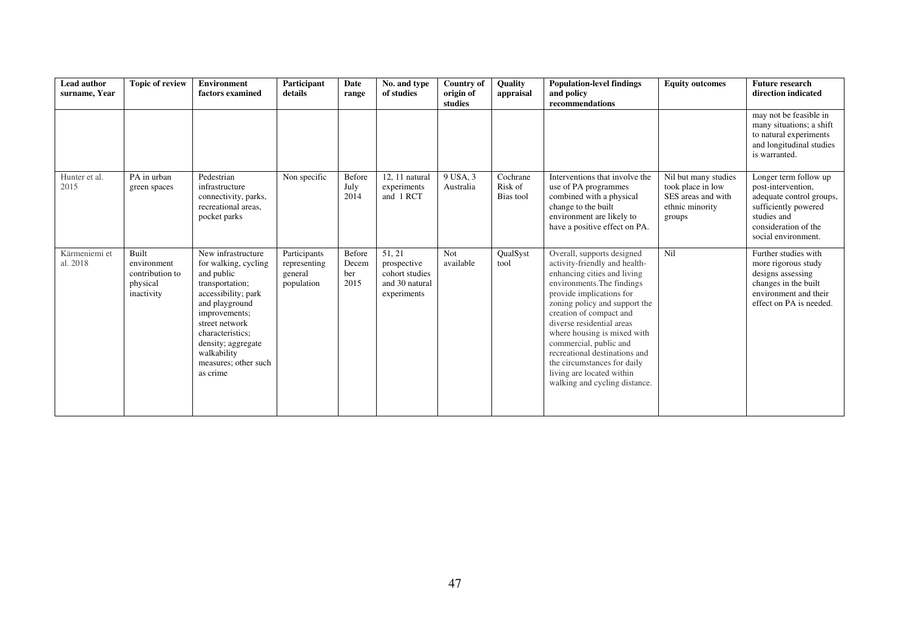| Lead author surname, Year | Topic of review | Environment factors examined | Participant details | Date range | No. and type of studies | Country of origin of studies | Quality appraisal | Population-level findings and policy recommendations | Equity outcomes | Future research direction indicated |
|---|---|---|---|---|---|---|---|---|---|---|
| | | | | | | | | | | may not be feasible in many situations; a shift to natural experiments and longitudinal studies is warranted. |
| Hunter et al. 2015 | PA in urban green spaces | Pedestrian infrastructure connectivity, parks, recreational areas, pocket parks | Non specific | Before July 2014 | 12, 11 natural experiments and 1 RCT | 9 USA, 3 Australia | Cochrane Risk of Bias tool | Interventions that involve the use of PA programmes combined with a physical change to the built environment are likely to have a positive effect on PA. | Nil but many studies took place in low SES areas and with ethnic minority groups | Longer term follow up post-intervention, adequate control groups, sufficiently powered studies and consideration of the social environment. |
| Kärmeniemi et al. 2018 | Built environment contribution to physical inactivity | New infrastructure for walking, cycling and public transportation; accessibility; park and playground improvements; street network characteristics; density; aggregate walkability measures; other such as crime | Participants representing general population | Before December 2015 | 51, 21 prospective cohort studies and 30 natural experiments | Not available | QualSyst tool | Overall, supports designed activity-friendly and health-enhancing cities and living environments.The findings provide implications for zoning policy and support the creation of compact and diverse residential areas where housing is mixed with commercial, public and recreational destinations and the circumstances for daily living are located within walking and cycling distance. | Nil | Further studies with more rigorous study designs assessing changes in the built environment and their effect on PA is needed. |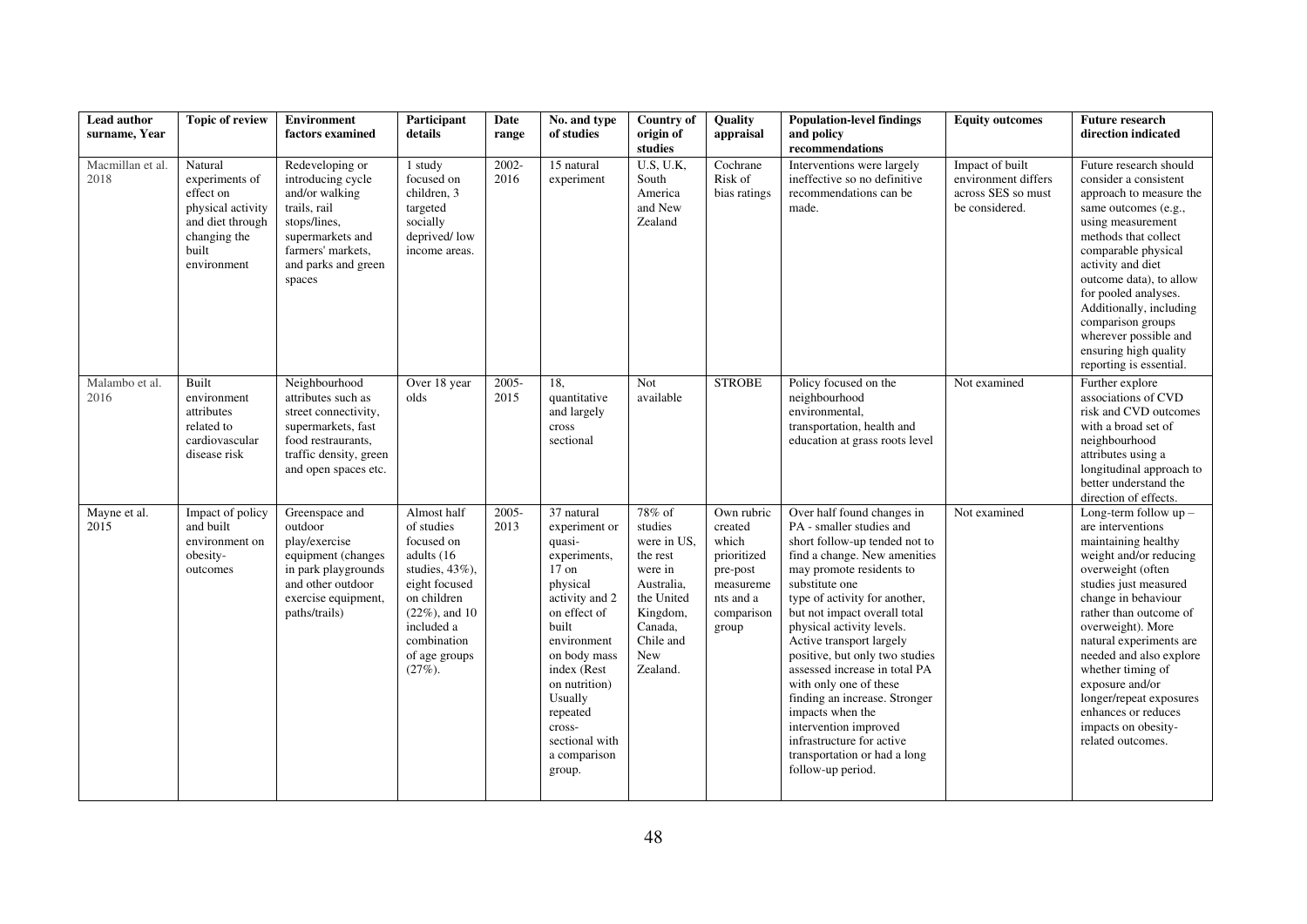| Lead author surname, Year | Topic of review | Environment factors examined | Participant details | Date range | No. and type of studies | Country of origin of studies | Quality appraisal | Population-level findings and policy recommendations | Equity outcomes | Future research direction indicated |
|---|---|---|---|---|---|---|---|---|---|---|
| Macmillan et al. 2018 | Natural experiments of effect on physical activity and diet through changing the built environment | Redeveloping or introducing cycle and/or walking trails, rail stops/lines, supermarkets and farmers' markets, and parks and green spaces | 1 study focused on children, 3 targeted socially deprived/ low income areas. | 2002-2016 | 15 natural experiment | U.S, U.K, South America and New Zealand | Cochrane Risk of bias ratings | Interventions were largely ineffective so no definitive recommendations can be made. | Impact of built environment differs across SES so must be considered. | Future research should consider a consistent approach to measure the same outcomes (e.g., using measurement methods that collect comparable physical activity and diet outcome data), to allow for pooled analyses. Additionally, including comparison groups wherever possible and ensuring high quality reporting is essential. |
| Malambo et al. 2016 | Built environment attributes related to cardiovascular disease risk | Neighbourhood attributes such as street connectivity, supermarkets, fast food restraurants, traffic density, green and open spaces etc. | Over 18 year olds | 2005-2015 | 18, quantitative and largely cross sectional | Not available | STROBE | Policy focused on the neighbourhood environmental, transportation, health and education at grass roots level | Not examined | Further explore associations of CVD risk and CVD outcomes with a broad set of neighbourhood attributes using a longitudinal approach to better understand the direction of effects. |
| Mayne et al. 2015 | Impact of policy and built environment on obesity-outcomes | Greenspace and outdoor play/exercise equipment (changes in park playgrounds and other outdoor exercise equipment, paths/trails) | Almost half of studies focused on adults (16 studies, 43%), eight focused on children (22%), and 10 included a combination of age groups (27%). | 2005-2013 | 37 natural experiment or quasi-experiments, 17 on physical activity and 2 on effect of built environment on body mass index (Rest on nutrition) Usually repeated cross-sectional with a comparison group. | 78% of studies were in US, the rest were in Australia, the United Kingdom, Canada, Chile and New Zealand. | Own rubric created which prioritized pre-post measurements and a comparison group | Over half found changes in PA - smaller studies and short follow-up tended not to find a change. New amenities may promote residents to substitute one type of activity for another, but not impact overall total physical activity levels. Active transport largely positive, but only two studies assessed increase in total PA with only one of these finding an increase. Stronger impacts when the intervention improved infrastructure for active transportation or had a long follow-up period. | Not examined | Long-term follow up – are interventions maintaining healthy weight and/or reducing overweight (often studies just measured change in behaviour rather than outcome of overweight). More natural experiments are needed and also explore whether timing of exposure and/or longer/repeat exposures enhances or reduces impacts on obesity-related outcomes. |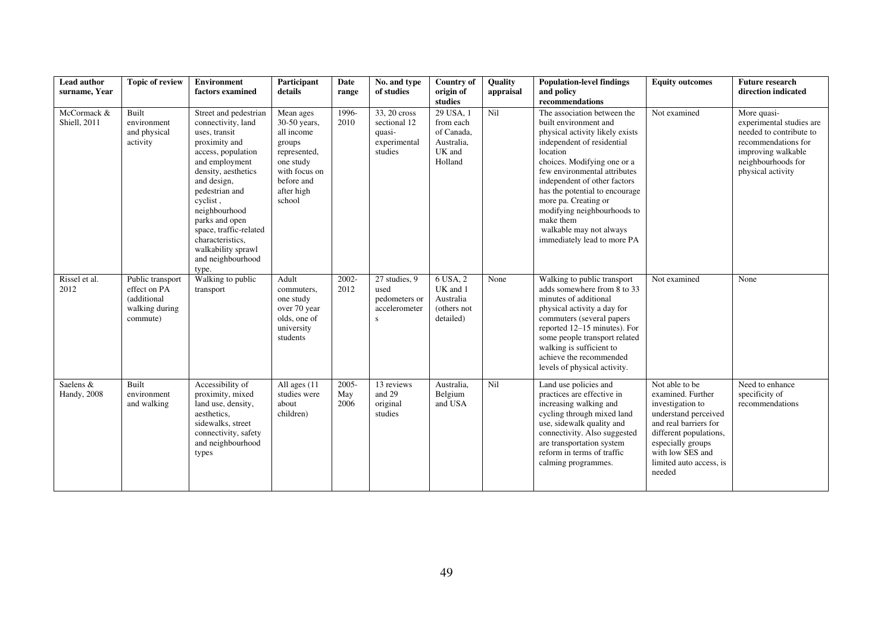| Lead author surname, Year | Topic of review | Environment factors examined | Participant details | Date range | No. and type of studies | Country of origin of studies | Quality appraisal | Population-level findings and policy recommendations | Equity outcomes | Future research direction indicated |
|---|---|---|---|---|---|---|---|---|---|---|
| McCormack & Shiell, 2011 | Built environment and physical activity | Street and pedestrian connectivity, land uses, transit proximity and access, population and employment density, aesthetics and design, pedestrian and cyclist , neighbourhood parks and open space, traffic-related characteristics, walkability sprawl and neighbourhood type. | Mean ages 30-50 years, all income groups represented, one study with focus on before and after high school | 1996-2010 | 33, 20 cross sectional 12 quasi-experimental studies | 29 USA, 1 from each of Canada, Australia, UK and Holland | Nil | The association between the built environment and physical activity likely exists independent of residential location choices. Modifying one or a few environmental attributes independent of other factors has the potential to encourage more pa. Creating or modifying neighbourhoods to make them walkable may not always immediately lead to more PA | Not examined | More quasi-experimental studies are needed to contribute to recommendations for improving walkable neighbourhoods for physical activity |
| Rissel et al. 2012 | Public transport effect on PA (additional walking during commute) | Walking to public transport | Adult commuters, one study over 70 year olds, one of university students | 2002-2012 | 27 studies, 9 used pedometers or accelerometers | 6 USA, 2 UK and 1 Australia (others not detailed) | None | Walking to public transport adds somewhere from 8 to 33 minutes of additional physical activity a day for commuters (several papers reported 12–15 minutes). For some people transport related walking is sufficient to achieve the recommended levels of physical activity. | Not examined | None |
| Saelens & Handy, 2008 | Built environment and walking | Accessibility of proximity, mixed land use, density, aesthetics, sidewalks, street connectivity, safety and neighbourhood types | All ages (11 studies were about children) | 2005-May 2006 | 13 reviews and 29 original studies | Australia, Belgium and USA | Nil | Land use policies and practices are effective in increasing walking and cycling through mixed land use, sidewalk quality and connectivity. Also suggested are transportation system reform in terms of traffic calming programmes. | Not able to be examined. Further investigation to understand perceived and real barriers for different populations, especially groups with low SES and limited auto access, is needed | Need to enhance specificity of recommendations |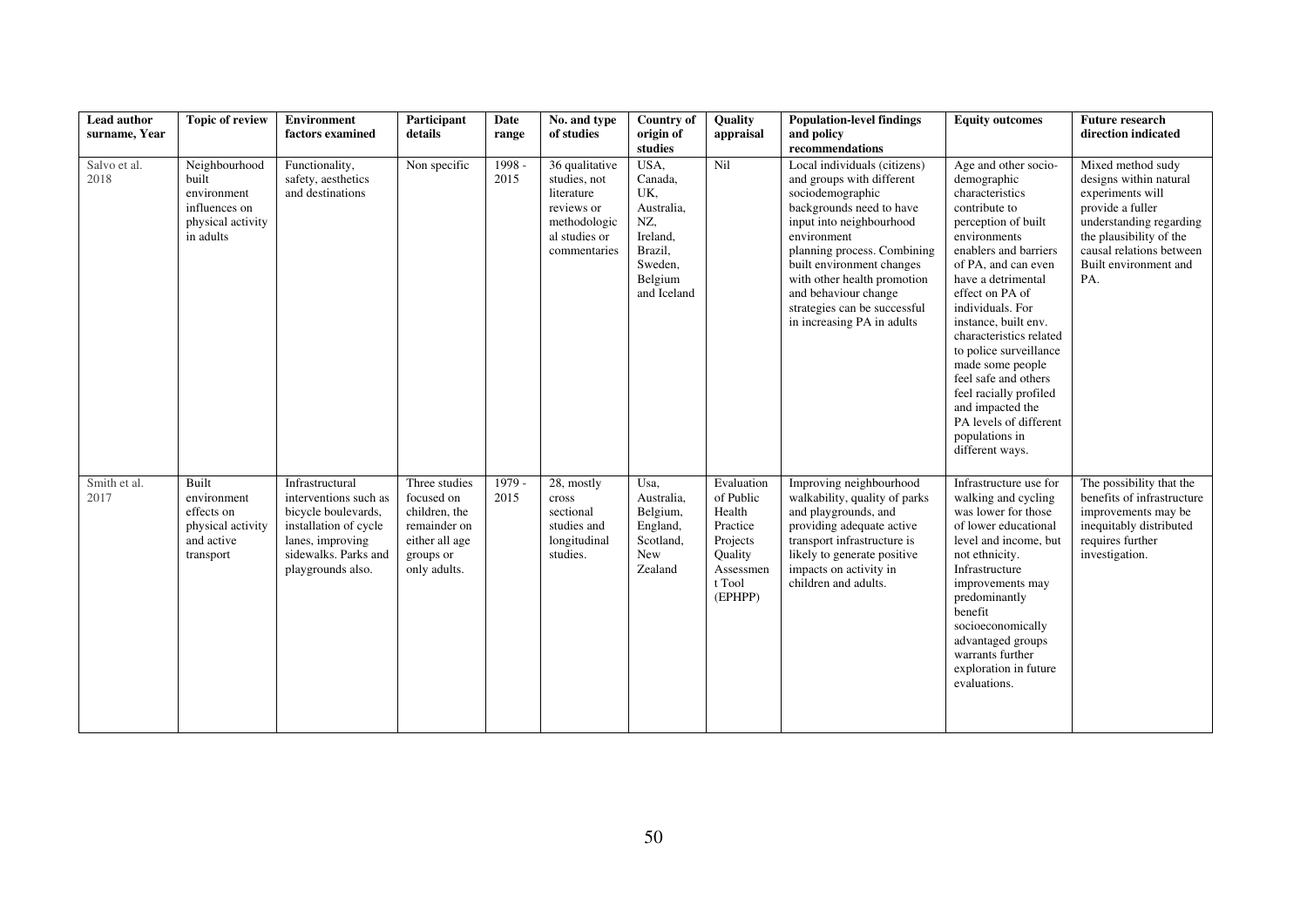| Lead author surname, Year | Topic of review | Environment factors examined | Participant details | Date range | No. and type of studies | Country of origin of studies | Quality appraisal | Population-level findings and policy recommendations | Equity outcomes | Future research direction indicated |
|---|---|---|---|---|---|---|---|---|---|---|
| Salvo et al. 2018 | Neighbourhood built environment influences on physical activity in adults | Functionality, safety, aesthetics and destinations | Non specific | 1998 - 2015 | 36 qualitative studies, not literature reviews or methodologic al studies or commentaries | USA, Canada, UK, Australia, NZ, Ireland, Brazil, Sweden, Belgium and Iceland | Nil | Local individuals (citizens) and groups with different sociodemographic backgrounds need to have input into neighbourhood environment planning process. Combining built environment changes with other health promotion and behaviour change strategies can be successful in increasing PA in adults | Age and other socio-demographic characteristics contribute to perception of built environments enablers and barriers of PA, and can even have a detrimental effect on PA of individuals. For instance, built env. characteristics related to police surveillance made some people feel safe and others feel racially profiled and impacted the PA levels of different populations in different ways. | Mixed method sudy designs within natural experiments will provide a fuller understanding regarding the plausibility of the causal relations between Built environment and PA. |
| Smith et al. 2017 | Built environment effects on physical activity and active transport | Infrastructural interventions such as bicycle boulevards, installation of cycle lanes, improving sidewalks. Parks and playgrounds also. | Three studies focused on children, the remainder on either all age groups or only adults. | 1979 - 2015 | 28, mostly cross sectional studies and longitudinal studies. | Usa, Australia, Belgium, England, Scotland, New Zealand | Evaluation of Public Health Practice Projects Quality Assessmen t Tool (EPHPP) | Improving neighbourhood walkability, quality of parks and playgrounds, and providing adequate active transport infrastructure is likely to generate positive impacts on activity in children and adults. | Infrastructure use for walking and cycling was lower for those of lower educational level and income, but not ethnicity. Infrastructure improvements may predominantly benefit socioeconomically advantaged groups warrants further exploration in future evaluations. | The possibility that the benefits of infrastructure improvements may be inequitably distributed requires further investigation. |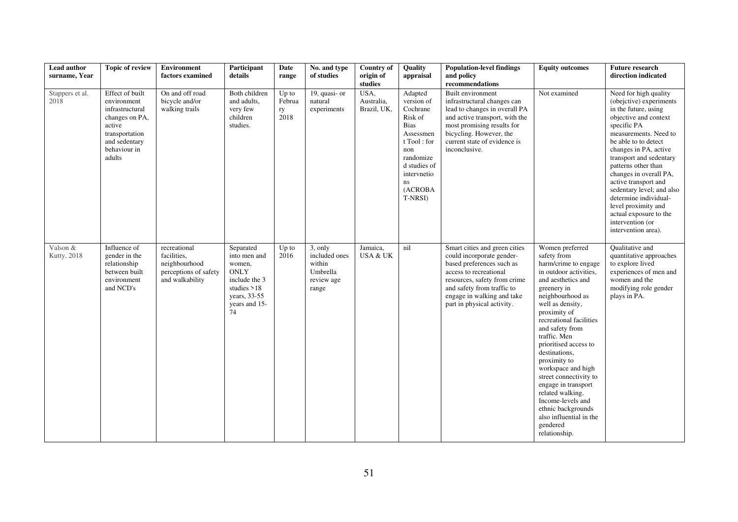| Lead author surname, Year | Topic of review | Environment factors examined | Participant details | Date range | No. and type of studies | Country of origin of studies | Quality appraisal | Population-level findings and policy recommendations | Equity outcomes | Future research direction indicated |
|---|---|---|---|---|---|---|---|---|---|---|
| Stappers et al. 2018 | Effect of built environment infrastructural changes on PA, active transportation and sedentary behaviour in adults | On and off road bicycle and/or walking trails | Both children and adults, very few children studies. | Up to February 2018 | 19, quasi- or natural experiments | USA, Australia, Brazil, UK, | Adapted version of Cochrane Risk of Bias Assessment Tool : for non randomized studies of intervnetions (ACROBAT-NRSI) | Built environment infrastructural changes can lead to changes in overall PA and active transport, with the most promising results for bicycling. However, the current state of evidence is inconclusive. | Not examined | Need for high quality (obejctive) experiments in the future, using objective and context specific PA measurements. Need to be able to detect changes in PA, active transport and sedentary patterns other than changes in overall PA, active transport and sedentary level; and also determine individual-level proximity and actual exposure to the intervention (or intervention area). |
| Valson & Kutty, 2018 | Influence of gender in the relationship between built environment and NCD's | recreational facilities, neighbourhood perceptions of safety and walkability | Separated into men and women, ONLY include the 3 studies >18 years, 33-55 years and 15-74 | Up to 2016 | 3, only included ones within Umbrella review age range | Jamaica, USA & UK | nil | Smart cities and green cities could incorporate gender-based preferences such as access to recreational resources, safety from crime and safety from traffic to engage in walking and take part in physical activity. | Women preferred safety from harm/crime to engage in outdoor activities, and aesthetics and greenery in neighbourhood as well as density, proximity of recreational facilities and safety from traffic. Men prioritised access to destinations, proximity to workspace and high street connectivity to engage in transport related walking. Income-levels and ethnic backgrounds also influential in the gendered relationship. | Qualitative and quantitative approaches to explore lived experiences of men and women and the modifying role gender plays in PA. |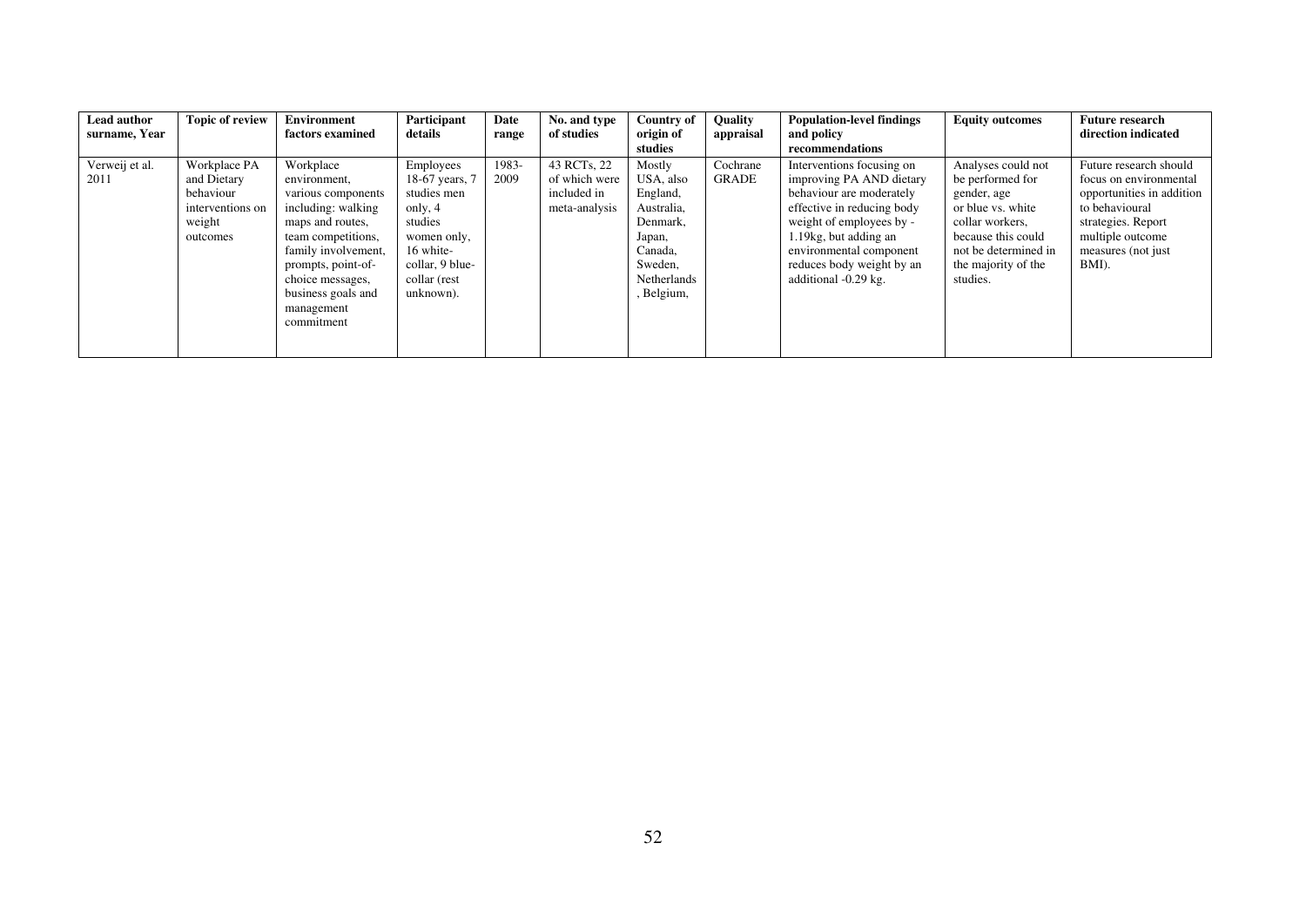| Lead author surname, Year | Topic of review | Environment factors examined | Participant details | Date range | No. and type of studies | Country of origin of studies | Quality appraisal | Population-level findings and policy recommendations | Equity outcomes | Future research direction indicated |
|---|---|---|---|---|---|---|---|---|---|---|
| Verweij et al. 2011 | Workplace PA and Dietary behaviour interventions on weight outcomes | Workplace environment, various components including: walking maps and routes, team competitions, family involvement, prompts, point-of-choice messages, business goals and management commitment | Employees 18-67 years, 7 studies men only, 4 studies women only, 16 white-collar, 9 blue-collar (rest unknown). | 1983-2009 | 43 RCTs, 22 of which were included in meta-analysis | Mostly USA, also England, Australia, Denmark, Japan, Canada, Sweden, Netherlands, Belgium, | Cochrane GRADE | Interventions focusing on improving PA AND dietary behaviour are moderately effective in reducing body weight of employees by -1.19kg, but adding an environmental component reduces body weight by an additional -0.29 kg. | Analyses could not be performed for gender, age or blue vs. white collar workers, because this could not be determined in the majority of the studies. | Future research should focus on environmental opportunities in addition to behavioural strategies. Report multiple outcome measures (not just BMI). |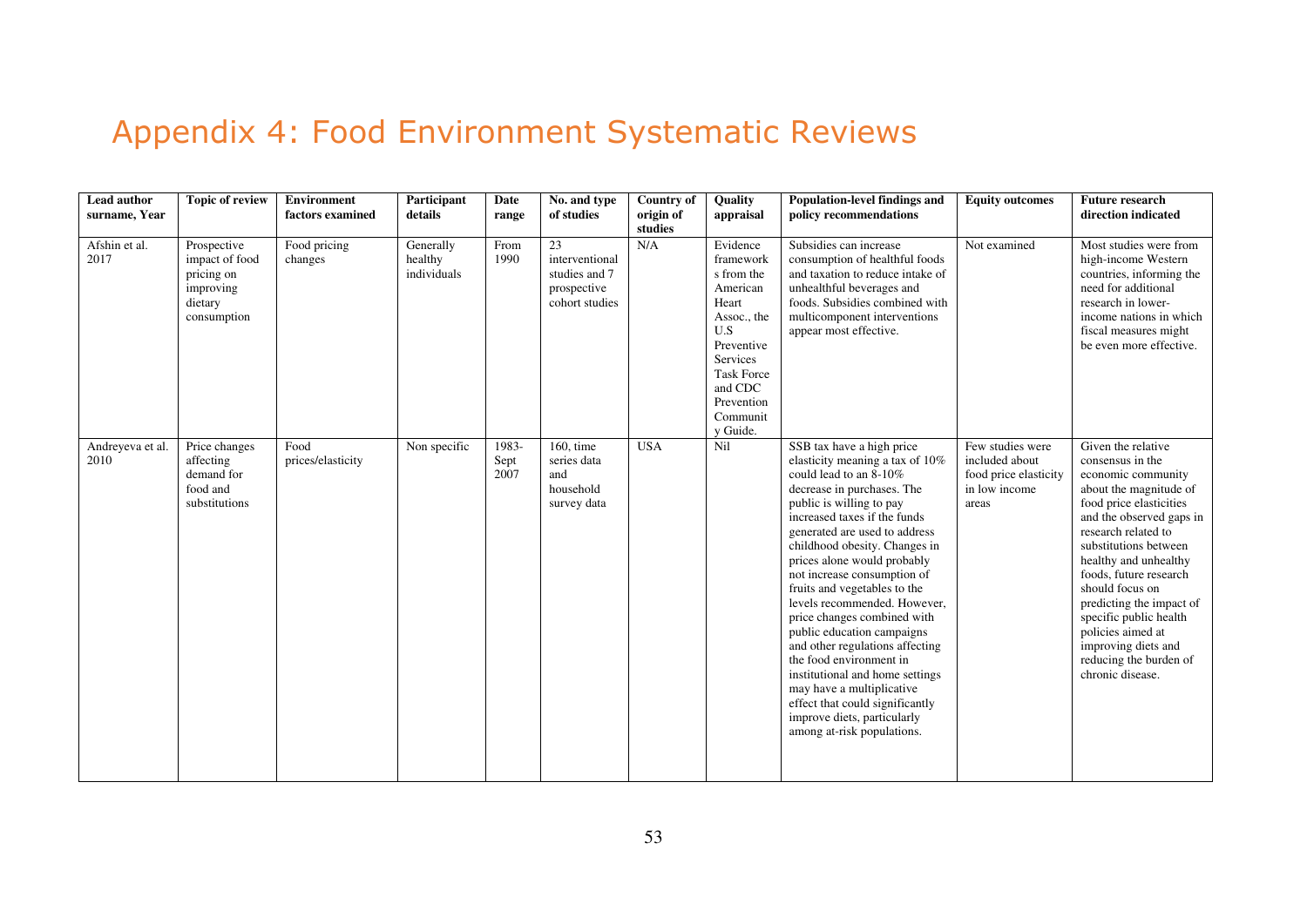# Appendix 4: Food Environment Systematic Reviews

| Lead author surname, Year | Topic of review | Environment factors examined | Participant details | Date range | No. and type of studies | Country of origin of studies | Quality appraisal | Population-level findings and policy recommendations | Equity outcomes | Future research direction indicated |
|---|---|---|---|---|---|---|---|---|---|---|
| Afshin et al. 2017 | Prospective impact of food pricing on improving dietary consumption | Food pricing changes | Generally healthy individuals | From 1990 | 23 interventional studies and 7 prospective cohort studies | N/A | Evidence frameworks from the American Heart Assoc., the U.S Preventive Services Task Force and CDC Prevention Community Guide. | Subsidies can increase consumption of healthful foods and taxation to reduce intake of unhealthful beverages and foods. Subsidies combined with multicomponent interventions appear most effective. | Not examined | Most studies were from high-income Western countries, informing the need for additional research in lower-income nations in which fiscal measures might be even more effective. |
| Andreyeva et al. 2010 | Price changes affecting demand for food and substitutions | Food prices/elasticity | Non specific | 1983-Sept 2007 | 160, time series data and household survey data | USA | Nil | SSB tax have a high price elasticity meaning a tax of 10% could lead to an 8-10% decrease in purchases. The public is willing to pay increased taxes if the funds generated are used to address childhood obesity. Changes in prices alone would probably not increase consumption of fruits and vegetables to the levels recommended. However, price changes combined with public education campaigns and other regulations affecting the food environment in institutional and home settings may have a multiplicative effect that could significantly improve diets, particularly among at-risk populations. | Few studies were included about food price elasticity in low income areas | Given the relative consensus in the economic community about the magnitude of food price elasticities and the observed gaps in research related to substitutions between healthy and unhealthy foods, future research should focus on predicting the impact of specific public health policies aimed at improving diets and reducing the burden of chronic disease. |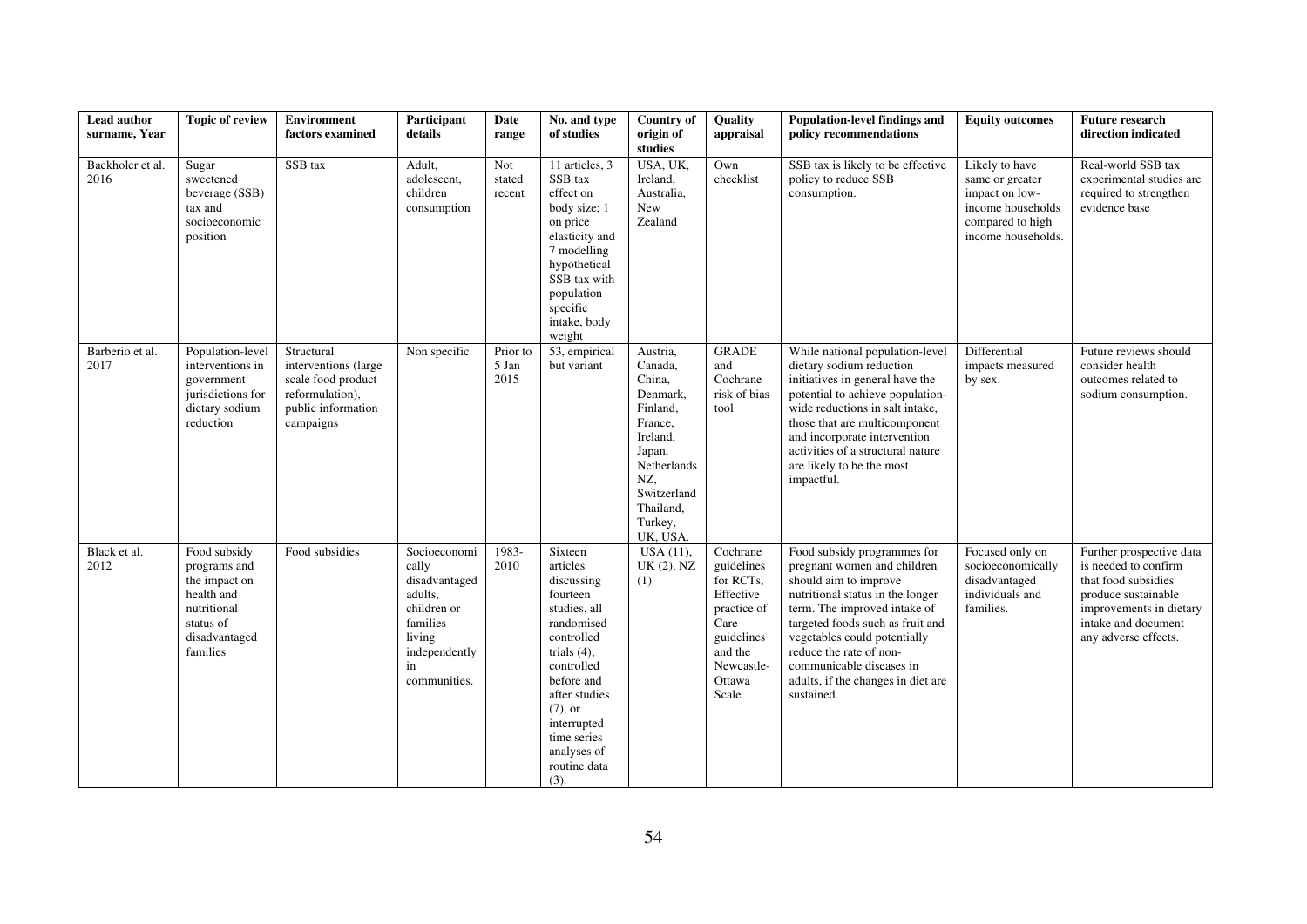| Lead author surname, Year | Topic of review | Environment factors examined | Participant details | Date range | No. and type of studies | Country of origin of studies | Quality appraisal | Population-level findings and policy recommendations | Equity outcomes | Future research direction indicated |
|---|---|---|---|---|---|---|---|---|---|---|
| Backholer et al. 2016 | Sugar sweetened beverage (SSB) tax and socioeconomic position | SSB tax | Adult, adolescent, children consumption | Not stated recent | 11 articles, 3 SSB tax effect on body size; 1 on price elasticity and 7 modelling hypothetical SSB tax with population specific intake, body weight | USA, UK, Ireland, Australia, New Zealand | Own checklist | SSB tax is likely to be effective policy to reduce SSB consumption. | Likely to have same or greater impact on low-income households compared to high income households. | Real-world SSB tax experimental studies are required to strengthen evidence base |
| Barberio et al. 2017 | Population-level interventions in government jurisdictions for dietary sodium reduction | Structural interventions (large scale food product reformulation), public information campaigns | Non specific | Prior to 5 Jan 2015 | 53, empirical but variant | Austria, Canada, China, Denmark, Finland, France, Ireland, Japan, Netherlands NZ, Switzerland Thailand, Turkey, UK, USA. | GRADE and Cochrane risk of bias tool | While national population-level dietary sodium reduction initiatives in general have the potential to achieve population-wide reductions in salt intake, those that are multicomponent and incorporate intervention activities of a structural nature are likely to be the most impactful. | Differential impacts measured by sex. | Future reviews should consider health outcomes related to sodium consumption. |
| Black et al. 2012 | Food subsidy programs and the impact on health and nutritional status of disadvantaged families | Food subsidies | Socioeconomically disadvantaged adults, children or families living independently in communities. | 1983-2010 | Sixteen articles discussing fourteen studies, all randomised controlled trials (4), controlled before and after studies (7), or interrupted time series analyses of routine data (3). | USA (11), UK (2), NZ (1) | Cochrane guidelines for RCTs, Effective practice of Care guidelines and the Newcastle-Ottawa Scale. | Food subsidy programmes for pregnant women and children should aim to improve nutritional status in the longer term. The improved intake of targeted foods such as fruit and vegetables could potentially reduce the rate of non-communicable diseases in adults, if the changes in diet are sustained. | Focused only on socioeconomically disadvantaged individuals and families. | Further prospective data is needed to confirm that food subsidies produce sustainable improvements in dietary intake and document any adverse effects. |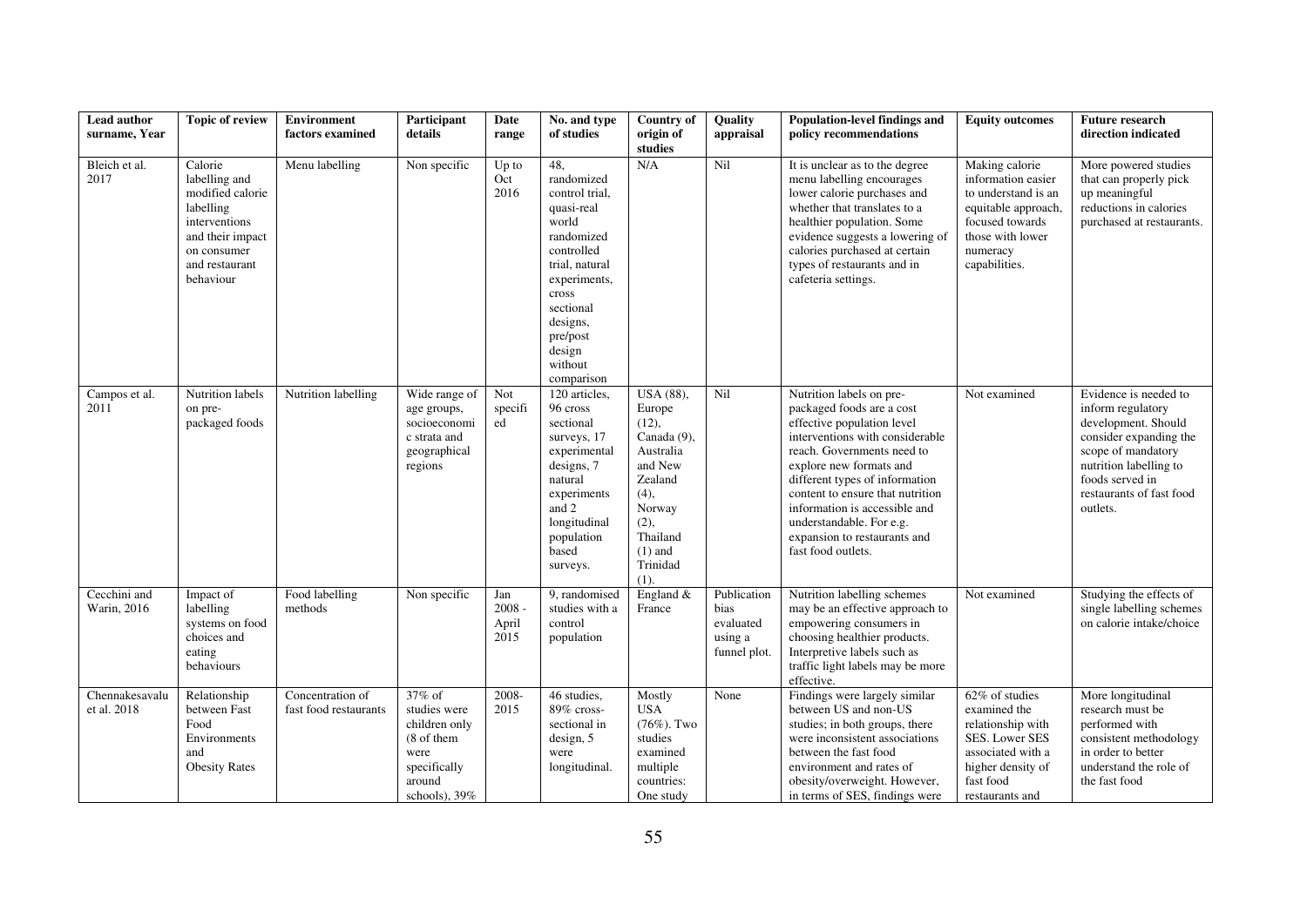| Lead author surname, Year | Topic of review | Environment factors examined | Participant details | Date range | No. and type of studies | Country of origin of studies | Quality appraisal | Population-level findings and policy recommendations | Equity outcomes | Future research direction indicated |
|---|---|---|---|---|---|---|---|---|---|---|
| Bleich et al. 2017 | Calorie labelling and modified calorie labelling interventions and their impact on consumer and restaurant behaviour | Menu labelling | Non specific | Up to Oct 2016 | 48, randomized control trial, quasi-real world randomized controlled trial, natural experiments, cross sectional designs, pre/post design without comparison | N/A | Nil | It is unclear as to the degree menu labelling encourages lower calorie purchases and whether that translates to a healthier population. Some evidence suggests a lowering of calories purchased at certain types of restaurants and in cafeteria settings. | Making calorie information easier to understand is an equitable approach, focused towards those with lower numeracy capabilities. | More powered studies that can properly pick up meaningful reductions in calories purchased at restaurants. |
| Campos et al. 2011 | Nutrition labels on pre-packaged foods | Nutrition labelling | Wide range of age groups, socioeconomic strata and geographical regions | Not specified | 120 articles, 96 cross sectional surveys, 17 experimental designs, 7 natural experiments and 2 longitudinal population based surveys. | USA (88), Europe (12), Canada (9), Australia and New Zealand (4), Norway (2), Thailand (1) and Trinidad (1). | Nil | Nutrition labels on pre-packaged foods are a cost effective population level interventions with considerable reach. Governments need to explore new formats and different types of information content to ensure that nutrition information is accessible and understandable. For e.g. expansion to restaurants and fast food outlets. | Not examined | Evidence is needed to inform regulatory development. Should consider expanding the scope of mandatory nutrition labelling to foods served in restaurants of fast food outlets. |
| Cecchini and Warin, 2016 | Impact of labelling systems on food choices and eating behaviours | Food labelling methods | Non specific | Jan 2008 - April 2015 | 9, randomised studies with a control population | England & France | Publication bias evaluated using a funnel plot. | Nutrition labelling schemes may be an effective approach to empowering consumers in choosing healthier products. Interpretive labels such as traffic light labels may be more effective. | Not examined | Studying the effects of single labelling schemes on calorie intake/choice |
| Chennakesavalu et al. 2018 | Relationship between Fast Food Environments and Obesity Rates | Concentration of fast food restaurants | 37% of studies were children only (8 of them were specifically around schools), 39% | 2008-2015 | 46 studies, 89% cross-sectional in design, 5 were longitudinal. | Mostly USA (76%). Two studies examined multiple countries: One study | None | Findings were largely similar between US and non-US studies; in both groups, there were inconsistent associations between the fast food environment and rates of obesity/overweight. However, in terms of SES, findings were | 62% of studies examined the relationship with SES. Lower SES associated with a higher density of fast food restaurants and | More longitudinal research must be performed with consistent methodology in order to better understand the role of the fast food |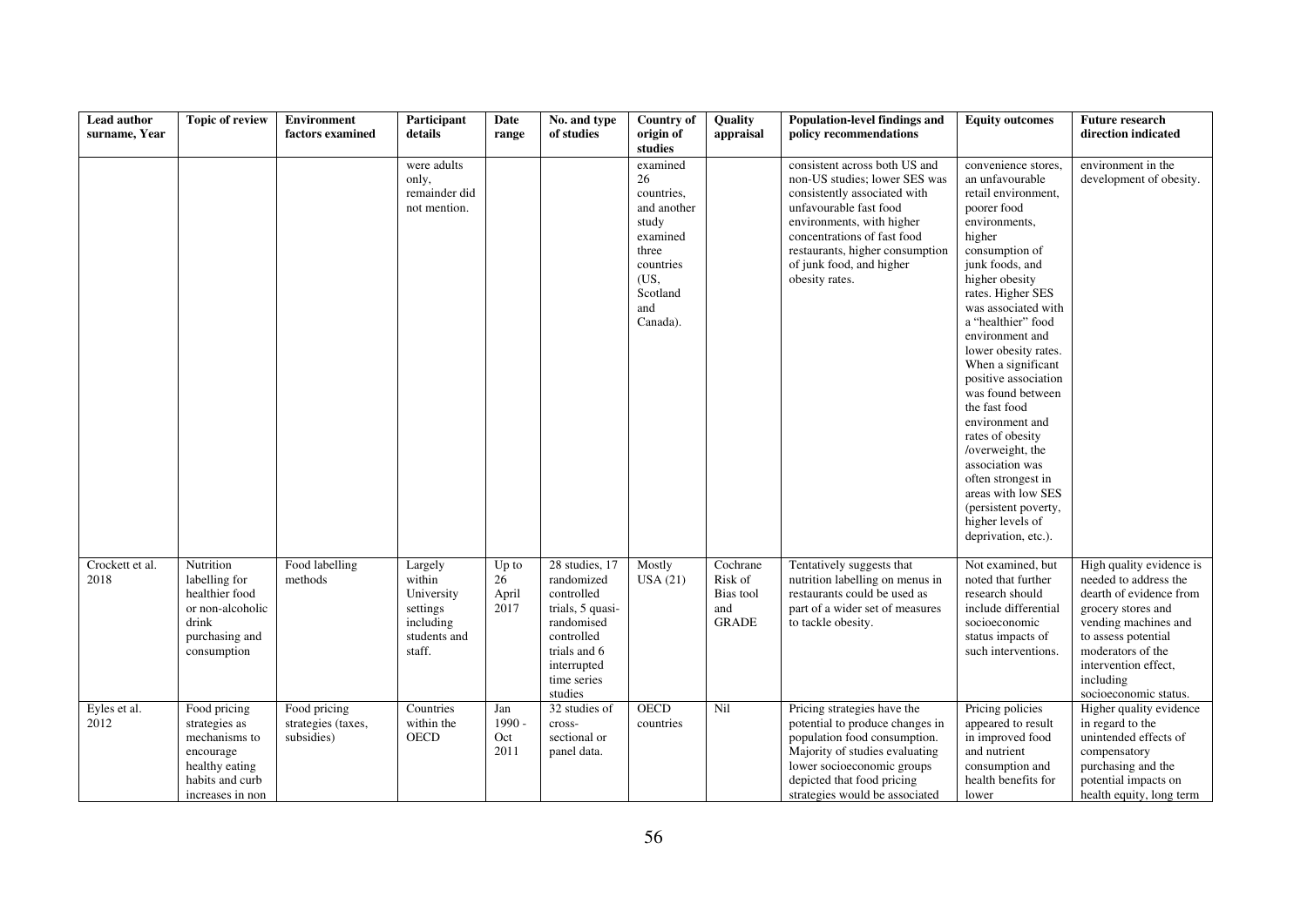| Lead author surname, Year | Topic of review | Environment factors examined | Participant details | Date range | No. and type of studies | Country of origin of studies | Quality appraisal | Population-level findings and policy recommendations | Equity outcomes | Future research direction indicated |
|---|---|---|---|---|---|---|---|---|---|---|
| | | | were adults only, remainder did not mention. | | | examined 26 countries, and another study examined three countries (US, Scotland and Canada). | | consistent across both US and non-US studies; lower SES was consistently associated with unfavourable fast food environments, with higher concentrations of fast food restaurants, higher consumption of junk food, and higher obesity rates. | convenience stores, an unfavourable retail environment, poorer food environments, higher consumption of junk foods, and higher obesity rates. Higher SES was associated with a "healthier" food environment and lower obesity rates. When a significant positive association was found between the fast food environment and rates of obesity /overweight, the association was often strongest in areas with low SES (persistent poverty, higher levels of deprivation, etc.). | environment in the development of obesity. |
| Crockett et al. 2018 | Nutrition labelling for healthier food or non-alcoholic drink purchasing and consumption | Food labelling methods | Largely within University settings including students and staff. | Up to 26 April 2017 | 28 studies, 17 randomized controlled trials, 5 quasi-randomised controlled trials and 6 interrupted time series studies | Mostly USA (21) | Cochrane Risk of Bias tool and GRADE | Tentatively suggests that nutrition labelling on menus in restaurants could be used as part of a wider set of measures to tackle obesity. | Not examined, but noted that further research should include differential socioeconomic status impacts of such interventions. | High quality evidence is needed to address the dearth of evidence from grocery stores and vending machines and to assess potential moderators of the intervention effect, including socioeconomic status. |
| Eyles et al. 2012 | Food pricing strategies as mechanisms to encourage healthy eating habits and curb increases in non | Food pricing strategies (taxes, subsidies) | Countries within the OECD | Jan 1990 - Oct 2011 | 32 studies of cross-sectional or panel data. | OECD countries | Nil | Pricing strategies have the potential to produce changes in population food consumption. Majority of studies evaluating lower socioeconomic groups depicted that food pricing strategies would be associated | Pricing policies appeared to result in improved food and nutrient consumption and health benefits for lower | Higher quality evidence in regard to the unintended effects of compensatory purchasing and the potential impacts on health equity, long term |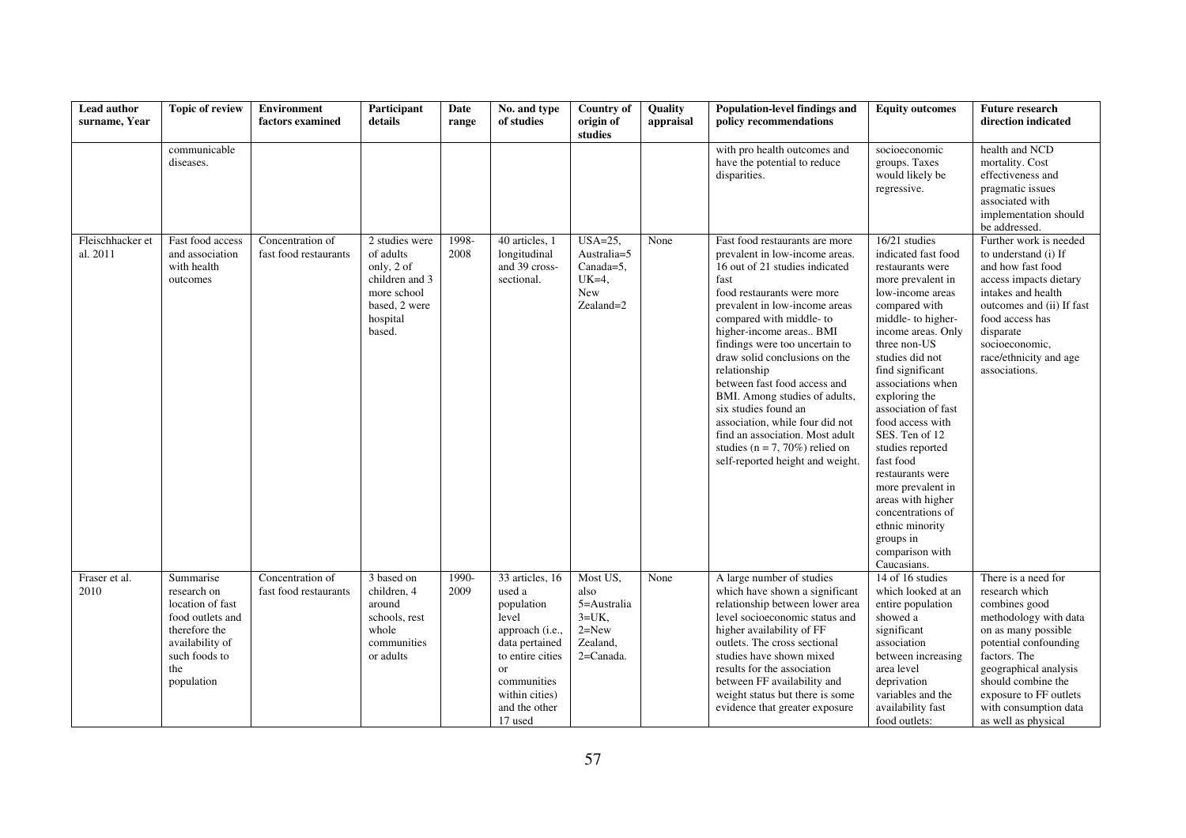| Lead author surname, Year | Topic of review | Environment factors examined | Participant details | Date range | No. and type of studies | Country of origin of studies | Quality appraisal | Population-level findings and policy recommendations | Equity outcomes | Future research direction indicated |
|---|---|---|---|---|---|---|---|---|---|---|
| | communicable diseases. | | | | | | | with pro health outcomes and have the potential to reduce disparities. | socioeconomic groups. Taxes would likely be regressive. | health and NCD mortality. Cost effectiveness and pragmatic issues associated with implementation should be addressed. |
| Fleischhacker et al. 2011 | Fast food access and association with health outcomes | Concentration of fast food restaurants | 2 studies were of adults only, 2 of children and 3 more school based, 2 were hospital based. | 1998-2008 | 40 articles, 1 longitudinal and 39 cross-sectional. | USA=25, Australia=5 Canada=5, UK=4, New Zealand=2 | None | Fast food restaurants are more prevalent in low-income areas. 16 out of 21 studies indicated fast food restaurants were more prevalent in low-income areas compared with middle- to higher-income areas.. BMI findings were too uncertain to draw solid conclusions on the relationship between fast food access and BMI. Among studies of adults, six studies found an association, while four did not find an association. Most adult studies (n = 7, 70%) relied on self-reported height and weight. | 16/21 studies indicated fast food restaurants were more prevalent in low-income areas compared with middle- to higher-income areas. Only three non-US studies did not find significant associations when exploring the association of fast food access with SES. Ten of 12 studies reported fast food restaurants were more prevalent in areas with higher concentrations of ethnic minority groups in comparison with Caucasians. | Further work is needed to understand (i) If and how fast food access impacts dietary intakes and health outcomes and (ii) If fast food access has disparate socioeconomic, race/ethnicity and age associations. |
| Fraser et al. 2010 | Summarise research on location of fast food outlets and therefore the availability of such foods to the population | Concentration of fast food restaurants | 3 based on children, 4 around schools, rest whole communities or adults | 1990-2009 | 33 articles, 16 used a population level approach (i.e., data pertained to entire cities or communities within cities) and the other 17 used | Most US, also 5=Australia 3=UK, 2=New Zealand, 2=Canada. | None | A large number of studies which have shown a significant relationship between lower area level socioeconomic status and higher availability of FF outlets. The cross sectional studies have shown mixed results for the association between FF availability and weight status but there is some evidence that greater exposure | 14 of 16 studies which looked at an entire population showed a significant association between increasing area level deprivation variables and the availability fast food outlets: | There is a need for research which combines good methodology with data on as many possible potential confounding factors. The geographical analysis should combine the exposure to FF outlets with consumption data as well as physical |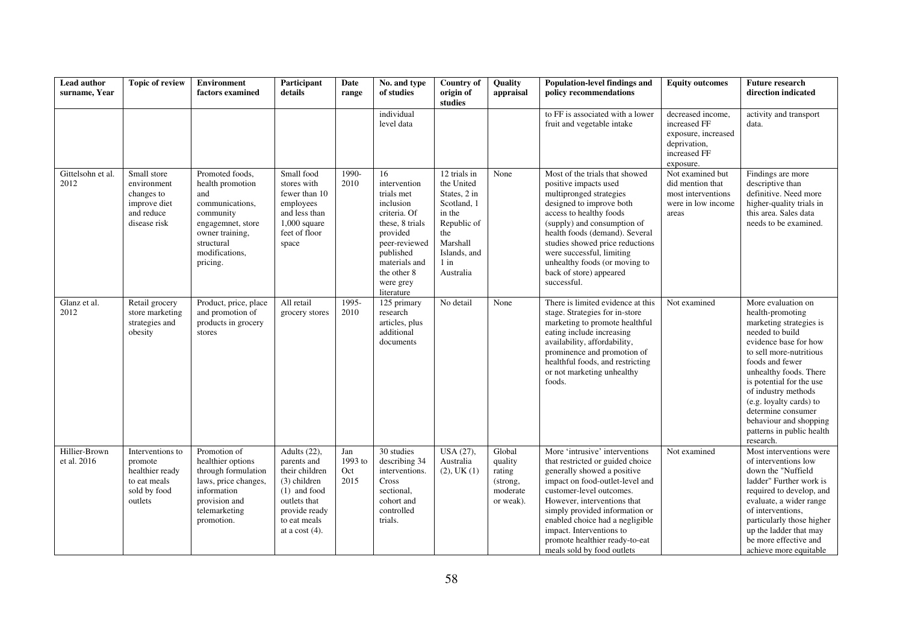| Lead author surname, Year | Topic of review | Environment factors examined | Participant details | Date range | No. and type of studies | Country of origin of studies | Quality appraisal | Population-level findings and policy recommendations | Equity outcomes | Future research direction indicated |
|---|---|---|---|---|---|---|---|---|---|---|
| | | | | | individual level data | | | to FF is associated with a lower fruit and vegetable intake | decreased income, increased FF exposure, increased deprivation, increased FF exposure. | activity and transport data. |
| Gittelsohn et al. 2012 | Small store environment changes to improve diet and reduce disease risk | Promoted foods, health promotion and communications, community engagemnet, store owner training, structural modifications, pricing. | Small food stores with fewer than 10 employees and less than 1,000 square feet of floor space | 1990-2010 | 16 intervention trials met inclusion criteria. Of these, 8 trials provided peer-reviewed published materials and the other 8 were grey literature | 12 trials in the United States, 2 in Scotland, 1 in the Republic of the Marshall Islands, and 1 in Australia | None | Most of the trials that showed positive impacts used multipronged strategies designed to improve both access to healthy foods (supply) and consumption of health foods (demand). Several studies showed price reductions were successful, limiting unhealthy foods (or moving to back of store) appeared successful. | Not examined but did mention that most interventions were in low income areas | Findings are more descriptive than definitive. Need more higher-quality trials in this area. Sales data needs to be examined. |
| Glanz et al. 2012 | Retail grocery store marketing strategies and obesity | Product, price, place and promotion of products in grocery stores | All retail grocery stores | 1995-2010 | 125 primary research articles, plus additional documents | No detail | None | There is limited evidence at this stage. Strategies for in-store marketing to promote healthful eating include increasing availability, affordability, prominence and promotion of healthful foods, and restricting or not marketing unhealthy foods. | Not examined | More evaluation on health-promoting marketing strategies is needed to build evidence base for how to sell more-nutritious foods and fewer unhealthy foods. There is potential for the use of industry methods (e.g. loyalty cards) to determine consumer behaviour and shopping patterns in public health research. |
| Hillier-Brown et al. 2016 | Interventions to promote healthier ready to eat meals sold by food outlets | Promotion of healthier options through formulation laws, price changes, information provision and telemarketing promotion. | Adults (22), parents and their children (3) children (1) and food outlets that provide ready to eat meals at a cost (4). | Jan 1993 to Oct 2015 | 30 studies describing 34 interventions. Cross sectional, cohort and controlled trials. | USA (27), Australia (2), UK (1) | Global quality rating (strong, moderate or weak). | More 'intrusive' interventions that restricted or guided choice generally showed a positive impact on food-outlet-level and customer-level outcomes. However, interventions that simply provided information or enabled choice had a negligible impact. Interventions to promote healthier ready-to-eat meals sold by food outlets | Not examined | Most interventions were of interventions low down the "Nuffield ladder" Further work is required to develop, and evaluate, a wider range of interventions, particularly those higher up the ladder that may be more effective and achieve more equitable |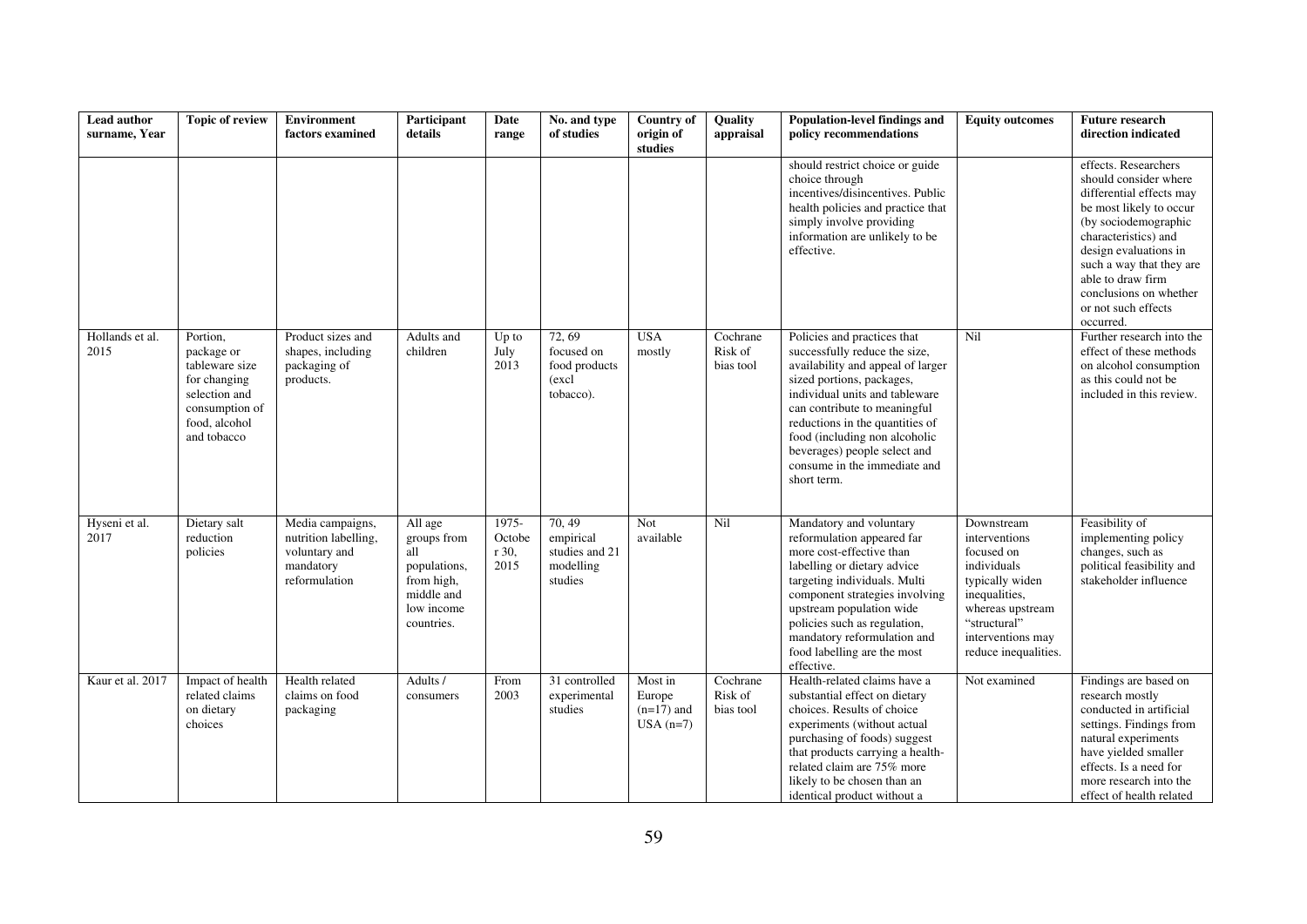| Lead author surname, Year | Topic of review | Environment factors examined | Participant details | Date range | No. and type of studies | Country of origin of studies | Quality appraisal | Population-level findings and policy recommendations | Equity outcomes | Future research direction indicated |
|---|---|---|---|---|---|---|---|---|---|---|
| | | | | | | | | should restrict choice or guide choice through incentives/disincentives. Public health policies and practice that simply involve providing information are unlikely to be effective. | | effects. Researchers should consider where differential effects may be most likely to occur (by sociodemographic characteristics) and design evaluations in such a way that they are able to draw firm conclusions on whether or not such effects occurred. |
| Hollands et al. 2015 | Portion, package or tableware size for changing selection and consumption of food, alcohol and tobacco | Product sizes and shapes, including packaging of products. | Adults and children | Up to July 2013 | 72, 69 focused on food products (excl tobacco). | USA mostly | Cochrane Risk of bias tool | Policies and practices that successfully reduce the size, availability and appeal of larger sized portions, packages, individual units and tableware can contribute to meaningful reductions in the quantities of food (including non alcoholic beverages) people select and consume in the immediate and short term. | Nil | Further research into the effect of these methods on alcohol consumption as this could not be included in this review. |
| Hyseni et al. 2017 | Dietary salt reduction policies | Media campaigns, nutrition labelling, voluntary and mandatory reformulation | All age groups from all populations, from high, middle and low income countries. | 1975-October 30, 2015 | 70, 49 empirical studies and 21 modelling studies | Not available | Nil | Mandatory and voluntary reformulation appeared far more cost-effective than labelling or dietary advice targeting individuals. Multi component strategies involving upstream population wide policies such as regulation, mandatory reformulation and food labelling are the most effective. | Downstream interventions focused on individuals typically widen inequalities, whereas upstream "structural" interventions may reduce inequalities. | Feasibility of implementing policy changes, such as political feasibility and stakeholder influence |
| Kaur et al. 2017 | Impact of health related claims on dietary choices | Health related claims on food packaging | Adults / consumers | From 2003 | 31 controlled experimental studies | Most in Europe (n=17) and USA (n=7) | Cochrane Risk of bias tool | Health-related claims have a substantial effect on dietary choices. Results of choice experiments (without actual purchasing of foods) suggest that products carrying a health-related claim are 75% more likely to be chosen than an identical product without a | Not examined | Findings are based on research mostly conducted in artificial settings. Findings from natural experiments have yielded smaller effects. Is a need for more research into the effect of health related |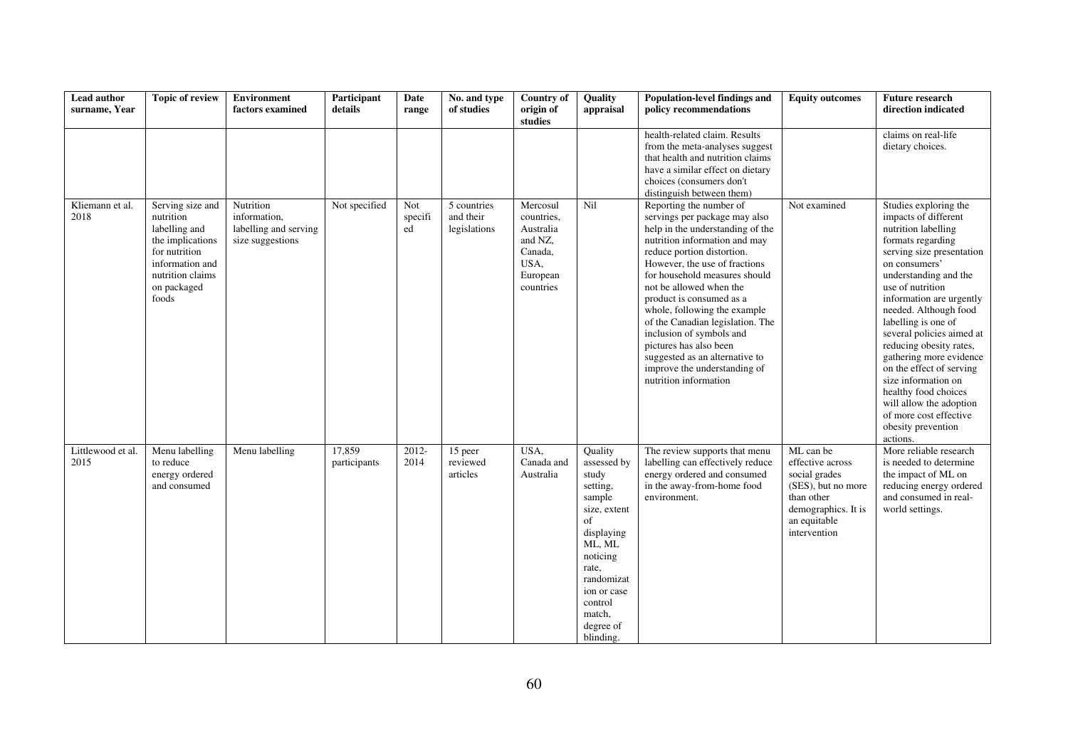| Lead author surname, Year | Topic of review | Environment factors examined | Participant details | Date range | No. and type of studies | Country of origin of studies | Quality appraisal | Population-level findings and policy recommendations | Equity outcomes | Future research direction indicated |
|---|---|---|---|---|---|---|---|---|---|---|
| | | | | | | | | health-related claim. Results from the meta-analyses suggest that health and nutrition claims have a similar effect on dietary choices (consumers don't distinguish between them) | | claims on real-life dietary choices. |
| Kliemann et al. 2018 | Serving size and nutrition labelling and the implications for nutrition information and nutrition claims on packaged foods | Nutrition information, labelling and serving size suggestions | Not specified | Not specified | 5 countries and their legislations | Mercosul countries, Australia and NZ, Canada, USA, European countries | Nil | Reporting the number of servings per package may also help in the understanding of the nutrition information and may reduce portion distortion. However, the use of fractions for household measures should not be allowed when the product is consumed as a whole, following the example of the Canadian legislation. The inclusion of symbols and pictures has also been suggested as an alternative to improve the understanding of nutrition information | Not examined | Studies exploring the impacts of different nutrition labelling formats regarding serving size presentation on consumers' understanding and the use of nutrition information are urgently needed. Although food labelling is one of several policies aimed at reducing obesity rates, gathering more evidence on the effect of serving size information on healthy food choices will allow the adoption of more cost effective obesity prevention actions. |
| Littlewood et al. 2015 | Menu labelling to reduce energy ordered and consumed | Menu labelling | 17,859 participants | 2012-2014 | 15 peer reviewed articles | USA, Canada and Australia | Quality assessed by study setting, sample size, extent of displaying ML, ML noticing rate, randomization or case control match, degree of blinding. | The review supports that menu labelling can effectively reduce energy ordered and consumed in the away-from-home food environment. | ML can be effective across social grades (SES), but no more than other demographics. It is an equitable intervention | More reliable research is needed to determine the impact of ML on reducing energy ordered and consumed in real-world settings. |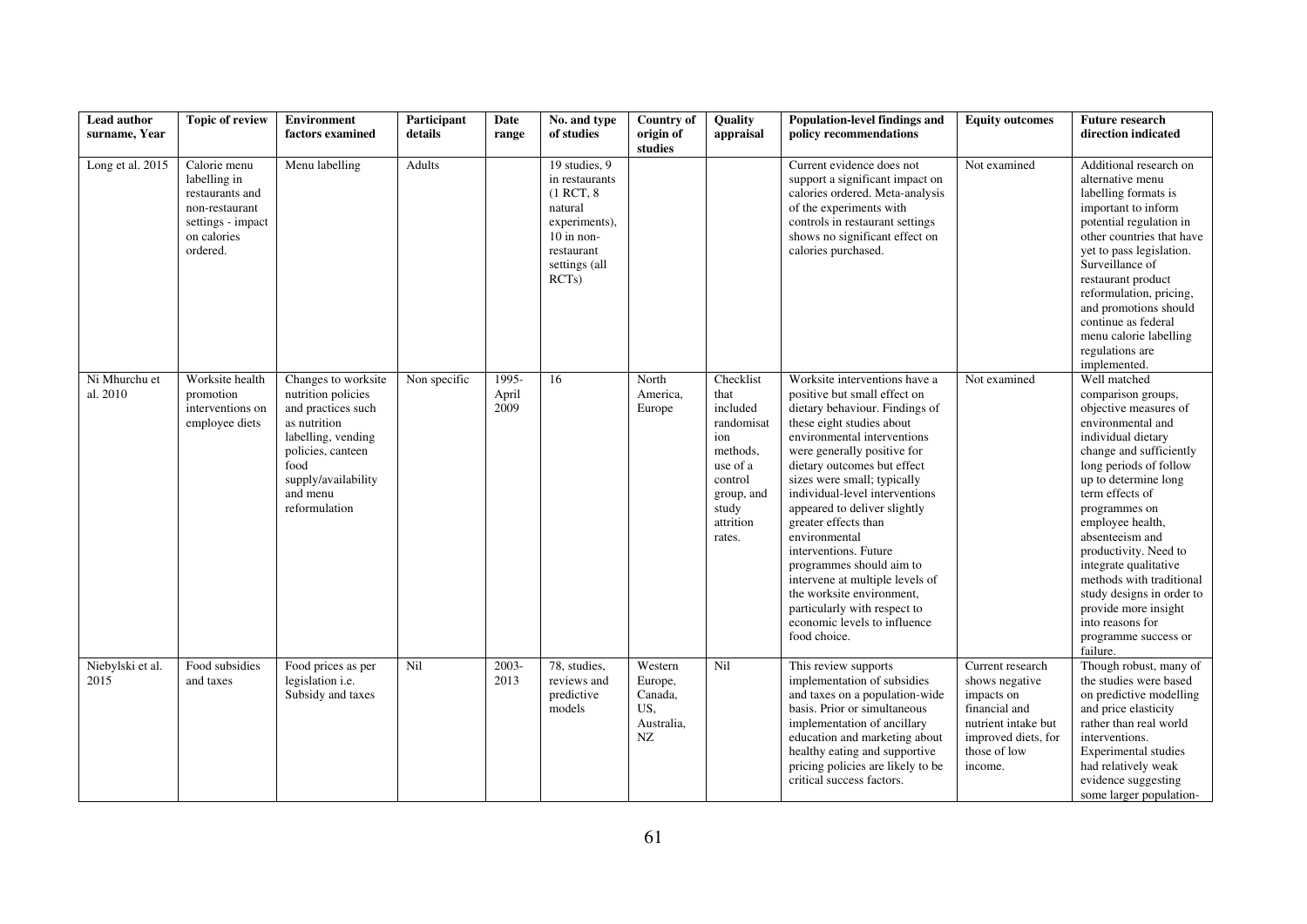| Lead author surname, Year | Topic of review | Environment factors examined | Participant details | Date range | No. and type of studies | Country of origin of studies | Quality appraisal | Population-level findings and policy recommendations | Equity outcomes | Future research direction indicated |
|---|---|---|---|---|---|---|---|---|---|---|
| Long et al. 2015 | Calorie menu labelling in restaurants and non-restaurant settings - impact on calories ordered. | Menu labelling | Adults | | 19 studies, 9 in restaurants (1 RCT, 8 natural experiments), 10 in non-restaurant settings (all RCTs) | | | Current evidence does not support a significant impact on calories ordered. Meta-analysis of the experiments with controls in restaurant settings shows no significant effect on calories purchased. | Not examined | Additional research on alternative menu labelling formats is important to inform potential regulation in other countries that have yet to pass legislation. Surveillance of restaurant product reformulation, pricing, and promotions should continue as federal menu calorie labelling regulations are implemented. |
| Ni Mhurchu et al. 2010 | Worksite health promotion interventions on employee diets | Changes to worksite nutrition policies and practices such as nutrition labelling, vending policies, canteen food supply/availability and menu reformulation | Non specific | 1995-April 2009 | 16 | North America, Europe | Checklist that included randomisation methods, use of a control group, and study attrition rates. | Worksite interventions have a positive but small effect on dietary behaviour. Findings of these eight studies about environmental interventions were generally positive for dietary outcomes but effect sizes were small; typically individual-level interventions appeared to deliver slightly greater effects than environmental interventions. Future programmes should aim to intervene at multiple levels of the worksite environment, particularly with respect to economic levels to influence food choice. | Not examined | Well matched comparison groups, objective measures of environmental and individual dietary change and sufficiently long periods of follow up to determine long term effects of programmes on employee health, absenteeism and productivity. Need to integrate qualitative methods with traditional study designs in order to provide more insight into reasons for programme success or failure. |
| Niebylski et al. 2015 | Food subsidies and taxes | Food prices as per legislation i.e. Subsidy and taxes | Nil | 2003-2013 | 78, studies, reviews and predictive models | Western Europe, Canada, US, Australia, NZ | Nil | This review supports implementation of subsidies and taxes on a population-wide basis. Prior or simultaneous implementation of ancillary education and marketing about healthy eating and supportive pricing policies are likely to be critical success factors. | Current research shows negative impacts on financial and nutrient intake but improved diets, for those of low income. | Though robust, many of the studies were based on predictive modelling and price elasticity rather than real world interventions. Experimental studies had relatively weak evidence suggesting some larger population- |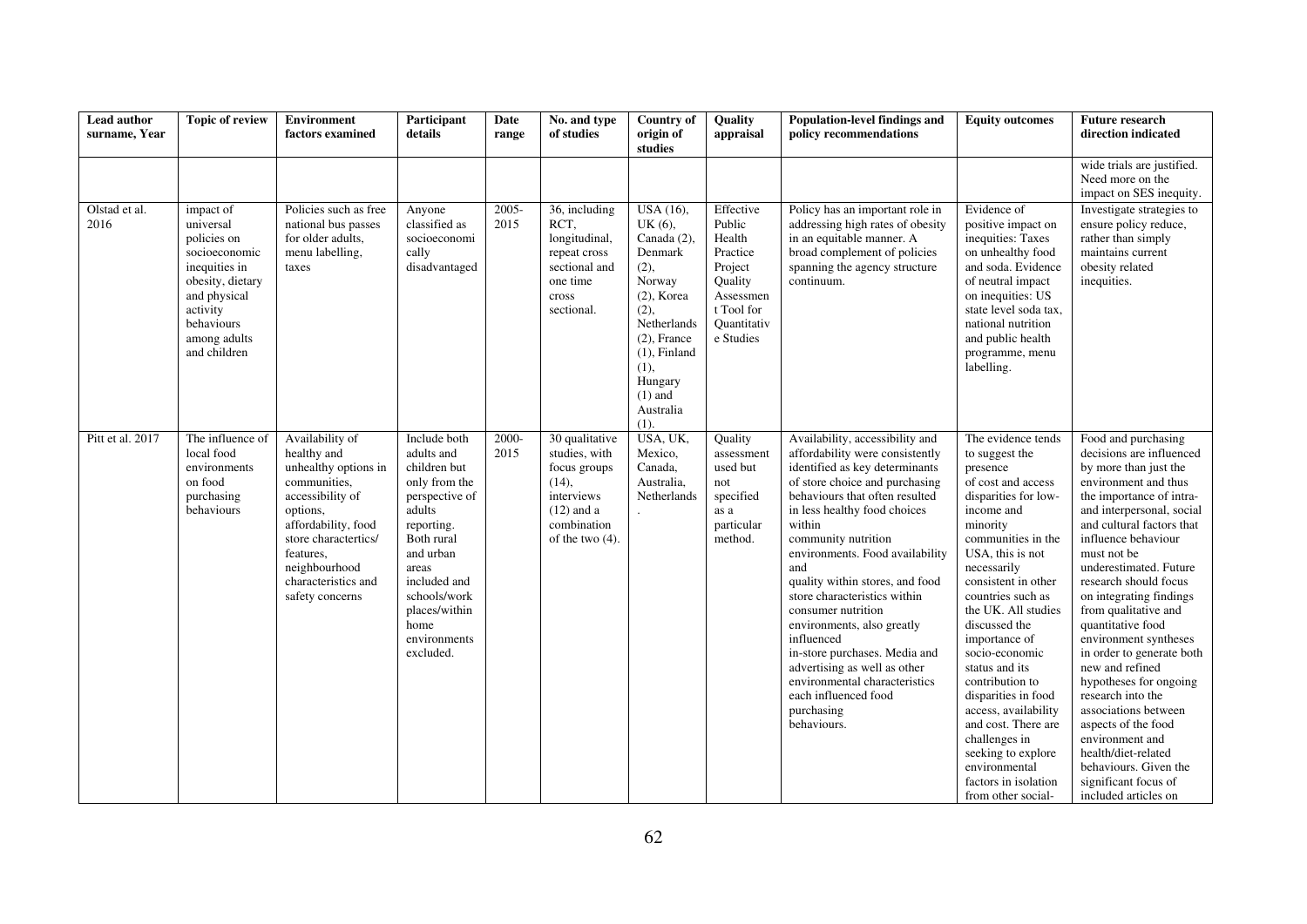| Lead author surname, Year | Topic of review | Environment factors examined | Participant details | Date range | No. and type of studies | Country of origin of studies | Quality appraisal | Population-level findings and policy recommendations | Equity outcomes | Future research direction indicated |
|---|---|---|---|---|---|---|---|---|---|---|
| | | | | | | | | | | wide trials are justified. Need more on the impact on SES inequity. |
| Olstad et al. 2016 | impact of universal policies on socioeconomic inequities in obesity, dietary and physical activity behaviours among adults and children | Policies such as free national bus passes for older adults, menu labelling, taxes | Anyone classified as socioeconomically disadvantaged | 2005-2015 | 36, including RCT, longitudinal, repeat cross sectional and one time cross sectional. | USA (16), UK (6), Canada (2), Denmark (2), Norway (2), Korea (2), Netherlands (2), France (1), Finland (1), Hungary (1) and Australia (1). | Effective Public Health Practice Project Quality Assessment Tool for Quantitative Studies | Policy has an important role in addressing high rates of obesity in an equitable manner. A broad complement of policies spanning the agency structure continuum. | Evidence of positive impact on inequities: Taxes on unhealthy food and soda. Evidence of neutral impact on inequities: US state level soda tax, national nutrition and public health programme, menu labelling. | Investigate strategies to ensure policy reduce, rather than simply maintains current obesity related inequities. |
| Pitt et al. 2017 | The influence of local food environments on food purchasing behaviours | Availability of healthy and unhealthy options in communities, accessibility of options, affordability, food store charactertics/ features, neighbourhood characteristics and safety concerns | Include both adults and children but only from the perspective of adults reporting. Both rural and urban areas included and schools/work places/within home environments excluded. | 2000-2015 | 30 qualitative studies, with focus groups (14), interviews (12) and a combination of the two (4). | USA, UK, Mexico, Canada, Australia, Netherlands. | Quality assessment used but not specified as a particular method. | Availability, accessibility and affordability were consistently identified as key determinants of store choice and purchasing behaviours that often resulted in less healthy food choices within community nutrition environments. Food availability and quality within stores, and food store characteristics within consumer nutrition environments, also greatly influenced in-store purchases. Media and advertising as well as other environmental characteristics each influenced food purchasing behaviours. | The evidence tends to suggest the presence of cost and access disparities for low-income and minority communities in the USA, this is not necessarily consistent in other countries such as the UK. All studies discussed the importance of socio-economic status and its contribution to disparities in food access, availability and cost. There are challenges in seeking to explore environmental factors in isolation from other social- | Food and purchasing decisions are influenced by more than just the environment and thus the importance of intra- and interpersonal, social and cultural factors that influence behaviour must not be underestimated. Future research should focus on integrating findings from qualitative and quantitative food environment syntheses in order to generate both new and refined hypotheses for ongoing research into the associations between aspects of the food environment and health/diet-related behaviours. Given the significant focus of included articles on |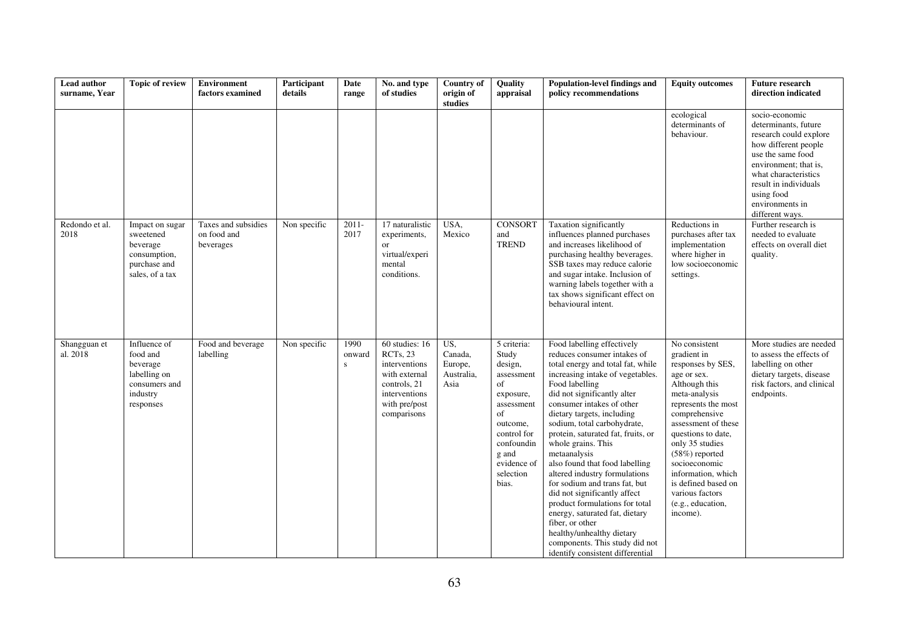| Lead author surname, Year | Topic of review | Environment factors examined | Participant details | Date range | No. and type of studies | Country of origin of studies | Quality appraisal | Population-level findings and policy recommendations | Equity outcomes | Future research direction indicated |
|---|---|---|---|---|---|---|---|---|---|---|
| | | | | | | | | | ecological determinants of behaviour. | socio-economic determinants, future research could explore how different people use the same food environment; that is, what characteristics result in individuals using food environments in different ways. |
| Redondo et al. 2018 | Impact on sugar sweetened beverage consumption, purchase and sales, of a tax | Taxes and subsidies on food and beverages | Non specific | 2011-2017 | 17 naturalistic experiments, or virtual/experimental conditions. | USA, Mexico | CONSORT and TREND | Taxation significantly influences planned purchases and increases likelihood of purchasing healthy beverages. SSB taxes may reduce calorie and sugar intake. Inclusion of warning labels together with a tax shows significant effect on behavioural intent. | Reductions in purchases after tax implementation where higher in low socioeconomic settings. | Further research is needed to evaluate effects on overall diet quality. |
| Shangguan et al. 2018 | Influence of food and beverage labelling on consumers and industry responses | Food and beverage labelling | Non specific | 1990 onwards | 60 studies: 16 RCTs, 23 interventions with external controls, 21 interventions with pre/post comparisons | US, Canada, Europe, Australia, Asia | 5 criteria: Study design, assessment of exposure, assessment of outcome, control for confounding and evidence of selection bias. | Food labelling effectively reduces consumer intakes of total energy and total fat, while increasing intake of vegetables. Food labelling did not significantly alter consumer intakes of other dietary targets, including sodium, total carbohydrate, protein, saturated fat, fruits, or whole grains. This metaanalysis also found that food labelling altered industry formulations for sodium and trans fat, but did not significantly affect product formulations for total energy, saturated fat, dietary fiber, or other healthy/unhealthy dietary components. This study did not identify consistent differential | No consistent gradient in responses by SES, age or sex. Although this meta-analysis represents the most comprehensive assessment of these questions to date, only 35 studies (58%) reported socioeconomic information, which is defined based on various factors (e.g., education, income). | More studies are needed to assess the effects of labelling on other dietary targets, disease risk factors, and clinical endpoints. |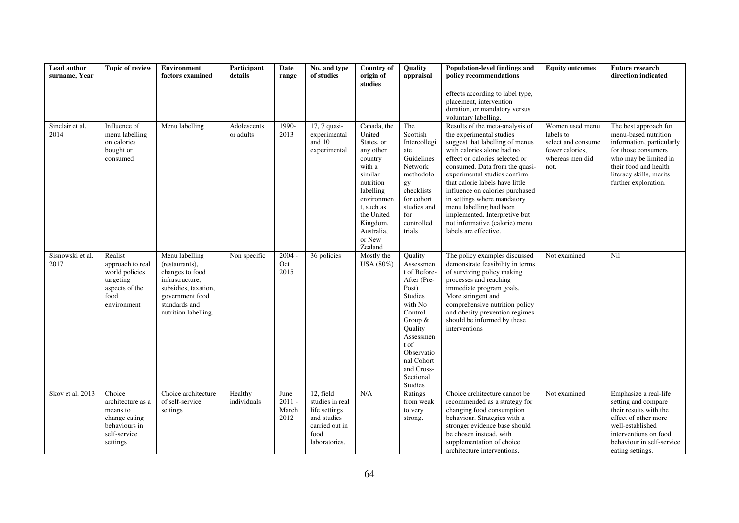| Lead author surname, Year | Topic of review | Environment factors examined | Participant details | Date range | No. and type of studies | Country of origin of studies | Quality appraisal | Population-level findings and policy recommendations | Equity outcomes | Future research direction indicated |
|---|---|---|---|---|---|---|---|---|---|---|
| | | | | | | | | effects according to label type, placement, intervention duration, or mandatory versus voluntary labelling. | | |
| Sinclair et al. 2014 | Influence of menu labelling on calories bought or consumed | Menu labelling | Adolescents or adults | 1990-2013 | 17, 7 quasi-experimental and 10 experimental | Canada, the United States, or any other country with a similar nutrition labelling environment, such as the United Kingdom, Australia, or New Zealand | The Scottish Intercollegiate Guidelines Network methodology checklists for cohort studies and for controlled trials | Results of the meta-analysis of the experimental studies suggest that labelling of menus with calories alone had no effect on calories selected or consumed. Data from the quasi-experimental studies confirm that calorie labels have little influence on calories purchased in settings where mandatory menu labelling had been implemented. Interpretive but not informative (calorie) menu labels are effective. | Women used menu labels to select and consume fewer calories, whereas men did not. | The best approach for menu-based nutrition information, particularly for those consumers who may be limited in their food and health literacy skills, merits further exploration. |
| Sisnowski et al. 2017 | Realist approach to real world policies targeting aspects of the food environment | Menu labelling (restaurants), changes to food infrastructure, subsidies, taxation, government food standards and nutrition labelling. | Non specific | 2004 - Oct 2015 | 36 policies | Mostly the USA (80%) | Quality Assessment of Before-After (Pre-Post) Studies with No Control Group & Quality Assessment of Observational Cohort and Cross-Sectional Studies | The policy examples discussed demonstrate feasibility in terms of surviving policy making processes and reaching immediate program goals. More stringent and comprehensive nutrition policy and obesity prevention regimes should be informed by these interventions | Not examined | Nil |
| Skov et al. 2013 | Choice architecture as a means to change eating behaviours in self-service settings | Choice architecture of self-service settings | Healthy individuals | June 2011 - March 2012 | 12, field studies in real life settings and studies carried out in food laboratories. | N/A | Ratings from weak to very strong. | Choice architecture cannot be recommended as a strategy for changing food consumption behaviour. Strategies with a stronger evidence base should be chosen instead, with supplementation of choice architecture interventions. | Not examined | Emphasize a real-life setting and compare their results with the effect of other more well-established interventions on food behaviour in self-service eating settings. |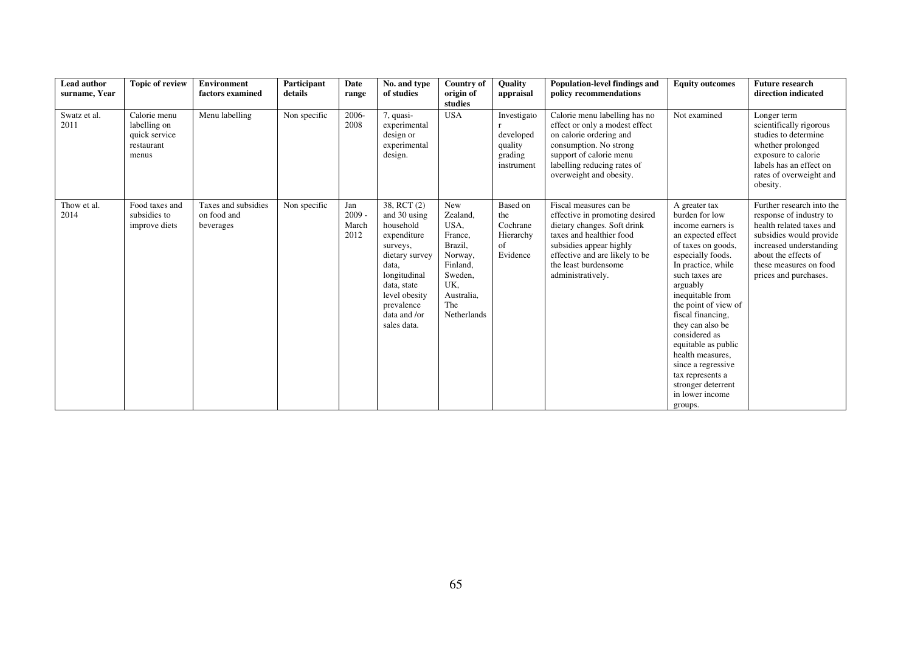| Lead author surname, Year | Topic of review | Environment factors examined | Participant details | Date range | No. and type of studies | Country of origin of studies | Quality appraisal | Population-level findings and policy recommendations | Equity outcomes | Future research direction indicated |
|---|---|---|---|---|---|---|---|---|---|---|
| Swatz et al. 2011 | Calorie menu labelling on quick service restaurant menus | Menu labelling | Non specific | 2006-2008 | 7, quasi-experimental design or experimental design. | USA | Investigator developed quality grading instrument | Calorie menu labelling has no effect or only a modest effect on calorie ordering and consumption. No strong support of calorie menu labelling reducing rates of overweight and obesity. | Not examined | Longer term scientifically rigorous studies to determine whether prolonged exposure to calorie labels has an effect on rates of overweight and obesity. |
| Thow et al. 2014 | Food taxes and subsidies to improve diets | Taxes and subsidies on food and beverages | Non specific | Jan 2009 - March 2012 | 38, RCT (2) and 30 using household expenditure surveys, dietary survey data, longitudinal data, state level obesity prevalence data and /or sales data. | New Zealand, USA, France, Brazil, Norway, Finland, Sweden, UK, Australia, The Netherlands | Based on the Cochrane Hierarchy of Evidence | Fiscal measures can be effective in promoting desired dietary changes. Soft drink taxes and healthier food subsidies appear highly effective and are likely to be the least burdensome administratively. | A greater tax burden for low income earners is an expected effect of taxes on goods, especially foods. In practice, while such taxes are arguably inequitable from the point of view of fiscal financing, they can also be considered as equitable as public health measures, since a regressive tax represents a stronger deterrent in lower income groups. | Further research into the response of industry to health related taxes and subsidies would provide increased understanding about the effects of these measures on food prices and purchases. |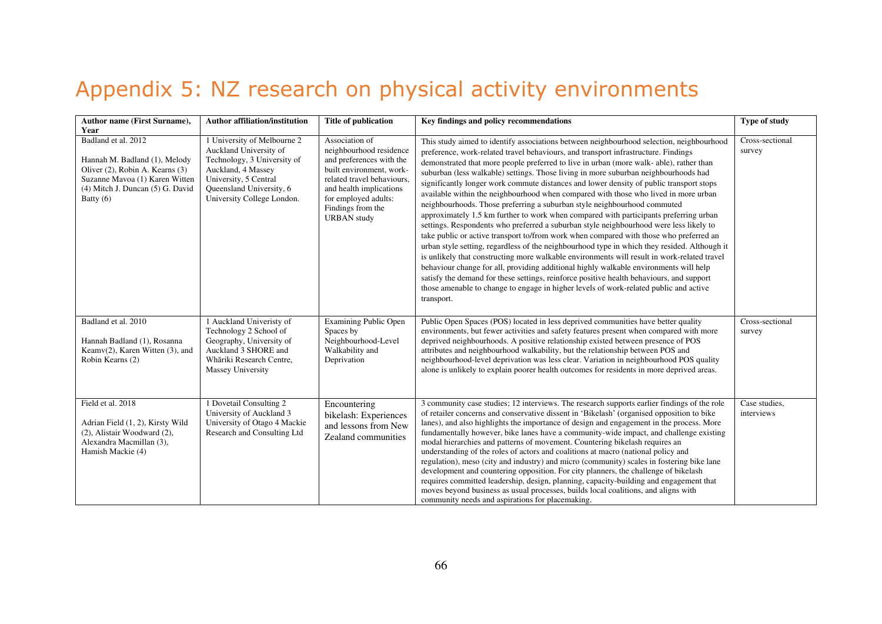# Appendix 5: NZ research on physical activity environments

| Author name (First Surname), Year | Author affiliation/institution | Title of publication | Key findings and policy recommendations | Type of study |
|---|---|---|---|---|
| Badland et al. 2012<br><br>Hannah M. Badland (1), Melody Oliver (2), Robin A. Kearns (3) Suzanne Mavoa (1) Karen Witten (4) Mitch J. Duncan (5) G. David Batty (6) | 1 University of Melbourne 2 Auckland University of Technology, 3 University of Auckland, 4 Massey University, 5 Central Queensland University, 6 University College London. | Association of neighbourhood residence and preferences with the built environment, work-related travel behaviours, and health implications for employed adults: Findings from the URBAN study | This study aimed to identify associations between neighbourhood selection, neighbourhood preference, work-related travel behaviours, and transport infrastructure. Findings demonstrated that more people preferred to live in urban (more walk- able), rather than suburban (less walkable) settings. Those living in more suburban neighbourhoods had significantly longer work commute distances and lower density of public transport stops available within the neighbourhood when compared with those who lived in more urban neighbourhoods. Those preferring a suburban style neighbourhood commuted approximately 1.5 km further to work when compared with participants preferring urban settings. Respondents who preferred a suburban style neighbourhood were less likely to take public or active transport to/from work when compared with those who preferred an urban style setting, regardless of the neighbourhood type in which they resided. Although it is unlikely that constructing more walkable environments will result in work-related travel behaviour change for all, providing additional highly walkable environments will help satisfy the demand for these settings, reinforce positive health behaviours, and support those amenable to change to engage in higher levels of work-related public and active transport. | Cross-sectional survey |
| Badland et al. 2010<br><br>Hannah Badland (1), Rosanna Keamv(2), Karen Witten (3), and Robin Kearns (2) | 1 Auckland Univeristy of Technology 2 School of Geography, University of Auckland 3 SHORE and Whāriki Research Centre, Massey University | Examining Public Open Spaces by Neighbourhood-Level Walkability and Deprivation | Public Open Spaces (POS) located in less deprived communities have better quality environments, but fewer activities and safety features present when compared with more deprived neighbourhoods. A positive relationship existed between presence of POS attributes and neighbourhood walkability, but the relationship between POS and neighbourhood-level deprivation was less clear. Variation in neighbourhood POS quality alone is unlikely to explain poorer health outcomes for residents in more deprived areas. | Cross-sectional survey |
| Field et al. 2018<br><br>Adrian Field (1, 2), Kirsty Wild (2), Alistair Woodward (2), Alexandra Macmillan (3), Hamish Mackie (4) | 1 Dovetail Consulting 2 University of Auckland 3 University of Otago 4 Mackie Research and Consulting Ltd | Encountering bikelash: Experiences and lessons from New Zealand communities | 3 community case studies; 12 interviews. The research supports earlier findings of the role of retailer concerns and conservative dissent in 'Bikelash' (organised opposition to bike lanes), and also highlights the importance of design and engagement in the process. More fundamentally however, bike lanes have a community-wide impact, and challenge existing modal hierarchies and patterns of movement. Countering bikelash requires an understanding of the roles of actors and coalitions at macro (national policy and regulation), meso (city and industry) and micro (community) scales in fostering bike lane development and countering opposition. For city planners, the challenge of bikelash requires committed leadership, design, planning, capacity-building and engagement that moves beyond business as usual processes, builds local coalitions, and aligns with community needs and aspirations for placemaking. | Case studies, interviews |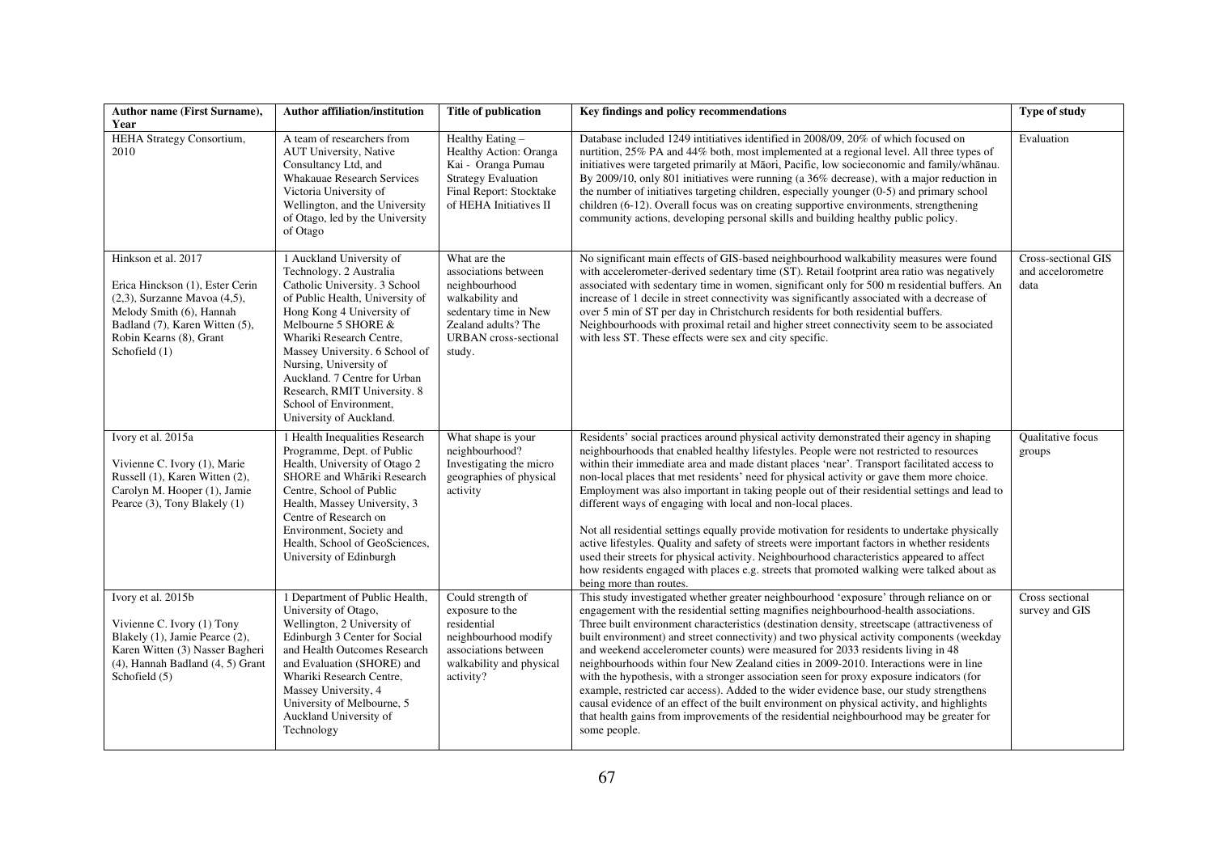| Author name (First Surname), Year | Author affiliation/institution | Title of publication | Key findings and policy recommendations | Type of study |
|---|---|---|---|---|
| HEHA Strategy Consortium, 2010 | A team of researchers from AUT University, Native Consultancy Ltd, and Whakauae Research Services Victoria University of Wellington, and the University of Otago, led by the University of Otago | Healthy Eating – Healthy Action: Oranga Kai - Oranga Pumau Strategy Evaluation Final Report: Stocktake of HEHA Initiatives II | Database included 1249 intitiatives identified in 2008/09, 20% of which focused on nurtition, 25% PA and 44% both, most implemented at a regional level. All three types of initiatives were targeted primarily at Māori, Pacific, low socieconomic and family/whānau. By 2009/10, only 801 initiatives were running (a 36% decrease), with a major reduction in the number of initiatives targeting children, especially younger (0-5) and primary school children (6-12). Overall focus was on creating supportive environments, strengthening community actions, developing personal skills and building healthy public policy. | Evaluation |
| Hinkson et al. 2017<br><br>Erica Hinckson (1), Ester Cerin (2,3), Surzanne Mavoa (4,5), Melody Smith (6), Hannah Badland (7), Karen Witten (5), Robin Kearns (8), Grant Schofield (1) | 1 Auckland University of Technology. 2 Australia Catholic University. 3 School of Public Health, University of Hong Kong 4 University of Melbourne 5 SHORE & Whariki Research Centre, Massey University. 6 School of Nursing, University of Auckland. 7 Centre for Urban Research, RMIT University. 8 School of Environment, University of Auckland. | What are the associations between neighbourhood walkability and sedentary time in New Zealand adults? The URBAN cross-sectional study. | No significant main effects of GIS-based neighbourhood walkability measures were found with accelerometer-derived sedentary time (ST). Retail footprint area ratio was negatively associated with sedentary time in women, significant only for 500 m residential buffers. An increase of 1 decile in street connectivity was significantly associated with a decrease of over 5 min of ST per day in Christchurch residents for both residential buffers. Neighbourhoods with proximal retail and higher street connectivity seem to be associated with less ST. These effects were sex and city specific. | Cross-sectional GIS and accelerometre data |
| Ivory et al. 2015a<br><br>Vivienne C. Ivory (1), Marie Russell (1), Karen Witten (2), Carolyn M. Hooper (1), Jamie Pearce (3), Tony Blakely (1) | 1 Health Inequalities Research Programme, Dept. of Public Health, University of Otago 2 SHORE and Whāriki Research Centre, School of Public Health, Massey University, 3 Centre of Research on Environment, Society and Health, School of GeoSciences, University of Edinburgh | What shape is your neighbourhood? Investigating the micro geographies of physical activity | Residents' social practices around physical activity demonstrated their agency in shaping neighbourhoods that enabled healthy lifestyles. People were not restricted to resources within their immediate area and made distant places 'near'. Transport facilitated access to non-local places that met residents' need for physical activity or gave them more choice. Employment was also important in taking people out of their residential settings and lead to different ways of engaging with local and non-local places.<br><br>Not all residential settings equally provide motivation for residents to undertake physically active lifestyles. Quality and safety of streets were important factors in whether residents used their streets for physical activity. Neighbourhood characteristics appeared to affect how residents engaged with places e.g. streets that promoted walking were talked about as being more than routes. | Qualitative focus groups |
| Ivory et al. 2015b<br><br>Vivienne C. Ivory (1) Tony Blakely (1), Jamie Pearce (2), Karen Witten (3) Nasser Bagheri (4), Hannah Badland (4, 5) Grant Schofield (5) | 1 Department of Public Health, University of Otago, Wellington, 2 University of Edinburgh 3 Center for Social and Health Outcomes Research and Evaluation (SHORE) and Whariki Research Centre, Massey University, 4 University of Melbourne, 5 Auckland University of Technology | Could strength of exposure to the residential neighbourhood modify associations between walkability and physical activity? | This study investigated whether greater neighbourhood 'exposure' through reliance on or engagement with the residential setting magnifies neighbourhood-health associations. Three built environment characteristics (destination density, streetscape (attractiveness of built environment) and street connectivity) and two physical activity components (weekday and weekend accelerometer counts) were measured for 2033 residents living in 48 neighbourhoods within four New Zealand cities in 2009-2010. Interactions were in line with the hypothesis, with a stronger association seen for proxy exposure indicators (for example, restricted car access). Added to the wider evidence base, our study strengthens causal evidence of an effect of the built environment on physical activity, and highlights that health gains from improvements of the residential neighbourhood may be greater for some people. | Cross sectional survey and GIS |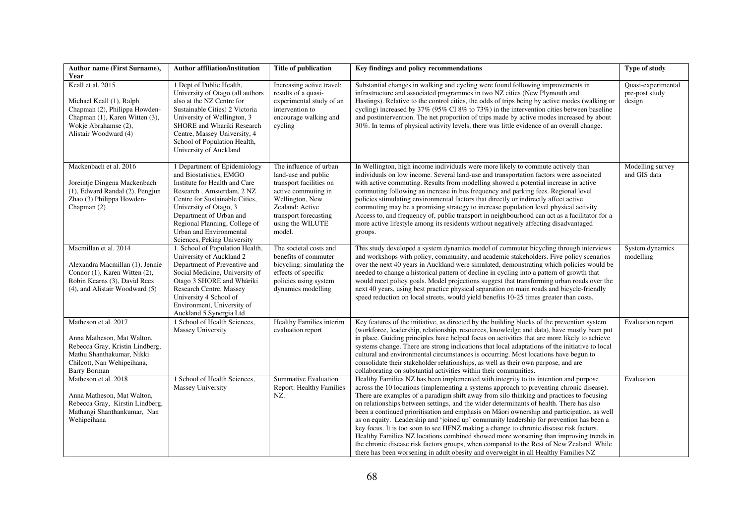| Author name (First Surname), Year | Author affiliation/institution | Title of publication | Key findings and policy recommendations | Type of study |
|---|---|---|---|---|
| Keall et al. 2015<br><br>Michael Keall (1), Ralph Chapman (2), Philippa Howden-Chapman (1), Karen Witten (3), Wokje Abrahamse (2), Alistair Woodward (4) | 1 Dept of Public Health, University of Otago (all authors also at the NZ Centre for Sustainable Cities) 2 Victoria University of Wellington, 3 SHORE and Whariki Research Centre, Massey University, 4 School of Population Health, University of Auckland | Increasing active travel: results of a quasi-experimental study of an intervention to encourage walking and cycling | Substantial changes in walking and cycling were found following improvements in infrastructure and associated programmes in two NZ cities (New Plymouth and Hastings). Relative to the control cities, the odds of trips being by active modes (walking or cycling) increased by 37% (95% CI 8% to 73%) in the intervention cities between baseline and postintervention. The net proportion of trips made by active modes increased by about 30%. In terms of physical activity levels, there was little evidence of an overall change. | Quasi-experimental pre-post study design |
| Mackenbach et al. 2016<br><br>Joreintje Dingena Mackenbach (1), Edward Randal (2), Pengjun Zhao (3) Philippa Howden-Chapman (2) | 1 Department of Epidemiology and Biostatistics, EMGO Institute for Health and Care Research , Amsterdam, 2 NZ Centre for Sustainable Cities, University of Otago, 3 Department of Urban and Regional Planning, College of Urban and Environmental Sciences, Peking University | The influence of urban land-use and public transport facilities on active commuting in Wellington, New Zealand: Active transport forecasting using the WILUTE model. | In Wellington, high income individuals were more likely to commute actively than individuals on low income. Several land-use and transportation factors were associated with active commuting. Results from modelling showed a potential increase in active commuting following an increase in bus frequency and parking fees. Regional level policies stimulating environmental factors that directly or indirectly affect active commuting may be a promising strategy to increase population level physical activity. Access to, and frequency of, public transport in neighbourhood can act as a facilitator for a more active lifestyle among its residents without negatively affecting disadvantaged groups. | Modelling survey and GIS data |
| Macmillan et al. 2014<br><br>Alexandra Macmillan (1), Jennie Connor (1), Karen Witten (2), Robin Kearns (3), David Rees (4), and Alistair Woodward (5) | 1. School of Population Health, University of Auckland 2 Department of Preventive and Social Medicine, University of Otago 3 SHORE and Whāriki Research Centre, Massey University 4 School of Environment, University of Auckland 5 Synergia Ltd | The societal costs and benefits of commuter bicycling: simulating the effects of specific policies using system dynamics modelling | This study developed a system dynamics model of commuter bicycling through interviews and workshops with policy, community, and academic stakeholders. Five policy scenarios over the next 40 years in Auckland were simulated, demonstrating which policies would be needed to change a historical pattern of decline in cycling into a pattern of growth that would meet policy goals. Model projections suggest that transforming urban roads over the next 40 years, using best practice physical separation on main roads and bicycle-friendly speed reduction on local streets, would yield benefits 10-25 times greater than costs. | System dynamics modelling |
| Matheson et al. 2017<br><br>Anna Matheson, Mat Walton, Rebecca Gray, Kristin Lindberg, Mathu Shanthakumar, Nikki Chilcott, Nan Wehipeihana, Barry Borman | 1 School of Health Sciences, Massey University | Healthy Families interim evaluation report | Key features of the initiative, as directed by the building blocks of the prevention system (workforce, leadership, relationship, resources, knowledge and data), have mostly been put in place. Guiding principles have helped focus on activities that are more likely to achieve systems change. There are strong indications that local adaptations of the initiative to local cultural and environmental circumstances is occurring. Most locations have begun to consolidate their stakeholder relationships, as well as their own purpose, and are collaborating on substantial activities within their communities. | Evaluation report |
| Matheson et al. 2018<br><br>Anna Matheson, Mat Walton, Rebecca Gray, Kirstin Lindberg, Mathangi Shanthankumar, Nan Wehipeihana | 1 School of Health Sciences, Massey University | Summative Evaluation Report: Healthy Families NZ. | Healthy Families NZ has been implemented with integrity to its intention and purpose across the 10 locations (implementing a systems approach to preventing chronic disease). There are examples of a paradigm shift away from silo thinking and practices to focusing on relationships between settings, and the wider determinants of health. There has also been a continued prioritisation and emphasis on Māori ownership and participation, as well as on equity. Leadership and 'joined up' community leadership for prevention has been a key focus. It is too soon to see HFNZ making a change to chronic disease risk factors. Healthy Families NZ locations combined showed more worsening than improving trends in the chronic disease risk factors groups, when compared to the Rest of New Zealand. While there has been worsening in adult obesity and overweight in all Healthy Families NZ | Evaluation |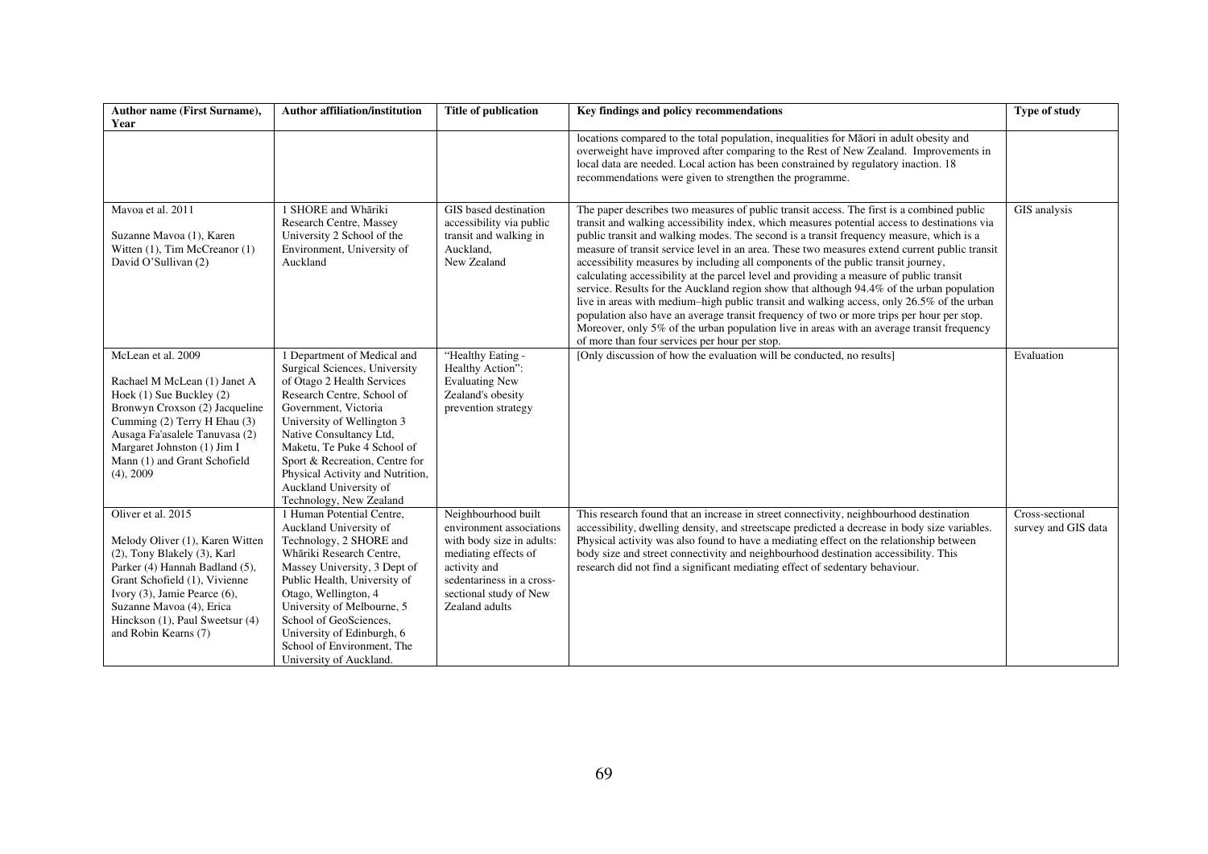| Author name (First Surname), Year | Author affiliation/institution | Title of publication | Key findings and policy recommendations | Type of study |
|---|---|---|---|---|
| | | | locations compared to the total population, inequalities for Māori in adult obesity and overweight have improved after comparing to the Rest of New Zealand. Improvements in local data are needed. Local action has been constrained by regulatory inaction. 18 recommendations were given to strengthen the programme. | |
| Mavoa et al. 2011<br><br>Suzanne Mavoa (1), Karen Witten (1), Tim McCreanor (1) David O'Sullivan (2) | 1 SHORE and Whāriki Research Centre, Massey University 2 School of the Environment, University of Auckland | GIS based destination accessibility via public transit and walking in Auckland, New Zealand | The paper describes two measures of public transit access. The first is a combined public transit and walking accessibility index, which measures potential access to destinations via public transit and walking modes. The second is a transit frequency measure, which is a measure of transit service level in an area. These two measures extend current public transit accessibility measures by including all components of the public transit journey, calculating accessibility at the parcel level and providing a measure of public transit service. Results for the Auckland region show that although 94.4% of the urban population live in areas with medium–high public transit and walking access, only 26.5% of the urban population also have an average transit frequency of two or more trips per hour per stop. Moreover, only 5% of the urban population live in areas with an average transit frequency of more than four services per hour per stop. | GIS analysis |
| McLean et al. 2009<br><br>Rachael M McLean (1) Janet A Hoek (1) Sue Buckley (2) Bronwyn Croxson (2) Jacqueline Cumming (2) Terry H Ehau (3) Ausaga Fa'asalele Tanuvasa (2) Margaret Johnston (1) Jim I Mann (1) and Grant Schofield (4), 2009 | 1 Department of Medical and Surgical Sciences, University of Otago 2 Health Services Research Centre, School of Government, Victoria University of Wellington 3 Native Consultancy Ltd, Maketu, Te Puke 4 School of Sport & Recreation, Centre for Physical Activity and Nutrition, Auckland University of Technology, New Zealand | "Healthy Eating - Healthy Action": Evaluating New Zealand's obesity prevention strategy | [Only discussion of how the evaluation will be conducted, no results] | Evaluation |
| Oliver et al. 2015<br><br>Melody Oliver (1), Karen Witten (2), Tony Blakely (3), Karl Parker (4) Hannah Badland (5), Grant Schofield (1), Vivienne Ivory (3), Jamie Pearce (6), Suzanne Mavoa (4), Erica Hinckson (1), Paul Sweetsur (4) and Robin Kearns (7) | 1 Human Potential Centre, Auckland University of Technology, 2 SHORE and Whāriki Research Centre, Massey University, 3 Dept of Public Health, University of Otago, Wellington, 4 University of Melbourne, 5 School of GeoSciences, University of Edinburgh, 6 School of Environment, The University of Auckland. | Neighbourhood built environment associations with body size in adults: mediating effects of activity and sedentariness in a cross-sectional study of New Zealand adults | This research found that an increase in street connectivity, neighbourhood destination accessibility, dwelling density, and streetscape predicted a decrease in body size variables. Physical activity was also found to have a mediating effect on the relationship between body size and street connectivity and neighbourhood destination accessibility. This research did not find a significant mediating effect of sedentary behaviour. | Cross-sectional survey and GIS data |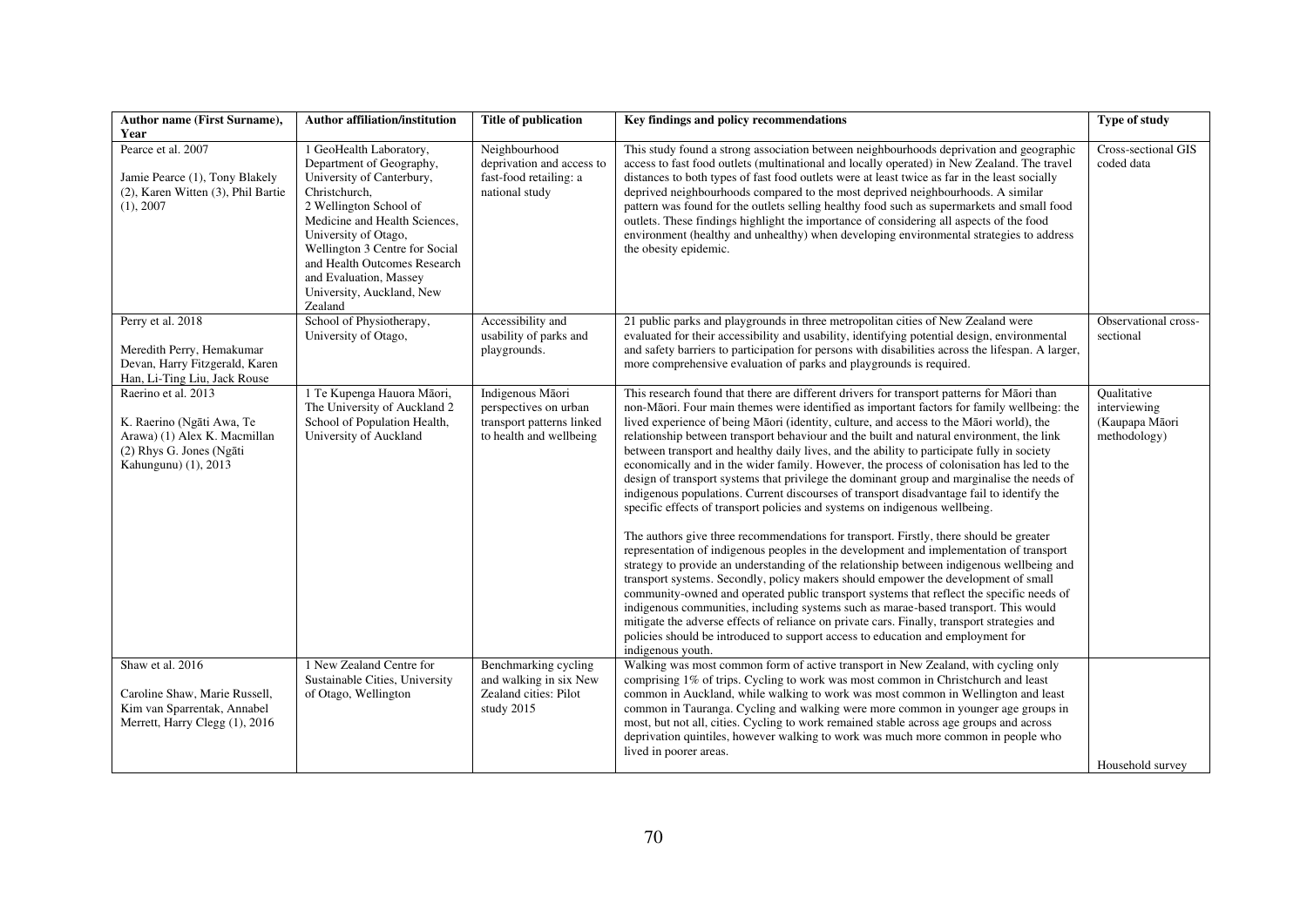| Author name (First Surname), Year | Author affiliation/institution | Title of publication | Key findings and policy recommendations | Type of study |
|---|---|---|---|---|
| Pearce et al. 2007<br><br>Jamie Pearce (1), Tony Blakely (2), Karen Witten (3), Phil Bartie (1), 2007 | 1 GeoHealth Laboratory, Department of Geography, University of Canterbury, Christchurch,<br>2 Wellington School of Medicine and Health Sciences, University of Otago, Wellington 3 Centre for Social and Health Outcomes Research and Evaluation, Massey University, Auckland, New Zealand | Neighbourhood deprivation and access to fast-food retailing: a national study | This study found a strong association between neighbourhoods deprivation and geographic access to fast food outlets (multinational and locally operated) in New Zealand. The travel distances to both types of fast food outlets were at least twice as far in the least socially deprived neighbourhoods compared to the most deprived neighbourhoods. A similar pattern was found for the outlets selling healthy food such as supermarkets and small food outlets. These findings highlight the importance of considering all aspects of the food environment (healthy and unhealthy) when developing environmental strategies to address the obesity epidemic. | Cross-sectional GIS coded data |
| Perry et al. 2018<br><br>Meredith Perry, Hemakumar Devan, Harry Fitzgerald, Karen Han, Li-Ting Liu, Jack Rouse | School of Physiotherapy, University of Otago, | Accessibility and usability of parks and playgrounds. | 21 public parks and playgrounds in three metropolitan cities of New Zealand were evaluated for their accessibility and usability, identifying potential design, environmental and safety barriers to participation for persons with disabilities across the lifespan. A larger, more comprehensive evaluation of parks and playgrounds is required. | Observational cross-sectional |
| Raerino et al. 2013<br><br>K. Raerino (Ngāti Awa, Te Arawa) (1) Alex K. Macmillan (2) Rhys G. Jones (Ngāti Kahungunu) (1), 2013 | 1 Te Kupenga Hauora Māori, The University of Auckland 2 School of Population Health, University of Auckland | Indigenous Māori perspectives on urban transport patterns linked to health and wellbeing | This research found that there are different drivers for transport patterns for Māori than non-Māori. Four main themes were identified as important factors for family wellbeing: the lived experience of being Māori (identity, culture, and access to the Māori world), the relationship between transport behaviour and the built and natural environment, the link between transport and healthy daily lives, and the ability to participate fully in society economically and in the wider family. However, the process of colonisation has led to the design of transport systems that privilege the dominant group and marginalise the needs of indigenous populations. Current discourses of transport disadvantage fail to identify the specific effects of transport policies and systems on indigenous wellbeing.<br><br>The authors give three recommendations for transport. Firstly, there should be greater representation of indigenous peoples in the development and implementation of transport strategy to provide an understanding of the relationship between indigenous wellbeing and transport systems. Secondly, policy makers should empower the development of small community-owned and operated public transport systems that reflect the specific needs of indigenous communities, including systems such as marae-based transport. This would mitigate the adverse effects of reliance on private cars. Finally, transport strategies and policies should be introduced to support access to education and employment for indigenous youth. | Qualitative interviewing (Kaupapa Māori methodology) |
| Shaw et al. 2016<br><br>Caroline Shaw, Marie Russell, Kim van Sparrentak, Annabel Merrett, Harry Clegg (1), 2016 | 1 New Zealand Centre for Sustainable Cities, University of Otago, Wellington | Benchmarking cycling and walking in six New Zealand cities: Pilot study 2015 | Walking was most common form of active transport in New Zealand, with cycling only comprising 1% of trips. Cycling to work was most common in Christchurch and least common in Auckland, while walking to work was most common in Wellington and least common in Tauranga. Cycling and walking were more common in younger age groups in most, but not all, cities. Cycling to work remained stable across age groups and across deprivation quintiles, however walking to work was much more common in people who lived in poorer areas. | Household survey |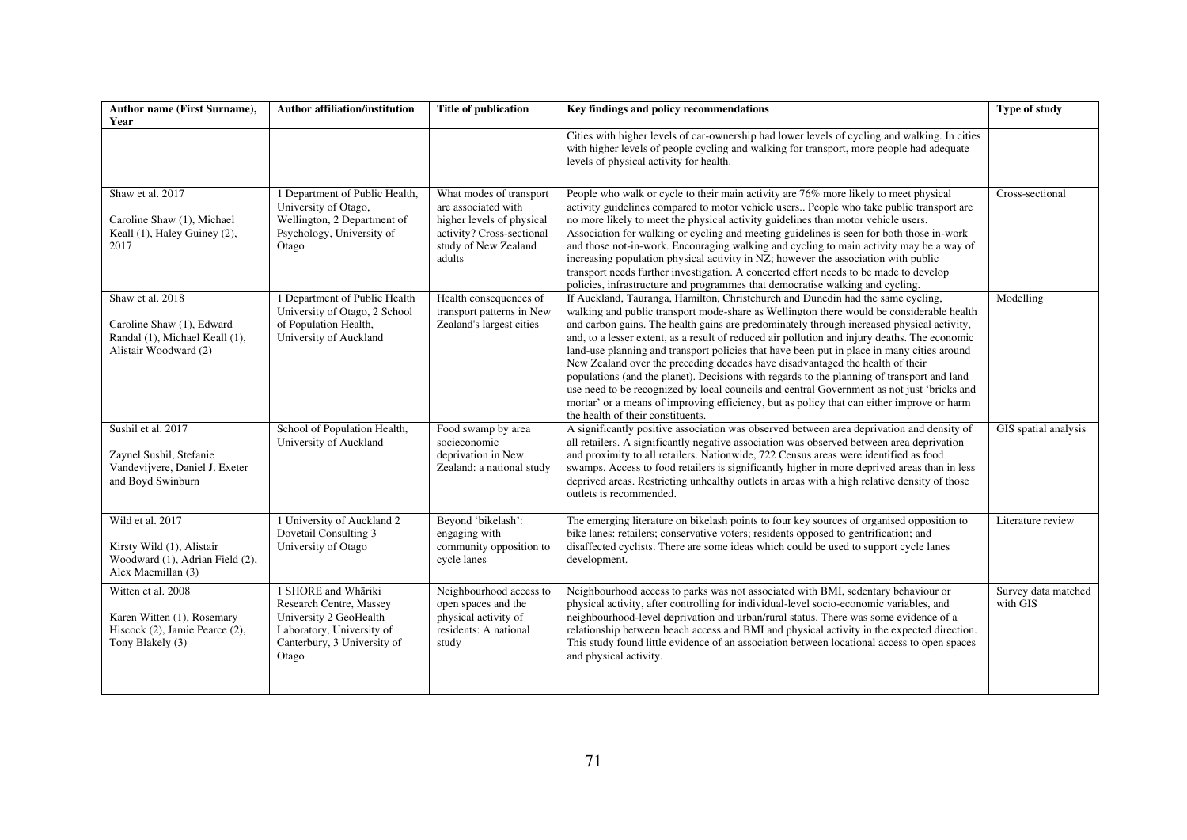| Author name (First Surname), Year | Author affiliation/institution | Title of publication | Key findings and policy recommendations | Type of study |
|---|---|---|---|---|
| | | | Cities with higher levels of car-ownership had lower levels of cycling and walking. In cities with higher levels of people cycling and walking for transport, more people had adequate levels of physical activity for health. | |
| Shaw et al. 2017<br><br>Caroline Shaw (1), Michael Keall (1), Haley Guiney (2), 2017 | 1 Department of Public Health, University of Otago, Wellington, 2 Department of Psychology, University of Otago | What modes of transport are associated with higher levels of physical activity? Cross-sectional study of New Zealand adults | People who walk or cycle to their main activity are 76% more likely to meet physical activity guidelines compared to motor vehicle users.. People who take public transport are no more likely to meet the physical activity guidelines than motor vehicle users. Association for walking or cycling and meeting guidelines is seen for both those in-work and those not-in-work. Encouraging walking and cycling to main activity may be a way of increasing population physical activity in NZ; however the association with public transport needs further investigation. A concerted effort needs to be made to develop policies, infrastructure and programmes that democratise walking and cycling. | Cross-sectional |
| Shaw et al. 2018<br><br>Caroline Shaw (1), Edward Randal (1), Michael Keall (1), Alistair Woodward (2) | 1 Department of Public Health University of Otago, 2 School of Population Health, University of Auckland | Health consequences of transport patterns in New Zealand's largest cities | If Auckland, Tauranga, Hamilton, Christchurch and Dunedin had the same cycling, walking and public transport mode-share as Wellington there would be considerable health and carbon gains. The health gains are predominately through increased physical activity, and, to a lesser extent, as a result of reduced air pollution and injury deaths. The economic land-use planning and transport policies that have been put in place in many cities around New Zealand over the preceding decades have disadvantaged the health of their populations (and the planet). Decisions with regards to the planning of transport and land use need to be recognized by local councils and central Government as not just 'bricks and mortar' or a means of improving efficiency, but as policy that can either improve or harm the health of their constituents. | Modelling |
| Sushil et al. 2017<br><br>Zaynel Sushil, Stefanie Vandevijvere, Daniel J. Exeter and Boyd Swinburn | School of Population Health, University of Auckland | Food swamp by area socieconomic deprivation in New Zealand: a national study | A significantly positive association was observed between area deprivation and density of all retailers. A significantly negative association was observed between area deprivation and proximity to all retailers. Nationwide, 722 Census areas were identified as food swamps. Access to food retailers is significantly higher in more deprived areas than in less deprived areas. Restricting unhealthy outlets in areas with a high relative density of those outlets is recommended. | GIS spatial analysis |
| Wild et al. 2017<br><br>Kirsty Wild (1), Alistair Woodward (1), Adrian Field (2), Alex Macmillan (3) | 1 University of Auckland 2 Dovetail Consulting 3 University of Otago | Beyond 'bikelash': engaging with community opposition to cycle lanes | The emerging literature on bikelash points to four key sources of organised opposition to bike lanes: retailers; conservative voters; residents opposed to gentrification; and disaffected cyclists. There are some ideas which could be used to support cycle lanes development. | Literature review |
| Witten et al. 2008<br><br>Karen Witten (1), Rosemary Hiscock (2), Jamie Pearce (2), Tony Blakely (3) | 1 SHORE and Whāriki Research Centre, Massey University 2 GeoHealth Laboratory, University of Canterbury, 3 University of Otago | Neighbourhood access to open spaces and the physical activity of residents: A national study | Neighbourhood access to parks was not associated with BMI, sedentary behaviour or physical activity, after controlling for individual-level socio-economic variables, and neighbourhood-level deprivation and urban/rural status. There was some evidence of a relationship between beach access and BMI and physical activity in the expected direction. This study found little evidence of an association between locational access to open spaces and physical activity. | Survey data matched with GIS |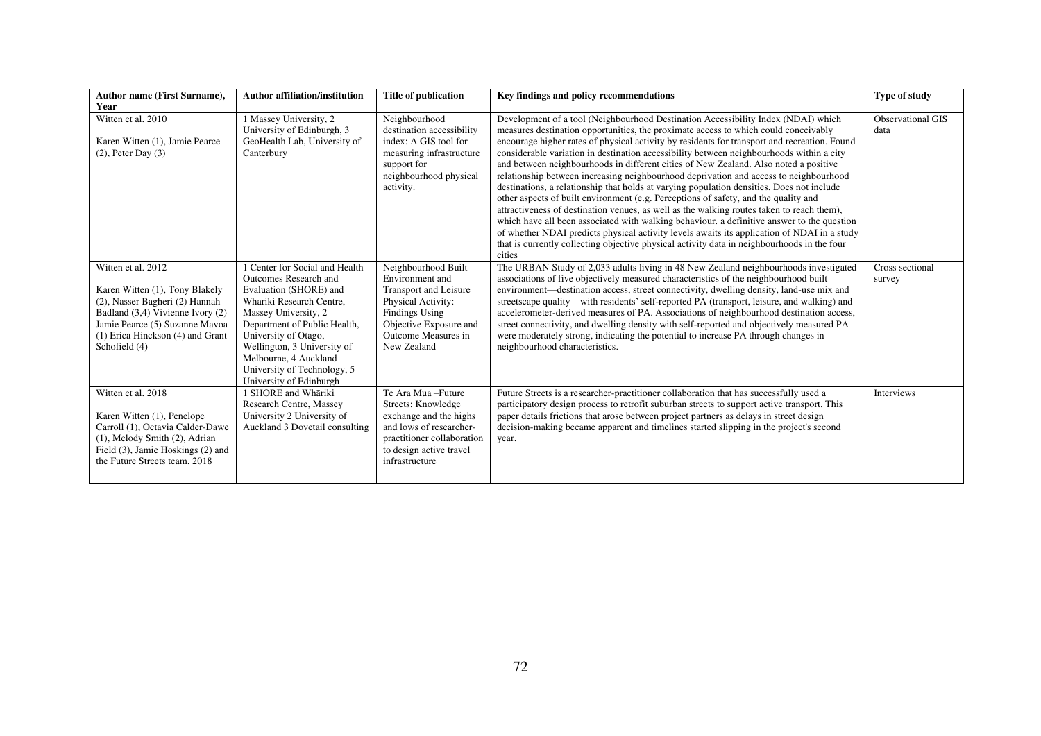| Author name (First Surname), Year | Author affiliation/institution | Title of publication | Key findings and policy recommendations | Type of study |
|---|---|---|---|---|
| Witten et al. 2010<br><br>Karen Witten (1), Jamie Pearce (2), Peter Day (3) | 1 Massey University, 2 University of Edinburgh, 3 GeoHealth Lab, University of Canterbury | Neighbourhood destination accessibility index: A GIS tool for measuring infrastructure support for neighbourhood physical activity. | Development of a tool (Neighbourhood Destination Accessibility Index (NDAI) which measures destination opportunities, the proximate access to which could conceivably encourage higher rates of physical activity by residents for transport and recreation. Found considerable variation in destination accessibility between neighbourhoods within a city and between neighbourhoods in different cities of New Zealand. Also noted a positive relationship between increasing neighbourhood deprivation and access to neighbourhood destinations, a relationship that holds at varying population densities. Does not include other aspects of built environment (e.g. Perceptions of safety, and the quality and attractiveness of destination venues, as well as the walking routes taken to reach them), which have all been associated with walking behaviour. a definitive answer to the question of whether NDAI predicts physical activity levels awaits its application of NDAI in a study that is currently collecting objective physical activity data in neighbourhoods in the four cities | Observational GIS data |
| Witten et al. 2012<br><br>Karen Witten (1), Tony Blakely (2), Nasser Bagheri (2) Hannah Badland (3,4) Vivienne Ivory (2) Jamie Pearce (5) Suzanne Mavoa (1) Erica Hinckson (4) and Grant Schofield (4) | 1 Center for Social and Health Outcomes Research and Evaluation (SHORE) and Whariki Research Centre, Massey University, 2 Department of Public Health, University of Otago, Wellington, 3 University of Melbourne, 4 Auckland University of Technology, 5 University of Edinburgh | Neighbourhood Built Environment and Transport and Leisure Physical Activity: Findings Using Objective Exposure and Outcome Measures in New Zealand | The URBAN Study of 2,033 adults living in 48 New Zealand neighbourhoods investigated associations of five objectively measured characteristics of the neighbourhood built environment—destination access, street connectivity, dwelling density, land-use mix and streetscape quality—with residents' self-reported PA (transport, leisure, and walking) and accelerometer-derived measures of PA. Associations of neighbourhood destination access, street connectivity, and dwelling density with self-reported and objectively measured PA were moderately strong, indicating the potential to increase PA through changes in neighbourhood characteristics. | Cross sectional survey |
| Witten et al. 2018<br><br>Karen Witten (1), Penelope Carroll (1), Octavia Calder-Dawe (1), Melody Smith (2), Adrian Field (3), Jamie Hoskings (2) and the Future Streets team, 2018 | 1 SHORE and Whāriki Research Centre, Massey University 2 University of Auckland 3 Dovetail consulting | Te Ara Mua –Future Streets: Knowledge exchange and the highs and lows of researcher-practitioner collaboration to design active travel infrastructure | Future Streets is a researcher-practitioner collaboration that has successfully used a participatory design process to retrofit suburban streets to support active transport. This paper details frictions that arose between project partners as delays in street design decision-making became apparent and timelines started slipping in the project's second year. | Interviews |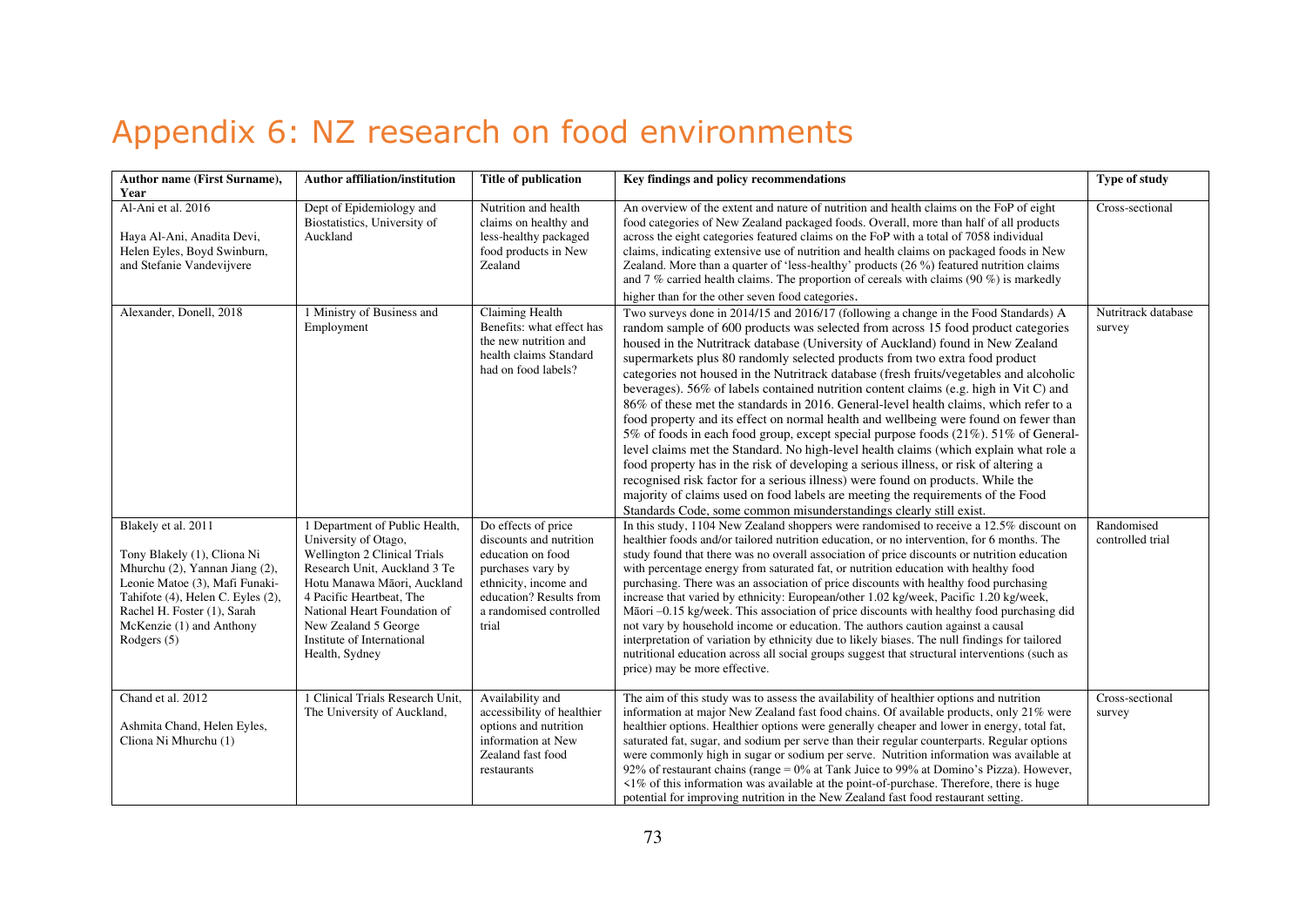# Appendix 6: NZ research on food environments

| Author name (First Surname), Year | Author affiliation/institution | Title of publication | Key findings and policy recommendations | Type of study |
|---|---|---|---|---|
| Al-Ani et al. 2016<br><br>Haya Al-Ani, Anadita Devi, Helen Eyles, Boyd Swinburn, and Stefanie Vandevijvere | Dept of Epidemiology and Biostatistics, University of Auckland | Nutrition and health claims on healthy and less-healthy packaged food products in New Zealand | An overview of the extent and nature of nutrition and health claims on the FoP of eight food categories of New Zealand packaged foods. Overall, more than half of all products across the eight categories featured claims on the FoP with a total of 7058 individual claims, indicating extensive use of nutrition and health claims on packaged foods in New Zealand. More than a quarter of 'less-healthy' products (26 %) featured nutrition claims and 7 % carried health claims. The proportion of cereals with claims (90 %) is markedly higher than for the other seven food categories. | Cross-sectional |
| Alexander, Donell, 2018 | 1 Ministry of Business and Employment | Claiming Health Benefits: what effect has the new nutrition and health claims Standard had on food labels? | Two surveys done in 2014/15 and 2016/17 (following a change in the Food Standards) A random sample of 600 products was selected from across 15 food product categories housed in the Nutritrack database (University of Auckland) found in New Zealand supermarkets plus 80 randomly selected products from two extra food product categories not housed in the Nutritrack database (fresh fruits/vegetables and alcoholic beverages). 56% of labels contained nutrition content claims (e.g. high in Vit C) and 86% of these met the standards in 2016. General-level health claims, which refer to a food property and its effect on normal health and wellbeing were found on fewer than 5% of foods in each food group, except special purpose foods (21%). 51% of General-level claims met the Standard. No high-level health claims (which explain what role a food property has in the risk of developing a serious illness, or risk of altering a recognised risk factor for a serious illness) were found on products. While the majority of claims used on food labels are meeting the requirements of the Food Standards Code, some common misunderstandings clearly still exist. | Nutritrack database survey |
| Blakely et al. 2011<br><br>Tony Blakely (1), Cliona Ni Mhurchu (2), Yannan Jiang (2), Leonie Matoe (3), Mafi Funaki-Tahifote (4), Helen C. Eyles (2), Rachel H. Foster (1), Sarah McKenzie (1) and Anthony Rodgers (5) | 1 Department of Public Health, University of Otago, Wellington 2 Clinical Trials Research Unit, Auckland 3 Te Hotu Manawa Māori, Auckland 4 Pacific Heartbeat, The National Heart Foundation of New Zealand 5 George Institute of International Health, Sydney | Do effects of price discounts and nutrition education on food purchases vary by ethnicity, income and education? Results from a randomised controlled trial | In this study, 1104 New Zealand shoppers were randomised to receive a 12.5% discount on healthier foods and/or tailored nutrition education, or no intervention, for 6 months. The study found that there was no overall association of price discounts or nutrition education with percentage energy from saturated fat, or nutrition education with healthy food purchasing. There was an association of price discounts with healthy food purchasing increase that varied by ethnicity: European/other 1.02 kg/week, Pacific 1.20 kg/week, Māori –0.15 kg/week. This association of price discounts with healthy food purchasing did not vary by household income or education. The authors caution against a causal interpretation of variation by ethnicity due to likely biases. The null findings for tailored nutritional education across all social groups suggest that structural interventions (such as price) may be more effective. | Randomised controlled trial |
| Chand et al. 2012<br><br>Ashmita Chand, Helen Eyles, Cliona Ni Mhurchu (1) | 1 Clinical Trials Research Unit, The University of Auckland, | Availability and accessibility of healthier options and nutrition information at New Zealand fast food restaurants | The aim of this study was to assess the availability of healthier options and nutrition information at major New Zealand fast food chains. Of available products, only 21% were healthier options. Healthier options were generally cheaper and lower in energy, total fat, saturated fat, sugar, and sodium per serve than their regular counterparts. Regular options were commonly high in sugar or sodium per serve. Nutrition information was available at 92% of restaurant chains (range = 0% at Tank Juice to 99% at Domino's Pizza). However, <1% of this information was available at the point-of-purchase. Therefore, there is huge potential for improving nutrition in the New Zealand fast food restaurant setting. | Cross-sectional survey |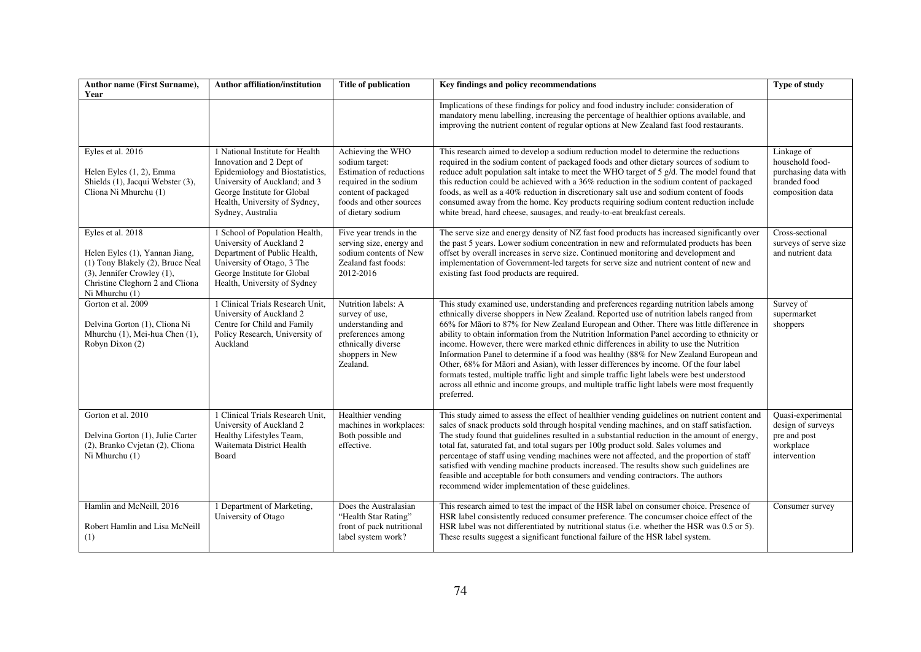| Author name (First Surname), Year | Author affiliation/institution | Title of publication | Key findings and policy recommendations | Type of study |
|---|---|---|---|---|
| | | | Implications of these findings for policy and food industry include: consideration of mandatory menu labelling, increasing the percentage of healthier options available, and improving the nutrient content of regular options at New Zealand fast food restaurants. | |
| Eyles et al. 2016<br><br>Helen Eyles (1, 2), Emma Shields (1), Jacqui Webster (3), Cliona Ni Mhurchu (1) | 1 National Institute for Health Innovation and 2 Dept of Epidemiology and Biostatistics, University of Auckland; and 3 George Institute for Global Health, University of Sydney, Sydney, Australia | Achieving the WHO sodium target: Estimation of reductions required in the sodium content of packaged foods and other sources of dietary sodium | This research aimed to develop a sodium reduction model to determine the reductions required in the sodium content of packaged foods and other dietary sources of sodium to reduce adult population salt intake to meet the WHO target of 5 g/d. The model found that this reduction could be achieved with a 36% reduction in the sodium content of packaged foods, as well as a 40% reduction in discretionary salt use and sodium content of foods consumed away from the home. Key products requiring sodium content reduction include white bread, hard cheese, sausages, and ready-to-eat breakfast cereals. | Linkage of household food-purchasing data with branded food composition data |
| Eyles et al. 2018<br><br>Helen Eyles (1), Yannan Jiang, (1) Tony Blakely (2), Bruce Neal (3), Jennifer Crowley (1), Christine Cleghorn 2 and Cliona Ni Mhurchu (1) | 1 School of Population Health, University of Auckland 2 Department of Public Health, University of Otago, 3 The George Institute for Global Health, University of Sydney | Five year trends in the serving size, energy and sodium contents of New Zealand fast foods: 2012-2016 | The serve size and energy density of NZ fast food products has increased significantly over the past 5 years. Lower sodium concentration in new and reformulated products has been offset by overall increases in serve size. Continued monitoring and development and implementation of Government-led targets for serve size and nutrient content of new and existing fast food products are required. | Cross-sectional surveys of serve size and nutrient data |
| Gorton et al. 2009<br><br>Delvina Gorton (1), Cliona Ni Mhurchu (1), Mei-hua Chen (1), Robyn Dixon (2) | 1 Clinical Trials Research Unit, University of Auckland 2 Centre for Child and Family Policy Research, University of Auckland | Nutrition labels: A survey of use, understanding and preferences among ethnically diverse shoppers in New Zealand. | This study examined use, understanding and preferences regarding nutrition labels among ethnically diverse shoppers in New Zealand. Reported use of nutrition labels ranged from 66% for Māori to 87% for New Zealand European and Other. There was little difference in ability to obtain information from the Nutrition Information Panel according to ethnicity or income. However, there were marked ethnic differences in ability to use the Nutrition Information Panel to determine if a food was healthy (88% for New Zealand European and Other, 68% for Māori and Asian), with lesser differences by income. Of the four label formats tested, multiple traffic light and simple traffic light labels were best understood across all ethnic and income groups, and multiple traffic light labels were most frequently preferred. | Survey of supermarket shoppers |
| Gorton et al. 2010<br><br>Delvina Gorton (1), Julie Carter (2), Branko Cvjetan (2), Cliona Ni Mhurchu (1) | 1 Clinical Trials Research Unit, University of Auckland 2 Healthy Lifestyles Team, Waitemata District Health Board | Healthier vending machines in workplaces: Both possible and effective. | This study aimed to assess the effect of healthier vending guidelines on nutrient content and sales of snack products sold through hospital vending machines, and on staff satisfaction. The study found that guidelines resulted in a substantial reduction in the amount of energy, total fat, saturated fat, and total sugars per 100g product sold. Sales volumes and percentage of staff using vending machines were not affected, and the proportion of staff satisfied with vending machine products increased. The results show such guidelines are feasible and acceptable for both consumers and vending contractors. The authors recommend wider implementation of these guidelines. | Quasi-experimental design of surveys pre and post workplace intervention |
| Hamlin and McNeill, 2016<br><br>Robert Hamlin and Lisa McNeill (1) | 1 Department of Marketing, University of Otago | Does the Australasian "Health Star Rating" front of pack nutritional label system work? | This research aimed to test the impact of the HSR label on consumer choice. Presence of HSR label consistently reduced consumer preference. The concumser choice effect of the HSR label was not differentiated by nutritional status (i.e. whether the HSR was 0.5 or 5). These results suggest a significant functional failure of the HSR label system. | Consumer survey |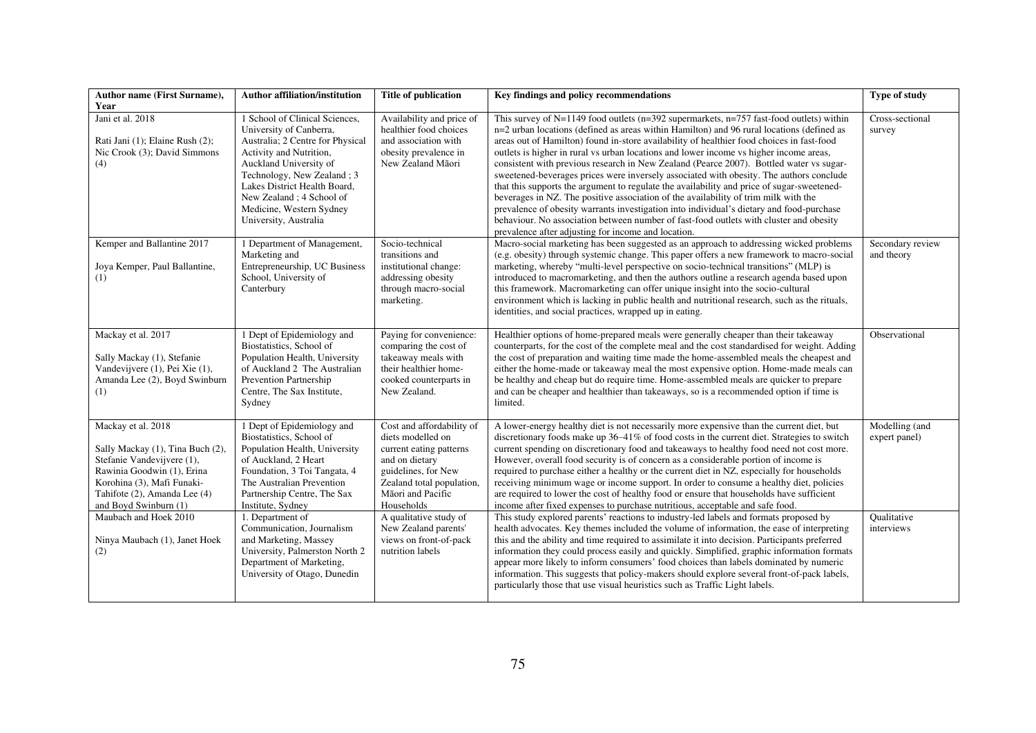| Author name (First Surname), Year | Author affiliation/institution | Title of publication | Key findings and policy recommendations | Type of study |
|---|---|---|---|---|
| Jani et al. 2018<br><br>Rati Jani (1); Elaine Rush (2); Nic Crook (3); David Simmons (4) | 1 School of Clinical Sciences, University of Canberra, Australia; 2 Centre for Physical Activity and Nutrition, Auckland University of Technology, New Zealand ; 3 Lakes District Health Board, New Zealand ; 4 School of Medicine, Western Sydney University, Australia | Availability and price of healthier food choices and association with obesity prevalence in New Zealand Māori | This survey of N=1149 food outlets (n=392 supermarkets, n=757 fast-food outlets) within n=2 urban locations (defined as areas within Hamilton) and 96 rural locations (defined as areas out of Hamilton) found in-store availability of healthier food choices in fast-food outlets is higher in rural vs urban locations and lower income vs higher income areas, consistent with previous research in New Zealand (Pearce 2007). Bottled water vs sugar-sweetened-beverages prices were inversely associated with obesity. The authors conclude that this supports the argument to regulate the availability and price of sugar-sweetened-beverages in NZ. The positive association of the availability of trim milk with the prevalence of obesity warrants investigation into individual's dietary and food-purchase behaviour. No association between number of fast-food outlets with cluster and obesity prevalence after adjusting for income and location. | Cross-sectional survey |
| Kemper and Ballantine 2017<br><br>Joya Kemper, Paul Ballantine, (1) | 1 Department of Management, Marketing and Entrepreneurship, UC Business School, University of Canterbury | Socio-technical transitions and institutional change: addressing obesity through macro-social marketing. | Macro-social marketing has been suggested as an approach to addressing wicked problems (e.g. obesity) through systemic change. This paper offers a new framework to macro-social marketing, whereby "multi-level perspective on socio-technical transitions" (MLP) is introduced to macromarketing, and then the authors outline a research agenda based upon this framework. Macromarketing can offer unique insight into the socio-cultural environment which is lacking in public health and nutritional research, such as the rituals, identities, and social practices, wrapped up in eating. | Secondary review and theory |
| Mackay et al. 2017<br><br>Sally Mackay (1), Stefanie Vandevijvere (1), Pei Xie (1), Amanda Lee (2), Boyd Swinburn (1) | 1 Dept of Epidemiology and Biostatistics, School of Population Health, University of Auckland 2 The Australian Prevention Partnership Centre, The Sax Institute, Sydney | Paying for convenience: comparing the cost of takeaway meals with their healthier home-cooked counterparts in New Zealand. | Healthier options of home-prepared meals were generally cheaper than their takeaway counterparts, for the cost of the complete meal and the cost standardised for weight. Adding the cost of preparation and waiting time made the home-assembled meals the cheapest and either the home-made or takeaway meal the most expensive option. Home-made meals can be healthy and cheap but do require time. Home-assembled meals are quicker to prepare and can be cheaper and healthier than takeaways, so is a recommended option if time is limited. | Observational |
| Mackay et al. 2018<br><br>Sally Mackay (1), Tina Buch (2), Stefanie Vandevijvere (1), Rawinia Goodwin (1), Erina Korohina (3), Mafi Funaki-Tahifote (2), Amanda Lee (4) and Boyd Swinburn (1) | 1 Dept of Epidemiology and Biostatistics, School of Population Health, University of Auckland, 2 Heart Foundation, 3 Toi Tangata, 4 The Australian Prevention Partnership Centre, The Sax Institute, Sydney | Cost and affordability of diets modelled on current eating patterns and on dietary guidelines, for New Zealand total population, Māori and Pacific Households | A lower-energy healthy diet is not necessarily more expensive than the current diet, but discretionary foods make up 36–41% of food costs in the current diet. Strategies to switch current spending on discretionary food and takeaways to healthy food need not cost more. However, overall food security is of concern as a considerable portion of income is required to purchase either a healthy or the current diet in NZ, especially for households receiving minimum wage or income support. In order to consume a healthy diet, policies are required to lower the cost of healthy food or ensure that households have sufficient income after fixed expenses to purchase nutritious, acceptable and safe food. | Modelling (and expert panel) |
| Maubach and Hoek 2010<br><br>Ninya Maubach (1), Janet Hoek (2) | 1. Department of Communication, Journalism and Marketing, Massey University, Palmerston North 2 Department of Marketing, University of Otago, Dunedin | A qualitative study of New Zealand parents' views on front-of-pack nutrition labels | This study explored parents' reactions to industry-led labels and formats proposed by health advocates. Key themes included the volume of information, the ease of interpreting this and the ability and time required to assimilate it into decision. Participants preferred information they could process easily and quickly. Simplified, graphic information formats appear more likely to inform consumers' food choices than labels dominated by numeric information. This suggests that policy-makers should explore several front-of-pack labels, particularly those that use visual heuristics such as Traffic Light labels. | Qualitative interviews |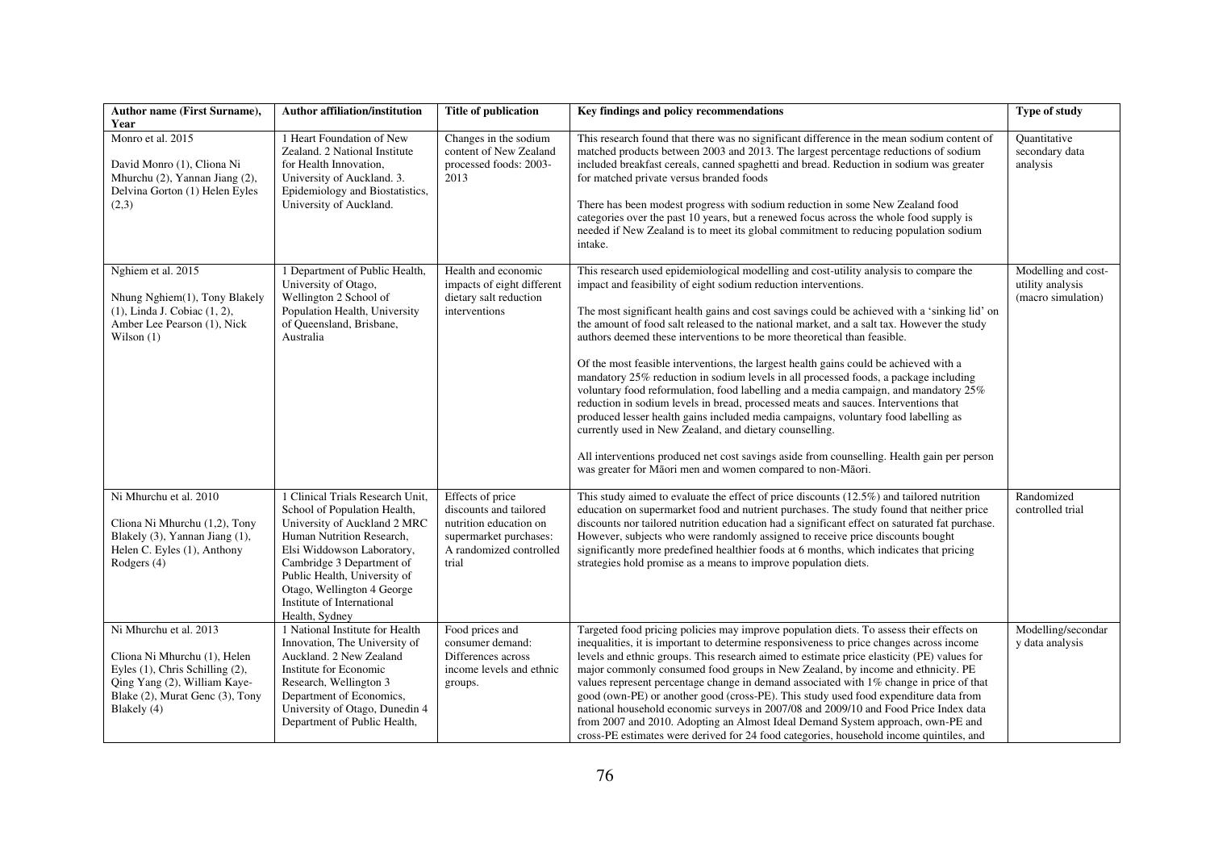| Author name (First Surname), Year | Author affiliation/institution | Title of publication | Key findings and policy recommendations | Type of study |
|---|---|---|---|---|
| Monro et al. 2015<br><br>David Monro (1), Cliona Ni Mhurchu (2), Yannan Jiang (2), Delvina Gorton (1) Helen Eyles (2,3) | 1 Heart Foundation of New Zealand. 2 National Institute for Health Innovation, University of Auckland. 3. Epidemiology and Biostatistics, University of Auckland. | Changes in the sodium content of New Zealand processed foods: 2003-2013 | This research found that there was no significant difference in the mean sodium content of matched products between 2003 and 2013. The largest percentage reductions of sodium included breakfast cereals, canned spaghetti and bread. Reduction in sodium was greater for matched private versus branded foods<br><br>There has been modest progress with sodium reduction in some New Zealand food categories over the past 10 years, but a renewed focus across the whole food supply is needed if New Zealand is to meet its global commitment to reducing population sodium intake. | Quantitative secondary data analysis |
| Nghiem et al. 2015<br><br>Nhung Nghiem(1), Tony Blakely (1), Linda J. Cobiac (1, 2), Amber Lee Pearson (1), Nick Wilson (1) | 1 Department of Public Health, University of Otago, Wellington 2 School of Population Health, University of Queensland, Brisbane, Australia | Health and economic impacts of eight different dietary salt reduction interventions | This research used epidemiological modelling and cost-utility analysis to compare the impact and feasibility of eight sodium reduction interventions.<br><br>The most significant health gains and cost savings could be achieved with a 'sinking lid' on the amount of food salt released to the national market, and a salt tax. However the study authors deemed these interventions to be more theoretical than feasible.<br><br>Of the most feasible interventions, the largest health gains could be achieved with a mandatory 25% reduction in sodium levels in all processed foods, a package including voluntary food reformulation, food labelling and a media campaign, and mandatory 25% reduction in sodium levels in bread, processed meats and sauces. Interventions that produced lesser health gains included media campaigns, voluntary food labelling as currently used in New Zealand, and dietary counselling.<br><br>All interventions produced net cost savings aside from counselling. Health gain per person was greater for Māori men and women compared to non-Māori. | Modelling and cost-utility analysis (macro simulation) |
| Ni Mhurchu et al. 2010<br><br>Cliona Ni Mhurchu (1,2), Tony Blakely (3), Yannan Jiang (1), Helen C. Eyles (1), Anthony Rodgers (4) | 1 Clinical Trials Research Unit, School of Population Health, University of Auckland 2 MRC Human Nutrition Research, Elsi Widdowson Laboratory, Cambridge 3 Department of Public Health, University of Otago, Wellington 4 George Institute of International Health, Sydney | Effects of price discounts and tailored nutrition education on supermarket purchases: A randomized controlled trial | This study aimed to evaluate the effect of price discounts (12.5%) and tailored nutrition education on supermarket food and nutrient purchases. The study found that neither price discounts nor tailored nutrition education had a significant effect on saturated fat purchase. However, subjects who were randomly assigned to receive price discounts bought significantly more predefined healthier foods at 6 months, which indicates that pricing strategies hold promise as a means to improve population diets. | Randomized controlled trial |
| Ni Mhurchu et al. 2013<br><br>Cliona Ni Mhurchu (1), Helen Eyles (1), Chris Schilling (2), Qing Yang (2), William Kaye-Blake (2), Murat Genc (3), Tony Blakely (4) | 1 National Institute for Health Innovation, The University of Auckland. 2 New Zealand Institute for Economic Research, Wellington 3 Department of Economics, University of Otago, Dunedin 4 Department of Public Health, | Food prices and consumer demand: Differences across income levels and ethnic groups. | Targeted food pricing policies may improve population diets. To assess their effects on inequalities, it is important to determine responsiveness to price changes across income levels and ethnic groups. This research aimed to estimate price elasticity (PE) values for major commonly consumed food groups in New Zealand, by income and ethnicity. PE values represent percentage change in demand associated with 1% change in price of that good (own-PE) or another good (cross-PE). This study used food expenditure data from national household economic surveys in 2007/08 and 2009/10 and Food Price Index data from 2007 and 2010. Adopting an Almost Ideal Demand System approach, own-PE and cross-PE estimates were derived for 24 food categories, household income quintiles, and | Modelling/secondary data analysis |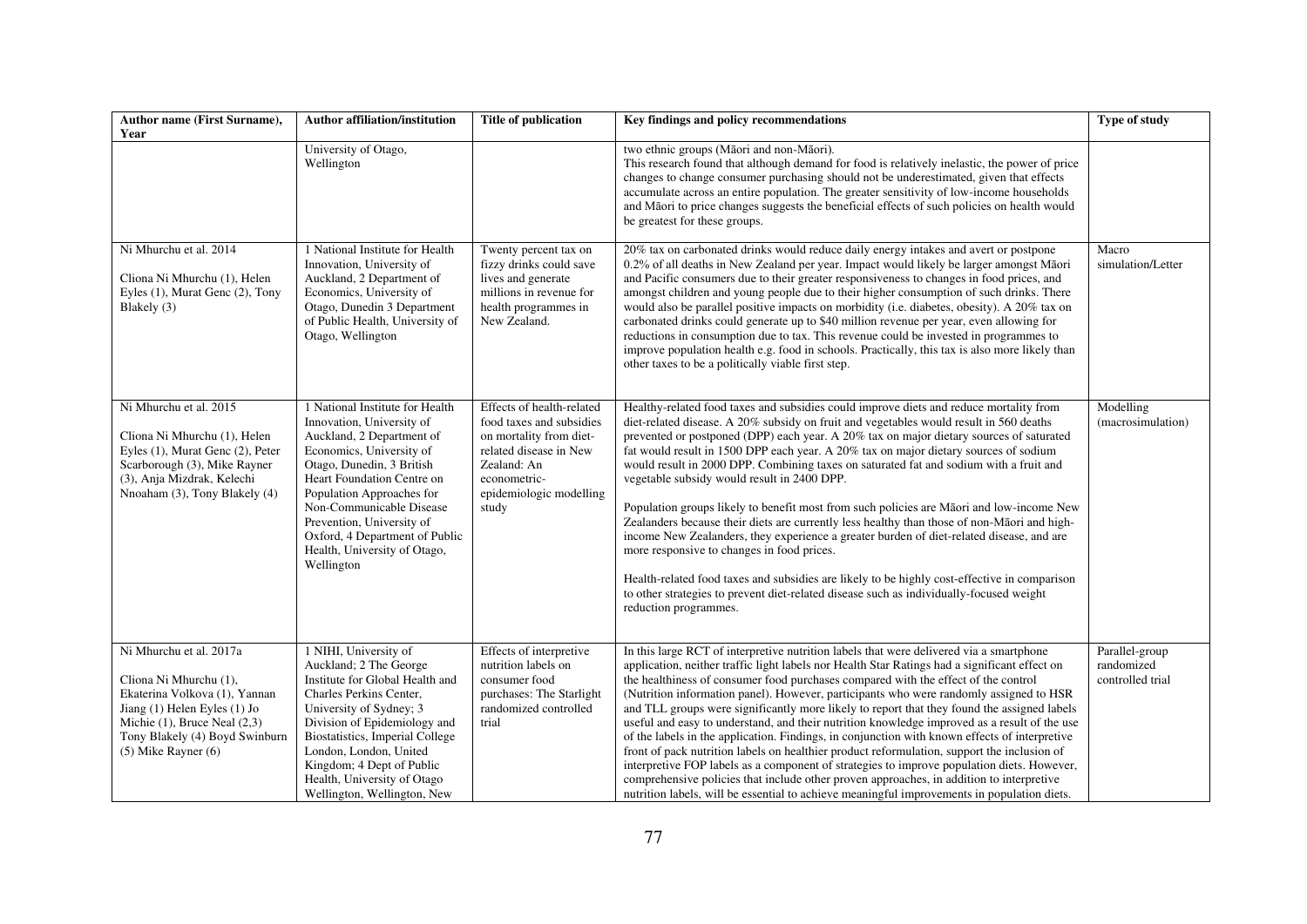| Author name (First Surname), Year | Author affiliation/institution | Title of publication | Key findings and policy recommendations | Type of study |
|---|---|---|---|---|
| | University of Otago, Wellington | | two ethnic groups (Māori and non-Māori). This research found that although demand for food is relatively inelastic, the power of price changes to change consumer purchasing should not be underestimated, given that effects accumulate across an entire population. The greater sensitivity of low-income households and Māori to price changes suggests the beneficial effects of such policies on health would be greatest for these groups. | |
| Ni Mhurchu et al. 2014<br><br>Cliona Ni Mhurchu (1), Helen Eyles (1), Murat Genc (2), Tony Blakely (3) | 1 National Institute for Health Innovation, University of Auckland, 2 Department of Economics, University of Otago, Dunedin 3 Department of Public Health, University of Otago, Wellington | Twenty percent tax on fizzy drinks could save lives and generate millions in revenue for health programmes in New Zealand. | 20% tax on carbonated drinks would reduce daily energy intakes and avert or postpone 0.2% of all deaths in New Zealand per year. Impact would likely be larger amongst Māori and Pacific consumers due to their greater responsiveness to changes in food prices, and amongst children and young people due to their higher consumption of such drinks. There would also be parallel positive impacts on morbidity (i.e. diabetes, obesity). A 20% tax on carbonated drinks could generate up to $40 million revenue per year, even allowing for reductions in consumption due to tax. This revenue could be invested in programmes to improve population health e.g. food in schools. Practically, this tax is also more likely than other taxes to be a politically viable first step. | Macro simulation/Letter |
| Ni Mhurchu et al. 2015<br><br>Cliona Ni Mhurchu (1), Helen Eyles (1), Murat Genc (2), Peter Scarborough (3), Mike Rayner (3), Anja Mizdrak, Kelechi Nnoaham (3), Tony Blakely (4) | 1 National Institute for Health Innovation, University of Auckland, 2 Department of Economics, University of Otago, Dunedin, 3 British Heart Foundation Centre on Population Approaches for Non-Communicable Disease Prevention, University of Oxford, 4 Department of Public Health, University of Otago, Wellington | Effects of health-related food taxes and subsidies on mortality from diet-related disease in New Zealand: An econometric-epidemiologic modelling study | Healthy-related food taxes and subsidies could improve diets and reduce mortality from diet-related disease. A 20% subsidy on fruit and vegetables would result in 560 deaths prevented or postponed (DPP) each year. A 20% tax on major dietary sources of saturated fat would result in 1500 DPP each year. A 20% tax on major dietary sources of sodium would result in 2000 DPP. Combining taxes on saturated fat and sodium with a fruit and vegetable subsidy would result in 2400 DPP.<br><br>Population groups likely to benefit most from such policies are Māori and low-income New Zealanders because their diets are currently less healthy than those of non-Māori and high-income New Zealanders, they experience a greater burden of diet-related disease, and are more responsive to changes in food prices.<br><br>Health-related food taxes and subsidies are likely to be highly cost-effective in comparison to other strategies to prevent diet-related disease such as individually-focused weight reduction programmes. | Modelling (macrosimulation) |
| Ni Mhurchu et al. 2017a<br><br>Cliona Ni Mhurchu (1), Ekaterina Volkova (1), Yannan Jiang (1) Helen Eyles (1) Jo Michie (1), Bruce Neal (2,3) Tony Blakely (4) Boyd Swinburn (5) Mike Rayner (6) | 1 NIHI, University of Auckland; 2 The George Institute for Global Health and Charles Perkins Center, University of Sydney; 3 Division of Epidemiology and Biostatistics, Imperial College London, London, United Kingdom; 4 Dept of Public Health, University of Otago Wellington, Wellington, New | Effects of interpretive nutrition labels on consumer food purchases: The Starlight randomized controlled trial | In this large RCT of interpretive nutrition labels that were delivered via a smartphone application, neither traffic light labels nor Health Star Ratings had a significant effect on the healthiness of consumer food purchases compared with the effect of the control (Nutrition information panel). However, participants who were randomly assigned to HSR and TLL groups were significantly more likely to report that they found the assigned labels useful and easy to understand, and their nutrition knowledge improved as a result of the use of the labels in the application. Findings, in conjunction with known effects of interpretive front of pack nutrition labels on healthier product reformulation, support the inclusion of interpretive FOP labels as a component of strategies to improve population diets. However, comprehensive policies that include other proven approaches, in addition to interpretive nutrition labels, will be essential to achieve meaningful improvements in population diets. | Parallel-group randomized controlled trial |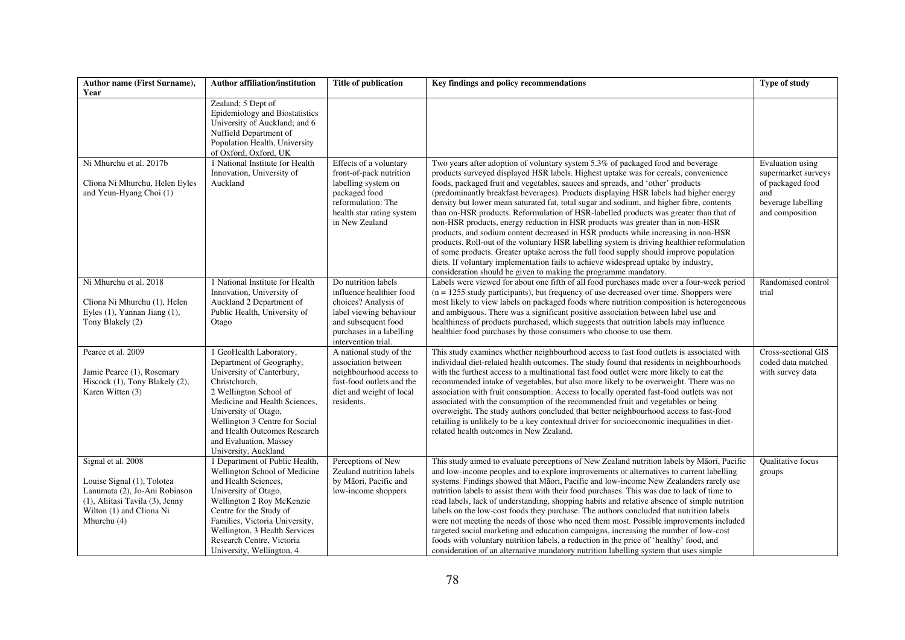| Author name (First Surname), Year | Author affiliation/institution | Title of publication | Key findings and policy recommendations | Type of study |
|---|---|---|---|---|
| | Zealand; 5 Dept of Epidemiology and Biostatistics University of Auckland; and 6 Nuffield Department of Population Health, University of Oxford, Oxford, UK | | | |
| Ni Mhurchu et al. 2017b<br><br>Cliona Ni Mhurchu, Helen Eyles and Yeun-Hyang Choi (1) | 1 National Institute for Health Innovation, University of Auckland | Effects of a voluntary front-of-pack nutrition labelling system on packaged food reformulation: The health star rating system in New Zealand | Two years after adoption of voluntary system 5.3% of packaged food and beverage products surveyed displayed HSR labels. Highest uptake was for cereals, convenience foods, packaged fruit and vegetables, sauces and spreads, and 'other' products (predominantly breakfast beverages). Products displaying HSR labels had higher energy density but lower mean saturated fat, total sugar and sodium, and higher fibre, contents than on-HSR products. Reformulation of HSR-labelled products was greater than that of non-HSR products, energy reduction in HSR products was greater than in non-HSR products, and sodium content decreased in HSR products while increasing in non-HSR products. Roll-out of the voluntary HSR labelling system is driving healthier reformulation of some products. Greater uptake across the full food supply should improve population diets. If voluntary implementation fails to achieve widespread uptake by industry, consideration should be given to making the programme mandatory. | Evaluation using supermarket surveys of packaged food and beverage labelling and composition |
| Ni Mhurchu et al. 2018<br><br>Cliona Ni Mhurchu (1), Helen Eyles (1), Yannan Jiang (1), Tony Blakely (2) | 1 National Institute for Health Innovation, University of Auckland 2 Department of Public Health, University of Otago | Do nutrition labels influence healthier food choices? Analysis of label viewing behaviour and subsequent food purchases in a labelling intervention trial. | Labels were viewed for about one fifth of all food purchases made over a four-week period (n = 1255 study participants), but frequency of use decreased over time. Shoppers were most likely to view labels on packaged foods where nutrition composition is heterogeneous and ambiguous. There was a significant positive association between label use and healthiness of products purchased, which suggests that nutrition labels may influence healthier food purchases by those consumers who choose to use them. | Randomised control trial |
| Pearce et al. 2009<br><br>Jamie Pearce (1), Rosemary Hiscock (1), Tony Blakely (2), Karen Witten (3) | 1 GeoHealth Laboratory, Department of Geography, University of Canterbury, Christchurch,<br>2 Wellington School of Medicine and Health Sciences, University of Otago, Wellington 3 Centre for Social and Health Outcomes Research and Evaluation, Massey University, Auckland | A national study of the association between neighbourhood access to fast-food outlets and the diet and weight of local residents. | This study examines whether neighbourhood access to fast food outlets is associated with individual diet-related health outcomes. The study found that residents in neighbourhoods with the furthest access to a multinational fast food outlet were more likely to eat the recommended intake of vegetables, but also more likely to be overweight. There was no association with fruit consumption. Access to locally operated fast-food outlets was not associated with the consumption of the recommended fruit and vegetables or being overweight. The study authors concluded that better neighbourhood access to fast-food retailing is unlikely to be a key contextual driver for socioeconomic inequalities in diet-related health outcomes in New Zealand. | Cross-sectional GIS coded data matched with survey data |
| Signal et al. 2008<br><br>Louise Signal (1), Tolotea Lanumata (2), Jo-Ani Robinson (1), Aliitasi Tavila (3), Jenny Wilton (1) and Cliona Ni Mhurchu (4) | 1 Department of Public Health, Wellington School of Medicine and Health Sciences, University of Otago, Wellington 2 Roy McKenzie Centre for the Study of Families, Victoria University, Wellington, 3 Health Services Research Centre, Victoria University, Wellington, 4 | Perceptions of New Zealand nutrition labels by Māori, Pacific and low-income shoppers | This study aimed to evaluate perceptions of New Zealand nutrition labels by Māori, Pacific and low-income peoples and to explore improvements or alternatives to current labelling systems. Findings showed that Māori, Pacific and low-income New Zealanders rarely use nutrition labels to assist them with their food purchases. This was due to lack of time to read labels, lack of understanding, shopping habits and relative absence of simple nutrition labels on the low-cost foods they purchase. The authors concluded that nutrition labels were not meeting the needs of those who need them most. Possible improvements included targeted social marketing and education campaigns, increasing the number of low-cost foods with voluntary nutrition labels, a reduction in the price of 'healthy' food, and consideration of an alternative mandatory nutrition labelling system that uses simple | Qualitative focus groups |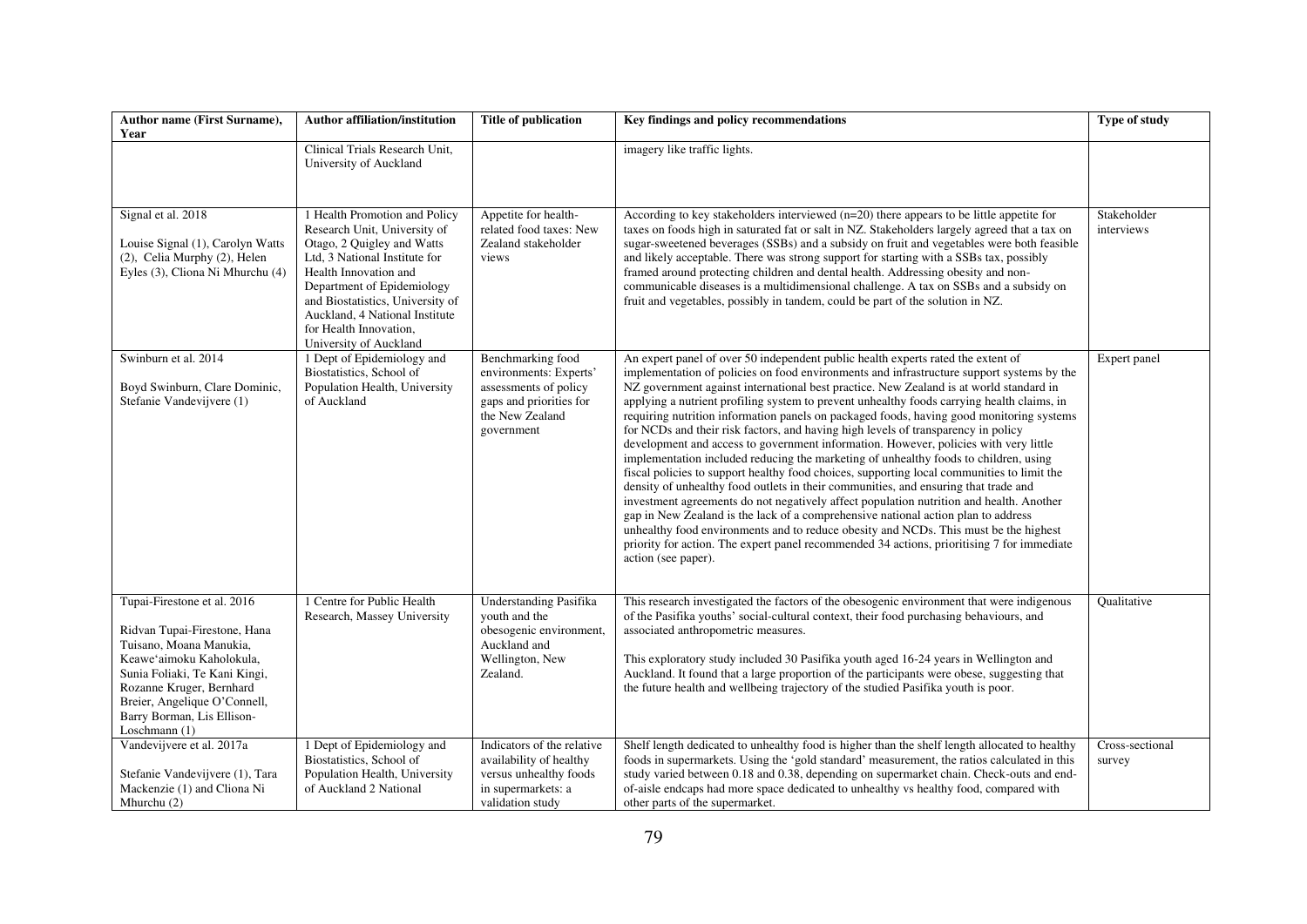| Author name (First Surname), Year | Author affiliation/institution | Title of publication | Key findings and policy recommendations | Type of study |
|---|---|---|---|---|
| | Clinical Trials Research Unit, University of Auckland | | imagery like traffic lights. | |
| Signal et al. 2018<br><br>Louise Signal (1), Carolyn Watts (2), Celia Murphy (2), Helen Eyles (3), Cliona Ni Mhurchu (4) | 1 Health Promotion and Policy Research Unit, University of Otago, 2 Quigley and Watts Ltd, 3 National Institute for Health Innovation and Department of Epidemiology and Biostatistics, University of Auckland, 4 National Institute for Health Innovation, University of Auckland | Appetite for health-related food taxes: New Zealand stakeholder views | According to key stakeholders interviewed (n=20) there appears to be little appetite for taxes on foods high in saturated fat or salt in NZ. Stakeholders largely agreed that a tax on sugar-sweetened beverages (SSBs) and a subsidy on fruit and vegetables were both feasible and likely acceptable. There was strong support for starting with a SSBs tax, possibly framed around protecting children and dental health. Addressing obesity and non-communicable diseases is a multidimensional challenge. A tax on SSBs and a subsidy on fruit and vegetables, possibly in tandem, could be part of the solution in NZ. | Stakeholder interviews |
| Swinburn et al. 2014<br><br>Boyd Swinburn, Clare Dominic, Stefanie Vandevijvere (1) | 1 Dept of Epidemiology and Biostatistics, School of Population Health, University of Auckland | Benchmarking food environments: Experts' assessments of policy gaps and priorities for the New Zealand government | An expert panel of over 50 independent public health experts rated the extent of implementation of policies on food environments and infrastructure support systems by the NZ government against international best practice. New Zealand is at world standard in applying a nutrient profiling system to prevent unhealthy foods carrying health claims, in requiring nutrition information panels on packaged foods, having good monitoring systems for NCDs and their risk factors, and having high levels of transparency in policy development and access to government information. However, policies with very little implementation included reducing the marketing of unhealthy foods to children, using fiscal policies to support healthy food choices, supporting local communities to limit the density of unhealthy food outlets in their communities, and ensuring that trade and investment agreements do not negatively affect population nutrition and health. Another gap in New Zealand is the lack of a comprehensive national action plan to address unhealthy food environments and to reduce obesity and NCDs. This must be the highest priority for action. The expert panel recommended 34 actions, prioritising 7 for immediate action (see paper). | Expert panel |
| Tupai-Firestone et al. 2016<br><br>Ridvan Tupai-Firestone, Hana Tuisano, Moana Manukia, Keawe'aimoku Kaholokula, Sunia Foliaki, Te Kani Kingi, Rozanne Kruger, Bernhard Breier, Angelique O'Connell, Barry Borman, Lis Ellison-Loschmann (1) | 1 Centre for Public Health Research, Massey University | Understanding Pasifika youth and the obesogenic environment, Auckland and Wellington, New Zealand. | This research investigated the factors of the obesogenic environment that were indigenous of the Pasifika youths' social-cultural context, their food purchasing behaviours, and associated anthropometric measures.<br><br>This exploratory study included 30 Pasifika youth aged 16-24 years in Wellington and Auckland. It found that a large proportion of the participants were obese, suggesting that the future health and wellbeing trajectory of the studied Pasifika youth is poor. | Qualitative |
| Vandevijvere et al. 2017a<br><br>Stefanie Vandevijvere (1), Tara Mackenzie (1) and Cliona Ni Mhurchu (2) | 1 Dept of Epidemiology and Biostatistics, School of Population Health, University of Auckland 2 National | Indicators of the relative availability of healthy versus unhealthy foods in supermarkets: a validation study | Shelf length dedicated to unhealthy food is higher than the shelf length allocated to healthy foods in supermarkets. Using the 'gold standard' measurement, the ratios calculated in this study varied between 0.18 and 0.38, depending on supermarket chain. Check-outs and end-of-aisle endcaps had more space dedicated to unhealthy vs healthy food, compared with other parts of the supermarket. | Cross-sectional survey |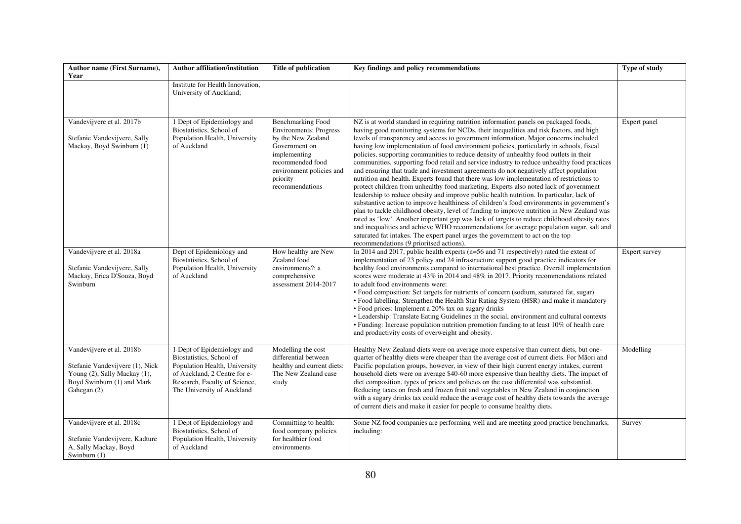| Author name (First Surname), Year | Author affiliation/institution | Title of publication | Key findings and policy recommendations | Type of study |
|---|---|---|---|---|
| | Institute for Health Innovation, University of Auckland; | | | |
| Vandevijvere et al. 2017b<br><br>Stefanie Vandevijvere, Sally Mackay, Boyd Swinburn (1) | 1 Dept of Epidemiology and Biostatistics, School of Population Health, University of Auckland | Benchmarking Food Environments: Progress by the New Zealand Government on implementing recommended food environment policies and priority recommendations | NZ is at world standard in requiring nutrition information panels on packaged foods, having good monitoring systems for NCDs, their inequalities and risk factors, and high levels of transparency and access to government information. Major concerns included having low implementation of food environment policies, particularly in schools, fiscal policies, supporting communities to reduce density of unhealthy food outlets in their communities, supporting food retail and service industry to reduce unhealthy food practices and ensuring that trade and investment agreements do not negatively affect population nutrition and health. Experts found that there was low implementation of restrictions to protect children from unhealthy food marketing. Experts also noted lack of government leadership to reduce obesity and improve public health nutrition. In particular, lack of substantive action to improve healthiness of children's food environments in government's plan to tackle childhood obesity, level of funding to improve nutrition in New Zealand was rated as 'low'. Another important gap was lack of targets to reduce childhood obesity rates and inequalities and achieve WHO recommendations for average population sugar, salt and saturated fat intakes. The expert panel urges the government to act on the top recommendations (9 prioritsed actions). | Expert panel |
| Vandevijvere et al. 2018a<br><br>Stefanie Vandevijvere, Sally Mackay, Erica D'Souza, Boyd Swinburn | Dept of Epidemiology and Biostatistics, School of Population Health, University of Auckland | How healthy are New Zealand food environments?: a comprehensive assessment 2014-2017 | In 2014 and 2017, public health experts (n=56 and 71 respectively) rated the extent of implementation of 23 policy and 24 infrastructure support good practice indicators for healthy food environments compared to international best practice. Overall implementation scores were moderate at 43% in 2014 and 48% in 2017. Priority recommendations related to adult food environments were:<br>• Food composition: Set targets for nutrients of concern (sodium, saturated fat, sugar)<br>• Food labelling: Strengthen the Health Star Rating System (HSR) and make it mandatory<br>• Food prices: Implement a 20% tax on sugary drinks<br>• Leadership: Translate Eating Guidelines in the social, environment and cultural contexts<br>• Funding: Increase population nutrition promotion funding to at least 10% of health care and productivity costs of overweight and obesity. | Expert survey |
| Vandevijvere et al. 2018b<br><br>Stefanie Vandevijvere (1), Nick Young (2), Sally Mackay (1), Boyd Swinburn (1) and Mark Gahegan (2) | 1 Dept of Epidemiology and Biostatistics, School of Population Health, University of Auckland, 2 Centre for e-Research, Faculty of Science, The University of Auckland | Modelling the cost differential between healthy and current diets: The New Zealand case study | Healthy New Zealand diets were on average more expensive than current diets, but one-quarter of healthy diets were cheaper than the average cost of current diets. For Māori and Pacific population groups, however, in view of their high current energy intakes, current household diets were on average $40-60 more expensive than healthy diets. The impact of diet composition, types of prices and policies on the cost differential was substantial. Reducing taxes on fresh and frozen fruit and vegetables in New Zealand in conjunction with a sugary drinks tax could reduce the average cost of healthy diets towards the average of current diets and make it easier for people to consume healthy diets. | Modelling |
| Vandevijvere et al. 2018c<br><br>Stefanie Vandevijvere, Kadture A, Sally Mackay, Boyd Swinburn (1) | 1 Dept of Epidemiology and Biostatistics, School of Population Health, University of Auckland | Committing to health: food company policies for healthier food environments | Some NZ food companies are performing well and are meeting good practice benchmarks, including: | Survey |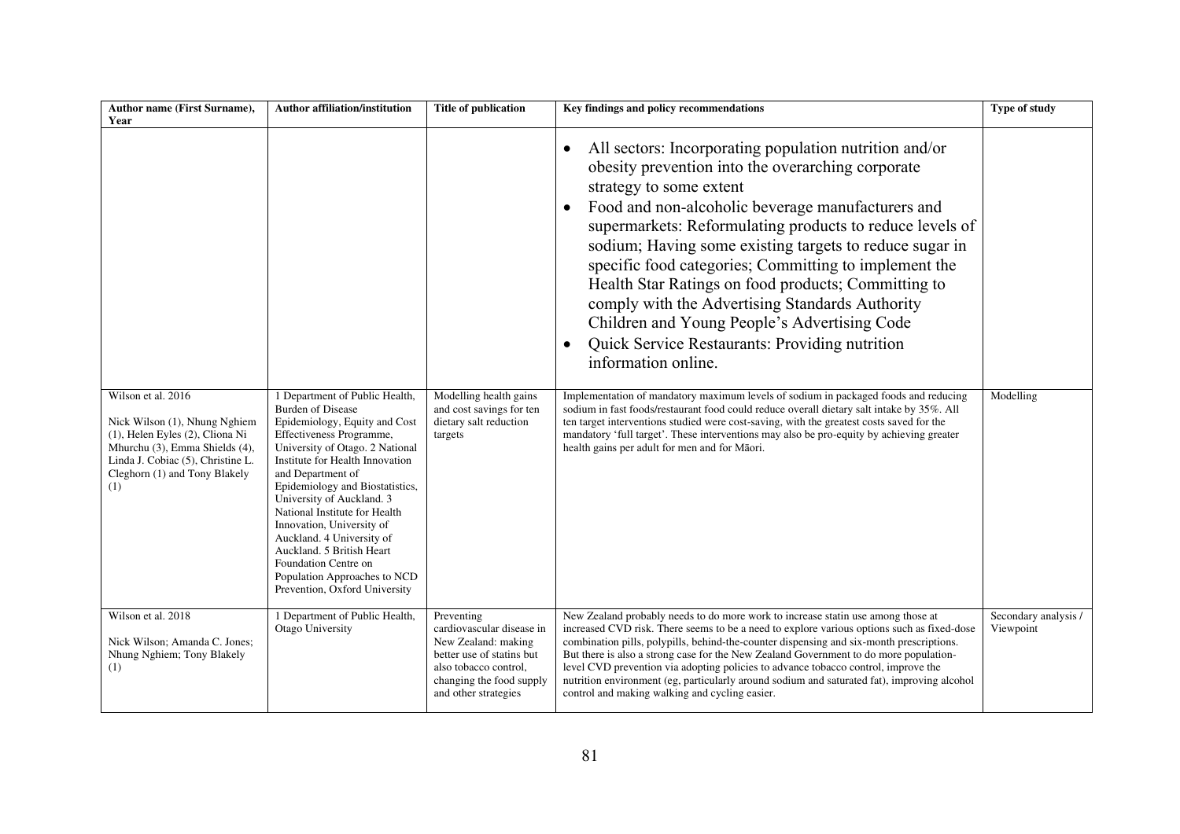| Author name (First Surname), Year | Author affiliation/institution | Title of publication | Key findings and policy recommendations | Type of study |
|---|---|---|---|---|
| | | | • All sectors: Incorporating population nutrition and/or obesity prevention into the overarching corporate strategy to some extent<br>• Food and non-alcoholic beverage manufacturers and supermarkets: Reformulating products to reduce levels of sodium; Having some existing targets to reduce sugar in specific food categories; Committing to implement the Health Star Ratings on food products; Committing to comply with the Advertising Standards Authority Children and Young People's Advertising Code<br>• Quick Service Restaurants: Providing nutrition information online. | |
| Wilson et al. 2016<br><br>Nick Wilson (1), Nhung Nghiem (1), Helen Eyles (2), Cliona Ni Mhurchu (3), Emma Shields (4), Linda J. Cobiac (5), Christine L. Cleghorn (1) and Tony Blakely (1) | 1 Department of Public Health, Burden of Disease Epidemiology, Equity and Cost Effectiveness Programme, University of Otago. 2 National Institute for Health Innovation and Department of Epidemiology and Biostatistics, University of Auckland. 3 National Institute for Health Innovation, University of Auckland. 4 University of Auckland. 5 British Heart Foundation Centre on Population Approaches to NCD Prevention, Oxford University | Modelling health gains and cost savings for ten dietary salt reduction targets | Implementation of mandatory maximum levels of sodium in packaged foods and reducing sodium in fast foods/restaurant food could reduce overall dietary salt intake by 35%. All ten target interventions studied were cost-saving, with the greatest costs saved for the mandatory 'full target'. These interventions may also be pro-equity by achieving greater health gains per adult for men and for Māori. | Modelling |
| Wilson et al. 2018<br><br>Nick Wilson; Amanda C. Jones; Nhung Nghiem; Tony Blakely (1) | 1 Department of Public Health, Otago University | Preventing cardiovascular disease in New Zealand: making better use of statins but also tobacco control, changing the food supply and other strategies | New Zealand probably needs to do more work to increase statin use among those at increased CVD risk. There seems to be a need to explore various options such as fixed-dose combination pills, polypills, behind-the-counter dispensing and six-month prescriptions. But there is also a strong case for the New Zealand Government to do more population-level CVD prevention via adopting policies to advance tobacco control, improve the nutrition environment (eg, particularly around sodium and saturated fat), improving alcohol control and making walking and cycling easier. | Secondary analysis / Viewpoint |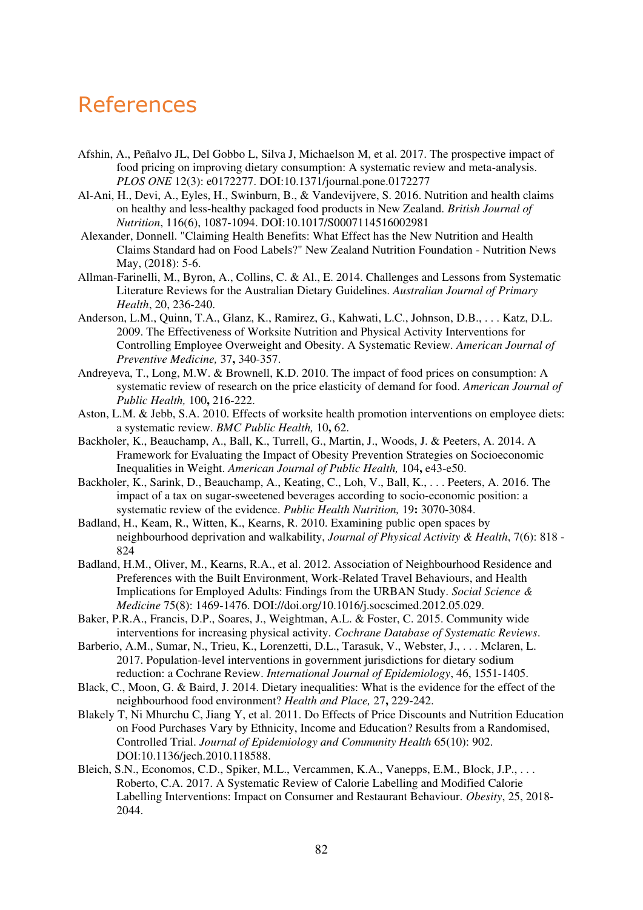# References

Afshin, A., Peñalvo JL, Del Gobbo L, Silva J, Michaelson M, et al. 2017. The prospective impact of food pricing on improving dietary consumption: A systematic review and meta-analysis. *PLOS ONE* 12(3): e0172277. DOI:10.1371/journal.pone.0172277

Al-Ani, H., Devi, A., Eyles, H., Swinburn, B., & Vandevijvere, S. 2016. Nutrition and health claims on healthy and less-healthy packaged food products in New Zealand. *British Journal of Nutrition*, 116(6), 1087-1094. DOI:10.1017/S0007114516002981

Alexander, Donnell. "Claiming Health Benefits: What Effect has the New Nutrition and Health Claims Standard had on Food Labels?" New Zealand Nutrition Foundation - Nutrition News May, (2018): 5-6.

Allman-Farinelli, M., Byron, A., Collins, C. & Al., E. 2014. Challenges and Lessons from Systematic Literature Reviews for the Australian Dietary Guidelines. *Australian Journal of Primary Health*, 20, 236-240.

Anderson, L.M., Quinn, T.A., Glanz, K., Ramirez, G., Kahwati, L.C., Johnson, D.B., . . . Katz, D.L. 2009. The Effectiveness of Worksite Nutrition and Physical Activity Interventions for Controlling Employee Overweight and Obesity. A Systematic Review. *American Journal of Preventive Medicine,* 37**,** 340-357.

Andreyeva, T., Long, M.W. & Brownell, K.D. 2010. The impact of food prices on consumption: A systematic review of research on the price elasticity of demand for food. *American Journal of Public Health,* 100**,** 216-222.

Aston, L.M. & Jebb, S.A. 2010. Effects of worksite health promotion interventions on employee diets: a systematic review. *BMC Public Health,* 10**,** 62.

Backholer, K., Beauchamp, A., Ball, K., Turrell, G., Martin, J., Woods, J. & Peeters, A. 2014. A Framework for Evaluating the Impact of Obesity Prevention Strategies on Socioeconomic Inequalities in Weight. *American Journal of Public Health,* 104**,** e43-e50.

Backholer, K., Sarink, D., Beauchamp, A., Keating, C., Loh, V., Ball, K., . . . Peeters, A. 2016. The impact of a tax on sugar-sweetened beverages according to socio-economic position: a systematic review of the evidence. *Public Health Nutrition,* 19**:** 3070-3084.

Badland, H., Keam, R., Witten, K., Kearns, R. 2010. Examining public open spaces by neighbourhood deprivation and walkability, *Journal of Physical Activity & Health*, 7(6): 818 - 824

Badland, H.M., Oliver, M., Kearns, R.A., et al. 2012. Association of Neighbourhood Residence and Preferences with the Built Environment, Work-Related Travel Behaviours, and Health Implications for Employed Adults: Findings from the URBAN Study. *Social Science & Medicine* 75(8): 1469-1476. DOI://doi.org/10.1016/j.socscimed.2012.05.029.

Baker, P.R.A., Francis, D.P., Soares, J., Weightman, A.L. & Foster, C. 2015. Community wide interventions for increasing physical activity. *Cochrane Database of Systematic Reviews*.

Barberio, A.M., Sumar, N., Trieu, K., Lorenzetti, D.L., Tarasuk, V., Webster, J., . . . Mclaren, L. 2017. Population-level interventions in government jurisdictions for dietary sodium reduction: a Cochrane Review. *International Journal of Epidemiology*, 46, 1551-1405.

Black, C., Moon, G. & Baird, J. 2014. Dietary inequalities: What is the evidence for the effect of the neighbourhood food environment? *Health and Place,* 27**,** 229-242.

Blakely T, Ni Mhurchu C, Jiang Y, et al. 2011. Do Effects of Price Discounts and Nutrition Education on Food Purchases Vary by Ethnicity, Income and Education? Results from a Randomised, Controlled Trial. *Journal of Epidemiology and Community Health* 65(10): 902. DOI:10.1136/jech.2010.118588.

Bleich, S.N., Economos, C.D., Spiker, M.L., Vercammen, K.A., Vanepps, E.M., Block, J.P., . . . Roberto, C.A. 2017. A Systematic Review of Calorie Labelling and Modified Calorie Labelling Interventions: Impact on Consumer and Restaurant Behaviour. *Obesity*, 25, 2018-2044.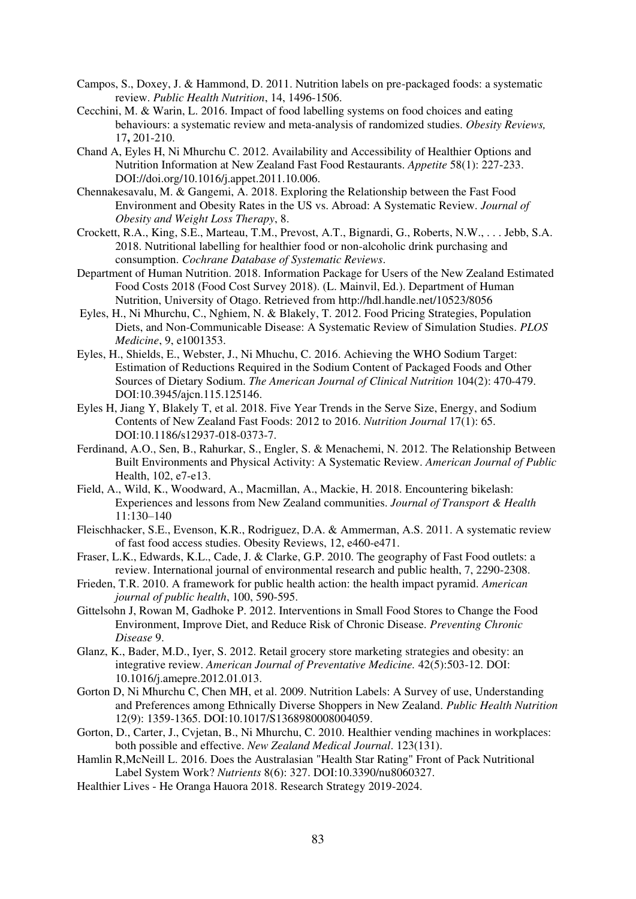Campos, S., Doxey, J. & Hammond, D. 2011. Nutrition labels on pre-packaged foods: a systematic review. *Public Health Nutrition*, 14, 1496-1506.

Cecchini, M. & Warin, L. 2016. Impact of food labelling systems on food choices and eating behaviours: a systematic review and meta-analysis of randomized studies. *Obesity Reviews,* 17**,** 201-210.

Chand A, Eyles H, Ni Mhurchu C. 2012. Availability and Accessibility of Healthier Options and Nutrition Information at New Zealand Fast Food Restaurants. *Appetite* 58(1): 227-233. DOI://doi.org/10.1016/j.appet.2011.10.006.

Chennakesavalu, M. & Gangemi, A. 2018. Exploring the Relationship between the Fast Food Environment and Obesity Rates in the US vs. Abroad: A Systematic Review. *Journal of Obesity and Weight Loss Therapy*, 8.

Crockett, R.A., King, S.E., Marteau, T.M., Prevost, A.T., Bignardi, G., Roberts, N.W., . . . Jebb, S.A. 2018. Nutritional labelling for healthier food or non-alcoholic drink purchasing and consumption. *Cochrane Database of Systematic Reviews*.

Department of Human Nutrition. 2018. Information Package for Users of the New Zealand Estimated Food Costs 2018 (Food Cost Survey 2018). (L. Mainvil, Ed.). Department of Human Nutrition, University of Otago. Retrieved from http://hdl.handle.net/10523/8056

Eyles, H., Ni Mhurchu, C., Nghiem, N. & Blakely, T. 2012. Food Pricing Strategies, Population Diets, and Non-Communicable Disease: A Systematic Review of Simulation Studies. *PLOS Medicine*, 9, e1001353.

Eyles, H., Shields, E., Webster, J., Ni Mhuchu, C. 2016. Achieving the WHO Sodium Target: Estimation of Reductions Required in the Sodium Content of Packaged Foods and Other Sources of Dietary Sodium. *The American Journal of Clinical Nutrition* 104(2): 470-479. DOI:10.3945/ajcn.115.125146.

Eyles H, Jiang Y, Blakely T, et al. 2018. Five Year Trends in the Serve Size, Energy, and Sodium Contents of New Zealand Fast Foods: 2012 to 2016. *Nutrition Journal* 17(1): 65. DOI:10.1186/s12937-018-0373-7.

Ferdinand, A.O., Sen, B., Rahurkar, S., Engler, S. & Menachemi, N. 2012. The Relationship Between Built Environments and Physical Activity: A Systematic Review. *American Journal of Public* Health, 102, e7-e13.

Field, A., Wild, K., Woodward, A., Macmillan, A., Mackie, H. 2018. Encountering bikelash: Experiences and lessons from New Zealand communities. *Journal of Transport & Health* 11:130–140

Fleischhacker, S.E., Evenson, K.R., Rodriguez, D.A. & Ammerman, A.S. 2011. A systematic review of fast food access studies. Obesity Reviews, 12, e460-e471.

Fraser, L.K., Edwards, K.L., Cade, J. & Clarke, G.P. 2010. The geography of Fast Food outlets: a review. International journal of environmental research and public health, 7, 2290-2308.

Frieden, T.R. 2010. A framework for public health action: the health impact pyramid. *American journal of public health*, 100, 590-595.

Gittelsohn J, Rowan M, Gadhoke P. 2012. Interventions in Small Food Stores to Change the Food Environment, Improve Diet, and Reduce Risk of Chronic Disease. *Preventing Chronic Disease* 9.

Glanz, K., Bader, M.D., Iyer, S. 2012. Retail grocery store marketing strategies and obesity: an integrative review. *American Journal of Preventative Medicine.* 42(5):503-12. DOI: 10.1016/j.amepre.2012.01.013.

Gorton D, Ni Mhurchu C, Chen MH, et al. 2009. Nutrition Labels: A Survey of use, Understanding and Preferences among Ethnically Diverse Shoppers in New Zealand. *Public Health Nutrition* 12(9): 1359-1365. DOI:10.1017/S1368980008004059.

Gorton, D., Carter, J., Cvjetan, B., Ni Mhurchu, C. 2010. Healthier vending machines in workplaces: both possible and effective. *New Zealand Medical Journal*. 123(131).

Hamlin R,McNeill L. 2016. Does the Australasian "Health Star Rating" Front of Pack Nutritional Label System Work? *Nutrients* 8(6): 327. DOI:10.3390/nu8060327.

Healthier Lives - He Oranga Hauora 2018. Research Strategy 2019-2024.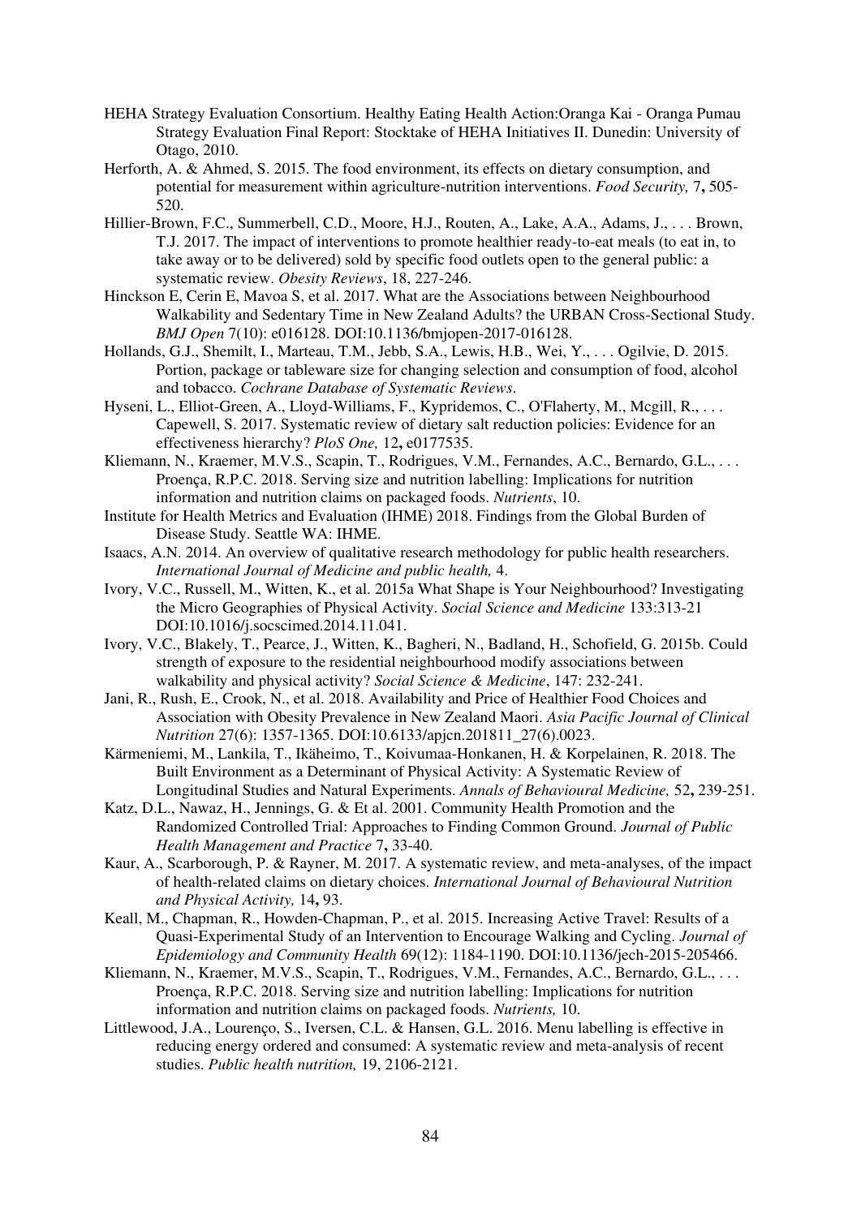HEHA Strategy Evaluation Consortium. Healthy Eating Health Action:Oranga Kai - Oranga Pumau Strategy Evaluation Final Report: Stocktake of HEHA Initiatives II. Dunedin: University of Otago, 2010.

Herforth, A. & Ahmed, S. 2015. The food environment, its effects on dietary consumption, and potential for measurement within agriculture-nutrition interventions. *Food Security,* 7**,** 505-520.

Hillier-Brown, F.C., Summerbell, C.D., Moore, H.J., Routen, A., Lake, A.A., Adams, J., . . . Brown, T.J. 2017. The impact of interventions to promote healthier ready-to-eat meals (to eat in, to take away or to be delivered) sold by specific food outlets open to the general public: a systematic review. *Obesity Reviews*, 18, 227-246.

Hinckson E, Cerin E, Mavoa S, et al. 2017. What are the Associations between Neighbourhood Walkability and Sedentary Time in New Zealand Adults? the URBAN Cross-Sectional Study. *BMJ Open* 7(10): e016128. DOI:10.1136/bmjopen-2017-016128.

Hollands, G.J., Shemilt, I., Marteau, T.M., Jebb, S.A., Lewis, H.B., Wei, Y., . . . Ogilvie, D. 2015. Portion, package or tableware size for changing selection and consumption of food, alcohol and tobacco. *Cochrane Database of Systematic Reviews*.

Hyseni, L., Elliot-Green, A., Lloyd-Williams, F., Kypridemos, C., O'Flaherty, M., Mcgill, R., . . . Capewell, S. 2017. Systematic review of dietary salt reduction policies: Evidence for an effectiveness hierarchy? *PloS One,* 12**,** e0177535.

Kliemann, N., Kraemer, M.V.S., Scapin, T., Rodrigues, V.M., Fernandes, A.C., Bernardo, G.L., . . . Proença, R.P.C. 2018. Serving size and nutrition labelling: Implications for nutrition information and nutrition claims on packaged foods. *Nutrients*, 10.

Institute for Health Metrics and Evaluation (IHME) 2018. Findings from the Global Burden of Disease Study. Seattle WA: IHME.

Isaacs, A.N. 2014. An overview of qualitative research methodology for public health researchers. *International Journal of Medicine and public health,* 4.

Ivory, V.C., Russell, M., Witten, K., et al. 2015a What Shape is Your Neighbourhood? Investigating the Micro Geographies of Physical Activity. *Social Science and Medicine* 133:313-21 DOI:10.1016/j.socscimed.2014.11.041.

Ivory, V.C., Blakely, T., Pearce, J., Witten, K., Bagheri, N., Badland, H., Schofield, G. 2015b. Could strength of exposure to the residential neighbourhood modify associations between walkability and physical activity? *Social Science & Medicine*, 147: 232-241.

Jani, R., Rush, E., Crook, N., et al. 2018. Availability and Price of Healthier Food Choices and Association with Obesity Prevalence in New Zealand Maori. *Asia Pacific Journal of Clinical Nutrition* 27(6): 1357-1365. DOI:10.6133/apjcn.201811_27(6).0023.

Kärmeniemi, M., Lankila, T., Ikäheimo, T., Koivumaa-Honkanen, H. & Korpelainen, R. 2018. The Built Environment as a Determinant of Physical Activity: A Systematic Review of Longitudinal Studies and Natural Experiments. *Annals of Behavioural Medicine,* 52**,** 239-251.

Katz, D.L., Nawaz, H., Jennings, G. & Et al. 2001. Community Health Promotion and the Randomized Controlled Trial: Approaches to Finding Common Ground. *Journal of Public Health Management and Practice* 7**,** 33-40.

Kaur, A., Scarborough, P. & Rayner, M. 2017. A systematic review, and meta-analyses, of the impact of health-related claims on dietary choices. *International Journal of Behavioural Nutrition and Physical Activity,* 14**,** 93.

Keall, M., Chapman, R., Howden-Chapman, P., et al. 2015. Increasing Active Travel: Results of a Quasi-Experimental Study of an Intervention to Encourage Walking and Cycling. *Journal of Epidemiology and Community Health* 69(12): 1184-1190. DOI:10.1136/jech-2015-205466.

Kliemann, N., Kraemer, M.V.S., Scapin, T., Rodrigues, V.M., Fernandes, A.C., Bernardo, G.L., . . . Proença, R.P.C. 2018. Serving size and nutrition labelling: Implications for nutrition information and nutrition claims on packaged foods. *Nutrients,* 10.

Littlewood, J.A., Lourenço, S., Iversen, C.L. & Hansen, G.L. 2016. Menu labelling is effective in reducing energy ordered and consumed: A systematic review and meta-analysis of recent studies. *Public health nutrition,* 19, 2106-2121.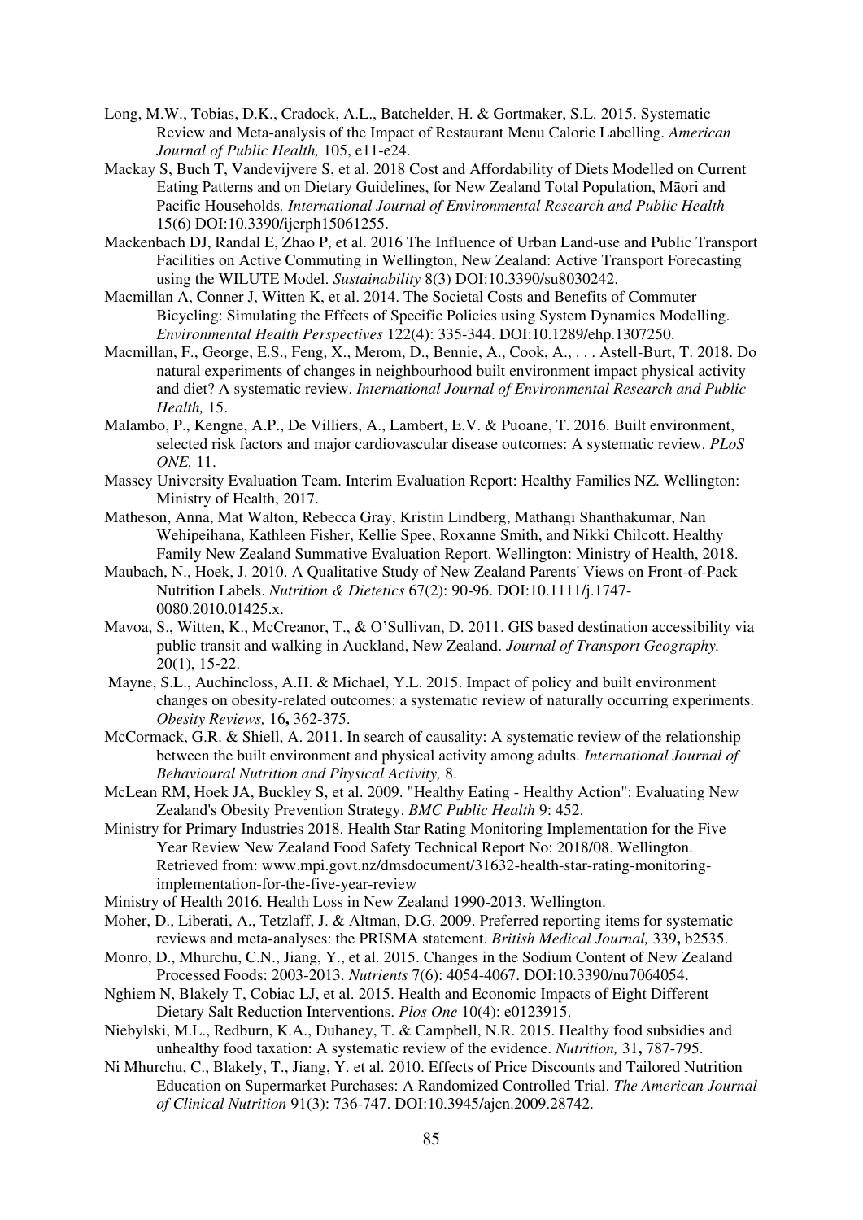Long, M.W., Tobias, D.K., Cradock, A.L., Batchelder, H. & Gortmaker, S.L. 2015. Systematic Review and Meta-analysis of the Impact of Restaurant Menu Calorie Labelling. *American Journal of Public Health,* 105, e11-e24.

Mackay S, Buch T, Vandevijvere S, et al. 2018 Cost and Affordability of Diets Modelled on Current Eating Patterns and on Dietary Guidelines, for New Zealand Total Population, Māori and Pacific Households*. International Journal of Environmental Research and Public Health* 15(6) DOI:10.3390/ijerph15061255.

Mackenbach DJ, Randal E, Zhao P, et al. 2016 The Influence of Urban Land-use and Public Transport Facilities on Active Commuting in Wellington, New Zealand: Active Transport Forecasting using the WILUTE Model. *Sustainability* 8(3) DOI:10.3390/su8030242.

Macmillan A, Conner J, Witten K, et al. 2014. The Societal Costs and Benefits of Commuter Bicycling: Simulating the Effects of Specific Policies using System Dynamics Modelling. *Environmental Health Perspectives* 122(4): 335-344. DOI:10.1289/ehp.1307250.

Macmillan, F., George, E.S., Feng, X., Merom, D., Bennie, A., Cook, A., . . . Astell-Burt, T. 2018. Do natural experiments of changes in neighbourhood built environment impact physical activity and diet? A systematic review. *International Journal of Environmental Research and Public Health,* 15.

Malambo, P., Kengne, A.P., De Villiers, A., Lambert, E.V. & Puoane, T. 2016. Built environment, selected risk factors and major cardiovascular disease outcomes: A systematic review. *PLoS ONE,* 11.

Massey University Evaluation Team. Interim Evaluation Report: Healthy Families NZ. Wellington: Ministry of Health, 2017.

Matheson, Anna, Mat Walton, Rebecca Gray, Kristin Lindberg, Mathangi Shanthakumar, Nan Wehipeihana, Kathleen Fisher, Kellie Spee, Roxanne Smith, and Nikki Chilcott. Healthy Family New Zealand Summative Evaluation Report. Wellington: Ministry of Health, 2018.

Maubach, N., Hoek, J. 2010. A Qualitative Study of New Zealand Parents' Views on Front-of-Pack Nutrition Labels. *Nutrition & Dietetics* 67(2): 90-96. DOI:10.1111/j.1747-0080.2010.01425.x.

Mavoa, S., Witten, K., McCreanor, T., & O'Sullivan, D. 2011. GIS based destination accessibility via public transit and walking in Auckland, New Zealand. *Journal of Transport Geography.* 20(1), 15-22.

Mayne, S.L., Auchincloss, A.H. & Michael, Y.L. 2015. Impact of policy and built environment changes on obesity-related outcomes: a systematic review of naturally occurring experiments. *Obesity Reviews,* 16**,** 362-375.

McCormack, G.R. & Shiell, A. 2011. In search of causality: A systematic review of the relationship between the built environment and physical activity among adults. *International Journal of Behavioural Nutrition and Physical Activity,* 8.

McLean RM, Hoek JA, Buckley S, et al. 2009. "Healthy Eating - Healthy Action": Evaluating New Zealand's Obesity Prevention Strategy. *BMC Public Health* 9: 452.

Ministry for Primary Industries 2018. Health Star Rating Monitoring Implementation for the Five Year Review New Zealand Food Safety Technical Report No: 2018/08. Wellington. Retrieved from: www.mpi.govt.nz/dmsdocument/31632-health-star-rating-monitoring-implementation-for-the-five-year-review

Ministry of Health 2016. Health Loss in New Zealand 1990-2013. Wellington.

Moher, D., Liberati, A., Tetzlaff, J. & Altman, D.G. 2009. Preferred reporting items for systematic reviews and meta-analyses: the PRISMA statement. *British Medical Journal,* 339**,** b2535.

Monro, D., Mhurchu, C.N., Jiang, Y., et al. 2015. Changes in the Sodium Content of New Zealand Processed Foods: 2003-2013. *Nutrients* 7(6): 4054-4067. DOI:10.3390/nu7064054.

Nghiem N, Blakely T, Cobiac LJ, et al. 2015. Health and Economic Impacts of Eight Different Dietary Salt Reduction Interventions. *Plos One* 10(4): e0123915.

Niebylski, M.L., Redburn, K.A., Duhaney, T. & Campbell, N.R. 2015. Healthy food subsidies and unhealthy food taxation: A systematic review of the evidence. *Nutrition,* 31**,** 787-795.

Ni Mhurchu, C., Blakely, T., Jiang, Y. et al. 2010. Effects of Price Discounts and Tailored Nutrition Education on Supermarket Purchases: A Randomized Controlled Trial. *The American Journal of Clinical Nutrition* 91(3): 736-747. DOI:10.3945/ajcn.2009.28742.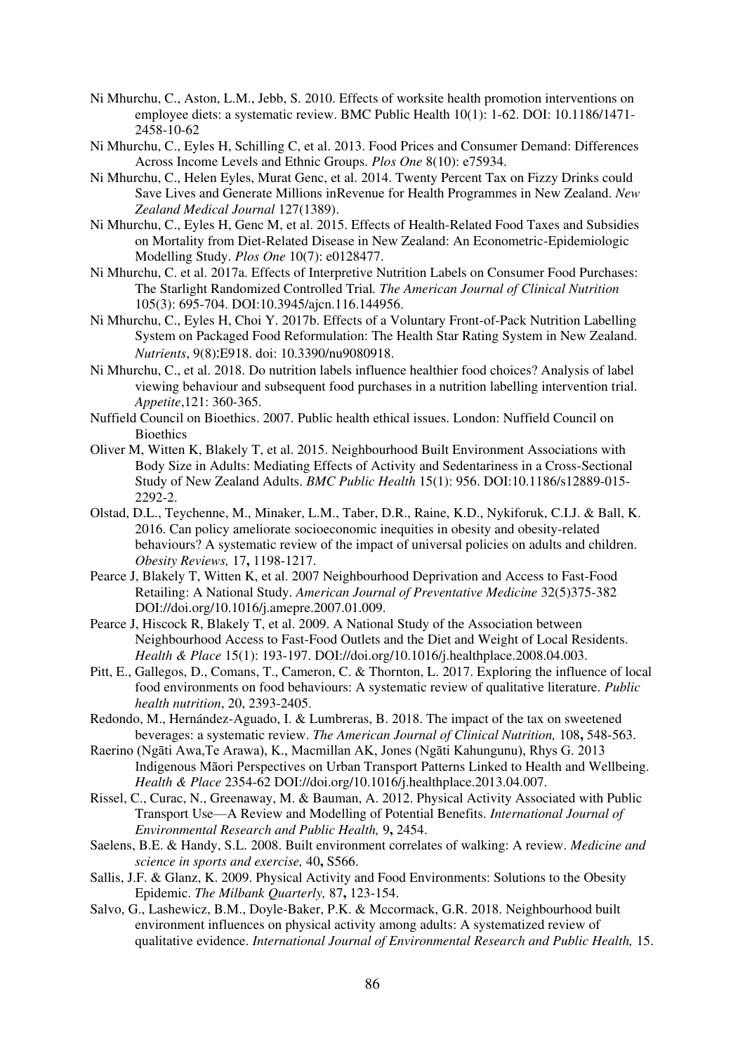Ni Mhurchu, C., Aston, L.M., Jebb, S. 2010. Effects of worksite health promotion interventions on employee diets: a systematic review. BMC Public Health 10(1): 1-62. DOI: 10.1186/1471-2458-10-62

Ni Mhurchu, C., Eyles H, Schilling C, et al. 2013. Food Prices and Consumer Demand: Differences Across Income Levels and Ethnic Groups. *Plos One* 8(10): e75934.

Ni Mhurchu, C., Helen Eyles, Murat Genc, et al. 2014. Twenty Percent Tax on Fizzy Drinks could Save Lives and Generate Millions inRevenue for Health Programmes in New Zealand. *New Zealand Medical Journal* 127(1389).

Ni Mhurchu, C., Eyles H, Genc M, et al. 2015. Effects of Health-Related Food Taxes and Subsidies on Mortality from Diet-Related Disease in New Zealand: An Econometric-Epidemiologic Modelling Study. *Plos One* 10(7): e0128477.

Ni Mhurchu, C. et al. 2017a. Effects of Interpretive Nutrition Labels on Consumer Food Purchases: The Starlight Randomized Controlled Trial*. The American Journal of Clinical Nutrition* 105(3): 695-704. DOI:10.3945/ajcn.116.144956.

Ni Mhurchu, C., Eyles H, Choi Y. 2017b. Effects of a Voluntary Front-of-Pack Nutrition Labelling System on Packaged Food Reformulation: The Health Star Rating System in New Zealand. *Nutrients*, 9(8):E918. doi: 10.3390/nu9080918.

Ni Mhurchu, C., et al. 2018. Do nutrition labels influence healthier food choices? Analysis of label viewing behaviour and subsequent food purchases in a nutrition labelling intervention trial. *Appetite*,121: 360-365.

Nuffield Council on Bioethics. 2007. Public health ethical issues. London: Nuffield Council on Bioethics

Oliver M, Witten K, Blakely T, et al. 2015. Neighbourhood Built Environment Associations with Body Size in Adults: Mediating Effects of Activity and Sedentariness in a Cross-Sectional Study of New Zealand Adults. *BMC Public Health* 15(1): 956. DOI:10.1186/s12889-015-2292-2.

Olstad, D.L., Teychenne, M., Minaker, L.M., Taber, D.R., Raine, K.D., Nykiforuk, C.I.J. & Ball, K. 2016. Can policy ameliorate socioeconomic inequities in obesity and obesity-related behaviours? A systematic review of the impact of universal policies on adults and children. *Obesity Reviews,* 17**,** 1198-1217.

Pearce J, Blakely T, Witten K, et al. 2007 Neighbourhood Deprivation and Access to Fast-Food Retailing: A National Study. *American Journal of Preventative Medicine* 32(5)375-382 DOI://doi.org/10.1016/j.amepre.2007.01.009.

Pearce J, Hiscock R, Blakely T, et al. 2009. A National Study of the Association between Neighbourhood Access to Fast-Food Outlets and the Diet and Weight of Local Residents. *Health & Place* 15(1): 193-197. DOI://doi.org/10.1016/j.healthplace.2008.04.003.

Pitt, E., Gallegos, D., Comans, T., Cameron, C. & Thornton, L. 2017. Exploring the influence of local food environments on food behaviours: A systematic review of qualitative literature. *Public health nutrition*, 20, 2393-2405.

Redondo, M., Hernández-Aguado, I. & Lumbreras, B. 2018. The impact of the tax on sweetened beverages: a systematic review. *The American Journal of Clinical Nutrition,* 108**,** 548-563.

Raerino (Ngāti Awa,Te Arawa), K., Macmillan AK, Jones (Ngāti Kahungunu), Rhys G. 2013 Indigenous Māori Perspectives on Urban Transport Patterns Linked to Health and Wellbeing. *Health & Place* 2354-62 DOI://doi.org/10.1016/j.healthplace.2013.04.007.

Rissel, C., Curac, N., Greenaway, M. & Bauman, A. 2012. Physical Activity Associated with Public Transport Use—A Review and Modelling of Potential Benefits. *International Journal of Environmental Research and Public Health,* 9**,** 2454.

Saelens, B.E. & Handy, S.L. 2008. Built environment correlates of walking: A review. *Medicine and science in sports and exercise,* 40**,** S566.

Sallis, J.F. & Glanz, K. 2009. Physical Activity and Food Environments: Solutions to the Obesity Epidemic. *The Milbank Quarterly,* 87**,** 123-154.

Salvo, G., Lashewicz, B.M., Doyle-Baker, P.K. & Mccormack, G.R. 2018. Neighbourhood built environment influences on physical activity among adults: A systematized review of qualitative evidence. *International Journal of Environmental Research and Public Health,* 15.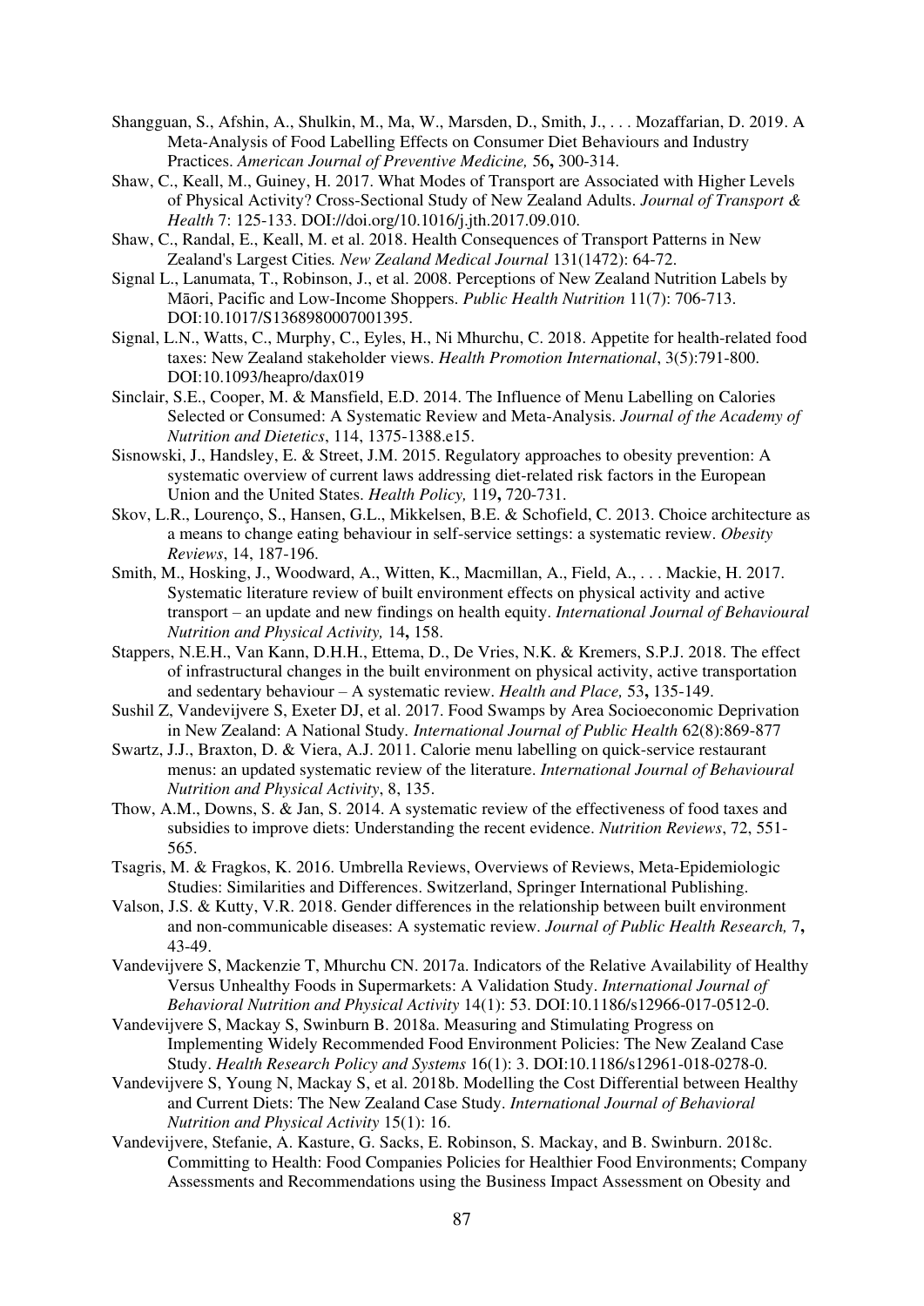Shangguan, S., Afshin, A., Shulkin, M., Ma, W., Marsden, D., Smith, J., . . . Mozaffarian, D. 2019. A Meta-Analysis of Food Labelling Effects on Consumer Diet Behaviours and Industry Practices. *American Journal of Preventive Medicine,* 56**,** 300-314.

Shaw, C., Keall, M., Guiney, H. 2017. What Modes of Transport are Associated with Higher Levels of Physical Activity? Cross-Sectional Study of New Zealand Adults. *Journal of Transport & Health* 7: 125-133. DOI://doi.org/10.1016/j.jth.2017.09.010.

Shaw, C., Randal, E., Keall, M. et al. 2018. Health Consequences of Transport Patterns in New Zealand's Largest Cities*. New Zealand Medical Journal* 131(1472): 64-72.

Signal L., Lanumata, T., Robinson, J., et al. 2008. Perceptions of New Zealand Nutrition Labels by Māori, Pacific and Low-Income Shoppers. *Public Health Nutrition* 11(7): 706-713. DOI:10.1017/S1368980007001395.

Signal, L.N., Watts, C., Murphy, C., Eyles, H., Ni Mhurchu, C. 2018. Appetite for health-related food taxes: New Zealand stakeholder views. *Health Promotion International*, 3(5):791-800. DOI:10.1093/heapro/dax019

Sinclair, S.E., Cooper, M. & Mansfield, E.D. 2014. The Influence of Menu Labelling on Calories Selected or Consumed: A Systematic Review and Meta-Analysis. *Journal of the Academy of Nutrition and Dietetics*, 114, 1375-1388.e15.

Sisnowski, J., Handsley, E. & Street, J.M. 2015. Regulatory approaches to obesity prevention: A systematic overview of current laws addressing diet-related risk factors in the European Union and the United States. *Health Policy,* 119**,** 720-731.

Skov, L.R., Lourenço, S., Hansen, G.L., Mikkelsen, B.E. & Schofield, C. 2013. Choice architecture as a means to change eating behaviour in self-service settings: a systematic review. *Obesity Reviews*, 14, 187-196.

Smith, M., Hosking, J., Woodward, A., Witten, K., Macmillan, A., Field, A., . . . Mackie, H. 2017. Systematic literature review of built environment effects on physical activity and active transport – an update and new findings on health equity. *International Journal of Behavioural Nutrition and Physical Activity,* 14**,** 158.

Stappers, N.E.H., Van Kann, D.H.H., Ettema, D., De Vries, N.K. & Kremers, S.P.J. 2018. The effect of infrastructural changes in the built environment on physical activity, active transportation and sedentary behaviour – A systematic review. *Health and Place,* 53**,** 135-149.

Sushil Z, Vandevijvere S, Exeter DJ, et al. 2017. Food Swamps by Area Socioeconomic Deprivation in New Zealand: A National Study. *International Journal of Public Health* 62(8):869-877

Swartz, J.J., Braxton, D. & Viera, A.J. 2011. Calorie menu labelling on quick-service restaurant menus: an updated systematic review of the literature. *International Journal of Behavioural Nutrition and Physical Activity*, 8, 135.

Thow, A.M., Downs, S. & Jan, S. 2014. A systematic review of the effectiveness of food taxes and subsidies to improve diets: Understanding the recent evidence. *Nutrition Reviews*, 72, 551-565.

Tsagris, M. & Fragkos, K. 2016. Umbrella Reviews, Overviews of Reviews, Meta-Epidemiologic Studies: Similarities and Differences. Switzerland, Springer International Publishing.

Valson, J.S. & Kutty, V.R. 2018. Gender differences in the relationship between built environment and non-communicable diseases: A systematic review. *Journal of Public Health Research,* 7**,** 43-49.

Vandevijvere S, Mackenzie T, Mhurchu CN. 2017a. Indicators of the Relative Availability of Healthy Versus Unhealthy Foods in Supermarkets: A Validation Study. *International Journal of Behavioral Nutrition and Physical Activity* 14(1): 53. DOI:10.1186/s12966-017-0512-0.

Vandevijvere S, Mackay S, Swinburn B. 2018a. Measuring and Stimulating Progress on Implementing Widely Recommended Food Environment Policies: The New Zealand Case Study. *Health Research Policy and Systems* 16(1): 3. DOI:10.1186/s12961-018-0278-0.

Vandevijvere S, Young N, Mackay S, et al. 2018b. Modelling the Cost Differential between Healthy and Current Diets: The New Zealand Case Study. *International Journal of Behavioral Nutrition and Physical Activity* 15(1): 16.

Vandevijvere, Stefanie, A. Kasture, G. Sacks, E. Robinson, S. Mackay, and B. Swinburn. 2018c. Committing to Health: Food Companies Policies for Healthier Food Environments; Company Assessments and Recommendations using the Business Impact Assessment on Obesity and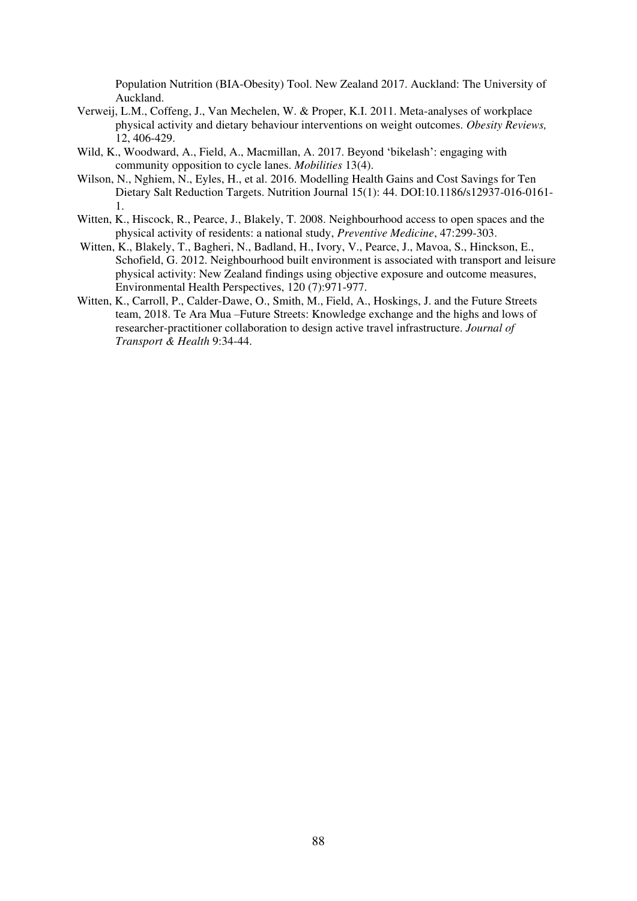Population Nutrition (BIA-Obesity) Tool. New Zealand 2017. Auckland: The University of Auckland.

Verweij, L.M., Coffeng, J., Van Mechelen, W. & Proper, K.I. 2011. Meta-analyses of workplace physical activity and dietary behaviour interventions on weight outcomes. *Obesity Reviews,* 12, 406-429.

Wild, K., Woodward, A., Field, A., Macmillan, A. 2017. Beyond 'bikelash': engaging with community opposition to cycle lanes. *Mobilities* 13(4).

Wilson, N., Nghiem, N., Eyles, H., et al. 2016. Modelling Health Gains and Cost Savings for Ten Dietary Salt Reduction Targets. Nutrition Journal 15(1): 44. DOI:10.1186/s12937-016-0161-1.

Witten, K., Hiscock, R., Pearce, J., Blakely, T. 2008. Neighbourhood access to open spaces and the physical activity of residents: a national study, *Preventive Medicine*, 47:299-303.

Witten, K., Blakely, T., Bagheri, N., Badland, H., Ivory, V., Pearce, J., Mavoa, S., Hinckson, E., Schofield, G. 2012. Neighbourhood built environment is associated with transport and leisure physical activity: New Zealand findings using objective exposure and outcome measures, Environmental Health Perspectives, 120 (7):971-977.

Witten, K., Carroll, P., Calder-Dawe, O., Smith, M., Field, A., Hoskings, J. and the Future Streets team, 2018. Te Ara Mua –Future Streets: Knowledge exchange and the highs and lows of researcher-practitioner collaboration to design active travel infrastructure. *Journal of Transport & Health* 9:34-44.